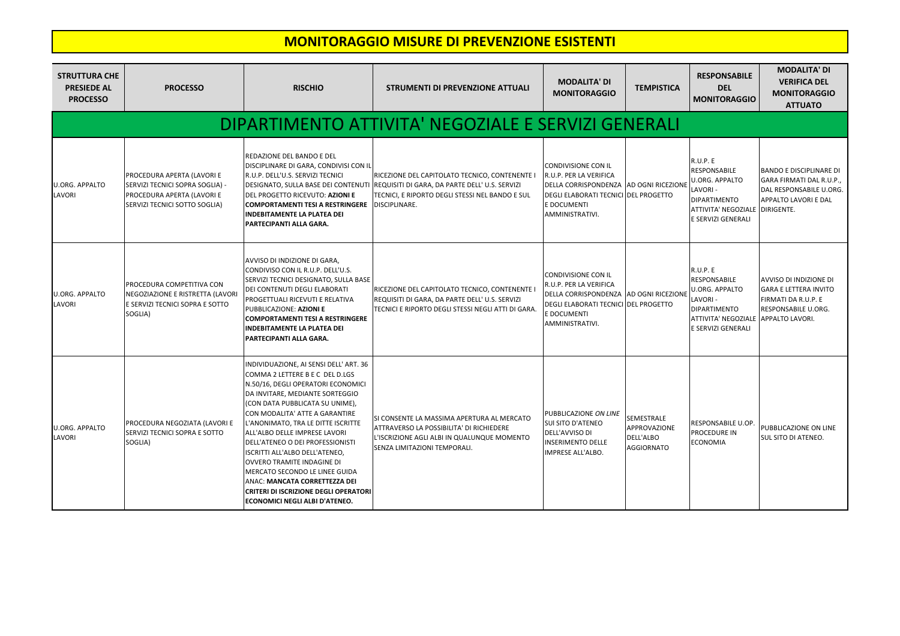# MONITORAGGIO MISURE DI PREVENZIONE ESISTENTI

| STRUTTURA CHE PRESIEDE AL PROCESSO | PROCESSO | RISCHIO | STRUMENTI DI PREVENZIONE ATTUALI | MODALITA' DI MONITORAGGIO | TEMPISTICA | RESPONSABILE DEL MONITORAGGIO | MODALITA' DI VERIFICA DEL MONITORAGGIO ATTUATO |
|---|---|---|---|---|---|---|---|
| **DIPARTIMENTO ATTIVITA' NEGOZIALE E SERVIZI GENERALI** | | | | | | | |
| U.ORG. APPALTO LAVORI | PROCEDURA APERTA (LAVORI E SERVIZI TECNICI SOPRA SOGLIA) - PROCEDURA APERTA (LAVORI E SERVIZI TECNICI SOTTO SOGLIA) | REDAZIONE DEL BANDO E DEL DISCIPLINARE DI GARA, CONDIVISI CON IL R.U.P. DELL'U.S. SERVIZI TECNICI DESIGNATO, SULLA BASE DEI CONTENUTI DEL PROGETTO RICEVUTO: **AZIONI E COMPORTAMENTI TESI A RESTRINGERE INDEBITAMENTE LA PLATEA DEI PARTECIPANTI ALLA GARA.** | RICEZIONE DEL CAPITOLATO TECNICO, CONTENENTE I REQUISITI DI GARA, DA PARTE DELL' U.S. SERVIZI TECNICI, E RIPORTO DEGLI STESSI NEL BANDO E SUL DISCIPLINARE. | CONDIVISIONE CON IL R.U.P. PER LA VERIFICA DELLA CORRISPONDENZA DEGLI ELABORATI TECNICI E DOCUMENTI AMMINISTRATIVI. | AD OGNI RICEZIONE DEL PROGETTO | R.U.P. E RESPONSABILE U.ORG. APPALTO LAVORI - DIPARTIMENTO ATTIVITA' NEGOZIALE E SERVIZI GENERALI | BANDO E DISCIPLINARE DI GARA FIRMATI DAL R.U.P., DAL RESPONSABILE U.ORG. APPALTO LAVORI E DAL DIRIGENTE. |
| U.ORG. APPALTO LAVORI | PROCEDURA COMPETITIVA CON NEGOZIAZIONE E RISTRETTA (LAVORI E SERVIZI TECNICI SOPRA E SOTTO SOGLIA) | AVVISO DI INDIZIONE DI GARA, CONDIVISO CON IL R.U.P. DELL'U.S. SERVIZI TECNICI DESIGNATO, SULLA BASE DEI CONTENUTI DEGLI ELABORATI PROGETTUALI RICEVUTI E RELATIVA PUBBLICAZIONE: **AZIONI E COMPORTAMENTI TESI A RESTRINGERE INDEBITAMENTE LA PLATEA DEI PARTECIPANTI ALLA GARA.** | RICEZIONE DEL CAPITOLATO TECNICO, CONTENENTE I REQUISITI DI GARA, DA PARTE DELL' U.S. SERVIZI TECNICI E RIPORTO DEGLI STESSI NEGLI ATTI DI GARA. | CONDIVISIONE CON IL R.U.P. PER LA VERIFICA DELLA CORRISPONDENZA DEGLI ELABORATI TECNICI E DOCUMENTI AMMINISTRATIVI. | AD OGNI RICEZIONE DEL PROGETTO | R.U.P. E RESPONSABILE U.ORG. APPALTO LAVORI - DIPARTIMENTO ATTIVITA' NEGOZIALE E SERVIZI GENERALI | AVVISO DI INDIZIONE DI GARA E LETTERA INVITO FIRMATI DA R.U.P. E RESPONSABILE U.ORG. APPALTO LAVORI. |
| U.ORG. APPALTO LAVORI | PROCEDURA NEGOZIATA (LAVORI E SERVIZI TECNICI SOPRA E SOTTO SOGLIA) | INDIVIDUAZIONE, AI SENSI DELL' ART. 36 COMMA 2 LETTERE B E C DEL D.LGS N.50/16, DEGLI OPERATORI ECONOMICI DA INVITARE, MEDIANTE SORTEGGIO (CON DATA PUBBLICATA SU UNIME), CON MODALITA' ATTE A GARANTIRE L'ANONIMATO, TRA LE DITTE ISCRITTE ALL'ALBO DELLE IMPRESE LAVORI DELL'ATENEO O DEI PROFESSIONISTI ISCRITTI ALL'ALBO DELL'ATENEO, OVVERO TRAMITE INDAGINE DI MERCATO SECONDO LE LINEE GUIDA ANAC: **MANCATA CORRETTEZZA DEI CRITERI DI ISCRIZIONE DEGLI OPERATORI ECONOMICI NEGLI ALBI D'ATENEO.** | SI CONSENTE LA MASSIMA APERTURA AL MERCATO ATTRAVERSO LA POSSIBILITA' DI RICHIEDERE L'ISCRIZIONE AGLI ALBI IN QUALUNQUE MOMENTO SENZA LIMITAZIONI TEMPORALI. | PUBBLICAZIONE *ON LINE* SUI SITO D'ATENEO DELL'AVVISO DI INSERIMENTO DELLE IMPRESE ALL'ALBO. | SEMESTRALE APPROVAZIONE DELL'ALBO AGGIORNATO | RESPONSABILE U.OP. PROCEDURE IN ECONOMIA | PUBBLICAZIONE ON LINE SUL SITO DI ATENEO. |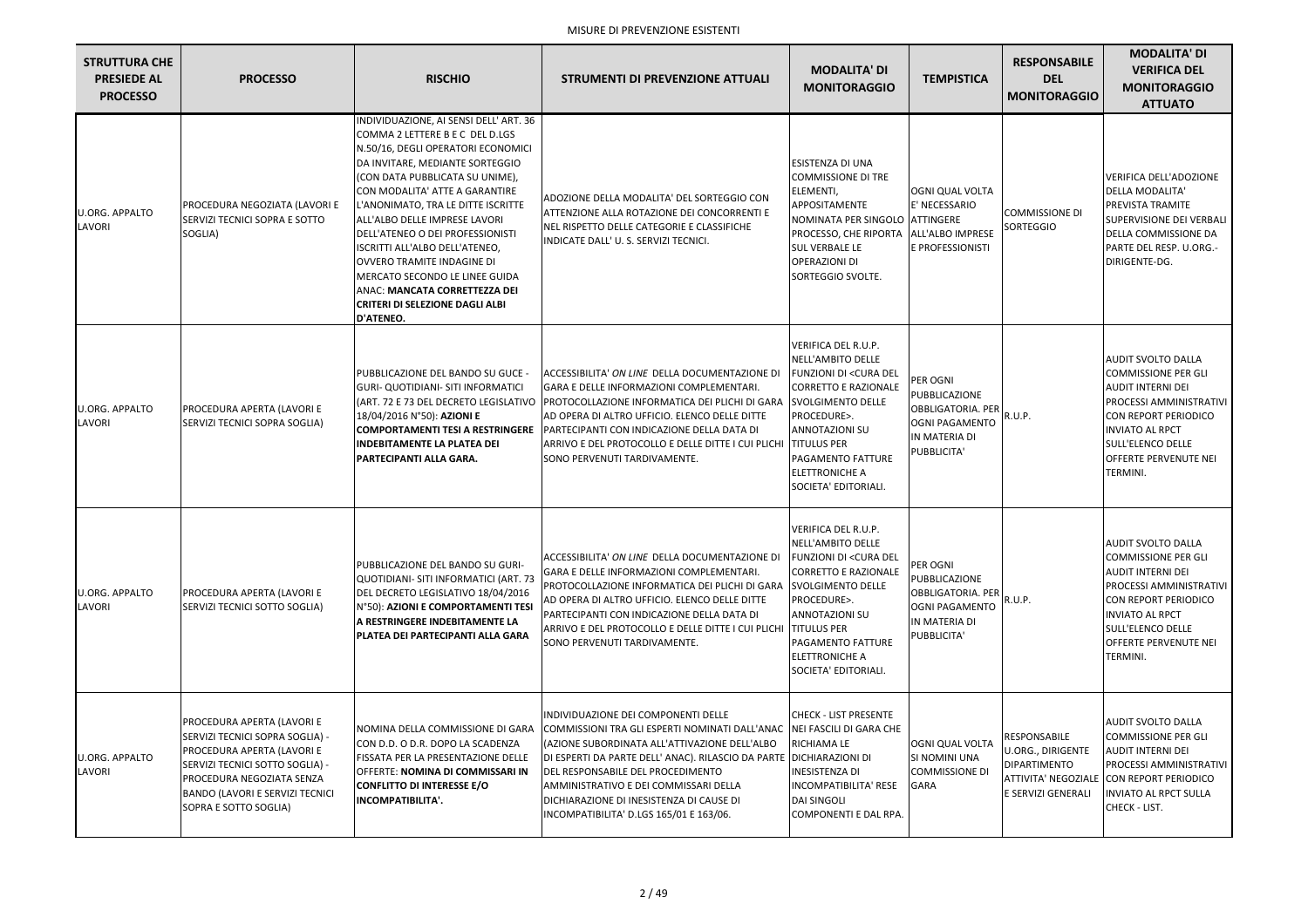MISURE DI PREVENZIONE ESISTENTI

| STRUTTURA CHE PRESIEDE AL PROCESSO | PROCESSO | RISCHIO | STRUMENTI DI PREVENZIONE ATTUALI | MODALITA' DI MONITORAGGIO | TEMPISTICA | RESPONSABILE DEL MONITORAGGIO | MODALITA' DI VERIFICA DEL MONITORAGGIO ATTUATO |
|---|---|---|---|---|---|---|---|
| U.ORG. APPALTO LAVORI | PROCEDURA NEGOZIATA (LAVORI E SERVIZI TECNICI SOPRA E SOTTO SOGLIA) | INDIVIDUAZIONE, AI SENSI DELL' ART. 36 COMMA 2 LETTERE B E C DEL D.LGS N.50/16, DEGLI OPERATORI ECONOMICI DA INVITARE, MEDIANTE SORTEGGIO (CON DATA PUBBLICATA SU UNIME), CON MODALITA' ATTE A GARANTIRE L'ANONIMATO, TRA LE DITTE ISCRITTE ALL'ALBO DELLE IMPRESE LAVORI DELL'ATENEO O DEI PROFESSIONISTI ISCRITTI ALL'ALBO DELL'ATENEO, OVVERO TRAMITE INDAGINE DI MERCATO SECONDO LE LINEE GUIDA ANAC: **MANCATA CORRETTEZZA DEI CRITERI DI SELEZIONE DAGLI ALBI D'ATENEO.** | ADOZIONE DELLA MODALITA' DEL SORTEGGIO CON ATTENZIONE ALLA ROTAZIONE DEI CONCORRENTI E NEL RISPETTO DELLE CATEGORIE E CLASSIFICHE INDICATE DALL' U. S. SERVIZI TECNICI. | ESISTENZA DI UNA COMMISSIONE DI TRE ELEMENTI, APPOSITAMENTE NOMINATA PER SINGOLO PROCESSO, CHE RIPORTA SUL VERBALE LE OPERAZIONI DI SORTEGGIO SVOLTE. | OGNI QUAL VOLTA E' NECESSARIO ATTINGERE ALL'ALBO IMPRESE E PROFESSIONISTI | COMMISSIONE DI SORTEGGIO | VERIFICA DELL'ADOZIONE DELLA MODALITA' PREVISTA TRAMITE SUPERVISIONE DEI VERBALI DELLA COMMISSIONE DA PARTE DEL RESP. U.ORG.-DIRIGENTE-DG. |
| U.ORG. APPALTO LAVORI | PROCEDURA APERTA (LAVORI E SERVIZI TECNICI SOPRA SOGLIA) | PUBBLICAZIONE DEL BANDO SU GUCE - GURI- QUOTIDIANI- SITI INFORMATICI (ART. 72 E 73 DEL DECRETO LEGISLATIVO 18/04/2016 N°50): **AZIONI E COMPORTAMENTI TESI A RESTRINGERE INDEBITAMENTE LA PLATEA DEI PARTECIPANTI ALLA GARA.** | ACCESSIBILITA' *ON LINE* DELLA DOCUMENTAZIONE DI GARA E DELLE INFORMAZIONI COMPLEMENTARI. PROTOCOLLAZIONE INFORMATICA DEI PLICHI DI GARA AD OPERA DI ALTRO UFFICIO. ELENCO DELLE DITTE PARTECIPANTI CON INDICAZIONE DELLA DATA DI ARRIVO E DEL PROTOCOLLO E DELLE DITTE I CUI PLICHI SONO PERVENUTI TARDIVAMENTE. | VERIFICA DEL R.U.P. NELL'AMBITO DELLE FUNZIONI DI <CURA DEL CORRETTO E RAZIONALE SVOLGIMENTO DELLE PROCEDURE>. ANNOTAZIONI SU TITULUS PER PAGAMENTO FATTURE ELETTRONICHE A SOCIETA' EDITORIALI. | PER OGNI PUBBLICAZIONE OBBLIGATORIA. PER OGNI PAGAMENTO IN MATERIA DI PUBBLICITA' | R.U.P. | AUDIT SVOLTO DALLA COMMISSIONE PER GLI AUDIT INTERNI DEI PROCESSI AMMINISTRATIVI CON REPORT PERIODICO INVIATO AL RPCT SULL'ELENCO DELLE OFFERTE PERVENUTE NEI TERMINI. |
| U.ORG. APPALTO LAVORI | PROCEDURA APERTA (LAVORI E SERVIZI TECNICI SOTTO SOGLIA) | PUBBLICAZIONE DEL BANDO SU GURI-QUOTIDIANI- SITI INFORMATICI (ART. 73 DEL DECRETO LEGISLATIVO 18/04/2016 N°50): **AZIONI E COMPORTAMENTI TESI A RESTRINGERE INDEBITAMENTE LA PLATEA DEI PARTECIPANTI ALLA GARA** | ACCESSIBILITA' *ON LINE* DELLA DOCUMENTAZIONE DI GARA E DELLE INFORMAZIONI COMPLEMENTARI. PROTOCOLLAZIONE INFORMATICA DEI PLICHI DI GARA AD OPERA DI ALTRO UFFICIO. ELENCO DELLE DITTE PARTECIPANTI CON INDICAZIONE DELLA DATA DI ARRIVO E DEL PROTOCOLLO E DELLE DITTE I CUI PLICHI SONO PERVENUTI TARDIVAMENTE. | VERIFICA DEL R.U.P. NELL'AMBITO DELLE FUNZIONI DI <CURA DEL CORRETTO E RAZIONALE SVOLGIMENTO DELLE PROCEDURE>. ANNOTAZIONI SU TITULUS PER PAGAMENTO FATTURE ELETTRONICHE A SOCIETA' EDITORIALI. | PER OGNI PUBBLICAZIONE OBBLIGATORIA. PER OGNI PAGAMENTO IN MATERIA DI PUBBLICITA' | R.U.P. | AUDIT SVOLTO DALLA COMMISSIONE PER GLI AUDIT INTERNI DEI PROCESSI AMMINISTRATIVI CON REPORT PERIODICO INVIATO AL RPCT SULL'ELENCO DELLE OFFERTE PERVENUTE NEI TERMINI. |
| U.ORG. APPALTO LAVORI | PROCEDURA APERTA (LAVORI E SERVIZI TECNICI SOPRA SOGLIA) - PROCEDURA APERTA (LAVORI E SERVIZI TECNICI SOTTO SOGLIA) - PROCEDURA NEGOZIATA SENZA BANDO (LAVORI E SERVIZI TECNICI SOPRA E SOTTO SOGLIA) | NOMINA DELLA COMMISSIONE DI GARA CON D.D. O D.R. DOPO LA SCADENZA FISSATA PER LA PRESENTAZIONE DELLE OFFERTE: **NOMINA DI COMMISSARI IN CONFLITTO DI INTERESSE E/O INCOMPATIBILITA'.** | INDIVIDUAZIONE DEI COMPONENTI DELLE COMMISSIONI TRA GLI ESPERTI NOMINATI DALL'ANAC (AZIONE SUBORDINATA ALL'ATTIVAZIONE DELL'ALBO DI ESPERTI DA PARTE DELL' ANAC). RILASCIO DA PARTE DEL RESPONSABILE DEL PROCEDIMENTO AMMINISTRATIVO E DEI COMMISSARI DELLA DICHIARAZIONE DI INESISTENZA DI CAUSE DI INCOMPATIBILITA' D.LGS 165/01 E 163/06. | CHECK - LIST PRESENTE NEI FASCILI DI GARA CHE RICHIAMA LE DICHIARAZIONI DI INESISTENZA DI INCOMPATIBILITA' RESE DAI SINGOLI COMPONENTI E DAL RPA. | OGNI QUAL VOLTA SI NOMINI UNA COMMISSIONE DI GARA | RESPONSABILE U.ORG., DIRIGENTE DIPARTIMENTO ATTIVITA' NEGOZIALE E SERVIZI GENERALI | AUDIT SVOLTO DALLA COMMISSIONE PER GLI AUDIT INTERNI DEI PROCESSI AMMINISTRATIVI CON REPORT PERIODICO INVIATO AL RPCT SULLA CHECK - LIST. |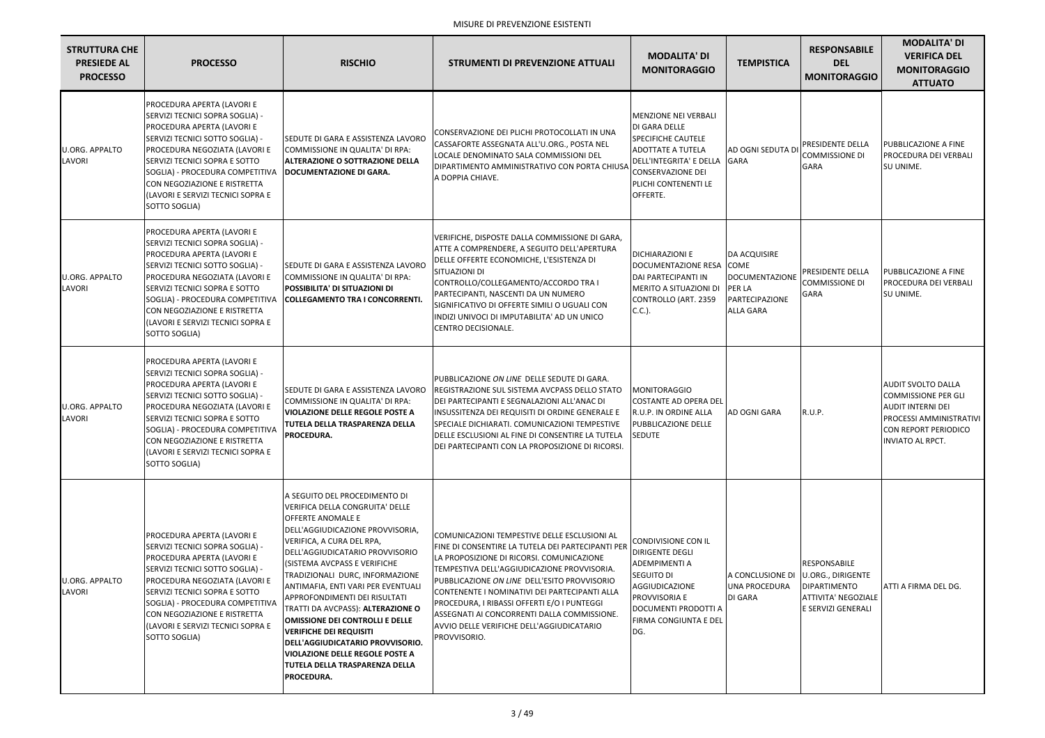MISURE DI PREVENZIONE ESISTENTI

| STRUTTURA CHE PRESIEDE AL PROCESSO | PROCESSO | RISCHIO | STRUMENTI DI PREVENZIONE ATTUALI | MODALITA' DI MONITORAGGIO | TEMPISTICA | RESPONSABILE DEL MONITORAGGIO | MODALITA' DI VERIFICA DEL MONITORAGGIO ATTUATO |
|---|---|---|---|---|---|---|---|
| U.ORG. APPALTO LAVORI | PROCEDURA APERTA (LAVORI E SERVIZI TECNICI SOPRA SOGLIA) - PROCEDURA APERTA (LAVORI E SERVIZI TECNICI SOTTO SOGLIA) - PROCEDURA NEGOZIATA (LAVORI E SERVIZI TECNICI SOPRA E SOTTO SOGLIA) - PROCEDURA COMPETITIVA CON NEGOZIAZIONE E RISTRETTA (LAVORI E SERVIZI TECNICI SOPRA E SOTTO SOGLIA) | SEDUTE DI GARA E ASSISTENZA LAVORO COMMISSIONE IN QUALITA' DI RPA: **ALTERAZIONE O SOTTRAZIONE DELLA DOCUMENTAZIONE DI GARA.** | CONSERVAZIONE DEI PLICHI PROTOCOLLATI IN UNA CASSAFORTE ASSEGNATA ALL'U.ORG., POSTA NEL LOCALE DENOMINATO SALA COMMISSIONI DEL DIPARTIMENTO AMMINISTRATIVO CON PORTA CHIUSA A DOPPIA CHIAVE. | MENZIONE NEI VERBALI DI GARA DELLE SPECIFICHE CAUTELE ADOTTATE A TUTELA DELL'INTEGRITA' E DELLA CONSERVAZIONE DEI PLICHI CONTENENTI LE OFFERTE. | AD OGNI SEDUTA DI GARA | PRESIDENTE DELLA COMMISSIONE DI GARA | PUBBLICAZIONE A FINE PROCEDURA DEI VERBALI SU UNIME. |
| U.ORG. APPALTO LAVORI | PROCEDURA APERTA (LAVORI E SERVIZI TECNICI SOPRA SOGLIA) - PROCEDURA APERTA (LAVORI E SERVIZI TECNICI SOTTO SOGLIA) - PROCEDURA NEGOZIATA (LAVORI E SERVIZI TECNICI SOPRA E SOTTO SOGLIA) - PROCEDURA COMPETITIVA CON NEGOZIAZIONE E RISTRETTA (LAVORI E SERVIZI TECNICI SOPRA E SOTTO SOGLIA) | SEDUTE DI GARA E ASSISTENZA LAVORO COMMISSIONE IN QUALITA' DI RPA: **POSSIBILITA' DI SITUAZIONI DI COLLEGAMENTO TRA I CONCORRENTI.** | VERIFICHE, DISPOSTE DALLA COMMISSIONE DI GARA, ATTE A COMPRENDERE, A SEGUITO DELL'APERTURA DELLE OFFERTE ECONOMICHE, L'ESISTENZA DI SITUAZIONI DI CONTROLLO/COLLEGAMENTO/ACCORDO TRA I PARTECIPANTI, NASCENTI DA UN NUMERO SIGNIFICATIVO DI OFFERTE SIMILI O UGUALI CON INDIZI UNIVOCI DI IMPUTABILITA' AD UN UNICO CENTRO DECISIONALE. | DICHIARAZIONI E DOCUMENTAZIONE RESA DAI PARTECIPANTI IN MERITO A SITUAZIONI DI CONTROLLO (ART. 2359 C.C.). | DA ACQUISIRE COME DOCUMENTAZIONE PER LA PARTECIPAZIONE ALLA GARA | PRESIDENTE DELLA COMMISSIONE DI GARA | PUBBLICAZIONE A FINE PROCEDURA DEI VERBALI SU UNIME. |
| U.ORG. APPALTO LAVORI | PROCEDURA APERTA (LAVORI E SERVIZI TECNICI SOPRA SOGLIA) - PROCEDURA APERTA (LAVORI E SERVIZI TECNICI SOTTO SOGLIA) - PROCEDURA NEGOZIATA (LAVORI E SERVIZI TECNICI SOPRA E SOTTO SOGLIA) - PROCEDURA COMPETITIVA CON NEGOZIAZIONE E RISTRETTA (LAVORI E SERVIZI TECNICI SOPRA E SOTTO SOGLIA) | SEDUTE DI GARA E ASSISTENZA LAVORO COMMISSIONE IN QUALITA' DI RPA: **VIOLAZIONE DELLE REGOLE POSTE A TUTELA DELLA TRASPARENZA DELLA PROCEDURA.** | PUBBLICAZIONE *ON LINE* DELLE SEDUTE DI GARA. REGISTRAZIONE SUL SISTEMA AVCPASS DELLO STATO DEI PARTECIPANTI E SEGNALAZIONI ALL'ANAC DI INSUSSITENZA DEI REQUISITI DI ORDINE GENERALE E SPECIALE DICHIARATI. COMUNICAZIONI TEMPESTIVE DELLE ESCLUSIONI AL FINE DI CONSENTIRE LA TUTELA DEI PARTECIPANTI CON LA PROPOSIZIONE DI RICORSI. | MONITORAGGIO COSTANTE AD OPERA DEL R.U.P. IN ORDINE ALLA PUBBLICAZIONE DELLE SEDUTE | AD OGNI GARA | R.U.P. | AUDIT SVOLTO DALLA COMMISSIONE PER GLI AUDIT INTERNI DEI PROCESSI AMMINISTRATIVI CON REPORT PERIODICO INVIATO AL RPCT. |
| U.ORG. APPALTO LAVORI | PROCEDURA APERTA (LAVORI E SERVIZI TECNICI SOPRA SOGLIA) - PROCEDURA APERTA (LAVORI E SERVIZI TECNICI SOTTO SOGLIA) - PROCEDURA NEGOZIATA (LAVORI E SERVIZI TECNICI SOPRA E SOTTO SOGLIA) - PROCEDURA COMPETITIVA CON NEGOZIAZIONE E RISTRETTA (LAVORI E SERVIZI TECNICI SOPRA E SOTTO SOGLIA) | A SEGUITO DEL PROCEDIMENTO DI VERIFICA DELLA CONGRUITA' DELLE OFFERTE ANOMALE E DELL'AGGIUDICAZIONE PROVVISORIA, VERIFICA, A CURA DEL RPA, DELL'AGGIUDICATARIO PROVVISORIO (SISTEMA AVCPASS E VERIFICHE TRADIZIONALI DURC, INFORMAZIONE ANTIMAFIA, ENTI VARI PER EVENTUALI APPROFONDIMENTI DEI RISULTATI TRATTI DA AVCPASS): **ALTERAZIONE O OMISSIONE DEI CONTROLLI E DELLE VERIFICHE DEI REQUISITI DELL'AGGIUDICATARIO PROVVISORIO. VIOLAZIONE DELLE REGOLE POSTE A TUTELA DELLA TRASPARENZA DELLA PROCEDURA.** | COMUNICAZIONI TEMPESTIVE DELLE ESCLUSIONI AL FINE DI CONSENTIRE LA TUTELA DEI PARTECIPANTI PER LA PROPOSIZIONE DI RICORSI. COMUNICAZIONE TEMPESTIVA DELL'AGGIUDICAZIONE PROVVISORIA. PUBBLICAZIONE *ON LINE* DELL'ESITO PROVVISORIO CONTENENTE I NOMINATIVI DEI PARTECIPANTI ALLA PROCEDURA, I RIBASSI OFFERTI E/O I PUNTEGGI ASSEGNATI AI CONCORRENTI DALLA COMMISSIONE. AVVIO DELLE VERIFICHE DELL'AGGIUDICATARIO PROVVISORIO. | CONDIVISIONE CON IL DIRIGENTE DEGLI ADEMPIMENTI A SEGUITO DI AGGIUDICAZIONE PROVVISORIA E DOCUMENTI PRODOTTI A FIRMA CONGIUNTA E DEL DG. | A CONCLUSIONE DI UNA PROCEDURA DI GARA | RESPONSABILE U.ORG., DIRIGENTE DIPARTIMENTO ATTIVITA' NEGOZIALE E SERVIZI GENERALI | ATTI A FIRMA DEL DG. |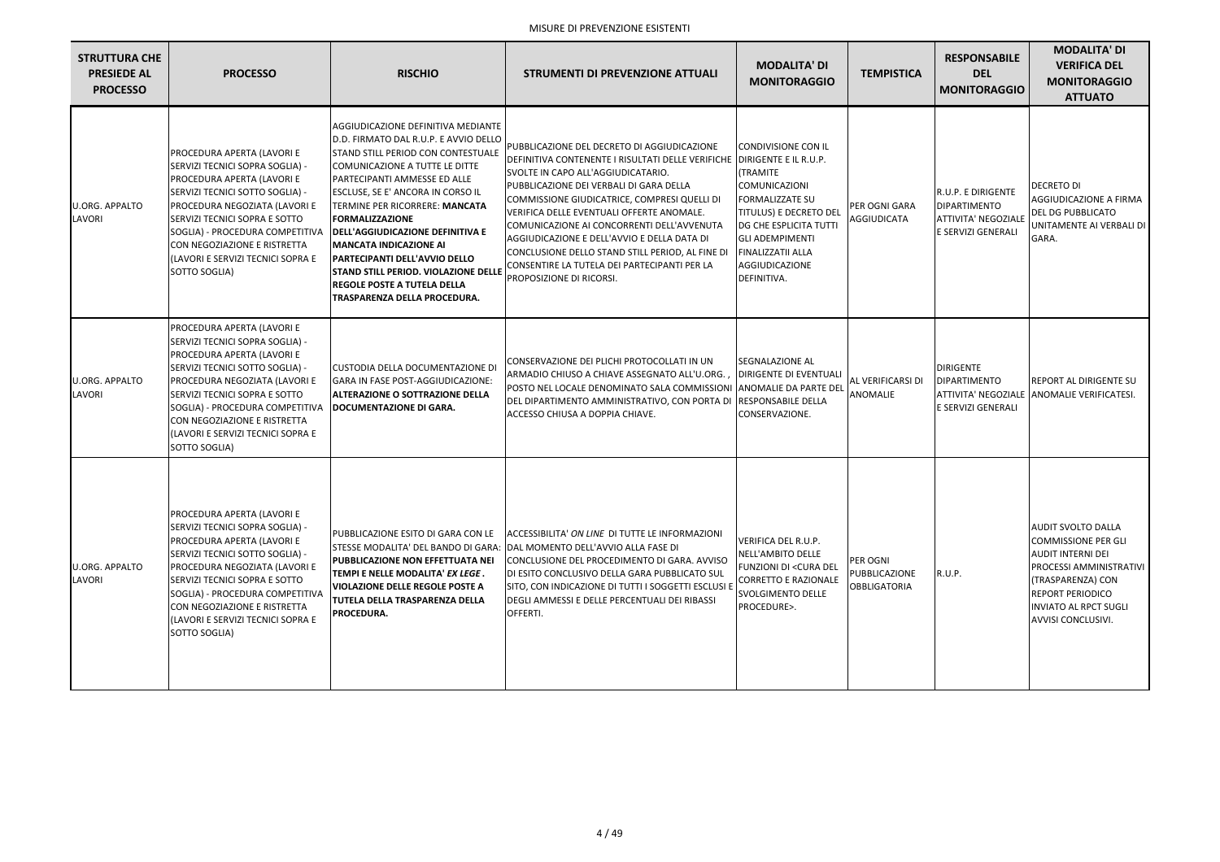MISURE DI PREVENZIONE ESISTENTI

| STRUTTURA CHE PRESIEDE AL PROCESSO | PROCESSO | RISCHIO | STRUMENTI DI PREVENZIONE ATTUALI | MODALITA' DI MONITORAGGIO | TEMPISTICA | RESPONSABILE DEL MONITORAGGIO | MODALITA' DI VERIFICA DEL MONITORAGGIO ATTUATO |
|---|---|---|---|---|---|---|---|
| U.ORG. APPALTO LAVORI | PROCEDURA APERTA (LAVORI E SERVIZI TECNICI SOPRA SOGLIA) - PROCEDURA APERTA (LAVORI E SERVIZI TECNICI SOTTO SOGLIA) - PROCEDURA NEGOZIATA (LAVORI E SERVIZI TECNICI SOPRA E SOTTO SOGLIA) - PROCEDURA COMPETITIVA CON NEGOZIAZIONE E RISTRETTA (LAVORI E SERVIZI TECNICI SOPRA E SOTTO SOGLIA) | AGGIUDICAZIONE DEFINITIVA MEDIANTE D.D. FIRMATO DAL R.U.P. E AVVIO DELLO STAND STILL PERIOD CON CONTESTUALE COMUNICAZIONE A TUTTE LE DITTE PARTECIPANTI AMMESSE ED ALLE ESCLUSE, SE E' ANCORA IN CORSO IL TERMINE PER RICORRERE: **MANCATA FORMALIZZAZIONE DELL'AGGIUDICAZIONE DEFINITIVA E MANCATA INDICAZIONE AI PARTECIPANTI DELL'AVVIO DELLO STAND STILL PERIOD. VIOLAZIONE DELLE REGOLE POSTE A TUTELA DELLA TRASPARENZA DELLA PROCEDURA.** | PUBBLICAZIONE DEL DECRETO DI AGGIUDICAZIONE DEFINITIVA CONTENENTE I RISULTATI DELLE VERIFICHE SVOLTE IN CAPO ALL'AGGIUDICATARIO. PUBBLICAZIONE DEI VERBALI DI GARA DELLA COMMISSIONE GIUDICATRICE, COMPRESI QUELLI DI VERIFICA DELLE EVENTUALI OFFERTE ANOMALE. COMUNICAZIONE AI CONCORRENTI DELL'AVVENUTA AGGIUDICAZIONE E DELL'AVVIO E DELLA DATA DI CONCLUSIONE DELLO STAND STILL PERIOD, AL FINE DI CONSENTIRE LA TUTELA DEI PARTECIPANTI PER LA PROPOSIZIONE DI RICORSI. | CONDIVISIONE CON IL DIRIGENTE E IL R.U.P. (TRAMITE COMUNICAZIONI FORMALIZZATE SU TITULUS) E DECRETO DEL DG CHE ESPLICITA TUTTI GLI ADEMPIMENTI FINALIZZATII ALLA AGGIUDICAZIONE DEFINITIVA. | PER OGNI GARA AGGIUDICATA | R.U.P. E DIRIGENTE DIPARTIMENTO ATTIVITA' NEGOZIALE E SERVIZI GENERALI | DECRETO DI AGGIUDICAZIONE A FIRMA DEL DG PUBBLICATO UNITAMENTE AI VERBALI DI GARA. |
| U.ORG. APPALTO LAVORI | PROCEDURA APERTA (LAVORI E SERVIZI TECNICI SOPRA SOGLIA) - PROCEDURA APERTA (LAVORI E SERVIZI TECNICI SOTTO SOGLIA) - PROCEDURA NEGOZIATA (LAVORI E SERVIZI TECNICI SOPRA E SOTTO SOGLIA) - PROCEDURA COMPETITIVA CON NEGOZIAZIONE E RISTRETTA (LAVORI E SERVIZI TECNICI SOPRA E SOTTO SOGLIA) | CUSTODIA DELLA DOCUMENTAZIONE DI GARA IN FASE POST-AGGIUDICAZIONE: **ALTERAZIONE O SOTTRAZIONE DELLA DOCUMENTAZIONE DI GARA.** | CONSERVAZIONE DEI PLICHI PROTOCOLLATI IN UN ARMADIO CHIUSO A CHIAVE ASSEGNATO ALL'U.ORG. , POSTO NEL LOCALE DENOMINATO SALA COMMISSIONI DEL DIPARTIMENTO AMMINISTRATIVO, CON PORTA DI ACCESSO CHIUSA A DOPPIA CHIAVE. | SEGNALAZIONE AL DIRIGENTE DI EVENTUALI ANOMALIE DA PARTE DEL RESPONSABILE DELLA CONSERVAZIONE. | AL VERIFICARSI DI ANOMALIE | DIRIGENTE DIPARTIMENTO ATTIVITA' NEGOZIALE E SERVIZI GENERALI | REPORT AL DIRIGENTE SU ANOMALIE VERIFICATESI. |
| U.ORG. APPALTO LAVORI | PROCEDURA APERTA (LAVORI E SERVIZI TECNICI SOPRA SOGLIA) - PROCEDURA APERTA (LAVORI E SERVIZI TECNICI SOTTO SOGLIA) - PROCEDURA NEGOZIATA (LAVORI E SERVIZI TECNICI SOPRA E SOTTO SOGLIA) - PROCEDURA COMPETITIVA CON NEGOZIAZIONE E RISTRETTA (LAVORI E SERVIZI TECNICI SOPRA E SOTTO SOGLIA) | PUBBLICAZIONE ESITO DI GARA CON LE STESSE MODALITA' DEL BANDO DI GARA: **PUBBLICAZIONE NON EFFETTUATA NEI TEMPI E NELLE MODALITA' *EX LEGE*. VIOLAZIONE DELLE REGOLE POSTE A TUTELA DELLA TRASPARENZA DELLA PROCEDURA.** | ACCESSIBILITA' *ON LINE* DI TUTTE LE INFORMAZIONI DAL MOMENTO DELL'AVVIO ALLA FASE DI CONCLUSIONE DEL PROCEDIMENTO DI GARA. AVVISO DI ESITO CONCLUSIVO DELLA GARA PUBBLICATO SUL SITO, CON INDICAZIONE DI TUTTI I SOGGETTI ESCLUSI E DEGLI AMMESSI E DELLE PERCENTUALI DEI RIBASSI OFFERTI. | VERIFICA DEL R.U.P. NELL'AMBITO DELLE FUNZIONI DI <CURA DEL CORRETTO E RAZIONALE SVOLGIMENTO DELLE PROCEDURE>. | PER OGNI PUBBLICAZIONE OBBLIGATORIA | R.U.P. | AUDIT SVOLTO DALLA COMMISSIONE PER GLI AUDIT INTERNI DEI PROCESSI AMMINISTRATIVI (TRASPARENZA) CON REPORT PERIODICO INVIATO AL RPCT SUGLI AVVISI CONCLUSIVI. |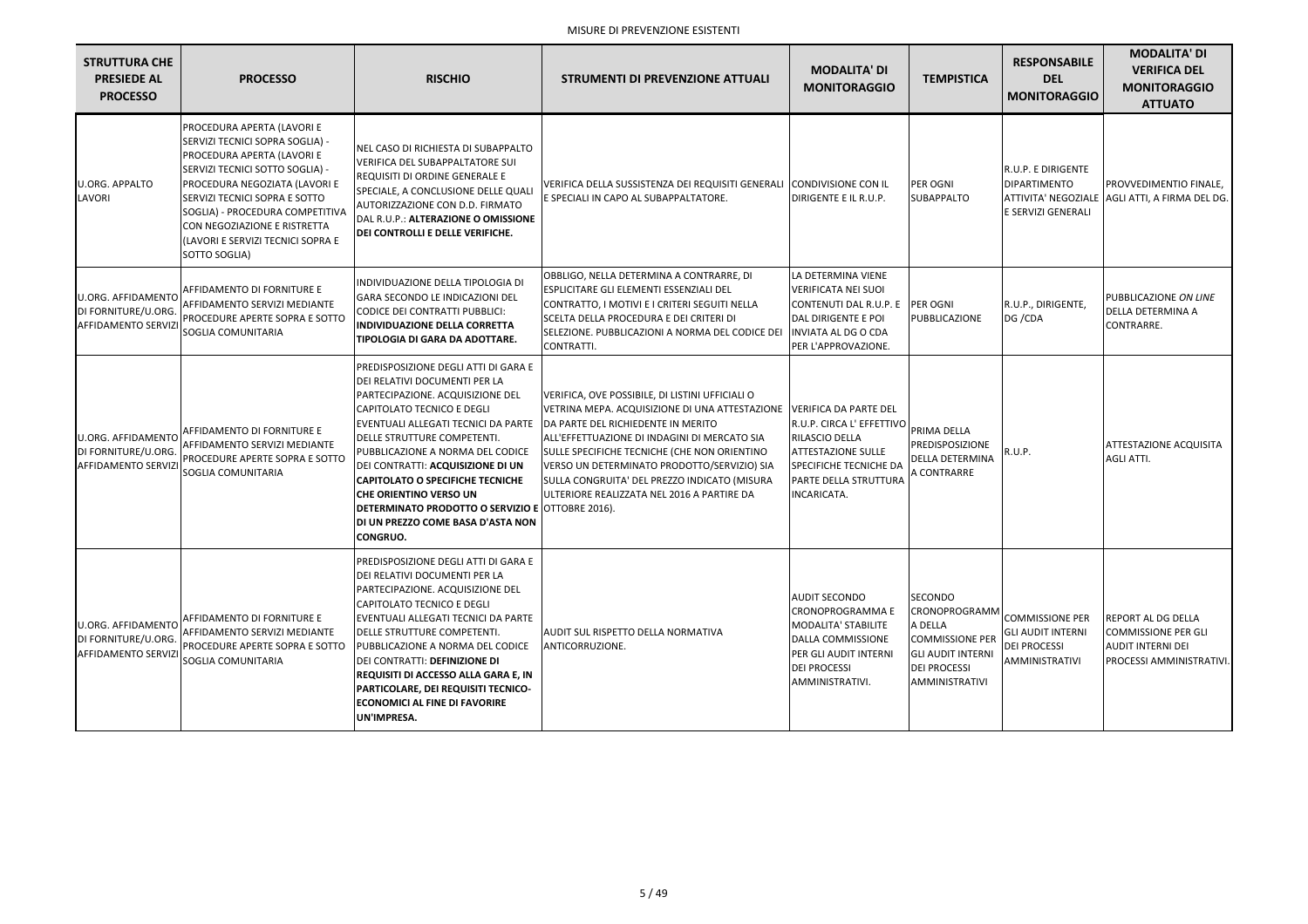MISURE DI PREVENZIONE ESISTENTI

| STRUTTURA CHE PRESIEDE AL PROCESSO | PROCESSO | RISCHIO | STRUMENTI DI PREVENZIONE ATTUALI | MODALITA' DI MONITORAGGIO | TEMPISTICA | RESPONSABILE DEL MONITORAGGIO | MODALITA' DI VERIFICA DEL MONITORAGGIO ATTUATO |
|---|---|---|---|---|---|---|---|
| U.ORG. APPALTO LAVORI | PROCEDURA APERTA (LAVORI E SERVIZI TECNICI SOPRA SOGLIA) - PROCEDURA APERTA (LAVORI E SERVIZI TECNICI SOTTO SOGLIA) - PROCEDURA NEGOZIATA (LAVORI E SERVIZI TECNICI SOPRA E SOTTO SOGLIA) - PROCEDURA COMPETITIVA CON NEGOZIAZIONE E RISTRETTA (LAVORI E SERVIZI TECNICI SOPRA E SOTTO SOGLIA) | NEL CASO DI RICHIESTA DI SUBAPPALTO VERIFICA DEL SUBAPPALTATORE SUI REQUISITI DI ORDINE GENERALE E SPECIALE, A CONCLUSIONE DELLE QUALI AUTORIZZAZIONE CON D.D. FIRMATO DAL R.U.P.: **ALTERAZIONE O OMISSIONE DEI CONTROLLI E DELLE VERIFICHE.** | VERIFICA DELLA SUSSISTENZA DEI REQUISITI GENERALI E SPECIALI IN CAPO AL SUBAPPALTATORE. | CONDIVISIONE CON IL DIRIGENTE E IL R.U.P. | PER OGNI SUBAPPALTO | R.U.P. E DIRIGENTE DIPARTIMENTO ATTIVITA' NEGOZIALE E SERVIZI GENERALI | PROVVEDIMENTIO FINALE, AGLI ATTI, A FIRMA DEL DG. |
| U.ORG. AFFIDAMENTO DI FORNITURE/U.ORG. AFFIDAMENTO SERVIZI | AFFIDAMENTO DI FORNITURE E AFFIDAMENTO SERVIZI MEDIANTE PROCEDURE APERTE SOPRA E SOTTO SOGLIA COMUNITARIA | INDIVIDUAZIONE DELLA TIPOLOGIA DI GARA SECONDO LE INDICAZIONI DEL CODICE DEI CONTRATTI PUBBLICI: **INDIVIDUAZIONE DELLA CORRETTA TIPOLOGIA DI GARA DA ADOTTARE.** | OBBLIGO, NELLA DETERMINA A CONTRARRE, DI ESPLICITARE GLI ELEMENTI ESSENZIALI DEL CONTRATTO, I MOTIVI E I CRITERI SEGUITI NELLA SCELTA DELLA PROCEDURA E DEI CRITERI DI SELEZIONE. PUBBLICAZIONI A NORMA DEL CODICE DEI CONTRATTI. | LA DETERMINA VIENE VERIFICATA NEI SUOI CONTENUTI DAL R.U.P. E DAL DIRIGENTE E POI INVIATA AL DG O CDA PER L'APPROVAZIONE. | PER OGNI PUBBLICAZIONE | R.U.P., DIRIGENTE, DG /CDA | PUBBLICAZIONE *ON LINE* DELLA DETERMINA A CONTRARRE. |
| U.ORG. AFFIDAMENTO DI FORNITURE/U.ORG. AFFIDAMENTO SERVIZI | AFFIDAMENTO DI FORNITURE E AFFIDAMENTO SERVIZI MEDIANTE PROCEDURE APERTE SOPRA E SOTTO SOGLIA COMUNITARIA | PREDISPOSIZIONE DEGLI ATTI DI GARA E DEI RELATIVI DOCUMENTI PER LA PARTECIPAZIONE. ACQUISIZIONE DEL CAPITOLATO TECNICO E DEGLI EVENTUALI ALLEGATI TECNICI DA PARTE DELLE STRUTTURE COMPETENTI. PUBBLICAZIONE A NORMA DEL CODICE DEI CONTRATTI: **ACQUISIZIONE DI UN CAPITOLATO O SPECIFICHE TECNICHE CHE ORIENTINO VERSO UN DETERMINATO PRODOTTO O SERVIZIO E DI UN PREZZO COME BASA D'ASTA NON CONGRUO.** | VERIFICA, OVE POSSIBILE, DI LISTINI UFFICIALI O VETRINA MEPA. ACQUISIZIONE DI UNA ATTESTAZIONE DA PARTE DEL RICHIEDENTE IN MERITO ALL'EFFETTUAZIONE DI INDAGINI DI MERCATO SIA SULLE SPECIFICHE TECNICHE (CHE NON ORIENTINO VERSO UN DETERMINATO PRODOTTO/SERVIZIO) SIA SULLA CONGRUITA' DEL PREZZO INDICATO (MISURA ULTERIORE REALIZZATA NEL 2016 A PARTIRE DA OTTOBRE 2016). | VERIFICA DA PARTE DEL R.U.P. CIRCA L' EFFETTIVO RILASCIO DELLA ATTESTAZIONE SULLE SPECIFICHE TECNICHE DA PARTE DELLA STRUTTURA INCARICATA. | PRIMA DELLA PREDISPOSIZIONE DELLA DETERMINA A CONTRARRE | R.U.P. | ATTESTAZIONE ACQUISITA AGLI ATTI. |
| U.ORG. AFFIDAMENTO DI FORNITURE/U.ORG. AFFIDAMENTO SERVIZI | AFFIDAMENTO DI FORNITURE E AFFIDAMENTO SERVIZI MEDIANTE PROCEDURE APERTE SOPRA E SOTTO SOGLIA COMUNITARIA | PREDISPOSIZIONE DEGLI ATTI DI GARA E DEI RELATIVI DOCUMENTI PER LA PARTECIPAZIONE. ACQUISIZIONE DEL CAPITOLATO TECNICO E DEGLI EVENTUALI ALLEGATI TECNICI DA PARTE DELLE STRUTTURE COMPETENTI. PUBBLICAZIONE A NORMA DEL CODICE DEI CONTRATTI: **DEFINIZIONE DI REQUISITI DI ACCESSO ALLA GARA E, IN PARTICOLARE, DEI REQUISITI TECNICO-ECONOMICI AL FINE DI FAVORIRE UN'IMPRESA.** | AUDIT SUL RISPETTO DELLA NORMATIVA ANTICORRUZIONE. | AUDIT SECONDO CRONOPROGRAMMA E MODALITA' STABILITE DALLA COMMISSIONE PER GLI AUDIT INTERNI DEI PROCESSI AMMINISTRATIVI. | SECONDO CRONOPROGRAMMA DELLA COMMISSIONE PER GLI AUDIT INTERNI DEI PROCESSI AMMINISTRATIVI | COMMISSIONE PER GLI AUDIT INTERNI DEI PROCESSI AMMINISTRATIVI | REPORT AL DG DELLA COMMISSIONE PER GLI AUDIT INTERNI DEI PROCESSI AMMINISTRATIVI. |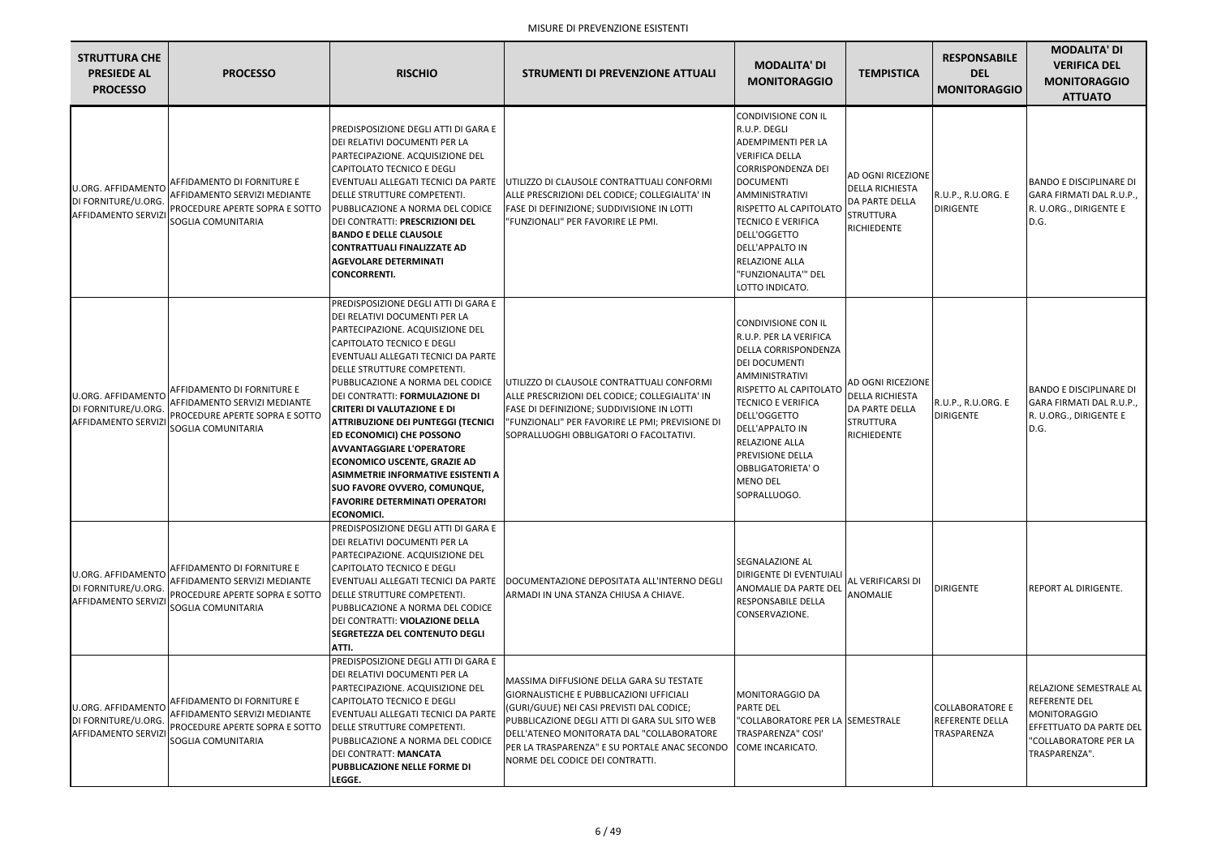MISURE DI PREVENZIONE ESISTENTI

| STRUTTURA CHE PRESIEDE AL PROCESSO | PROCESSO | RISCHIO | STRUMENTI DI PREVENZIONE ATTUALI | MODALITA' DI MONITORAGGIO | TEMPISTICA | RESPONSABILE DEL MONITORAGGIO | MODALITA' DI VERIFICA DEL MONITORAGGIO ATTUATO |
|---|---|---|---|---|---|---|---|
| U.ORG. AFFIDAMENTO DI FORNITURE/U.ORG. AFFIDAMENTO SERVIZI | AFFIDAMENTO DI FORNITURE E AFFIDAMENTO SERVIZI MEDIANTE PROCEDURE APERTE SOPRA E SOTTO SOGLIA COMUNITARIA | PREDISPOSIZIONE DEGLI ATTI DI GARA E DEI RELATIVI DOCUMENTI PER LA PARTECIPAZIONE. ACQUISIZIONE DEL CAPITOLATO TECNICO E DEGLI EVENTUALI ALLEGATI TECNICI DA PARTE DELLE STRUTTURE COMPETENTI. PUBBLICAZIONE A NORMA DEL CODICE DEI CONTRATTI: **PRESCRIZIONI DEL BANDO E DELLE CLAUSOLE CONTRATTUALI FINALIZZATE AD AGEVOLARE DETERMINATI CONCORRENTI.** | UTILIZZO DI CLAUSOLE CONTRATTUALI CONFORMI ALLE PRESCRIZIONI DEL CODICE; COLLEGIALITA' IN FASE DI DEFINIZIONE; SUDDIVISIONE IN LOTTI "FUNZIONALI" PER FAVORIRE LE PMI. | CONDIVISIONE CON IL R.U.P. DEGLI ADEMPIMENTI PER LA VERIFICA DELLA CORRISPONDENZA DEI DOCUMENTI AMMINISTRATIVI RISPETTO AL CAPITOLATO TECNICO E VERIFICA DELL'OGGETTO DELL'APPALTO IN RELAZIONE ALLA "FUNZIONALITA'" DEL LOTTO INDICATO. | AD OGNI RICEZIONE DELLA RICHIESTA DA PARTE DELLA STRUTTURA RICHIEDENTE | R.U.P., R.U.ORG. E DIRIGENTE | BANDO E DISCIPLINARE DI GARA FIRMATI DAL R.U.P., R. U.ORG., DIRIGENTE E D.G. |
| U.ORG. AFFIDAMENTO DI FORNITURE/U.ORG. AFFIDAMENTO SERVIZI | AFFIDAMENTO DI FORNITURE E AFFIDAMENTO SERVIZI MEDIANTE PROCEDURE APERTE SOPRA E SOTTO SOGLIA COMUNITARIA | PREDISPOSIZIONE DEGLI ATTI DI GARA E DEI RELATIVI DOCUMENTI PER LA PARTECIPAZIONE. ACQUISIZIONE DEL CAPITOLATO TECNICO E DEGLI EVENTUALI ALLEGATI TECNICI DA PARTE DELLE STRUTTURE COMPETENTI. PUBBLICAZIONE A NORMA DEL CODICE DEI CONTRATTI: **FORMULAZIONE DI CRITERI DI VALUTAZIONE E DI ATTRIBUZIONE DEI PUNTEGGI (TECNICI ED ECONOMICI) CHE POSSONO AVVANTAGGIARE L'OPERATORE ECONOMICO USCENTE, GRAZIE AD ASIMMETRIE INFORMATIVE ESISTENTI A SUO FAVORE OVVERO, COMUNQUE, FAVORIRE DETERMINATI OPERATORI ECONOMICI.** | UTILIZZO DI CLAUSOLE CONTRATTUALI CONFORMI ALLE PRESCRIZIONI DEL CODICE; COLLEGIALITA' IN FASE DI DEFINIZIONE; SUDDIVISIONE IN LOTTI "FUNZIONALI" PER FAVORIRE LE PMI; PREVISIONE DI SOPRALLUOGHI OBBLIGATORI O FACOLTATIVI. | CONDIVISIONE CON IL R.U.P. PER LA VERIFICA DELLA CORRISPONDENZA DEI DOCUMENTI AMMINISTRATIVI RISPETTO AL CAPITOLATO TECNICO E VERIFICA DELL'OGGETTO DELL'APPALTO IN RELAZIONE ALLA PREVISIONE DELLA OBBLIGATORIETA' O MENO DEL SOPRALLUOGO. | AD OGNI RICEZIONE DELLA RICHIESTA DA PARTE DELLA STRUTTURA RICHIEDENTE | R.U.P., R.U.ORG. E DIRIGENTE | BANDO E DISCIPLINARE DI GARA FIRMATI DAL R.U.P., R. U.ORG., DIRIGENTE E D.G. |
| U.ORG. AFFIDAMENTO DI FORNITURE/U.ORG. AFFIDAMENTO SERVIZI | AFFIDAMENTO DI FORNITURE E AFFIDAMENTO SERVIZI MEDIANTE PROCEDURE APERTE SOPRA E SOTTO SOGLIA COMUNITARIA | PREDISPOSIZIONE DEGLI ATTI DI GARA E DEI RELATIVI DOCUMENTI PER LA PARTECIPAZIONE. ACQUISIZIONE DEL CAPITOLATO TECNICO E DEGLI EVENTUALI ALLEGATI TECNICI DA PARTE DELLE STRUTTURE COMPETENTI. PUBBLICAZIONE A NORMA DEL CODICE DEI CONTRATTI: **VIOLAZIONE DELLA SEGRETEZZA DEL CONTENUTO DEGLI ATTI.** | DOCUMENTAZIONE DEPOSITATA ALL'INTERNO DEGLI ARMADI IN UNA STANZA CHIUSA A CHIAVE. | SEGNALAZIONE AL DIRIGENTE DI EVENTUALI ANOMALIE DA PARTE DEL RESPONSABILE DELLA CONSERVAZIONE. | AL VERIFICARSI DI ANOMALIE | DIRIGENTE | REPORT AL DIRIGENTE. |
| U.ORG. AFFIDAMENTO DI FORNITURE/U.ORG. AFFIDAMENTO SERVIZI | AFFIDAMENTO DI FORNITURE E AFFIDAMENTO SERVIZI MEDIANTE PROCEDURE APERTE SOPRA E SOTTO SOGLIA COMUNITARIA | PREDISPOSIZIONE DEGLI ATTI DI GARA E DEI RELATIVI DOCUMENTI PER LA PARTECIPAZIONE. ACQUISIZIONE DEL CAPITOLATO TECNICO E DEGLI EVENTUALI ALLEGATI TECNICI DA PARTE DELLE STRUTTURE COMPETENTI. PUBBLICAZIONE A NORMA DEL CODICE DEI CONTRATTI: **MANCATA PUBBLICAZIONE NELLE FORME DI LEGGE.** | MASSIMA DIFFUSIONE DELLA GARA SU TESTATE GIORNALISTICHE E PUBBLICAZIONI UFFICIALI (GURI/GUUE) NEI CASI PREVISTI DAL CODICE; PUBBLICAZIONE DEGLI ATTI DI GARA SUL SITO WEB DELL'ATENEO MONITORATA DAL "COLLABORATORE PER LA TRASPARENZA" E SU PORTALE ANAC SECONDO NORME DEL CODICE DEI CONTRATTI. | MONITORAGGIO DA PARTE DEL "COLLABORATORE PER LA TRASPARENZA" COSI' COME INCARICATO. | SEMESTRALE | COLLABORATORE E REFERENTE DELLA TRASPARENZA | RELAZIONE SEMESTRALE AL REFERENTE DEL MONITORAGGIO EFFETTUATO DA PARTE DEL "COLLABORATORE PER LA TRASPARENZA". |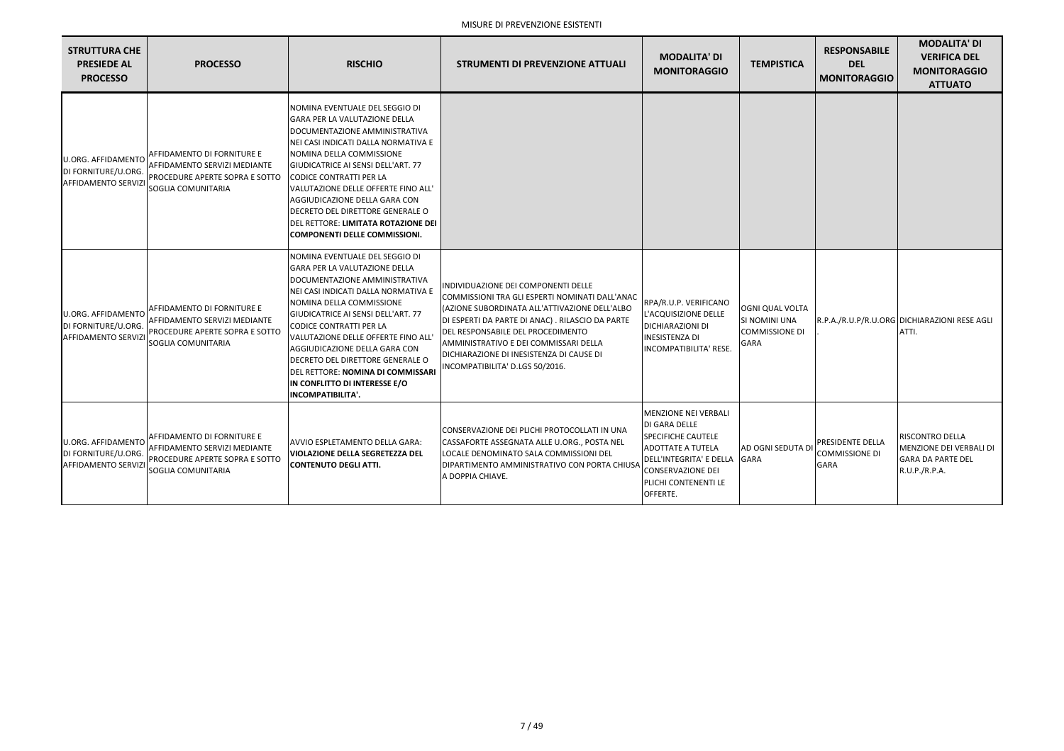MISURE DI PREVENZIONE ESISTENTI

| STRUTTURA CHE PRESIEDE AL PROCESSO | PROCESSO | RISCHIO | STRUMENTI DI PREVENZIONE ATTUALI | MODALITA' DI MONITORAGGIO | TEMPISTICA | RESPONSABILE DEL MONITORAGGIO | MODALITA' DI VERIFICA DEL MONITORAGGIO ATTUATO |
|---|---|---|---|---|---|---|---|
| U.ORG. AFFIDAMENTO DI FORNITURE/U.ORG. AFFIDAMENTO SERVIZI | AFFIDAMENTO DI FORNITURE E AFFIDAMENTO SERVIZI MEDIANTE PROCEDURE APERTE SOPRA E SOTTO SOGLIA COMUNITARIA | NOMINA EVENTUALE DEL SEGGIO DI GARA PER LA VALUTAZIONE DELLA DOCUMENTAZIONE AMMINISTRATIVA NEI CASI INDICATI DALLA NORMATIVA E NOMINA DELLA COMMISSIONE GIUDICATRICE AI SENSI DELL'ART. 77 CODICE CONTRATTI PER LA VALUTAZIONE DELLE OFFERTE FINO ALL' AGGIUDICAZIONE DELLA GARA CON DECRETO DEL DIRETTORE GENERALE O DEL RETTORE: **LIMITATA ROTAZIONE DEI COMPONENTI DELLE COMMISSIONI.** | | | | | |
| U.ORG. AFFIDAMENTO DI FORNITURE/U.ORG. AFFIDAMENTO SERVIZI | AFFIDAMENTO DI FORNITURE E AFFIDAMENTO SERVIZI MEDIANTE PROCEDURE APERTE SOPRA E SOTTO SOGLIA COMUNITARIA | NOMINA EVENTUALE DEL SEGGIO DI GARA PER LA VALUTAZIONE DELLA DOCUMENTAZIONE AMMINISTRATIVA NEI CASI INDICATI DALLA NORMATIVA E NOMINA DELLA COMMISSIONE GIUDICATRICE AI SENSI DELL'ART. 77 CODICE CONTRATTI PER LA VALUTAZIONE DELLE OFFERTE FINO ALL' AGGIUDICAZIONE DELLA GARA CON DECRETO DEL DIRETTORE GENERALE O DEL RETTORE: **NOMINA DI COMMISSARI IN CONFLITTO DI INTERESSE E/O INCOMPATIBILITA'.** | INDIVIDUAZIONE DEI COMPONENTI DELLE COMMISSIONI TRA GLI ESPERTI NOMINATI DALL'ANAC (AZIONE SUBORDINATA ALL'ATTIVAZIONE DELL'ALBO DI ESPERTI DA PARTE DI ANAC) . RILASCIO DA PARTE DEL RESPONSABILE DEL PROCEDIMENTO AMMINISTRATIVO E DEI COMMISSARI DELLA DICHIARAZIONE DI INESISTENZA DI CAUSE DI INCOMPATIBILITA' D.LGS 50/2016. | RPA/R.U.P. VERIFICANO L'ACQUISIZIONE DELLE DICHIARAZIONI DI INESISTENZA DI INCOMPATIBILITA' RESE. | OGNI QUAL VOLTA SI NOMINI UNA COMMISSIONE DI GARA | R.P.A./R.U.P/R.U.ORG. | DICHIARAZIONI RESE AGLI ATTI. |
| U.ORG. AFFIDAMENTO DI FORNITURE/U.ORG. AFFIDAMENTO SERVIZI | AFFIDAMENTO DI FORNITURE E AFFIDAMENTO SERVIZI MEDIANTE PROCEDURE APERTE SOPRA E SOTTO SOGLIA COMUNITARIA | AVVIO ESPLETAMENTO DELLA GARA: **VIOLAZIONE DELLA SEGRETEZZA DEL CONTENUTO DEGLI ATTI.** | CONSERVAZIONE DEI PLICHI PROTOCOLLATI IN UNA CASSAFORTE ASSEGNATA ALLE U.ORG., POSTA NEL LOCALE DENOMINATO SALA COMMISSIONI DEL DIPARTIMENTO AMMINISTRATIVO CON PORTA CHIUSA A DOPPIA CHIAVE. | MENZIONE NEI VERBALI DI GARA DELLE SPECIFICHE CAUTELE ADOTTATE A TUTELA DELL'INTEGRITA' E DELLA CONSERVAZIONE DEI PLICHI CONTENENTI LE OFFERTE. | AD OGNI SEDUTA DI GARA | PRESIDENTE DELLA COMMISSIONE DI GARA | RISCONTRO DELLA MENZIONE DEI VERBALI DI GARA DA PARTE DEL R.U.P./R.P.A. |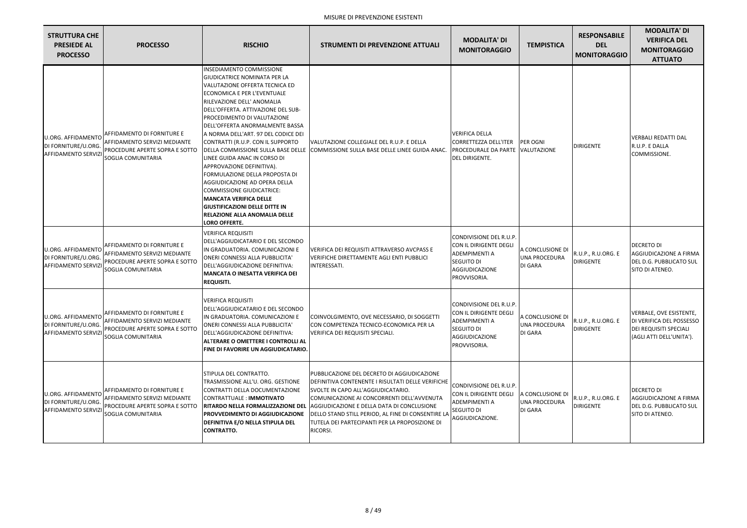MISURE DI PREVENZIONE ESISTENTI

| STRUTTURA CHE PRESIEDE AL PROCESSO | PROCESSO | RISCHIO | STRUMENTI DI PREVENZIONE ATTUALI | MODALITA' DI MONITORAGGIO | TEMPISTICA | RESPONSABILE DEL MONITORAGGIO | MODALITA' DI VERIFICA DEL MONITORAGGIO ATTUATO |
|---|---|---|---|---|---|---|---|
| U.ORG. AFFIDAMENTO DI FORNITURE/U.ORG. AFFIDAMENTO SERVIZI | AFFIDAMENTO DI FORNITURE E AFFIDAMENTO SERVIZI MEDIANTE PROCEDURE APERTE SOPRA E SOTTO SOGLIA COMUNITARIA | INSEDIAMENTO COMMISSIONE GIUDICATRICE NOMINATA PER LA VALUTAZIONE OFFERTA TECNICA ED ECONOMICA E PER L'EVENTUALE RILEVAZIONE DELL' ANOMALIA DELL'OFFERTA. ATTIVAZIONE DEL SUB-PROCEDIMENTO DI VALUTAZIONE DELL'OFFERTA ANORMALMENTE BASSA A NORMA DELL'ART. 97 DEL CODICE DEI CONTRATTI (R.U.P. CON IL SUPPORTO DELLA COMMISSIONE SULLA BASE DELLE LINEE GUIDA ANAC IN CORSO DI APPROVAZIONE DEFINITIVA). FORMULAZIONE DELLA PROPOSTA DI AGGIUDICAZIONE AD OPERA DELLA COMMISSIONE GIUDICATRICE: **MANCATA VERIFICA DELLE GIUSTIFICAZIONI DELLE DITTE IN RELAZIONE ALLA ANOMALIA DELLE LORO OFFERTE.** | VALUTAZIONE COLLEGIALE DEL R.U.P. E DELLA COMMISSIONE SULLA BASE DELLE LINEE GUIDA ANAC. | VERIFICA DELLA CORRETTEZZA DELL'ITER PROCEDURALE DA PARTE DEL DIRIGENTE. | PER OGNI VALUTAZIONE | DIRIGENTE | VERBALI REDATTI DAL R.U.P. E DALLA COMMISSIONE. |
| U.ORG. AFFIDAMENTO DI FORNITURE/U.ORG. AFFIDAMENTO SERVIZI | AFFIDAMENTO DI FORNITURE E AFFIDAMENTO SERVIZI MEDIANTE PROCEDURE APERTE SOPRA E SOTTO SOGLIA COMUNITARIA | VERIFICA REQUISITI DELL'AGGIUDICATARIO E DEL SECONDO IN GRADUATORIA. COMUNICAZIONI E ONERI CONNESSI ALLA PUBBLICITA' DELL'AGGIUDICAZIONE DEFINITIVA: **MANCATA O INESATTA VERIFICA DEI REQUISITI.** | VERIFICA DEI REQUISITI ATTRAVERSO AVCPASS E VERIFICHE DIRETTAMENTE AGLI ENTI PUBBLICI INTERESSATI. | CONDIVISIONE DEL R.U.P. CON IL DIRIGENTE DEGLI ADEMPIMENTI A SEGUITO DI AGGIUDICAZIONE PROVVISORIA. | A CONCLUSIONE DI UNA PROCEDURA DI GARA | R.U.P., R.U.ORG. E DIRIGENTE | DECRETO DI AGGIUDICAZIONE A FIRMA DEL D.G. PUBBLICATO SUL SITO DI ATENEO. |
| U.ORG. AFFIDAMENTO DI FORNITURE/U.ORG. AFFIDAMENTO SERVIZI | AFFIDAMENTO DI FORNITURE E AFFIDAMENTO SERVIZI MEDIANTE PROCEDURE APERTE SOPRA E SOTTO SOGLIA COMUNITARIA | VERIFICA REQUISITI DELL'AGGIUDICATARIO E DEL SECONDO IN GRADUATORIA. COMUNICAZIONI E ONERI CONNESSI ALLA PUBBLICITA' DELL'AGGIUDICAZIONE DEFINITIVA: **ALTERARE O OMETTERE I CONTROLLI AL FINE DI FAVORIRE UN AGGIUDICATARIO.** | COINVOLGIMENTO, OVE NECESSARIO, DI SOGGETTI CON COMPETENZA TECNICO-ECONOMICA PER LA VERIFICA DEI REQUISITI SPECIALI. | CONDIVISIONE DEL R.U.P. CON IL DIRIGENTE DEGLI ADEMPIMENTI A SEGUITO DI AGGIUDICAZIONE PROVVISORIA. | A CONCLUSIONE DI UNA PROCEDURA DI GARA | R.U.P., R.U.ORG. E DIRIGENTE | VERBALE, OVE ESISTENTE, DI VERIFICA DEL POSSESSO DEI REQUISITI SPECIALI (AGLI ATTI DELL'UNITA'). |
| U.ORG. AFFIDAMENTO DI FORNITURE/U.ORG. AFFIDAMENTO SERVIZI | AFFIDAMENTO DI FORNITURE E AFFIDAMENTO SERVIZI MEDIANTE PROCEDURE APERTE SOPRA E SOTTO SOGLIA COMUNITARIA | STIPULA DEL CONTRATTO. TRASMISSIONE ALL'U. ORG. GESTIONE CONTRATTI DELLA DOCUMENTAZIONE CONTRATTUALE : **IMMOTIVATO RITARDO NELLA FORMALIZZAZIONE DEL PROVVEDIMENTO DI AGGIUDICAZIONE DEFINITIVA E/O NELLA STIPULA DEL CONTRATTO.** | PUBBLICAZIONE DEL DECRETO DI AGGIUDICAZIONE DEFINITIVA CONTENENTE I RISULTATI DELLE VERIFICHE SVOLTE IN CAPO ALL'AGGIUDICATARIO. COMUNICAZIONE AI CONCORRENTI DELL'AVVENUTA AGGIUDICAZIONE E DELLA DATA DI CONCLUSIONE DELLO STAND STILL PERIOD, AL FINE DI CONSENTIRE LA TUTELA DEI PARTECIPANTI PER LA PROPOSIZIONE DI RICORSI. | CONDIVISIONE DEL R.U.P. CON IL DIRIGENTE DEGLI ADEMPIMENTI A SEGUITO DI AGGIUDICAZIONE. | A CONCLUSIONE DI UNA PROCEDURA DI GARA | R.U.P., R.U.ORG. E DIRIGENTE | DECRETO DI AGGIUDICAZIONE A FIRMA DEL D.G. PUBBLICATO SUL SITO DI ATENEO. |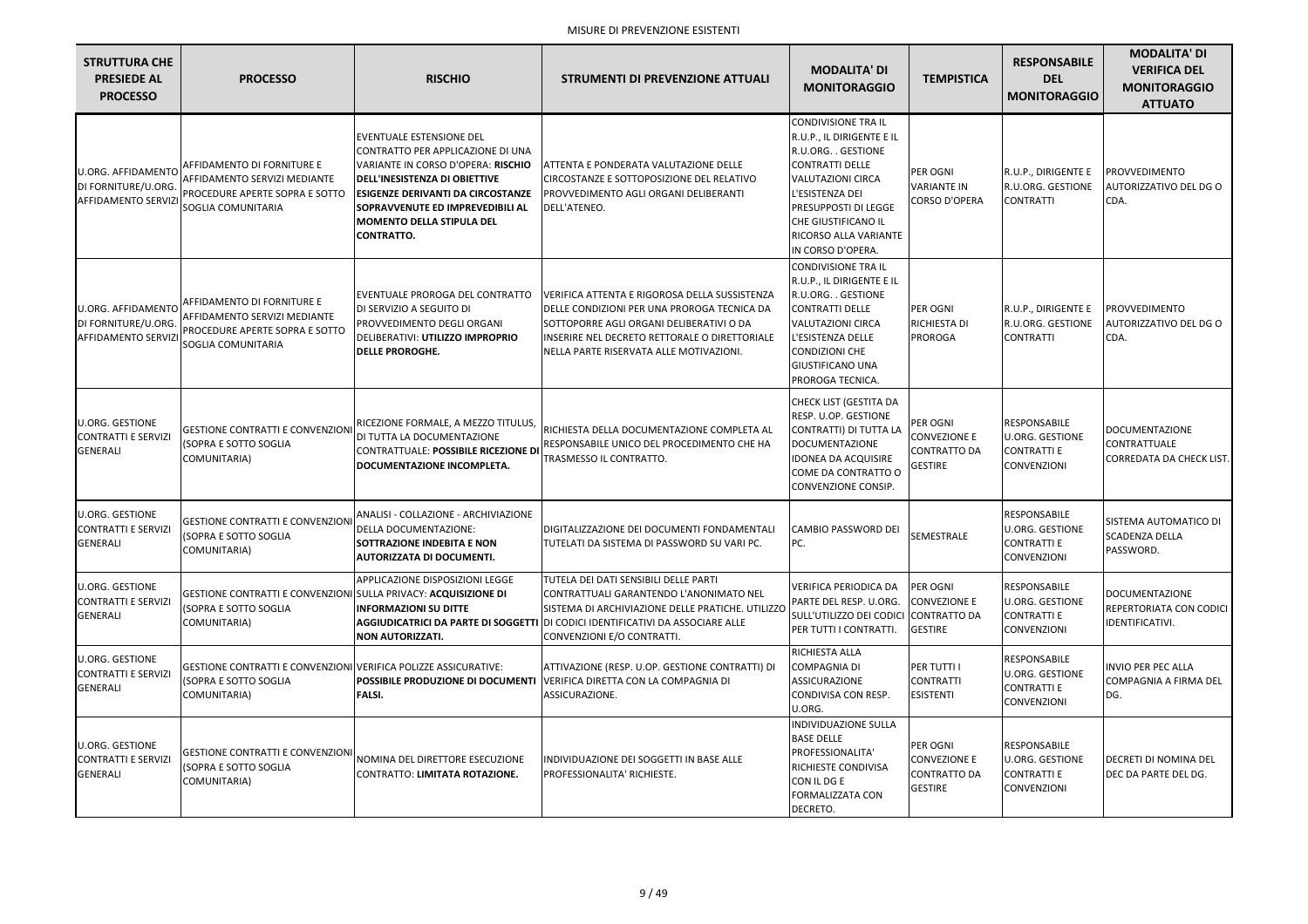MISURE DI PREVENZIONE ESISTENTI

| STRUTTURA CHE PRESIEDE AL PROCESSO | PROCESSO | RISCHIO | STRUMENTI DI PREVENZIONE ATTUALI | MODALITA' DI MONITORAGGIO | TEMPISTICA | RESPONSABILE DEL MONITORAGGIO | MODALITA' DI VERIFICA DEL MONITORAGGIO ATTUATO |
|---|---|---|---|---|---|---|---|
| U.ORG. AFFIDAMENTO DI FORNITURE/U.ORG. AFFIDAMENTO SERVIZI | AFFIDAMENTO DI FORNITURE E AFFIDAMENTO SERVIZI MEDIANTE PROCEDURE APERTE SOPRA E SOTTO SOGLIA COMUNITARIA | EVENTUALE ESTENSIONE DEL CONTRATTO PER APPLICAZIONE DI UNA VARIANTE IN CORSO D'OPERA: **RISCHIO DELL'INESISTENZA DI OBIETTIVE ESIGENZE DERIVANTI DA CIRCOSTANZE SOPRAVVENUTE ED IMPREVEDIBILI AL MOMENTO DELLA STIPULA DEL CONTRATTO.** | ATTENTA E PONDERATA VALUTAZIONE DELLE CIRCOSTANZE E SOTTOPOSIZIONE DEL RELATIVO PROVVEDIMENTO AGLI ORGANI DELIBERANTI DELL'ATENEO. | CONDIVISIONE TRA IL R.U.P., IL DIRIGENTE E IL R.U.ORG. . GESTIONE CONTRATTI DELLE VALUTAZIONI CIRCA L'ESISTENZA DEI PRESUPPOSTI DI LEGGE CHE GIUSTIFICANO IL RICORSO ALLA VARIANTE IN CORSO D'OPERA. | PER OGNI VARIANTE IN CORSO D'OPERA | R.U.P., DIRIGENTE E R.U.ORG. GESTIONE CONTRATTI | PROVVEDIMENTO AUTORIZZATIVO DEL DG O CDA. |
| U.ORG. AFFIDAMENTO DI FORNITURE/U.ORG. AFFIDAMENTO SERVIZI | AFFIDAMENTO DI FORNITURE E AFFIDAMENTO SERVIZI MEDIANTE PROCEDURE APERTE SOPRA E SOTTO SOGLIA COMUNITARIA | EVENTUALE PROROGA DEL CONTRATTO DI SERVIZIO A SEGUITO DI PROVVEDIMENTO DEGLI ORGANI DELIBERATIVI: **UTILIZZO IMPROPRIO DELLE PROROGHE.** | VERIFICA ATTENTA E RIGOROSA DELLA SUSSISTENZA DELLE CONDIZIONI PER UNA PROROGA TECNICA DA SOTTOPORRE AGLI ORGANI DELIBERATIVI O DA INSERIRE NEL DECRETO RETTORALE O DIRETTORIALE NELLA PARTE RISERVATA ALLE MOTIVAZIONI. | CONDIVISIONE TRA IL R.U.P., IL DIRIGENTE E IL R.U.ORG. . GESTIONE CONTRATTI DELLE VALUTAZIONI CIRCA L'ESISTENZA DELLE CONDIZIONI CHE GIUSTIFICANO UNA PROROGA TECNICA. | PER OGNI RICHIESTA DI PROROGA | R.U.P., DIRIGENTE E R.U.ORG. GESTIONE CONTRATTI | PROVVEDIMENTO AUTORIZZATIVO DEL DG O CDA. |
| U.ORG. GESTIONE CONTRATTI E SERVIZI GENERALI | GESTIONE CONTRATTI E CONVENZIONI (SOPRA E SOTTO SOGLIA COMUNITARIA) | RICEZIONE FORMALE, A MEZZO TITULUS, DI TUTTA LA DOCUMENTAZIONE CONTRATTUALE: **POSSIBILE RICEZIONE DI DOCUMENTAZIONE INCOMPLETA.** | RICHIESTA DELLA DOCUMENTAZIONE COMPLETA AL RESPONSABILE UNICO DEL PROCEDIMENTO CHE HA TRASMESSO IL CONTRATTO. | CHECK LIST (GESTITA DA RESP. U.OP. GESTIONE CONTRATTI) DI TUTTA LA DOCUMENTAZIONE IDONEA DA ACQUISIRE COME DA CONTRATTO O CONVENZIONE CONSIP. | PER OGNI CONVEZIONE E CONTRATTO DA GESTIRE | RESPONSABILE U.ORG. GESTIONE CONTRATTI E CONVENZIONI | DOCUMENTAZIONE CONTRATTUALE CORREDATA DA CHECK LIST. |
| U.ORG. GESTIONE CONTRATTI E SERVIZI GENERALI | GESTIONE CONTRATTI E CONVENZIONI (SOPRA E SOTTO SOGLIA COMUNITARIA) | ANALISI - COLLAZIONE - ARCHIVIAZIONE DELLA DOCUMENTAZIONE: **SOTTRAZIONE INDEBITA E NON AUTORIZZATA DI DOCUMENTI.** | DIGITALIZZAZIONE DEI DOCUMENTI FONDAMENTALI TUTELATI DA SISTEMA DI PASSWORD SU VARI PC. | CAMBIO PASSWORD DEI PC. | SEMESTRALE | RESPONSABILE U.ORG. GESTIONE CONTRATTI E CONVENZIONI | SISTEMA AUTOMATICO DI SCADENZA DELLA PASSWORD. |
| U.ORG. GESTIONE CONTRATTI E SERVIZI GENERALI | GESTIONE CONTRATTI E CONVENZIONI (SOPRA E SOTTO SOGLIA COMUNITARIA) | APPLICAZIONE DISPOSIZIONI LEGGE SULLA PRIVACY: **ACQUISIZIONE DI INFORMAZIONI SU DITTE AGGIUDICATRICI DA PARTE DI SOGGETTI NON AUTORIZZATI.** | TUTELA DEI DATI SENSIBILI DELLE PARTI CONTRATTUALI GARANTENDO L'ANONIMATO NEL SISTEMA DI ARCHIVIAZIONE DELLE PRATICHE. UTILIZZO DI CODICI IDENTIFICATIVI DA ASSOCIARE ALLE CONVENZIONI E/O CONTRATTI. | VERIFICA PERIODICA DA PARTE DEL RESP. U.ORG. SULL'UTILIZZO DEI CODICI PER TUTTI I CONTRATTI. | PER OGNI CONVEZIONE E CONTRATTO DA GESTIRE | RESPONSABILE U.ORG. GESTIONE CONTRATTI E CONVENZIONI | DOCUMENTAZIONE REPERTORIATA CON CODICI IDENTIFICATIVI. |
| U.ORG. GESTIONE CONTRATTI E SERVIZI GENERALI | GESTIONE CONTRATTI E CONVENZIONI (SOPRA E SOTTO SOGLIA COMUNITARIA) | VERIFICA POLIZZE ASSICURATIVE: **POSSIBILE PRODUZIONE DI DOCUMENTI FALSI.** | ATTIVAZIONE (RESP. U.OP. GESTIONE CONTRATTI) DI VERIFICA DIRETTA CON LA COMPAGNIA DI ASSICURAZIONE. | RICHIESTA ALLA COMPAGNIA DI ASSICURAZIONE CONDIVISA CON RESP. U.ORG. | PER TUTTI I CONTRATTI ESISTENTI | RESPONSABILE U.ORG. GESTIONE CONTRATTI E CONVENZIONI | INVIO PER PEC ALLA COMPAGNIA A FIRMA DEL DG. |
| U.ORG. GESTIONE CONTRATTI E SERVIZI GENERALI | GESTIONE CONTRATTI E CONVENZIONI (SOPRA E SOTTO SOGLIA COMUNITARIA) | NOMINA DEL DIRETTORE ESECUZIONE CONTRATTO: **LIMITATA ROTAZIONE.** | INDIVIDUAZIONE DEI SOGGETTI IN BASE ALLE PROFESSIONALITA' RICHIESTE. | INDIVIDUAZIONE SULLA BASE DELLE PROFESSIONALITA' RICHIESTE CONDIVISA CON IL DG E FORMALIZZATA CON DECRETO. | PER OGNI CONVEZIONE E CONTRATTO DA GESTIRE | RESPONSABILE U.ORG. GESTIONE CONTRATTI E CONVENZIONI | DECRETI DI NOMINA DEL DEC DA PARTE DEL DG. |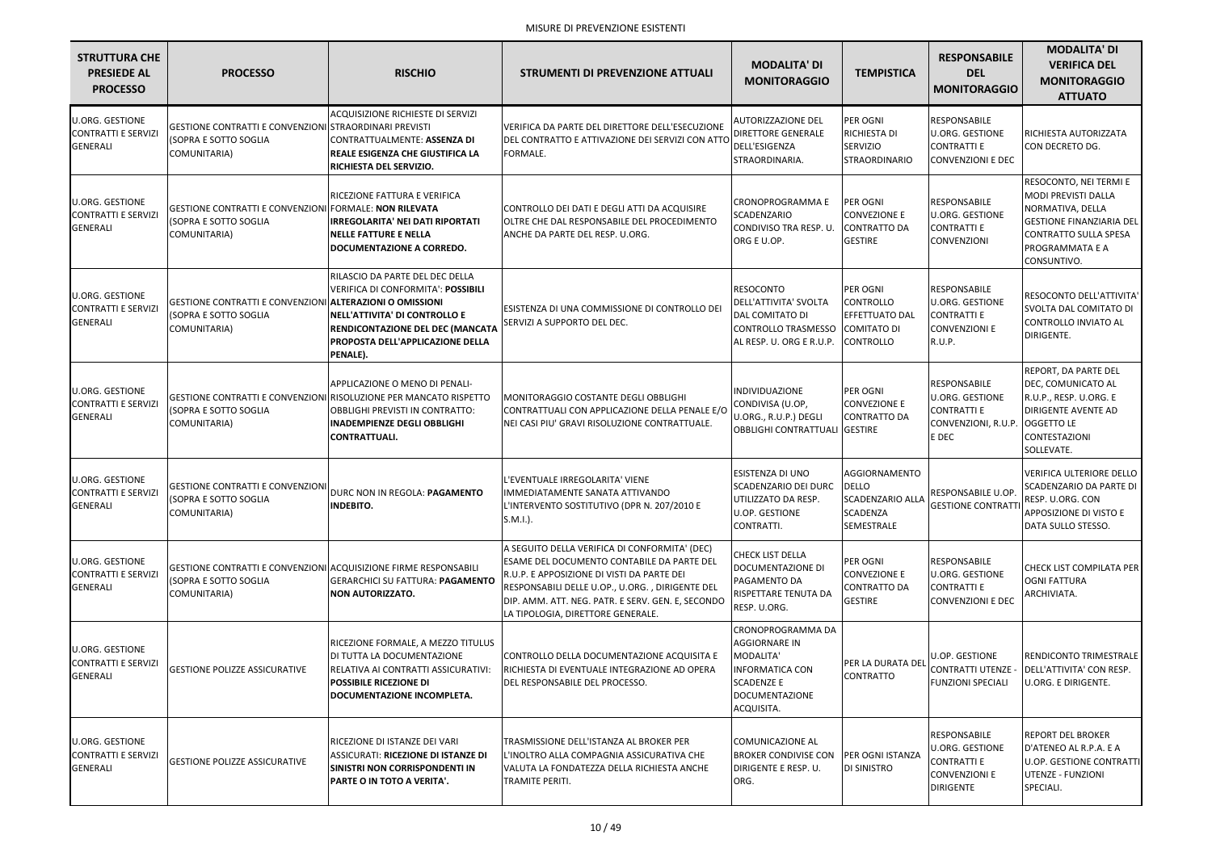MISURE DI PREVENZIONE ESISTENTI

| STRUTTURA CHE PRESIEDE AL PROCESSO | PROCESSO | RISCHIO | STRUMENTI DI PREVENZIONE ATTUALI | MODALITA' DI MONITORAGGIO | TEMPISTICA | RESPONSABILE DEL MONITORAGGIO | MODALITA' DI VERIFICA DEL MONITORAGGIO ATTUATO |
|---|---|---|---|---|---|---|---|
| U.ORG. GESTIONE CONTRATTI E SERVIZI GENERALI | GESTIONE CONTRATTI E CONVENZIONI (SOPRA E SOTTO SOGLIA COMUNITARIA) | ACQUISIZIONE RICHIESTE DI SERVIZI STRAORDINARI PREVISTI CONTRATTUALMENTE: **ASSENZA DI REALE ESIGENZA CHE GIUSTIFICA LA RICHIESTA DEL SERVIZIO.** | VERIFICA DA PARTE DEL DIRETTORE DELL'ESECUZIONE DEL CONTRATTO E ATTIVAZIONE DEI SERVIZI CON ATTO FORMALE. | AUTORIZZAZIONE DEL DIRETTORE GENERALE DELL'ESIGENZA STRAORDINARIA. | PER OGNI RICHIESTA DI SERVIZIO STRAORDINARIO | RESPONSABILE U.ORG. GESTIONE CONTRATTI E CONVENZIONI E DEC | RICHIESTA AUTORIZZATA CON DECRETO DG. |
| U.ORG. GESTIONE CONTRATTI E SERVIZI GENERALI | GESTIONE CONTRATTI E CONVENZIONI (SOPRA E SOTTO SOGLIA COMUNITARIA) | RICEZIONE FATTURA E VERIFICA FORMALE: **NON RILEVATA IRREGOLARITA' NEI DATI RIPORTATI NELLE FATTURE E NELLA DOCUMENTAZIONE A CORREDO.** | CONTROLLO DEI DATI E DEGLI ATTI DA ACQUISIRE OLTRE CHE DAL RESPONSABILE DEL PROCEDIMENTO ANCHE DA PARTE DEL RESP. U.ORG. | CRONOPROGRAMMA E SCADENZARIO CONDIVISO TRA RESP. U. ORG E U.OP. | PER OGNI CONVEZIONE E CONTRATTO DA GESTIRE | RESPONSABILE U.ORG. GESTIONE CONTRATTI E CONVENZIONI | RESOCONTO, NEI TERMI E MODI PREVISTI DALLA NORMATIVA, DELLA GESTIONE FINANZIARIA DEL CONTRATTO SULLA SPESA PROGRAMMATA E A CONSUNTIVO. |
| U.ORG. GESTIONE CONTRATTI E SERVIZI GENERALI | GESTIONE CONTRATTI E CONVENZIONI (SOPRA E SOTTO SOGLIA COMUNITARIA) | RILASCIO DA PARTE DEL DEC DELLA VERIFICA DI CONFORMITA': **POSSIBILI ALTERAZIONI O OMISSIONI NELL'ATTIVITA' DI CONTROLLO E RENDICONTAZIONE DEL DEC (MANCATA PROPOSTA DELL'APPLICAZIONE DELLA PENALE).** | ESISTENZA DI UNA COMMISSIONE DI CONTROLLO DEI SERVIZI A SUPPORTO DEL DEC. | RESOCONTO DELL'ATTIVITA' SVOLTA DAL COMITATO DI CONTROLLO TRASMESSO AL RESP. U. ORG E R.U.P. | PER OGNI CONTROLLO EFFETTUATO DAL COMITATO DI CONTROLLO | RESPONSABILE U.ORG. GESTIONE CONTRATTI E CONVENZIONI E R.U.P. | RESOCONTO DELL'ATTIVITA' SVOLTA DAL COMITATO DI CONTROLLO INVIATO AL DIRIGENTE. |
| U.ORG. GESTIONE CONTRATTI E SERVIZI GENERALI | GESTIONE CONTRATTI E CONVENZIONI (SOPRA E SOTTO SOGLIA COMUNITARIA) | APPLICAZIONE O MENO DI PENALI-RISOLUZIONE PER MANCATO RISPETTO OBBLIGHI PREVISTI IN CONTRATTO: **INADEMPIENZE DEGLI OBBLIGHI CONTRATTUALI.** | MONITORAGGIO COSTANTE DEGLI OBBLIGHI CONTRATTUALI CON APPLICAZIONE DELLA PENALE E/O NEI CASI PIU' GRAVI RISOLUZIONE CONTRATTUALE. | INDIVIDUAZIONE CONDIVISA (U.OP, U.ORG., R.U.P.) DEGLI OBBLIGHI CONTRATTUALI | PER OGNI CONVEZIONE E CONTRATTO DA GESTIRE | RESPONSABILE U.ORG. GESTIONE CONTRATTI E CONVENZIONI, R.U.P. E DEC | REPORT, DA PARTE DEL DEC, COMUNICATO AL R.U.P., RESP. U.ORG. E DIRIGENTE AVENTE AD OGGETTO LE CONTESTAZIONI SOLLEVATE. |
| U.ORG. GESTIONE CONTRATTI E SERVIZI GENERALI | GESTIONE CONTRATTI E CONVENZIONI (SOPRA E SOTTO SOGLIA COMUNITARIA) | DURC NON IN REGOLA: **PAGAMENTO INDEBITO.** | L'EVENTUALE IRREGOLARITA' VIENE IMMEDIATAMENTE SANATA ATTIVANDO L'INTERVENTO SOSTITUTIVO (DPR N. 207/2010 E S.M.I.). | ESISTENZA DI UNO SCADENZARIO DEI DURC UTILIZZATO DA RESP. U.OP. GESTIONE CONTRATTI. | AGGIORNAMENTO DELLO SCADENZARIO ALLA SCADENZA SEMESTRALE | RESPONSABILE U.OP. GESTIONE CONTRATTI | VERIFICA ULTERIORE DELLO SCADENZARIO DA PARTE DI RESP. U.ORG. CON APPOSIZIONE DI VISTO E DATA SULLO STESSO. |
| U.ORG. GESTIONE CONTRATTI E SERVIZI GENERALI | GESTIONE CONTRATTI E CONVENZIONI (SOPRA E SOTTO SOGLIA COMUNITARIA) | ACQUISIZIONE FIRME RESPONSABILI GERARCHICI SU FATTURA: **PAGAMENTO NON AUTORIZZATO.** | A SEGUITO DELLA VERIFICA DI CONFORMITA' (DEC) ESAME DEL DOCUMENTO CONTABILE DA PARTE DEL R.U.P. E APPOSIZIONE DI VISTI DA PARTE DEI RESPONSABILI DELLE U.OP., U.ORG. , DIRIGENTE DEL DIP. AMM. ATT. NEG. PATR. E SERV. GEN. E, SECONDO LA TIPOLOGIA, DIRETTORE GENERALE. | CHECK LIST DELLA DOCUMENTAZIONE DI PAGAMENTO DA RISPETTARE TENUTA DA RESP. U.ORG. | PER OGNI CONVEZIONE E CONTRATTO DA GESTIRE | RESPONSABILE U.ORG. GESTIONE CONTRATTI E CONVENZIONI E DEC | CHECK LIST COMPILATA PER OGNI FATTURA ARCHIVIATA. |
| U.ORG. GESTIONE CONTRATTI E SERVIZI GENERALI | GESTIONE POLIZZE ASSICURATIVE | RICEZIONE FORMALE, A MEZZO TITULUS DI TUTTA LA DOCUMENTAZIONE RELATIVA AI CONTRATTI ASSICURATIVI: **POSSIBILE RICEZIONE DI DOCUMENTAZIONE INCOMPLETA.** | CONTROLLO DELLA DOCUMENTAZIONE ACQUISITA E RICHIESTA DI EVENTUALE INTEGRAZIONE AD OPERA DEL RESPONSABILE DEL PROCESSO. | CRONOPROGRAMMA DA AGGIORNARE IN MODALITA' INFORMATICA CON SCADENZE E DOCUMENTAZIONE ACQUISITA. | PER LA DURATA DEL CONTRATTO | U.OP. GESTIONE CONTRATTI UTENZE - FUNZIONI SPECIALI | RENDICONTO TRIMESTRALE DELL'ATTIVITA' CON RESP. U.ORG. E DIRIGENTE. |
| U.ORG. GESTIONE CONTRATTI E SERVIZI GENERALI | GESTIONE POLIZZE ASSICURATIVE | RICEZIONE DI ISTANZE DEI VARI ASSICURATI: **RICEZIONE DI ISTANZE DI SINISTRI NON CORRISPONDENTI IN PARTE O IN TOTO A VERITA'.** | TRASMISSIONE DELL'ISTANZA AL BROKER PER L'INOLTRO ALLA COMPAGNIA ASSICURATIVA CHE VALUTA LA FONDATEZZA DELLA RICHIESTA ANCHE TRAMITE PERITI. | COMUNICAZIONE AL BROKER CONDIVISE CON DIRIGENTE E RESP. U. ORG. | PER OGNI ISTANZA DI SINISTRO | RESPONSABILE U.ORG. GESTIONE CONTRATTI E CONVENZIONI E DIRIGENTE | REPORT DEL BROKER D'ATENEO AL R.P.A. E A U.OP. GESTIONE CONTRATTI UTENZE - FUNZIONI SPECIALI. |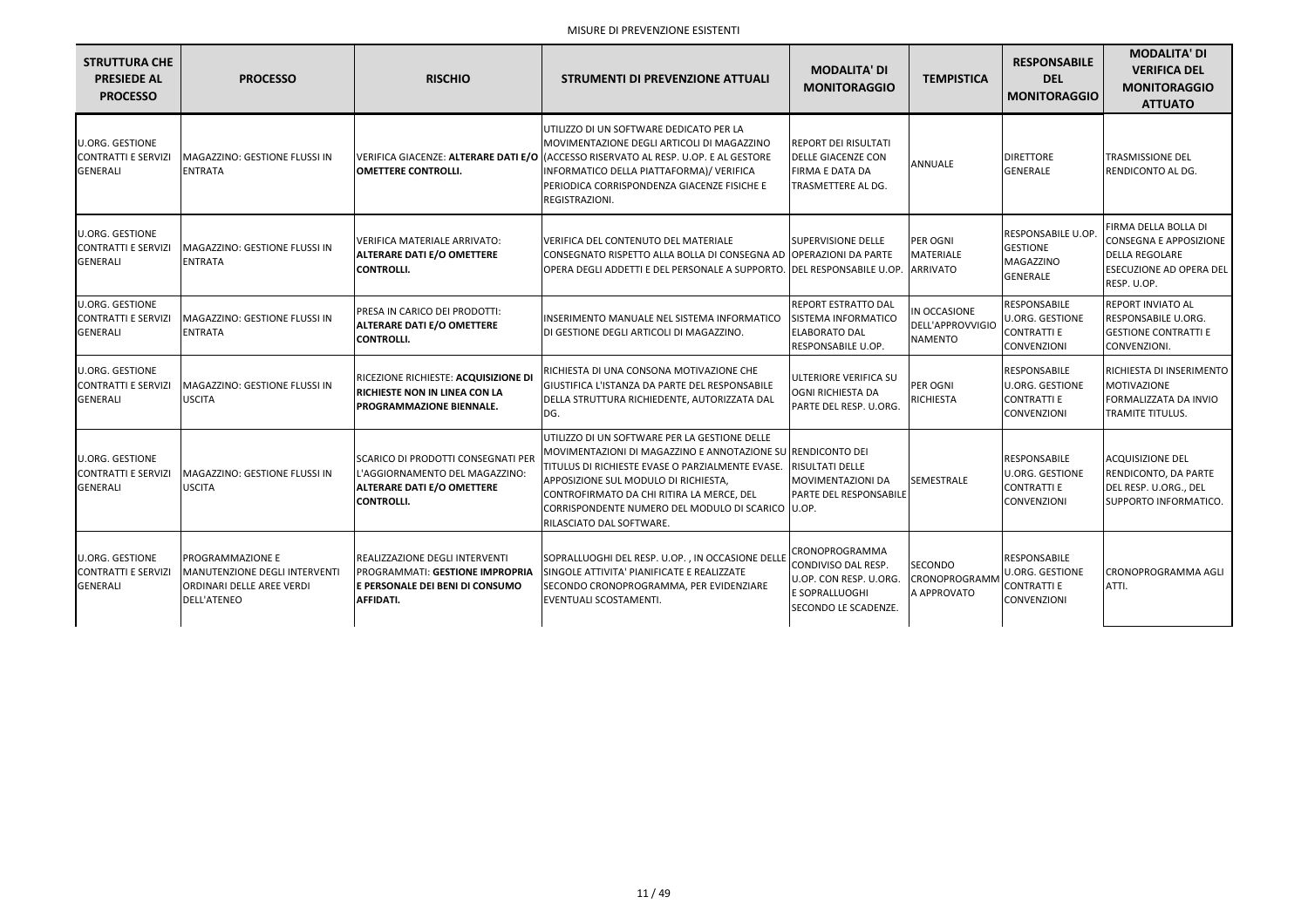MISURE DI PREVENZIONE ESISTENTI

| STRUTTURA CHE PRESIEDE AL PROCESSO | PROCESSO | RISCHIO | STRUMENTI DI PREVENZIONE ATTUALI | MODALITA' DI MONITORAGGIO | TEMPISTICA | RESPONSABILE DEL MONITORAGGIO | MODALITA' DI VERIFICA DEL MONITORAGGIO ATTUATO |
|---|---|---|---|---|---|---|---|
| U.ORG. GESTIONE CONTRATTI E SERVIZI GENERALI | MAGAZZINO: GESTIONE FLUSSI IN ENTRATA | VERIFICA GIACENZE: **ALTERARE DATI E/O OMETTERE CONTROLLI.** | UTILIZZO DI UN SOFTWARE DEDICATO PER LA MOVIMENTAZIONE DEGLI ARTICOLI DI MAGAZZINO (ACCESSO RISERVATO AL RESP. U.OP. E AL GESTORE INFORMATICO DELLA PIATTAFORMA)/ VERIFICA PERIODICA CORRISPONDENZA GIACENZE FISICHE E REGISTRAZIONI. | REPORT DEI RISULTATI DELLE GIACENZE CON FIRMA E DATA DA TRASMETTERE AL DG. | ANNUALE | DIRETTORE GENERALE | TRASMISSIONE DEL RENDICONTO AL DG. |
| U.ORG. GESTIONE CONTRATTI E SERVIZI GENERALI | MAGAZZINO: GESTIONE FLUSSI IN ENTRATA | VERIFICA MATERIALE ARRIVATO: **ALTERARE DATI E/O OMETTERE CONTROLLI.** | VERIFICA DEL CONTENUTO DEL MATERIALE CONSEGNATO RISPETTO ALLA BOLLA DI CONSEGNA AD OPERA DEGLI ADDETTI E DEL PERSONALE A SUPPORTO. | SUPERVISIONE DELLE OPERAZIONI DA PARTE DEL RESPONSABILE U.OP. | PER OGNI MATERIALE ARRIVATO | RESPONSABILE U.OP. GESTIONE MAGAZZINO GENERALE | FIRMA DELLA BOLLA DI CONSEGNA E APPOSIZIONE DELLA REGOLARE ESECUZIONE AD OPERA DEL RESP. U.OP. |
| U.ORG. GESTIONE CONTRATTI E SERVIZI GENERALI | MAGAZZINO: GESTIONE FLUSSI IN ENTRATA | PRESA IN CARICO DEI PRODOTTI: **ALTERARE DATI E/O OMETTERE CONTROLLI.** | INSERIMENTO MANUALE NEL SISTEMA INFORMATICO DI GESTIONE DEGLI ARTICOLI DI MAGAZZINO. | REPORT ESTRATTO DAL SISTEMA INFORMATICO ELABORATO DAL RESPONSABILE U.OP. | IN OCCASIONE DELL'APPROVVIGIONAMENTO | RESPONSABILE U.ORG. GESTIONE CONTRATTI E CONVENZIONI | REPORT INVIATO AL RESPONSABILE U.ORG. GESTIONE CONTRATTI E CONVENZIONI. |
| U.ORG. GESTIONE CONTRATTI E SERVIZI GENERALI | MAGAZZINO: GESTIONE FLUSSI IN USCITA | RICEZIONE RICHIESTE: **ACQUISIZIONE DI RICHIESTE NON IN LINEA CON LA PROGRAMMAZIONE BIENNALE.** | RICHIESTA DI UNA CONSONA MOTIVAZIONE CHE GIUSTIFICA L'ISTANZA DA PARTE DEL RESPONSABILE DELLA STRUTTURA RICHIEDENTE, AUTORIZZATA DAL DG. | ULTERIORE VERIFICA SU OGNI RICHIESTA DA PARTE DEL RESP. U.ORG. | PER OGNI RICHIESTA | RESPONSABILE U.ORG. GESTIONE CONTRATTI E CONVENZIONI | RICHIESTA DI INSERIMENTO MOTIVAZIONE FORMALIZZATA DA INVIO TRAMITE TITULUS. |
| U.ORG. GESTIONE CONTRATTI E SERVIZI GENERALI | MAGAZZINO: GESTIONE FLUSSI IN USCITA | SCARICO DI PRODOTTI CONSEGNATI PER L'AGGIORNAMENTO DEL MAGAZZINO: **ALTERARE DATI E/O OMETTERE CONTROLLI.** | UTILIZZO DI UN SOFTWARE PER LA GESTIONE DELLE MOVIMENTAZIONI DI MAGAZZINO E ANNOTAZIONE SU TITULUS DI RICHIESTE EVASE O PARZIALMENTE EVASE. APPOSIZIONE SUL MODULO DI RICHIESTA, CONTROFIRMATO DA CHI RITIRA LA MERCE, DEL CORRISPONDENTE NUMERO DEL MODULO DI SCARICO RILASCIATO DAL SOFTWARE. | RENDICONTO DEI RISULTATI DELLE MOVIMENTAZIONI DA PARTE DEL RESPONSABILE U.OP. | SEMESTRALE | RESPONSABILE U.ORG. GESTIONE CONTRATTI E CONVENZIONI | ACQUISIZIONE DEL RENDICONTO, DA PARTE DEL RESP. U.ORG., DEL SUPPORTO INFORMATICO. |
| U.ORG. GESTIONE CONTRATTI E SERVIZI GENERALI | PROGRAMMAZIONE E MANUTENZIONE DEGLI INTERVENTI ORDINARI DELLE AREE VERDI DELL'ATENEO | REALIZZAZIONE DEGLI INTERVENTI PROGRAMMATI: **GESTIONE IMPROPRIA E PERSONALE DEI BENI DI CONSUMO AFFIDATI.** | SOPRALLUOGHI DEL RESP. U.OP. , IN OCCASIONE DELLE SINGOLE ATTIVITA' PIANIFICATE E REALIZZATE SECONDO CRONOPROGRAMMA, PER EVIDENZIARE EVENTUALI SCOSTAMENTI. | CRONOPROGRAMMA CONDIVISO DAL RESP. U.OP. CON RESP. U.ORG. E SOPRALLUOGHI SECONDO LE SCADENZE. | SECONDO CRONOPROGRAMMA APPROVATO | RESPONSABILE U.ORG. GESTIONE CONTRATTI E CONVENZIONI | CRONOPROGRAMMA AGLI ATTI. |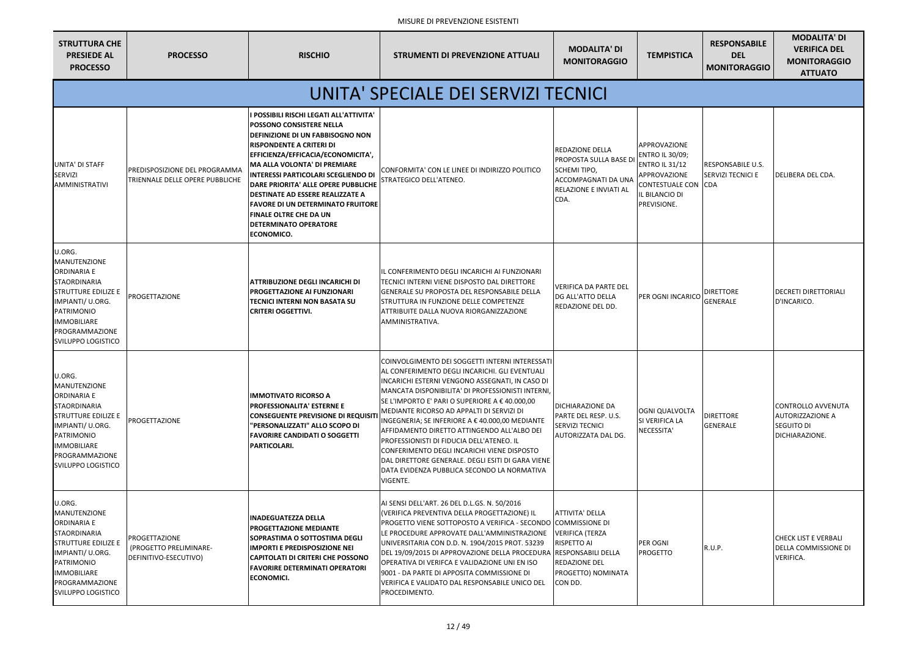MISURE DI PREVENZIONE ESISTENTI

| STRUTTURA CHE PRESIEDE AL PROCESSO | PROCESSO | RISCHIO | STRUMENTI DI PREVENZIONE ATTUALI | MODALITA' DI MONITORAGGIO | TEMPISTICA | RESPONSABILE DEL MONITORAGGIO | MODALITA' DI VERIFICA DEL MONITORAGGIO ATTUATO |
|---|---|---|---|---|---|---|---|
| **UNITA' SPECIALE DEI SERVIZI TECNICI** | | | | | | | |
| UNITA' DI STAFF SERVIZI AMMINISTRATIVI | PREDISPOSIZIONE DEL PROGRAMMA TRIENNALE DELLE OPERE PUBBLICHE | **I POSSIBILI RISCHI LEGATI ALL'ATTIVITA' POSSONO CONSISTERE NELLA DEFINIZIONE DI UN FABBISOGNO NON RISPONDENTE A CRITERI DI EFFICIENZA/EFFICACIA/ECONOMICITA', MA ALLA VOLONTA' DI PREMIARE INTERESSI PARTICOLARI SCEGLIENDO DI DARE PRIORITA' ALLE OPERE PUBBLICHE DESTINATE AD ESSERE REALIZZATE A FAVORE DI UN DETERMINATO FRUITORE FINALE OLTRE CHE DA UN DETERMINATO OPERATORE ECONOMICO.** | CONFORMITA' CON LE LINEE DI INDIRIZZO POLITICO STRATEGICO DELL'ATENEO. | REDAZIONE DELLA PROPOSTA SULLA BASE DI SCHEMI TIPO, ACCOMPAGNATI DA UNA RELAZIONE E INVIATI AL CDA. | APPROVAZIONE ENTRO IL 30/09; ENTRO IL 31/12 APPROVAZIONE CONTESTUALE CON IL BILANCIO DI PREVISIONE. | RESPONSABILE U.S. SERVIZI TECNICI E CDA | DELIBERA DEL CDA. |
| U.ORG. MANUTENZIONE ORDINARIA E STAORDINARIA STRUTTURE EDILIZE E IMPIANTI/ U.ORG. PATRIMONIO IMMOBILIARE PROGRAMMAZIONE SVILUPPO LOGISTICO | PROGETTAZIONE | **ATTRIBUZIONE DEGLI INCARICHI DI PROGETTAZIONE AI FUNZIONARI TECNICI INTERNI NON BASATA SU CRITERI OGGETTIVI.** | IL CONFERIMENTO DEGLI INCARICHI AI FUNZIONARI TECNICI INTERNI VIENE DISPOSTO DAL DIRETTORE GENERALE SU PROPOSTA DEL RESPONSABILE DELLA STRUTTURA IN FUNZIONE DELLE COMPETENZE ATTRIBUITE DALLA NUOVA RIORGANIZZAZIONE AMMINISTRATIVA. | VERIFICA DA PARTE DEL DG ALL'ATTO DELLA REDAZIONE DEL DD. | PER OGNI INCARICO | DIRETTORE GENERALE | DECRETI DIRETTORIALI D'INCARICO. |
| U.ORG. MANUTENZIONE ORDINARIA E STAORDINARIA STRUTTURE EDILIZE E IMPIANTI/ U.ORG. PATRIMONIO IMMOBILIARE PROGRAMMAZIONE SVILUPPO LOGISTICO | PROGETTAZIONE | **IMMOTIVATO RICORSO A PROFESSIONALITA' ESTERNE E CONSEGUENTE PREVISIONE DI REQUISITI "PERSONALIZZATI" ALLO SCOPO DI FAVORIRE CANDIDATI O SOGGETTI PARTICOLARI.** | COINVOLGIMENTO DEI SOGGETTI INTERNI INTERESSATI AL CONFERIMENTO DEGLI INCARICHI. GLI EVENTUALI INCARICHI ESTERNI VENGONO ASSEGNATI, IN CASO DI MANCATA DISPONIBILITA' DI PROFESSIONISTI INTERNI, SE L'IMPORTO E' PARI O SUPERIORE A € 40.000,00 MEDIANTE RICORSO AD APPALTI DI SERVIZI DI INGEGNERIA; SE INFERIORE A € 40.000,00 MEDIANTE AFFIDAMENTO DIRETTO ATTINGENDO ALL'ALBO DEI PROFESSIONISTI DI FIDUCIA DELL'ATENEO. IL CONFERIMENTO DEGLI INCARICHI VIENE DISPOSTO DAL DIRETTORE GENERALE. DEGLI ESITI DI GARA VIENE DATA EVIDENZA PUBBLICA SECONDO LA NORMATIVA VIGENTE. | DICHIARAZIONE DA PARTE DEL RESP. U.S. SERVIZI TECNICI AUTORIZZATA DAL DG. | OGNI QUALVOLTA SI VERIFICA LA NECESSITA' | DIRETTORE GENERALE | CONTROLLO AVVENUTA AUTORIZZAZIONE A SEGUITO DI DICHIARAZIONE. |
| U.ORG. MANUTENZIONE ORDINARIA E STAORDINARIA STRUTTURE EDILIZE E IMPIANTI/ U.ORG. PATRIMONIO IMMOBILIARE PROGRAMMAZIONE SVILUPPO LOGISTICO | PROGETTAZIONE (PROGETTO PRELIMINARE-DEFINITIVO-ESECUTIVO) | **INADEGUATEZZA DELLA PROGETTAZIONE MEDIANTE SOPRASTIMA O SOTTOSTIMA DEGLI IMPORTI E PREDISPOSIZIONE NEI CAPITOLATI DI CRITERI CHE POSSONO FAVORIRE DETERMINATI OPERATORI ECONOMICI.** | AI SENSI DELL'ART. 26 DEL D.L.GS. N. 50/2016 (VERIFICA PREVENTIVA DELLA PROGETTAZIONE) IL PROGETTO VIENE SOTTOPOSTO A VERIFICA - SECONDO LE PROCEDURE APPROVATE DALL'AMMINISTRAZIONE UNIVERSITARIA CON D.D. N. 1904/2015 PROT. 53239 DEL 19/09/2015 DI APPROVAZIONE DELLA PROCEDURA OPERATIVA DI VERIFCA E VALIDAZIONE UNI EN ISO 9001 - DA PARTE DI APPOSITA COMMISSIONE DI VERIFICA E VALIDATO DAL RESPONSABILE UNICO DEL PROCEDIMENTO. | ATTIVITA' DELLA COMMISSIONE DI VERIFICA (TERZA RISPETTO AI RESPONSABILI DELLA REDAZIONE DEL PROGETTO) NOMINATA CON DD. | PER OGNI PROGETTO | R.U.P. | CHECK LIST E VERBALI DELLA COMMISSIONE DI VERIFICA. |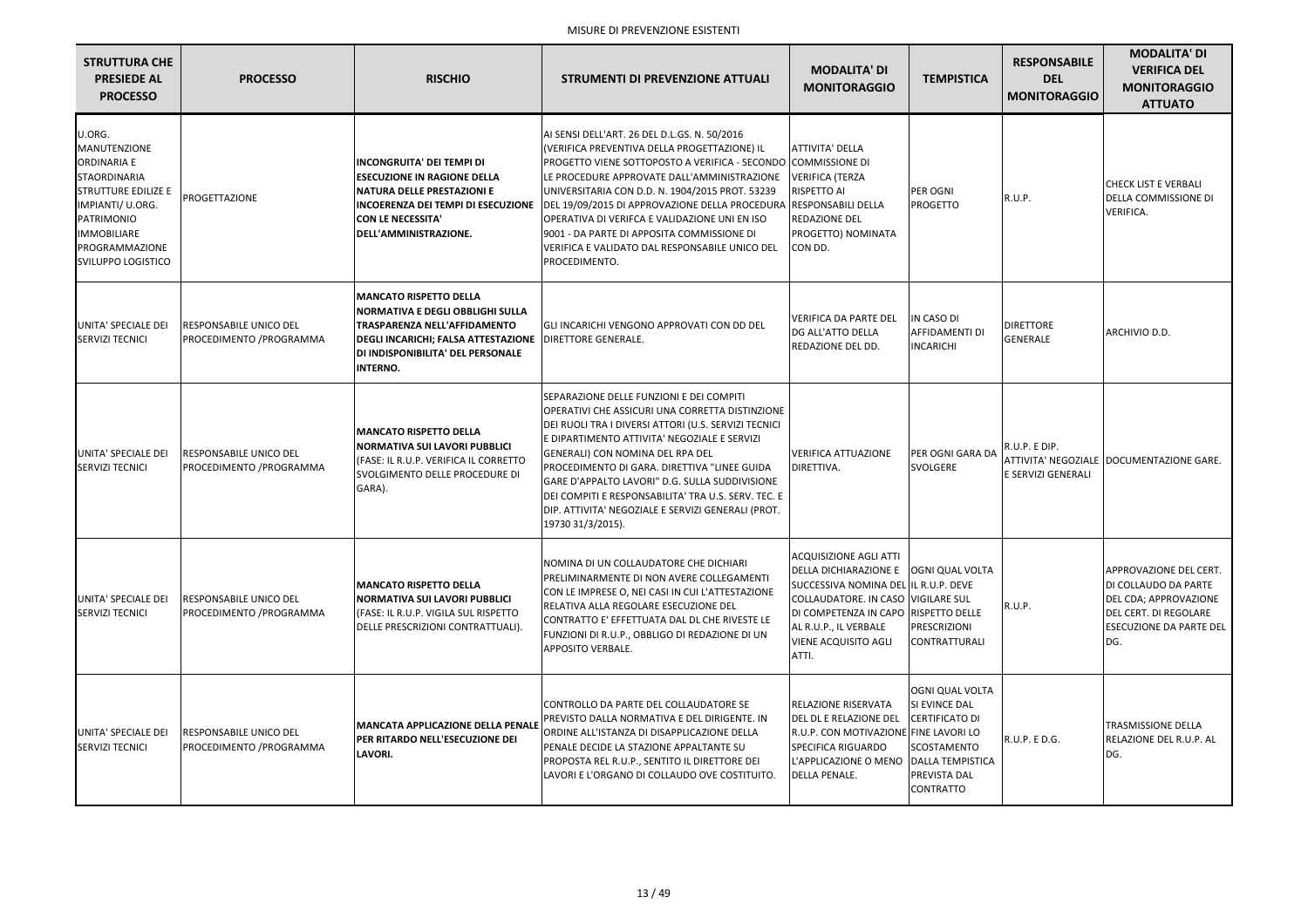MISURE DI PREVENZIONE ESISTENTI

| STRUTTURA CHE PRESIEDE AL PROCESSO | PROCESSO | RISCHIO | STRUMENTI DI PREVENZIONE ATTUALI | MODALITA' DI MONITORAGGIO | TEMPISTICA | RESPONSABILE DEL MONITORAGGIO | MODALITA' DI VERIFICA DEL MONITORAGGIO ATTUATO |
|---|---|---|---|---|---|---|---|
| U.ORG. MANUTENZIONE ORDINARIA E STAORDINARIA STRUTTURE EDILIZE E IMPIANTI/ U.ORG. PATRIMONIO IMMOBILIARE PROGRAMMAZIONE SVILUPPO LOGISTICO | PROGETTAZIONE | **INCONGRUITA' DEI TEMPI DI ESECUZIONE IN RAGIONE DELLA NATURA DELLE PRESTAZIONI E INCOERENZA DEI TEMPI DI ESECUZIONE CON LE NECESSITA' DELL'AMMINISTRAZIONE.** | AI SENSI DELL'ART. 26 DEL D.LGS. N. 50/2016 (VERIFICA PREVENTIVA DELLA PROGETTAZIONE) IL PROGETTO VIENE SOTTOPOSTO A VERIFICA - SECONDO LE PROCEDURE APPROVATE DALL'AMMINISTRAZIONE UNIVERSITARIA CON D.D. N. 1904/2015 PROT. 53239 DEL 19/09/2015 DI APPROVAZIONE DELLA PROCEDURA OPERATIVA DI VERIFCA E VALIDAZIONE UNI EN ISO 9001 - DA PARTE DI APPOSITA COMMISSIONE DI VERIFICA E VALIDATO DAL RESPONSABILE UNICO DEL PROCEDIMENTO. | ATTIVITA' DELLA COMMISSIONE DI VERIFICA (TERZA RISPETTO AI RESPONSABILI DELLA REDAZIONE DEL PROGETTO) NOMINATA CON DD. | PER OGNI PROGETTO | R.U.P. | CHECK LIST E VERBALI DELLA COMMISSIONE DI VERIFICA. |
| UNITA' SPECIALE DEI SERVIZI TECNICI | RESPONSABILE UNICO DEL PROCEDIMENTO /PROGRAMMA | **MANCATO RISPETTO DELLA NORMATIVA E DEGLI OBBLIGHI SULLA TRASPARENZA NELL'AFFIDAMENTO DEGLI INCARICHI; FALSA ATTESTAZIONE DI INDISPONIBILITA' DEL PERSONALE INTERNO.** | GLI INCARICHI VENGONO APPROVATI CON DD DEL DIRETTORE GENERALE. | VERIFICA DA PARTE DEL DG ALL'ATTO DELLA REDAZIONE DEL DD. | IN CASO DI AFFIDAMENTI DI INCARICHI | DIRETTORE GENERALE | ARCHIVIO D.D. |
| UNITA' SPECIALE DEI SERVIZI TECNICI | RESPONSABILE UNICO DEL PROCEDIMENTO /PROGRAMMA | **MANCATO RISPETTO DELLA NORMATIVA SUI LAVORI PUBBLICI** (FASE: IL R.U.P. VERIFICA IL CORRETTO SVOLGIMENTO DELLE PROCEDURE DI GARA). | SEPARAZIONE DELLE FUNZIONI E DEI COMPITI OPERATIVI CHE ASSICURI UNA CORRETTA DISTINZIONE DEI RUOLI TRA I DIVERSI ATTORI (U.S. SERVIZI TECNICI E DIPARTIMENTO ATTIVITA' NEGOZIALE E SERVIZI GENERALI) CON NOMINA DEL RPA DEL PROCEDIMENTO DI GARA. DIRETTIVA "LINEE GUIDA GARE D'APPALTO LAVORI" D.G. SULLA SUDDIVISIONE DEI COMPITI E RESPONSABILITA' TRA U.S. SERV. TEC. E DIP. ATTIVITA' NEGOZIALE E SERVIZI GENERALI (PROT. 19730 31/3/2015). | VERIFICA ATTUAZIONE DIRETTIVA. | PER OGNI GARA DA SVOLGERE | R.U.P. E DIP. ATTIVITA' NEGOZIALE E SERVIZI GENERALI | DOCUMENTAZIONE GARE. |
| UNITA' SPECIALE DEI SERVIZI TECNICI | RESPONSABILE UNICO DEL PROCEDIMENTO /PROGRAMMA | **MANCATO RISPETTO DELLA NORMATIVA SUI LAVORI PUBBLICI** (FASE: IL R.U.P. VIGILA SUL RISPETTO DELLE PRESCRIZIONI CONTRATTUALI). | NOMINA DI UN COLLAUDATORE CHE DICHIARI PRELIMINARMENTE DI NON AVERE COLLEGAMENTI CON LE IMPRESE O, NEI CASI IN CUI L'ATTESTAZIONE RELATIVA ALLA REGOLARE ESECUZIONE DEL CONTRATTO E' EFFETTUATA DAL DL CHE RIVESTE LE FUNZIONI DI R.U.P., OBBLIGO DI REDAZIONE DI UN APPOSITO VERBALE. | ACQUISIZIONE AGLI ATTI DELLA DICHIARAZIONE E SUCCESSIVA NOMINA DEL COLLAUDATORE. IN CASO DI COMPETENZA IN CAPO AL R.U.P., IL VERBALE VIENE ACQUISITO AGLI ATTI. | OGNI QUAL VOLTA IL R.U.P. DEVE VIGILARE SUL RISPETTO DELLE PRESCRIZIONI CONTRATTURALI | R.U.P. | APPROVAZIONE DEL CERT. DI COLLAUDO DA PARTE DEL CDA; APPROVAZIONE DEL CERT. DI REGOLARE ESECUZIONE DA PARTE DEL DG. |
| UNITA' SPECIALE DEI SERVIZI TECNICI | RESPONSABILE UNICO DEL PROCEDIMENTO /PROGRAMMA | **MANCATA APPLICAZIONE DELLA PENALE PER RITARDO NELL'ESECUZIONE DEI LAVORI.** | CONTROLLO DA PARTE DEL COLLAUDATORE SE PREVISTO DALLA NORMATIVA E DEL DIRIGENTE. IN ORDINE ALL'ISTANZA DI DISAPPLICAZIONE DELLA PENALE DECIDE LA STAZIONE APPALTANTE SU PROPOSTA REL R.U.P., SENTITO IL DIRETTORE DEI LAVORI E L'ORGANO DI COLLAUDO OVE COSTITUITO. | RELAZIONE RISERVATA DEL DL E RELAZIONE DEL R.U.P. CON MOTIVAZIONE SPECIFICA RIGUARDO L'APPLICAZIONE O MENO DELLA PENALE. | OGNI QUAL VOLTA SI EVINCE DAL CERTIFICATO DI FINE LAVORI LO SCOSTAMENTO DALLA TEMPISTICA PREVISTA DAL CONTRATTO | R.U.P. E D.G. | TRASMISSIONE DELLA RELAZIONE DEL R.U.P. AL DG. |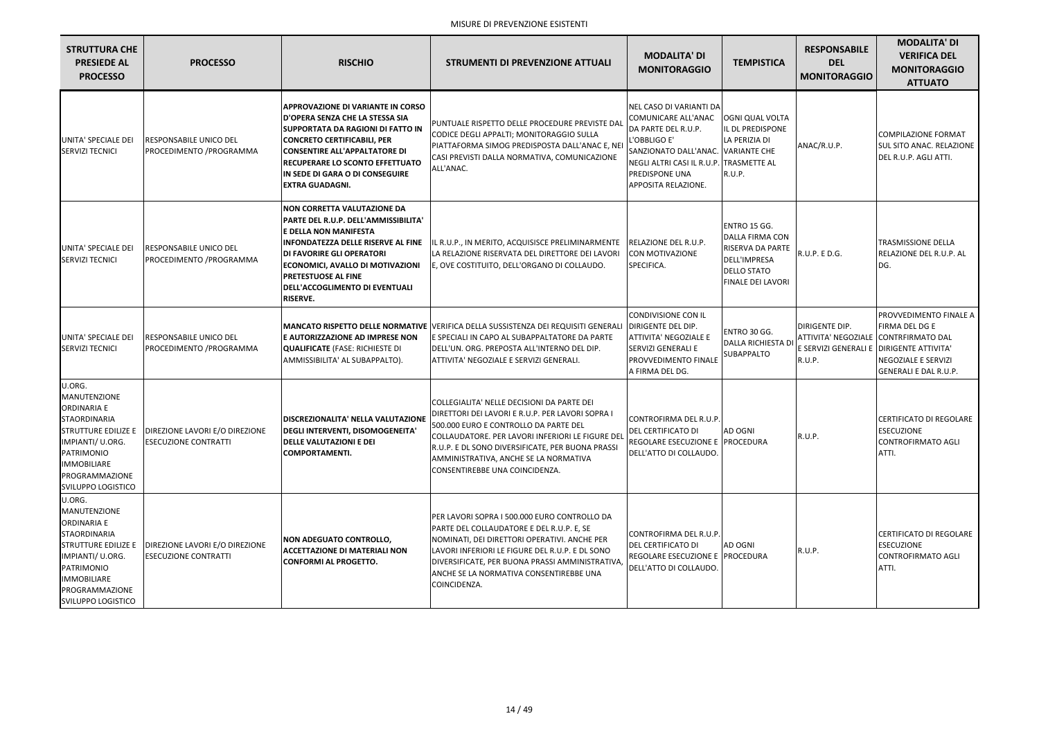MISURE DI PREVENZIONE ESISTENTI

| STRUTTURA CHE PRESIEDE AL PROCESSO | PROCESSO | RISCHIO | STRUMENTI DI PREVENZIONE ATTUALI | MODALITA' DI MONITORAGGIO | TEMPISTICA | RESPONSABILE DEL MONITORAGGIO | MODALITA' DI VERIFICA DEL MONITORAGGIO ATTUATO |
|---|---|---|---|---|---|---|---|
| UNITA' SPECIALE DEI SERVIZI TECNICI | RESPONSABILE UNICO DEL PROCEDIMENTO /PROGRAMMA | **APPROVAZIONE DI VARIANTE IN CORSO D'OPERA SENZA CHE LA STESSA SIA SUPPORTATA DA RAGIONI DI FATTO IN CONCRETO CERTIFICABILI, PER CONSENTIRE ALL'APPALTATORE DI RECUPERARE LO SCONTO EFFETTUATO IN SEDE DI GARA O DI CONSEGUIRE EXTRA GUADAGNI.** | PUNTUALE RISPETTO DELLE PROCEDURE PREVISTE DAL CODICE DEGLI APPALTI; MONITORAGGIO SULLA PIATTAFORMA SIMOG PREDISPOSTA DALL'ANAC E, NEI CASI PREVISTI DALLA NORMATIVA, COMUNICAZIONE ALL'ANAC. | NEL CASO DI VARIANTI DA COMUNICARE ALL'ANAC DA PARTE DEL R.U.P. L'OBBLIGO E' SANZIONATO DALL'ANAC. NEGLI ALTRI CASI IL R.U.P. PREDISPONE UNA APPOSITA RELAZIONE. | OGNI QUAL VOLTA IL DL PREDISPONE LA PERIZIA DI VARIANTE CHE TRASMETTE AL R.U.P. | ANAC/R.U.P. | COMPILAZIONE FORMAT SUL SITO ANAC. RELAZIONE DEL R.U.P. AGLI ATTI. |
| UNITA' SPECIALE DEI SERVIZI TECNICI | RESPONSABILE UNICO DEL PROCEDIMENTO /PROGRAMMA | **NON CORRETTA VALUTAZIONE DA PARTE DEL R.U.P. DELL'AMMISSIBILITA' E DELLA NON MANIFESTA INFONDATEZZA DELLE RISERVE AL FINE DI FAVORIRE GLI OPERATORI ECONOMICI, AVALLO DI MOTIVAZIONI PRETESTUOSE AL FINE DELL'ACCOGLIMENTO DI EVENTUALI RISERVE.** | IL R.U.P., IN MERITO, ACQUISISCE PRELIMINARMENTE LA RELAZIONE RISERVATA DEL DIRETTORE DEI LAVORI E, OVE COSTITUITO, DELL'ORGANO DI COLLAUDO. | RELAZIONE DEL R.U.P. CON MOTIVAZIONE SPECIFICA. | ENTRO 15 GG. DALLA FIRMA CON RISERVA DA PARTE DELL'IMPRESA DELLO STATO FINALE DEI LAVORI | R.U.P. E D.G. | TRASMISSIONE DELLA RELAZIONE DEL R.U.P. AL DG. |
| UNITA' SPECIALE DEI SERVIZI TECNICI | RESPONSABILE UNICO DEL PROCEDIMENTO /PROGRAMMA | **MANCATO RISPETTO DELLE NORMATIVE E AUTORIZZAZIONE AD IMPRESE NON QUALIFICATE** (FASE: RICHIESTE DI AMMISSIBILITA' AL SUBAPPALTO). | VERIFICA DELLA SUSSISTENZA DEI REQUISITI GENERALI E SPECIALI IN CAPO AL SUBAPPALTATORE DA PARTE DELL'UN. ORG. PREPOSTA ALL'INTERNO DEL DIP. ATTIVITA' NEGOZIALE E SERVIZI GENERALI. | CONDIVISIONE CON IL DIRIGENTE DEL DIP. ATTIVITA' NEGOZIALE E SERVIZI GENERALI E PROVVEDIMENTO FINALE A FIRMA DEL DG. | ENTRO 30 GG. DALLA RICHIESTA DI SUBAPPALTO | DIRIGENTE DIP. ATTIVITA' NEGOZIALE E SERVIZI GENERALI E R.U.P. | PROVVEDIMENTO FINALE A FIRMA DEL DG E CONTRFIRMATO DAL DIRIGENTE ATTIVITA' NEGOZIALE E SERVIZI GENERALI E DAL R.U.P. |
| U.ORG. MANUTENZIONE ORDINARIA E STAORDINARIA STRUTTURE EDILIZE E IMPIANTI/ U.ORG. PATRIMONIO IMMOBILIARE PROGRAMMAZIONE SVILUPPO LOGISTICO | DIREZIONE LAVORI E/O DIREZIONE ESECUZIONE CONTRATTI | **DISCREZIONALITA' NELLA VALUTAZIONE DEGLI INTERVENTI, DISOMOGENEITA' DELLE VALUTAZIONI E DEI COMPORTAMENTI.** | COLLEGIALITA' NELLE DECISIONI DA PARTE DEI DIRETTORI DEI LAVORI E R.U.P. PER LAVORI SOPRA I 500.000 EURO E CONTROLLO DA PARTE DEL COLLAUDATORE. PER LAVORI INFERIORI LE FIGURE DEL R.U.P. E DL SONO DIVERSIFICATE, PER BUONA PRASSI AMMINISTRATIVA, ANCHE SE LA NORMATIVA CONSENTIREBBE UNA COINCIDENZA. | CONTROFIRMA DEL R.U.P. DEL CERTIFICATO DI REGOLARE ESECUZIONE E DELL'ATTO DI COLLAUDO. | AD OGNI PROCEDURA | R.U.P. | CERTIFICATO DI REGOLARE ESECUZIONE CONTROFIRMATO AGLI ATTI. |
| U.ORG. MANUTENZIONE ORDINARIA E STAORDINARIA STRUTTURE EDILIZE E IMPIANTI/ U.ORG. PATRIMONIO IMMOBILIARE PROGRAMMAZIONE SVILUPPO LOGISTICO | DIREZIONE LAVORI E/O DIREZIONE ESECUZIONE CONTRATTI | **NON ADEGUATO CONTROLLO, ACCETTAZIONE DI MATERIALI NON CONFORMI AL PROGETTO.** | PER LAVORI SOPRA I 500.000 EURO CONTROLLO DA PARTE DEL COLLAUDATORE E DEL R.U.P. E, SE NOMINATI, DEI DIRETTORI OPERATIVI. ANCHE PER LAVORI INFERIORI LE FIGURE DEL R.U.P. E DL SONO DIVERSIFICATE, PER BUONA PRASSI AMMINISTRATIVA, ANCHE SE LA NORMATIVA CONSENTIREBBE UNA COINCIDENZA. | CONTROFIRMA DEL R.U.P. DEL CERTIFICATO DI REGOLARE ESECUZIONE E DELL'ATTO DI COLLAUDO. | AD OGNI PROCEDURA | R.U.P. | CERTIFICATO DI REGOLARE ESECUZIONE CONTROFIRMATO AGLI ATTI. |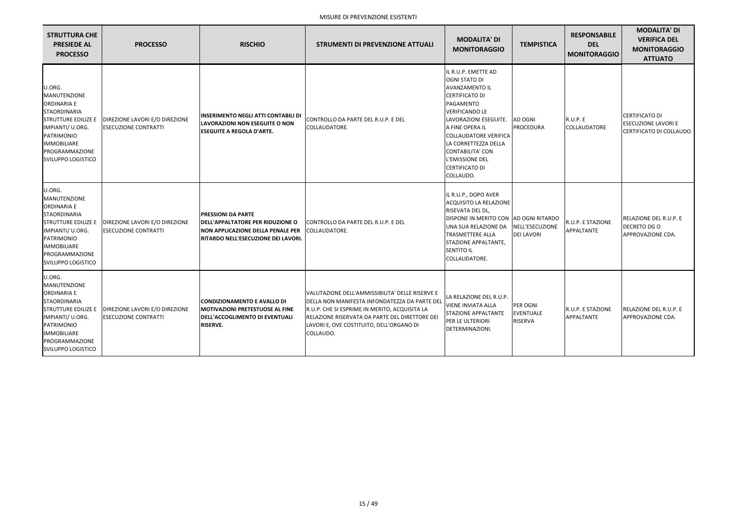MISURE DI PREVENZIONE ESISTENTI

| STRUTTURA CHE PRESIEDE AL PROCESSO | PROCESSO | RISCHIO | STRUMENTI DI PREVENZIONE ATTUALI | MODALITA' DI MONITORAGGIO | TEMPISTICA | RESPONSABILE DEL MONITORAGGIO | MODALITA' DI VERIFICA DEL MONITORAGGIO ATTUATO |
|---|---|---|---|---|---|---|---|
| U.ORG. MANUTENZIONE ORDINARIA E STAORDINARIA STRUTTURE EDILIZE E IMPIANTI/ U.ORG. PATRIMONIO IMMOBILIARE PROGRAMMAZIONE SVILUPPO LOGISTICO | DIREZIONE LAVORI E/O DIREZIONE ESECUZIONE CONTRATTI | **INSERIMENTO NEGLI ATTI CONTABILI DI LAVORAZIONI NON ESEGUITE O NON ESEGUITE A REGOLA D'ARTE.** | CONTROLLO DA PARTE DEL R.U.P. E DEL COLLAUDATORE. | IL R.U.P. EMETTE AD OGNI STATO DI AVANZAMENTO IL CERTIFICATO DI PAGAMENTO VERIFICANDO LE LAVORAZIONI ESEGUITE. A FINE OPERA IL COLLAUDATORE VERIFICA LA CORRETTEZZA DELLA CONTABILITA' CON L'EMISSIONE DEL CERTIFICATO DI COLLAUDO. | AD OGNI PROCEDURA | R.U.P. E COLLAUDATORE | CERTIFICATO DI ESECUZIONE LAVORI E CERTIFICATO DI COLLAUDO. |
| U.ORG. MANUTENZIONE ORDINARIA E STAORDINARIA STRUTTURE EDILIZE E IMPIANTI/ U.ORG. PATRIMONIO IMMOBILIARE PROGRAMMAZIONE SVILUPPO LOGISTICO | DIREZIONE LAVORI E/O DIREZIONE ESECUZIONE CONTRATTI | **PRESSIONI DA PARTE DELL'APPALTATORE PER RIDUZIONE O NON APPLICAZIONE DELLA PENALE PER RITARDO NELL'ESECUZIONE DEI LAVORI.** | CONTROLLO DA PARTE DEL R.U.P. E DEL COLLAUDATORE. | IL R.U.P., DOPO AVER ACQUISITO LA RELAZIONE RISEVATA DEL DL, DISPONE IN MERITO CON UNA SUA RELAZIONE DA TRASMETTERE ALLA STAZIONE APPALTANTE, SENTITO IL COLLAUDATORE. | AD OGNI RITARDO NELL'ESECUZIONE DEI LAVORI | R.U.P. E STAZIONE APPALTANTE | RELAZIONE DEL R.U.P. E DECRETO DG O APPROVAZIONE CDA. |
| U.ORG. MANUTENZIONE ORDINARIA E STAORDINARIA STRUTTURE EDILIZE E IMPIANTI/ U.ORG. PATRIMONIO IMMOBILIARE PROGRAMMAZIONE SVILUPPO LOGISTICO | DIREZIONE LAVORI E/O DIREZIONE ESECUZIONE CONTRATTI | **CONDIZIONAMENTO E AVALLO DI MOTIVAZIONI PRETESTUOSE AL FINE DELL'ACCOGLIMENTO DI EVENTUALI RISERVE.** | VALUTAZIONE DELL'AMMISSIBILITA' DELLE RISERVE E DELLA NON MANIFESTA INFONDATEZZA DA PARTE DEL R.U.P. CHE SI ESPRIME IN MERITO, ACQUISITA LA RELAZIONE RISERVATA DA PARTE DEL DIRETTORE DEI LAVORI E, OVE COSTITUITO, DELL'ORGANO DI COLLAUDO. | LA RELAZIONE DEL R.U.P. VIENE INVIATA ALLA STAZIONE APPALTANTE PER LE ULTERIORI DETERMINAZIONI. | PER OGNI EVENTUALE RISERVA | R.U.P. E STAZIONE APPALTANTE | RELAZIONE DEL R.U.P. E APPROVAZIONE CDA. |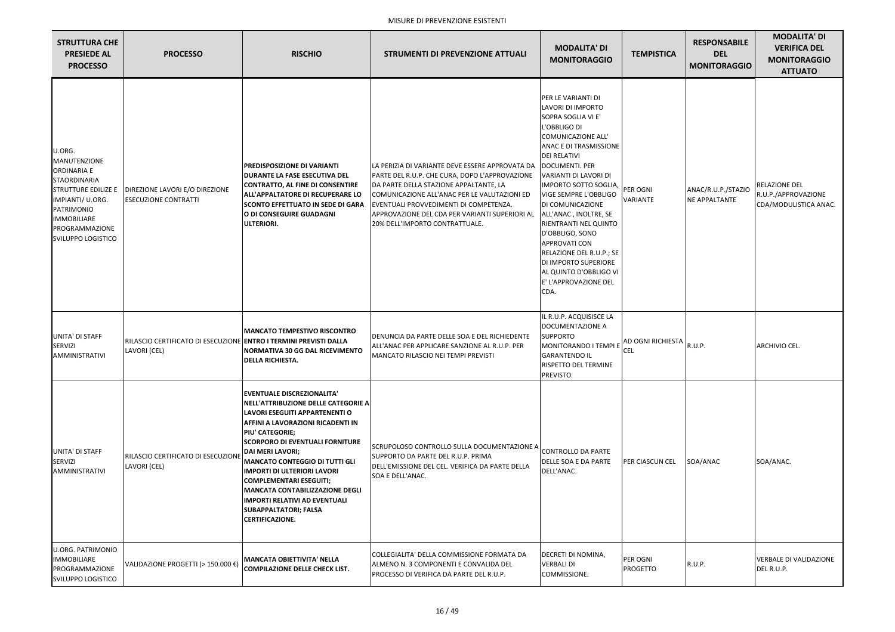MISURE DI PREVENZIONE ESISTENTI

| STRUTTURA CHE PRESIEDE AL PROCESSO | PROCESSO | RISCHIO | STRUMENTI DI PREVENZIONE ATTUALI | MODALITA' DI MONITORAGGIO | TEMPISTICA | RESPONSABILE DEL MONITORAGGIO | MODALITA' DI VERIFICA DEL MONITORAGGIO ATTUATO |
|---|---|---|---|---|---|---|---|
| U.ORG. MANUTENZIONE ORDINARIA E STAORDINARIA STRUTTURE EDILIZE E IMPIANTI/ U.ORG. PATRIMONIO IMMOBILIARE PROGRAMMAZIONE SVILUPPO LOGISTICO | DIREZIONE LAVORI E/O DIREZIONE ESECUZIONE CONTRATTI | **PREDISPOSIZIONE DI VARIANTI DURANTE LA FASE ESECUTIVA DEL CONTRATTO, AL FINE DI CONSENTIRE ALL'APPALTATORE DI RECUPERARE LO SCONTO EFFETTUATO IN SEDE DI GARA O DI CONSEGUIRE GUADAGNI ULTERIORI.** | LA PERIZIA DI VARIANTE DEVE ESSERE APPROVATA DA PARTE DEL R.U.P. CHE CURA, DOPO L'APPROVAZIONE DA PARTE DELLA STAZIONE APPALTANTE, LA COMUNICAZIONE ALL'ANAC PER LE VALUTAZIONI ED EVENTUALI PROVVEDIMENTI DI COMPETENZA. APPROVAZIONE DEL CDA PER VARIANTI SUPERIORI AL 20% DELL'IMPORTO CONTRATTUALE. | PER LE VARIANTI DI LAVORI DI IMPORTO SOPRA SOGLIA VI E' L'OBBLIGO DI COMUNICAZIONE ALL' ANAC E DI TRASMISSIONE DEI RELATIVI DOCUMENTI. PER VARIANTI DI LAVORI DI IMPORTO SOTTO SOGLIA, VIGE SEMPRE L'OBBLIGO DI COMUNICAZIONE ALL'ANAC , INOLTRE, SE RIENTRANTI NEL QUINTO D'OBBLIGO, SONO APPROVATI CON RELAZIONE DEL R.U.P.; SE DI IMPORTO SUPERIORE AL QUINTO D'OBBLIGO VI E' L'APPROVAZIONE DEL CDA. | PER OGNI VARIANTE | ANAC/R.U.P./STAZIONE APPALTANTE | RELAZIONE DEL R.U.P./APPROVAZIONE CDA/MODULISTICA ANAC. |
| UNITA' DI STAFF SERVIZI AMMINISTRATIVI | RILASCIO CERTIFICATO DI ESECUZIONE LAVORI (CEL) | **MANCATO TEMPESTIVO RISCONTRO ENTRO I TERMINI PREVISTI DALLA NORMATIVA 30 GG DAL RICEVIMENTO DELLA RICHIESTA.** | DENUNCIA DA PARTE DELLE SOA E DEL RICHIEDENTE ALL'ANAC PER APPLICARE SANZIONE AL R.U.P. PER MANCATO RILASCIO NEI TEMPI PREVISTI | IL R.U.P. ACQUISISCE LA DOCUMENTAZIONE A SUPPORTO MONITORANDO I TEMPI E GARANTENDO IL RISPETTO DEL TERMINE PREVISTO. | AD OGNI RICHIESTA CEL | R.U.P. | ARCHIVIO CEL. |
| UNITA' DI STAFF SERVIZI AMMINISTRATIVI | RILASCIO CERTIFICATO DI ESECUZIONE LAVORI (CEL) | **EVENTUALE DISCREZIONALITA' NELL'ATTRIBUZIONE DELLE CATEGORIE A LAVORI ESEGUITI APPARTENENTI O AFFINI A LAVORAZIONI RICADENTI IN PIU' CATEGORIE; SCORPORO DI EVENTUALI FORNITURE DAI MERI LAVORI; MANCATO CONTEGGIO DI TUTTI GLI IMPORTI DI ULTERIORI LAVORI COMPLEMENTARI ESEGUITI; MANCATA CONTABILIZZAZIONE DEGLI IMPORTI RELATIVI AD EVENTUALI SUBAPPALTATORI; FALSA CERTIFICAZIONE.** | SCRUPOLOSO CONTROLLO SULLA DOCUMENTAZIONE A SUPPORTO DA PARTE DEL R.U.P. PRIMA DELL'EMISSIONE DEL CEL. VERIFICA DA PARTE DELLA SOA E DELL'ANAC. | CONTROLLO DA PARTE DELLE SOA E DA PARTE DELL'ANAC. | PER CIASCUN CEL | SOA/ANAC | SOA/ANAC. |
| U.ORG. PATRIMONIO IMMOBILIARE PROGRAMMAZIONE SVILUPPO LOGISTICO | VALIDAZIONE PROGETTI (> 150.000 €) | **MANCATA OBIETTIVITA' NELLA COMPILAZIONE DELLE CHECK LIST.** | COLLEGIALITA' DELLA COMMISSIONE FORMATA DA ALMENO N. 3 COMPONENTI E CONVALIDA DEL PROCESSO DI VERIFICA DA PARTE DEL R.U.P. | DECRETI DI NOMINA, VERBALI DI COMMISSIONE. | PER OGNI PROGETTO | R.U.P. | VERBALE DI VALIDAZIONE DEL R.U.P. |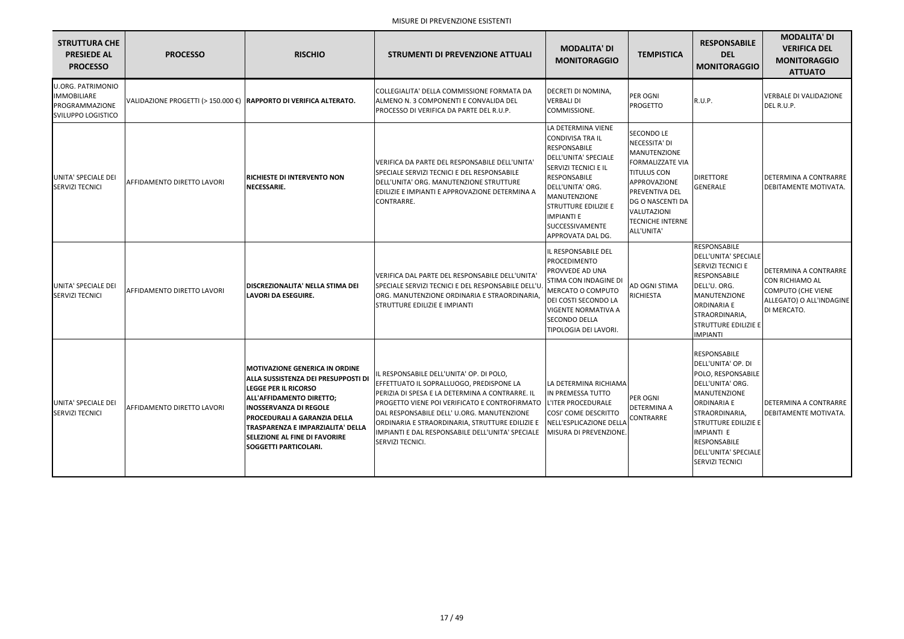MISURE DI PREVENZIONE ESISTENTI

| STRUTTURA CHE PRESIEDE AL PROCESSO | PROCESSO | RISCHIO | STRUMENTI DI PREVENZIONE ATTUALI | MODALITA' DI MONITORAGGIO | TEMPISTICA | RESPONSABILE DEL MONITORAGGIO | MODALITA' DI VERIFICA DEL MONITORAGGIO ATTUATO |
|---|---|---|---|---|---|---|---|
| U.ORG. PATRIMONIO IMMOBILIARE PROGRAMMAZIONE SVILUPPO LOGISTICO | VALIDAZIONE PROGETTI (> 150.000 €) | **RAPPORTO DI VERIFICA ALTERATO.** | COLLEGIALITA' DELLA COMMISSIONE FORMATA DA ALMENO N. 3 COMPONENTI E CONVALIDA DEL PROCESSO DI VERIFICA DA PARTE DEL R.U.P. | DECRETI DI NOMINA, VERBALI DI COMMISSIONE. | PER OGNI PROGETTO | R.U.P. | VERBALE DI VALIDAZIONE DEL R.U.P. |
| UNITA' SPECIALE DEI SERVIZI TECNICI | AFFIDAMENTO DIRETTO LAVORI | **RICHIESTE DI INTERVENTO NON NECESSARIE.** | VERIFICA DA PARTE DEL RESPONSABILE DELL'UNITA' SPECIALE SERVIZI TECNICI E DEL RESPONSABILE DELL'UNITA' ORG. MANUTENZIONE STRUTTURE EDILIZIE E IMPIANTI E APPROVAZIONE DETERMINA A CONTRARRE. | LA DETERMINA VIENE CONDIVISA TRA IL RESPONSABILE DELL'UNITA' SPECIALE SERVIZI TECNICI E IL RESPONSABILE DELL'UNITA' ORG. MANUTENZIONE STRUTTURE EDILIZIE E IMPIANTI E SUCCESSIVAMENTE APPROVATA DAL DG. | SECONDO LE NECESSITA' DI MANUTENZIONE FORMALIZZATE VIA TITULUS CON APPROVAZIONE PREVENTIVA DEL DG O NASCENTI DA VALUTAZIONI TECNICHE INTERNE ALL'UNITA' | DIRETTORE GENERALE | DETERMINA A CONTRARRE DEBITAMENTE MOTIVATA. |
| UNITA' SPECIALE DEI SERVIZI TECNICI | AFFIDAMENTO DIRETTO LAVORI | **DISCREZIONALITA' NELLA STIMA DEI LAVORI DA ESEGUIRE.** | VERIFICA DAL PARTE DEL RESPONSABILE DELL'UNITA' SPECIALE SERVIZI TECNICI E DEL RESPONSABILE DELL'U. ORG. MANUTENZIONE ORDINARIA E STRAORDINARIA, STRUTTURE EDILIZIE E IMPIANTI | IL RESPONSABILE DEL PROCEDIMENTO PROVVEDE AD UNA STIMA CON INDAGINE DI MERCATO O COMPUTO DEI COSTI SECONDO LA VIGENTE NORMATIVA A SECONDO DELLA TIPOLOGIA DEI LAVORI. | AD OGNI STIMA RICHIESTA | RESPONSABILE DELL'UNITA' SPECIALE SERVIZI TECNICI E RESPONSABILE DELL'U. ORG. MANUTENZIONE ORDINARIA E STRAORDINARIA, STRUTTURE EDILIZIE E IMPIANTI | DETERMINA A CONTRARRE CON RICHIAMO AL COMPUTO (CHE VIENE ALLEGATO) O ALL'INDAGINE DI MERCATO. |
| UNITA' SPECIALE DEI SERVIZI TECNICI | AFFIDAMENTO DIRETTO LAVORI | **MOTIVAZIONE GENERICA IN ORDINE ALLA SUSSISTENZA DEI PRESUPPOSTI DI LEGGE PER IL RICORSO ALL'AFFIDAMENTO DIRETTO; INOSSERVANZA DI REGOLE PROCEDURALI A GARANZIA DELLA TRASPARENZA E IMPARZIALITA' DELLA SELEZIONE AL FINE DI FAVORIRE SOGGETTI PARTICOLARI.** | IL RESPONSABILE DELL'UNITA' OP. DI POLO, EFFETTUATO IL SOPRALLUOGO, PREDISPONE LA PERIZIA DI SPESA E LA DETERMINA A CONTRARRE. IL PROGETTO VIENE POI VERIFICATO E CONTROFIRMATO DAL RESPONSABILE DELL' U.ORG. MANUTENZIONE ORDINARIA E STRAORDINARIA, STRUTTURE EDILIZIE E IMPIANTI E DAL RESPONSABILE DELL'UNITA' SPECIALE SERVIZI TECNICI. | LA DETERMINA RICHIAMA IN PREMESSA TUTTO L'ITER PROCEDURALE COSI' COME DESCRITTO NELL'ESPLICAZIONE DELLA MISURA DI PREVENZIONE. | PER OGNI DETERMINA A CONTRARRE | RESPONSABILE DELL'UNITA' OP. DI POLO, RESPONSABILE DELL'UNITA' ORG. MANUTENZIONE ORDINARIA E STRAORDINARIA, STRUTTURE EDILIZIE E IMPIANTI E RESPONSABILE DELL'UNITA' SPECIALE SERVIZI TECNICI | DETERMINA A CONTRARRE DEBITAMENTE MOTIVATA. |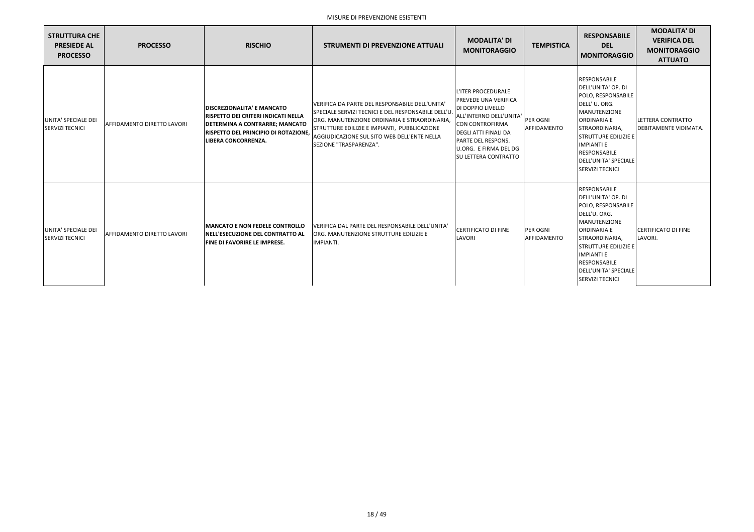MISURE DI PREVENZIONE ESISTENTI

| STRUTTURA CHE PRESIEDE AL PROCESSO | PROCESSO | RISCHIO | STRUMENTI DI PREVENZIONE ATTUALI | MODALITA' DI MONITORAGGIO | TEMPISTICA | RESPONSABILE DEL MONITORAGGIO | MODALITA' DI VERIFICA DEL MONITORAGGIO ATTUATO |
|---|---|---|---|---|---|---|---|
| UNITA' SPECIALE DEI SERVIZI TECNICI | AFFIDAMENTO DIRETTO LAVORI | **DISCREZIONALITA' E MANCATO RISPETTO DEI CRITERI INDICATI NELLA DETERMINA A CONTRARRE; MANCATO RISPETTO DEL PRINCIPIO DI ROTAZIONE, LIBERA CONCORRENZA.** | VERIFICA DA PARTE DEL RESPONSABILE DELL'UNITA' SPECIALE SERVIZI TECNICI E DEL RESPONSABILE DELL'U. ORG. MANUTENZIONE ORDINARIA E STRAORDINARIA, STRUTTURE EDILIZIE E IMPIANTI, PUBBLICAZIONE AGGIUDICAZIONE SUL SITO WEB DELL'ENTE NELLA SEZIONE "TRASPARENZA". | L'ITER PROCEDURALE PREVEDE UNA VERIFICA DI DOPPIO LIVELLO ALL'INTERNO DELL'UNITA' CON CONTROFIRMA DEGLI ATTI FINALI DA PARTE DEL RESPONS. U.ORG. E FIRMA DEL DG SU LETTERA CONTRATTO | PER OGNI AFFIDAMENTO | RESPONSABILE DELL'UNITA' OP. DI POLO, RESPONSABILE DELL' U. ORG. MANUTENZIONE ORDINARIA E STRAORDINARIA, STRUTTURE EDILIZIE E IMPIANTI E RESPONSABILE DELL'UNITA' SPECIALE SERVIZI TECNICI | LETTERA CONTRATTO DEBITAMENTE VIDIMATA. |
| UNITA' SPECIALE DEI SERVIZI TECNICI | AFFIDAMENTO DIRETTO LAVORI | **MANCATO E NON FEDELE CONTROLLO NELL'ESECUZIONE DEL CONTRATTO AL FINE DI FAVORIRE LE IMPRESE.** | VERIFICA DAL PARTE DEL RESPONSABILE DELL'UNITA' ORG. MANUTENZIONE STRUTTURE EDILIZIE E IMPIANTI. | CERTIFICATO DI FINE LAVORI | PER OGNI AFFIDAMENTO | RESPONSABILE DELL'UNITA' OP. DI POLO, RESPONSABILE DELL'U. ORG. MANUTENZIONE ORDINARIA E STRAORDINARIA, STRUTTURE EDILIZIE E IMPIANTI E RESPONSABILE DELL'UNITA' SPECIALE SERVIZI TECNICI | CERTIFICATO DI FINE LAVORI. |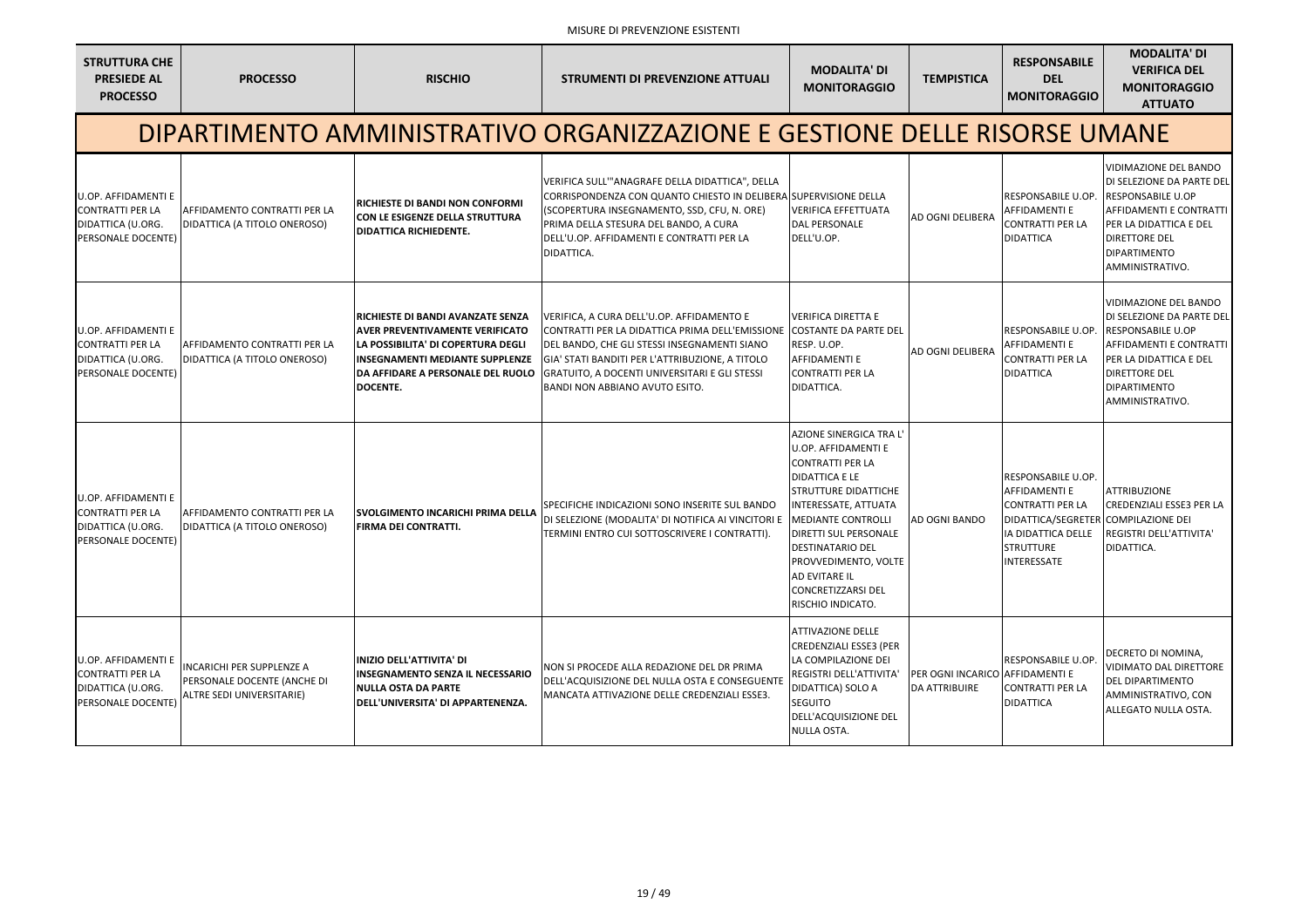MISURE DI PREVENZIONE ESISTENTI

| STRUTTURA CHE PRESIEDE AL PROCESSO | PROCESSO | RISCHIO | STRUMENTI DI PREVENZIONE ATTUALI | MODALITA' DI MONITORAGGIO | TEMPISTICA | RESPONSABILE DEL MONITORAGGIO | MODALITA' DI VERIFICA DEL MONITORAGGIO ATTUATO |
|---|---|---|---|---|---|---|---|
| **DIPARTIMENTO AMMINISTRATIVO ORGANIZZAZIONE E GESTIONE DELLE RISORSE UMANE** | | | | | | | |
| U.OP. AFFIDAMENTI E CONTRATTI PER LA DIDATTICA (U.ORG. PERSONALE DOCENTE) | AFFIDAMENTO CONTRATTI PER LA DIDATTICA (A TITOLO ONEROSO) | **RICHIESTE DI BANDI NON CONFORMI CON LE ESIGENZE DELLA STRUTTURA DIDATTICA RICHIEDENTE.** | VERIFICA SULL'"ANAGRAFE DELLA DIDATTICA", DELLA CORRISPONDENZA CON QUANTO CHIESTO IN DELIBERA (SCOPERTURA INSEGNAMENTO, SSD, CFU, N. ORE) PRIMA DELLA STESURA DEL BANDO, A CURA DELL'U.OP. AFFIDAMENTI E CONTRATTI PER LA DIDATTICA. | SUPERVISIONE DELLA VERIFICA EFFETTUATA DAL PERSONALE DELL'U.OP. | AD OGNI DELIBERA | RESPONSABILE U.OP. AFFIDAMENTI E CONTRATTI PER LA DIDATTICA | VIDIMAZIONE DEL BANDO DI SELEZIONE DA PARTE DEL RESPONSABILE U.OP AFFIDAMENTI E CONTRATTI PER LA DIDATTICA E DEL DIRETTORE DEL DIPARTIMENTO AMMINISTRATIVO. |
| U.OP. AFFIDAMENTI E CONTRATTI PER LA DIDATTICA (U.ORG. PERSONALE DOCENTE) | AFFIDAMENTO CONTRATTI PER LA DIDATTICA (A TITOLO ONEROSO) | **RICHIESTE DI BANDI AVANZATE SENZA AVER PREVENTIVAMENTE VERIFICATO LA POSSIBILITA' DI COPERTURA DEGLI INSEGNAMENTI MEDIANTE SUPPLENZE DA AFFIDARE A PERSONALE DEL RUOLO DOCENTE.** | VERIFICA, A CURA DELL'U.OP. AFFIDAMENTO E CONTRATTI PER LA DIDATTICA PRIMA DELL'EMISSIONE DEL BANDO, CHE GLI STESSI INSEGNAMENTI SIANO GIA' STATI BANDITI PER L'ATTRIBUZIONE, A TITOLO GRATUITO, A DOCENTI UNIVERSITARI E GLI STESSI BANDI NON ABBIANO AVUTO ESITO. | VERIFICA DIRETTA E COSTANTE DA PARTE DEL RESP. U.OP. AFFIDAMENTI E CONTRATTI PER LA DIDATTICA. | AD OGNI DELIBERA | RESPONSABILE U.OP. AFFIDAMENTI E CONTRATTI PER LA DIDATTICA | VIDIMAZIONE DEL BANDO DI SELEZIONE DA PARTE DEL RESPONSABILE U.OP AFFIDAMENTI E CONTRATTI PER LA DIDATTICA E DEL DIRETTORE DEL DIPARTIMENTO AMMINISTRATIVO. |
| U.OP. AFFIDAMENTI E CONTRATTI PER LA DIDATTICA (U.ORG. PERSONALE DOCENTE) | AFFIDAMENTO CONTRATTI PER LA DIDATTICA (A TITOLO ONEROSO) | **SVOLGIMENTO INCARICHI PRIMA DELLA FIRMA DEI CONTRATTI.** | SPECIFICHE INDICAZIONI SONO INSERITE SUL BANDO DI SELEZIONE (MODALITA' DI NOTIFICA AI VINCITORI E TERMINI ENTRO CUI SOTTOSCRIVERE I CONTRATTI). | AZIONE SINERGICA TRA L' U.OP. AFFIDAMENTI E CONTRATTI PER LA DIDATTICA E LE STRUTTURE DIDATTICHE INTERESSATE, ATTUATA MEDIANTE CONTROLLI DIRETTI SUL PERSONALE DESTINATARIO DEL PROVVEDIMENTO, VOLTE AD EVITARE IL CONCRETIZZARSI DEL RISCHIO INDICATO. | AD OGNI BANDO | RESPONSABILE U.OP. AFFIDAMENTI E CONTRATTI PER LA DIDATTICA/SEGRETERIA DIDATTICA DELLE STRUTTURE INTERESSATE | ATTRIBUZIONE CREDENZIALI ESSE3 PER LA COMPILAZIONE DEI REGISTRI DELL'ATTIVITA' DIDATTICA. |
| U.OP. AFFIDAMENTI E CONTRATTI PER LA DIDATTICA (U.ORG. PERSONALE DOCENTE) | INCARICHI PER SUPPLENZE A PERSONALE DOCENTE (ANCHE DI ALTRE SEDI UNIVERSITARIE) | **INIZIO DELL'ATTIVITA' DI INSEGNAMENTO SENZA IL NECESSARIO NULLA OSTA DA PARTE DELL'UNIVERSITA' DI APPARTENENZA.** | NON SI PROCEDE ALLA REDAZIONE DEL DR PRIMA DELL'ACQUISIZIONE DEL NULLA OSTA E CONSEGUENTE MANCATA ATTIVAZIONE DELLE CREDENZIALI ESSE3. | ATTIVAZIONE DELLE CREDENZIALI ESSE3 (PER LA COMPILAZIONE DEI REGISTRI DELL'ATTIVITA' DIDATTICA) SOLO A SEGUITO DELL'ACQUISIZIONE DEL NULLA OSTA. | PER OGNI INCARICO DA ATTRIBUIRE | RESPONSABILE U.OP. AFFIDAMENTI E CONTRATTI PER LA DIDATTICA | DECRETO DI NOMINA, VIDIMATO DAL DIRETTORE DEL DIPARTIMENTO AMMINISTRATIVO, CON ALLEGATO NULLA OSTA. |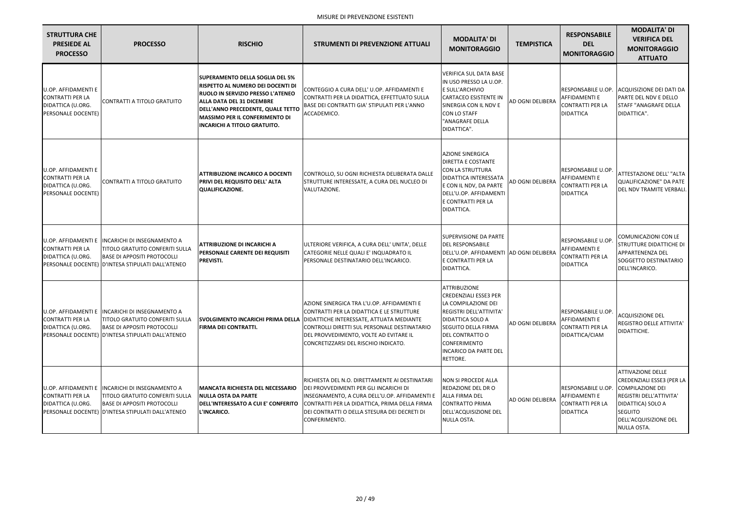MISURE DI PREVENZIONE ESISTENTI

| STRUTTURA CHE PRESIEDE AL PROCESSO | PROCESSO | RISCHIO | STRUMENTI DI PREVENZIONE ATTUALI | MODALITA' DI MONITORAGGIO | TEMPISTICA | RESPONSABILE DEL MONITORAGGIO | MODALITA' DI VERIFICA DEL MONITORAGGIO ATTUATO |
|---|---|---|---|---|---|---|---|
| U.OP. AFFIDAMENTI E CONTRATTI PER LA DIDATTICA (U.ORG. PERSONALE DOCENTE) | CONTRATTI A TITOLO GRATUITO | **SUPERAMENTO DELLA SOGLIA DEL 5% RISPETTO AL NUMERO DEI DOCENTI DI RUOLO IN SERVIZIO PRESSO L'ATENEO ALLA DATA DEL 31 DICEMBRE DELL'ANNO PRECEDENTE, QUALE TETTO MASSIMO PER IL CONFERIMENTO DI INCARICHI A TITOLO GRATUITO.** | CONTEGGIO A CURA DELL' U.OP. AFFIDAMENTI E CONTRATTI PER LA DIDATTICA, EFFETTUATO SULLA BASE DEI CONTRATTI GIA' STIPULATI PER L'ANNO ACCADEMICO. | VERIFICA SUL DATA BASE IN USO PRESSO LA U.OP. E SULL'ARCHIVIO CARTACEO ESISTENTE IN SINERGIA CON IL NDV E CON LO STAFF "ANAGRAFE DELLA DIDATTICA". | AD OGNI DELIBERA | RESPONSABILE U.OP. AFFIDAMENTI E CONTRATTI PER LA DIDATTICA | ACQUISIZIONE DEI DATI DA PARTE DEL NDV E DELLO STAFF "ANAGRAFE DELLA DIDATTICA". |
| U.OP. AFFIDAMENTI E CONTRATTI PER LA DIDATTICA (U.ORG. PERSONALE DOCENTE) | CONTRATTI A TITOLO GRATUITO | **ATTRIBUZIONE INCARICO A DOCENTI PRIVI DEL REQUISITO DELL' ALTA QUALIFICAZIONE.** | CONTROLLO, SU OGNI RICHIESTA DELIBERATA DALLE STRUTTURE INTERESSATE, A CURA DEL NUCLEO DI VALUTAZIONE. | AZIONE SINERGICA DIRETTA E COSTANTE CON LA STRUTTURA DIDATTICA INTERESSATA E CON IL NDV, DA PARTE DELL'U.OP. AFFIDAMENTI E CONTRATTI PER LA DIDATTICA. | AD OGNI DELIBERA | RESPONSABILE U.OP. AFFIDAMENTI E CONTRATTI PER LA DIDATTICA | ATTESTAZIONE DELL' "ALTA QUALIFICAZIONE" DA PATE DEL NDV TRAMITE VERBALI. |
| U.OP. AFFIDAMENTI E CONTRATTI PER LA DIDATTICA (U.ORG. PERSONALE DOCENTE) | INCARICHI DI INSEGNAMENTO A TITOLO GRATUITO CONFERITI SULLA BASE DI APPOSITI PROTOCOLLI D'INTESA STIPULATI DALL'ATENEO | **ATTRIBUZIONE DI INCARICHI A PERSONALE CARENTE DEI REQUISITI PREVISTI.** | ULTERIORE VERIFICA, A CURA DELL' UNITA', DELLE CATEGORIE NELLE QUALI E' INQUADRATO IL PERSONALE DESTINATARIO DELL'INCARICO. | SUPERVISIONE DA PARTE DEL RESPONSABILE DELL'U.OP. AFFIDAMENTI E CONTRATTI PER LA DIDATTICA. | AD OGNI DELIBERA | RESPONSABILE U.OP. AFFIDAMENTI E CONTRATTI PER LA DIDATTICA | COMUNICAZIONI CON LE STRUTTURE DIDATTICHE DI APPARTENENZA DEL SOGGETTO DESTINATARIO DELL'INCARICO. |
| U.OP. AFFIDAMENTI E CONTRATTI PER LA DIDATTICA (U.ORG. PERSONALE DOCENTE) | INCARICHI DI INSEGNAMENTO A TITOLO GRATUITO CONFERITI SULLA BASE DI APPOSITI PROTOCOLLI D'INTESA STIPULATI DALL'ATENEO | **SVOLGIMENTO INCARICHI PRIMA DELLA FIRMA DEI CONTRATTI.** | AZIONE SINERGICA TRA L'U.OP. AFFIDAMENTI E CONTRATTI PER LA DIDATTICA E LE STRUTTURE DIDATTICHE INTERESSATE, ATTUATA MEDIANTE CONTROLLI DIRETTI SUL PERSONALE DESTINATARIO DEL PROVVEDIMENTO, VOLTE AD EVITARE IL CONCRETIZZARSI DEL RISCHIO INDICATO. | ATTRIBUZIONE CREDENZIALI ESSE3 PER LA COMPILAZIONE DEI REGISTRI DELL'ATTIVITA' DIDATTICA SOLO A SEGUITO DELLA FIRMA DEL CONTRATTO O CONFERIMENTO INCARICO DA PARTE DEL RETTORE. | AD OGNI DELIBERA | RESPONSABILE U.OP. AFFIDAMENTI E CONTRATTI PER LA DIDATTICA/CIAM | ACQUISIZIONE DEL REGISTRO DELLE ATTIVITA' DIDATTICHE. |
| U.OP. AFFIDAMENTI E CONTRATTI PER LA DIDATTICA (U.ORG. PERSONALE DOCENTE) | INCARICHI DI INSEGNAMENTO A TITOLO GRATUITO CONFERITI SULLA BASE DI APPOSITI PROTOCOLLI D'INTESA STIPULATI DALL'ATENEO | **MANCATA RICHIESTA DEL NECESSARIO NULLA OSTA DA PARTE DELL'INTERESSATO A CUI E' CONFERITO L'INCARICO.** | RICHIESTA DEL N.O. DIRETTAMENTE AI DESTINATARI DEI PROVVEDIMENTI PER GLI INCARICHI DI INSEGNAMENTO, A CURA DELL'U.OP. AFFIDAMENTI E CONTRATTI PER LA DIDATTICA, PRIMA DELLA FIRMA DEI CONTRATTI O DELLA STESURA DEI DECRETI DI CONFERIMENTO. | NON SI PROCEDE ALLA REDAZIONE DEL DR O ALLA FIRMA DEL CONTRATTO PRIMA DELL'ACQUISIZIONE DEL NULLA OSTA. | AD OGNI DELIBERA | RESPONSABILE U.OP. AFFIDAMENTI E CONTRATTI PER LA DIDATTICA | ATTIVAZIONE DELLE CREDENZIALI ESSE3 (PER LA COMPILAZIONE DEI REGISTRI DELL'ATTIVITA' DIDATTICA) SOLO A SEGUITO DELL'ACQUISIZIONE DEL NULLA OSTA. |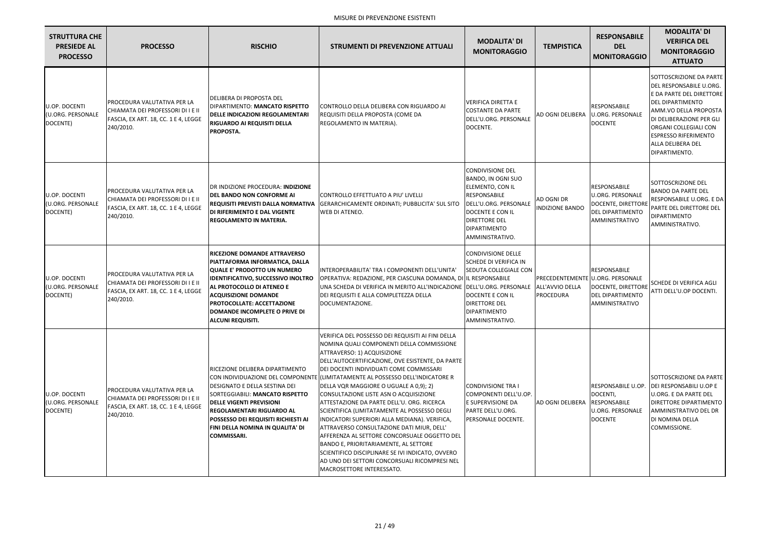MISURE DI PREVENZIONE ESISTENTI

| STRUTTURA CHE PRESIEDE AL PROCESSO | PROCESSO | RISCHIO | STRUMENTI DI PREVENZIONE ATTUALI | MODALITA' DI MONITORAGGIO | TEMPISTICA | RESPONSABILE DEL MONITORAGGIO | MODALITA' DI VERIFICA DEL MONITORAGGIO ATTUATO |
|---|---|---|---|---|---|---|---|
| U.OP. DOCENTI (U.ORG. PERSONALE DOCENTE) | PROCEDURA VALUTATIVA PER LA CHIAMATA DEI PROFESSORI DI I E II FASCIA, EX ART. 18, CC. 1 E 4, LEGGE 240/2010. | DELIBERA DI PROPOSTA DEL DIPARTIMENTO: **MANCATO RISPETTO DELLE INDICAZIONI REGOLAMENTARI RIGUARDO AI REQUISITI DELLA PROPOSTA.** | CONTROLLO DELLA DELIBERA CON RIGUARDO AI REQUISITI DELLA PROPOSTA (COME DA REGOLAMENTO IN MATERIA). | VERIFICA DIRETTA E COSTANTE DA PARTE DELL'U.ORG. PERSONALE DOCENTE. | AD OGNI DELIBERA | RESPONSABILE U.ORG. PERSONALE DOCENTE | SOTTOSCRIZIONE DA PARTE DEL RESPONSABILE U.ORG. E DA PARTE DEL DIRETTORE DEL DIPARTIMENTO AMM.VO DELLA PROPOSTA DI DELIBERAZIONE PER GLI ORGANI COLLEGIALI CON ESPRESSO RIFERIMENTO ALLA DELIBERA DEL DIPARTIMENTO. |
| U.OP. DOCENTI (U.ORG. PERSONALE DOCENTE) | PROCEDURA VALUTATIVA PER LA CHIAMATA DEI PROFESSORI DI I E II FASCIA, EX ART. 18, CC. 1 E 4, LEGGE 240/2010. | DR INDIZIONE PROCEDURA: **INDIZIONE DEL BANDO NON CONFORME AI REQUISITI PREVISTI DALLA NORMATIVA DI RIFERIMENTO E DAL VIGENTE REGOLAMENTO IN MATERIA.** | CONTROLLO EFFETTUATO A PIU' LIVELLI GERARCHICAMENTE ORDINATI; PUBBLICITA' SUL SITO WEB DI ATENEO. | CONDIVISIONE DEL BANDO, IN OGNI SUO ELEMENTO, CON IL RESPONSABILE DELL'U.ORG. PERSONALE DOCENTE E CON IL DIRETTORE DEL DIPARTIMENTO AMMINISTRATIVO. | AD OGNI DR INDIZIONE BANDO | RESPONSABILE U.ORG. PERSONALE DOCENTE, DIRETTORE DEL DIPARTIMENTO AMMINISTRATIVO | SOTTOSCRIZIONE DEL BANDO DA PARTE DEL RESPONSABILE U.ORG. E DA PARTE DEL DIRETTORE DEL DIPARTIMENTO AMMINISTRATIVO. |
| U.OP. DOCENTI (U.ORG. PERSONALE DOCENTE) | PROCEDURA VALUTATIVA PER LA CHIAMATA DEI PROFESSORI DI I E II FASCIA, EX ART. 18, CC. 1 E 4, LEGGE 240/2010. | **RICEZIONE DOMANDE ATTRAVERSO PIATTAFORMA INFORMATICA, DALLA QUALE E' PRODOTTO UN NUMERO IDENTIFICATIVO, SUCCESSIVO INOLTRO AL PROTOCOLLO DI ATENEO E ACQUISIZIONE DOMANDE PROTOCOLLATE: ACCETTAZIONE DOMANDE INCOMPLETE O PRIVE DI ALCUNI REQUISITI.** | INTEROPERABILITA' TRA I COMPONENTI DELL'UNITA' OPERATIVA: REDAZIONE, PER CIASCUNA DOMANDA, DI UNA SCHEDA DI VERIFICA IN MERITO ALL'INDICAZIONE DEI REQUISITI E ALLA COMPLETEZZA DELLA DOCUMENTAZIONE. | CONDIVISIONE DELLE SCHEDE DI VERIFICA IN SEDUTA COLLEGIALE CON IL RESPONSABILE DELL'U.ORG. PERSONALE DOCENTE E CON IL DIRETTORE DEL DIPARTIMENTO AMMINISTRATIVO. | PRECEDENTEMENTE ALL'AVVIO DELLA PROCEDURA | RESPONSABILE U.ORG. PERSONALE DOCENTE, DIRETTORE DEL DIPARTIMENTO AMMINISTRATIVO | SCHEDE DI VERIFICA AGLI ATTI DELL'U.OP DOCENTI. |
| U.OP. DOCENTI (U.ORG. PERSONALE DOCENTE) | PROCEDURA VALUTATIVA PER LA CHIAMATA DEI PROFESSORI DI I E II FASCIA, EX ART. 18, CC. 1 E 4, LEGGE 240/2010. | RICEZIONE DELIBERA DIPARTIMENTO CON INDIVIDUAZIONE DEL COMPONENTE DESIGNATO E DELLA SESTINA DEI SORTEGGIABILI: **MANCATO RISPETTO DELLE VIGENTI PREVISIONI REGOLAMENTARI RIGUARDO AL POSSESSO DEI REQUISITI RICHIESTI AI FINI DELLA NOMINA IN QUALITA' DI COMMISSARI.** | VERIFICA DEL POSSESSO DEI REQUISITI AI FINI DELLA NOMINA QUALI COMPONENTI DELLA COMMISSIONE ATTRAVERSO: 1) ACQUISIZIONE DELL'AUTOCERTIFICAZIONE, OVE ESISTENTE, DA PARTE DEI DOCENTI INDIVIDUATI COME COMMISSARI (LIMITATAMENTE AL POSSESSO DELL'INDICATORE R DELLA VQR MAGGIORE O UGUALE A 0,9); 2) CONSULTAZIONE LISTE ASN O ACQUISIZIONE ATTESTAZIONE DA PARTE DELL'U. ORG. RICERCA SCIENTIFICA (LIMITATAMENTE AL POSSESSO DEGLI INDICATORI SUPERIORI ALLA MEDIANA). VERIFICA, ATTRAVERSO CONSULTAZIONE DATI MIUR, DELL' AFFERENZA AL SETTORE CONCORSUALE OGGETTO DEL BANDO E, PRIORITARIAMENTE, AL SETTORE SCIENTIFICO DISCIPLINARE SE IVI INDICATO, OVVERO AD UNO DEI SETTORI CONCORSUALI RICOMPRESI NEL MACROSETTORE INTERESSATO. | CONDIVISIONE TRA I COMPONENTI DELL'U.OP. E SUPERVISIONE DA PARTE DELL'U.ORG. PERSONALE DOCENTE. | AD OGNI DELIBERA | RESPONSABILE U.OP. DOCENTI, RESPONSABILE U.ORG. PERSONALE DOCENTE | SOTTOSCRIZIONE DA PARTE DEI RESPONSABILI U.OP E U.ORG. E DA PARTE DEL DIRETTORE DIPARTIMENTO AMMINISTRATIVO DEL DR DI NOMINA DELLA COMMISSIONE. |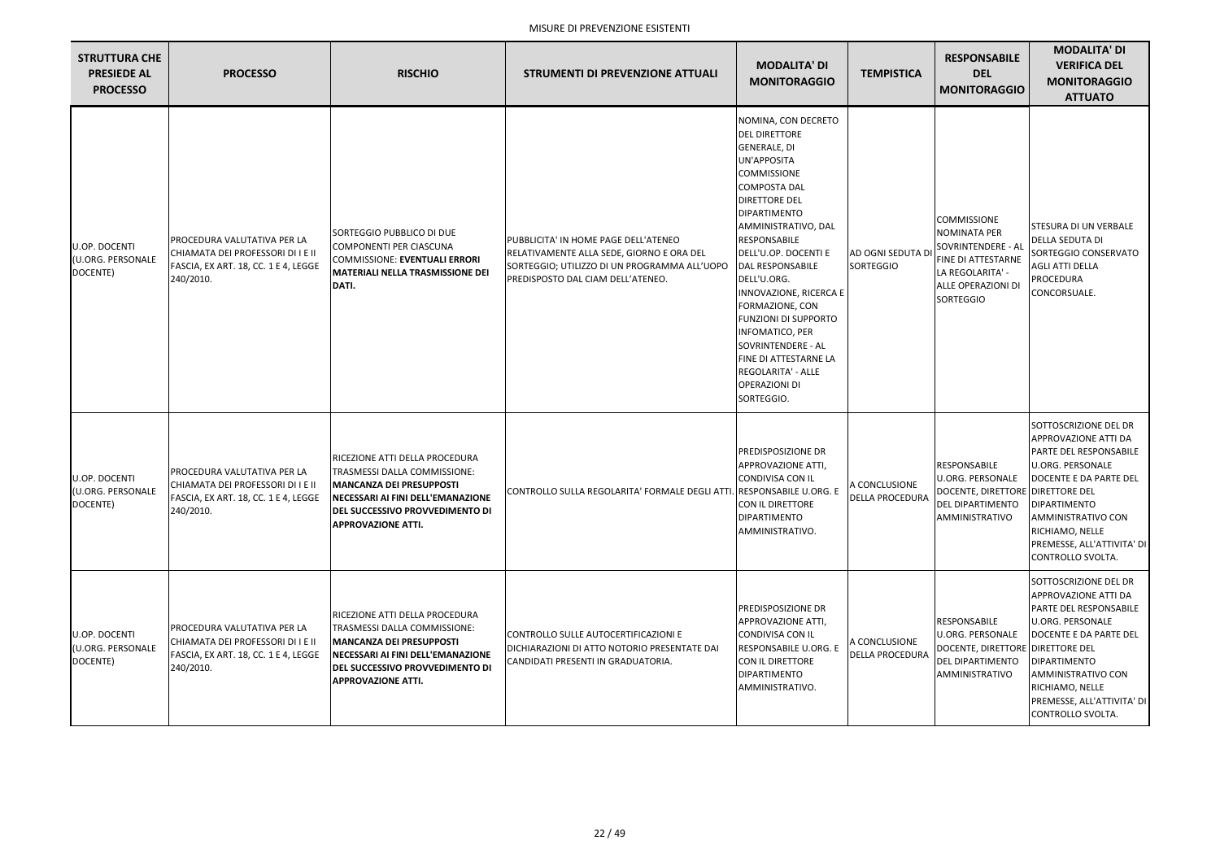MISURE DI PREVENZIONE ESISTENTI

| STRUTTURA CHE PRESIEDE AL PROCESSO | PROCESSO | RISCHIO | STRUMENTI DI PREVENZIONE ATTUALI | MODALITA' DI MONITORAGGIO | TEMPISTICA | RESPONSABILE DEL MONITORAGGIO | MODALITA' DI VERIFICA DEL MONITORAGGIO ATTUATO |
|---|---|---|---|---|---|---|---|
| U.OP. DOCENTI (U.ORG. PERSONALE DOCENTE) | PROCEDURA VALUTATIVA PER LA CHIAMATA DEI PROFESSORI DI I E II FASCIA, EX ART. 18, CC. 1 E 4, LEGGE 240/2010. | SORTEGGIO PUBBLICO DI DUE COMPONENTI PER CIASCUNA COMMISSIONE: **EVENTUALI ERRORI MATERIALI NELLA TRASMISSIONE DEI DATI.** | PUBBLICITA' IN HOME PAGE DELL'ATENEO RELATIVAMENTE ALLA SEDE, GIORNO E ORA DEL SORTEGGIO; UTILIZZO DI UN PROGRAMMA ALL'UOPO PREDISPOSTO DAL CIAM DELL'ATENEO. | NOMINA, CON DECRETO DEL DIRETTORE GENERALE, DI UN'APPOSITA COMMISSIONE COMPOSTA DAL DIRETTORE DEL DIPARTIMENTO AMMINISTRATIVO, DAL RESPONSABILE DELL'U.OP. DOCENTI E DAL RESPONSABILE DELL'U.ORG. INNOVAZIONE, RICERCA E FORMAZIONE, CON FUNZIONI DI SUPPORTO INFOMATICO, PER SOVRINTENDERE - AL FINE DI ATTESTARNE LA REGOLARITA' - ALLE OPERAZIONI DI SORTEGGIO. | AD OGNI SEDUTA DI SORTEGGIO | COMMISSIONE NOMINATA PER SOVRINTENDERE - AL FINE DI ATTESTARNE LA REGOLARITA' - ALLE OPERAZIONI DI SORTEGGIO | STESURA DI UN VERBALE DELLA SEDUTA DI SORTEGGIO CONSERVATO AGLI ATTI DELLA PROCEDURA CONCORSUALE. |
| U.OP. DOCENTI (U.ORG. PERSONALE DOCENTE) | PROCEDURA VALUTATIVA PER LA CHIAMATA DEI PROFESSORI DI I E II FASCIA, EX ART. 18, CC. 1 E 4, LEGGE 240/2010. | RICEZIONE ATTI DELLA PROCEDURA TRASMESSI DALLA COMMISSIONE: **MANCANZA DEI PRESUPPOSTI NECESSARI AI FINI DELL'EMANAZIONE DEL SUCCESSIVO PROVVEDIMENTO DI APPROVAZIONE ATTI.** | CONTROLLO SULLA REGOLARITA' FORMALE DEGLI ATTI. | PREDISPOSIZIONE DR APPROVAZIONE ATTI, CONDIVISA CON IL RESPONSABILE U.ORG. E CON IL DIRETTORE DIPARTIMENTO AMMINISTRATIVO. | A CONCLUSIONE DELLA PROCEDURA | RESPONSABILE U.ORG. PERSONALE DOCENTE, DIRETTORE DEL DIPARTIMENTO AMMINISTRATIVO | SOTTOSCRIZIONE DEL DR APPROVAZIONE ATTI DA PARTE DEL RESPONSABILE U.ORG. PERSONALE DOCENTE E DA PARTE DEL DIRETTORE DEL DIPARTIMENTO AMMINISTRATIVO CON RICHIAMO, NELLE PREMESSE, ALL'ATTIVITA' DI CONTROLLO SVOLTA. |
| U.OP. DOCENTI (U.ORG. PERSONALE DOCENTE) | PROCEDURA VALUTATIVA PER LA CHIAMATA DEI PROFESSORI DI I E II FASCIA, EX ART. 18, CC. 1 E 4, LEGGE 240/2010. | RICEZIONE ATTI DELLA PROCEDURA TRASMESSI DALLA COMMISSIONE: **MANCANZA DEI PRESUPPOSTI NECESSARI AI FINI DELL'EMANAZIONE DEL SUCCESSIVO PROVVEDIMENTO DI APPROVAZIONE ATTI.** | CONTROLLO SULLE AUTOCERTIFICAZIONI E DICHIARAZIONI DI ATTO NOTORIO PRESENTATE DAI CANDIDATI PRESENTI IN GRADUATORIA. | PREDISPOSIZIONE DR APPROVAZIONE ATTI, CONDIVISA CON IL RESPONSABILE U.ORG. E CON IL DIRETTORE DIPARTIMENTO AMMINISTRATIVO. | A CONCLUSIONE DELLA PROCEDURA | RESPONSABILE U.ORG. PERSONALE DOCENTE, DIRETTORE DEL DIPARTIMENTO AMMINISTRATIVO | SOTTOSCRIZIONE DEL DR APPROVAZIONE ATTI DA PARTE DEL RESPONSABILE U.ORG. PERSONALE DOCENTE E DA PARTE DEL DIRETTORE DEL DIPARTIMENTO AMMINISTRATIVO CON RICHIAMO, NELLE PREMESSE, ALL'ATTIVITA' DI CONTROLLO SVOLTA. |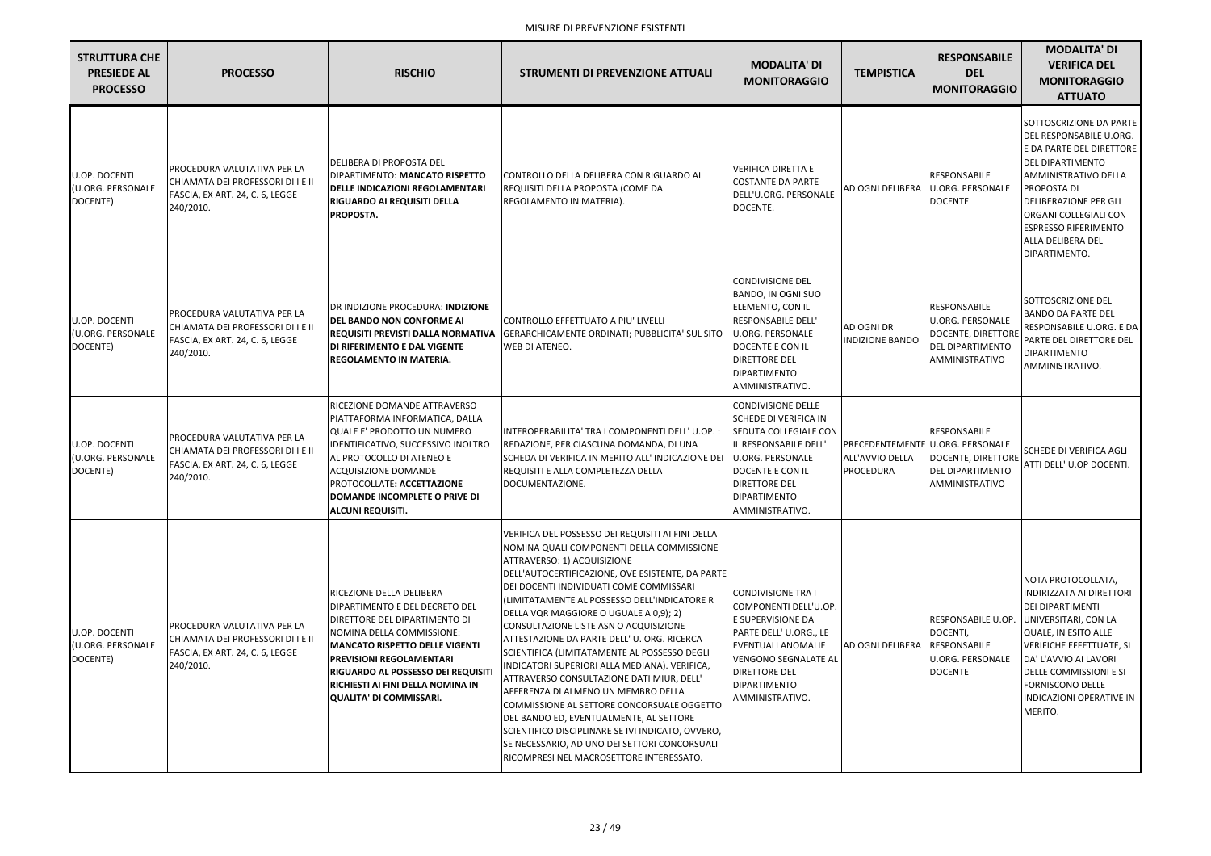MISURE DI PREVENZIONE ESISTENTI

| STRUTTURA CHE PRESIEDE AL PROCESSO | PROCESSO | RISCHIO | STRUMENTI DI PREVENZIONE ATTUALI | MODALITA' DI MONITORAGGIO | TEMPISTICA | RESPONSABILE DEL MONITORAGGIO | MODALITA' DI VERIFICA DEL MONITORAGGIO ATTUATO |
|---|---|---|---|---|---|---|---|
| U.OP. DOCENTI (U.ORG. PERSONALE DOCENTE) | PROCEDURA VALUTATIVA PER LA CHIAMATA DEI PROFESSORI DI I E II FASCIA, EX ART. 24, C. 6, LEGGE 240/2010. | DELIBERA DI PROPOSTA DEL DIPARTIMENTO: **MANCATO RISPETTO DELLE INDICAZIONI REGOLAMENTARI RIGUARDO AI REQUISITI DELLA PROPOSTA.** | CONTROLLO DELLA DELIBERA CON RIGUARDO AI REQUISITI DELLA PROPOSTA (COME DA REGOLAMENTO IN MATERIA). | VERIFICA DIRETTA E COSTANTE DA PARTE DELL'U.ORG. PERSONALE DOCENTE. | AD OGNI DELIBERA | RESPONSABILE U.ORG. PERSONALE DOCENTE | SOTTOSCRIZIONE DA PARTE DEL RESPONSABILE U.ORG. E DA PARTE DEL DIRETTORE DEL DIPARTIMENTO AMMINISTRATIVO DELLA PROPOSTA DI DELIBERAZIONE PER GLI ORGANI COLLEGIALI CON ESPRESSO RIFERIMENTO ALLA DELIBERA DEL DIPARTIMENTO. |
| U.OP. DOCENTI (U.ORG. PERSONALE DOCENTE) | PROCEDURA VALUTATIVA PER LA CHIAMATA DEI PROFESSORI DI I E II FASCIA, EX ART. 24, C. 6, LEGGE 240/2010. | DR INDIZIONE PROCEDURA: **INDIZIONE DEL BANDO NON CONFORME AI REQUISITI PREVISTI DALLA NORMATIVA DI RIFERIMENTO E DAL VIGENTE REGOLAMENTO IN MATERIA.** | CONTROLLO EFFETTUATO A PIU' LIVELLI GERARCHICAMENTE ORDINATI; PUBBLICITA' SUL SITO WEB DI ATENEO. | CONDIVISIONE DEL BANDO, IN OGNI SUO ELEMENTO, CON IL RESPONSABILE DELL' U.ORG. PERSONALE DOCENTE E CON IL DIRETTORE DEL DIPARTIMENTO AMMINISTRATIVO. | AD OGNI DR INDIZIONE BANDO | RESPONSABILE U.ORG. PERSONALE DOCENTE, DIRETTORE DEL DIPARTIMENTO AMMINISTRATIVO | SOTTOSCRIZIONE DEL BANDO DA PARTE DEL RESPONSABILE U.ORG. E DA PARTE DEL DIRETTORE DEL DIPARTIMENTO AMMINISTRATIVO. |
| U.OP. DOCENTI (U.ORG. PERSONALE DOCENTE) | PROCEDURA VALUTATIVA PER LA CHIAMATA DEI PROFESSORI DI I E II FASCIA, EX ART. 24, C. 6, LEGGE 240/2010. | RICEZIONE DOMANDE ATTRAVERSO PIATTAFORMA INFORMATICA, DALLA QUALE E' PRODOTTO UN NUMERO IDENTIFICATIVO, SUCCESSIVO INOLTRO AL PROTOCOLLO DI ATENEO E ACQUISIZIONE DOMANDE PROTOCOLLATE**: ACCETTAZIONE DOMANDE INCOMPLETE O PRIVE DI ALCUNI REQUISITI.** | INTEROPERABILITA' TRA I COMPONENTI DELL' U.OP. : REDAZIONE, PER CIASCUNA DOMANDA, DI UNA SCHEDA DI VERIFICA IN MERITO ALL' INDICAZIONE DEI REQUISITI E ALLA COMPLETEZZA DELLA DOCUMENTAZIONE. | CONDIVISIONE DELLE SCHEDE DI VERIFICA IN SEDUTA COLLEGIALE CON IL RESPONSABILE DELL' U.ORG. PERSONALE DOCENTE E CON IL DIRETTORE DEL DIPARTIMENTO AMMINISTRATIVO. | PRECEDENTEMENTE ALL'AVVIO DELLA PROCEDURA | RESPONSABILE U.ORG. PERSONALE DOCENTE, DIRETTORE DEL DIPARTIMENTO AMMINISTRATIVO | SCHEDE DI VERIFICA AGLI ATTI DELL' U.OP DOCENTI. |
| U.OP. DOCENTI (U.ORG. PERSONALE DOCENTE) | PROCEDURA VALUTATIVA PER LA CHIAMATA DEI PROFESSORI DI I E II FASCIA, EX ART. 24, C. 6, LEGGE 240/2010. | RICEZIONE DELLA DELIBERA DIPARTIMENTO E DEL DECRETO DEL DIRETTORE DEL DIPARTIMENTO DI NOMINA DELLA COMMISSIONE: **MANCATO RISPETTO DELLE VIGENTI PREVISIONI REGOLAMENTARI RIGUARDO AL POSSESSO DEI REQUISITI RICHIESTI AI FINI DELLA NOMINA IN QUALITA' DI COMMISSARI.** | VERIFICA DEL POSSESSO DEI REQUISITI AI FINI DELLA NOMINA QUALI COMPONENTI DELLA COMMISSIONE ATTRAVERSO: 1) ACQUISIZIONE DELL'AUTOCERTIFICAZIONE, OVE ESISTENTE, DA PARTE DEI DOCENTI INDIVIDUATI COME COMMISSARI (LIMITATAMENTE AL POSSESSO DELL'INDICATORE R DELLA VQR MAGGIORE O UGUALE A 0,9); 2) CONSULTAZIONE LISTE ASN O ACQUISIZIONE ATTESTAZIONE DA PARTE DELL' U. ORG. RICERCA SCIENTIFICA (LIMITATAMENTE AL POSSESSO DEGLI INDICATORI SUPERIORI ALLA MEDIANA). VERIFICA, ATTRAVERSO CONSULTAZIONE DATI MIUR, DELL' AFFERENZA DI ALMENO UN MEMBRO DELLA COMMISSIONE AL SETTORE CONCORSUALE OGGETTO DEL BANDO ED, EVENTUALMENTE, AL SETTORE SCIENTIFICO DISCIPLINARE SE IVI INDICATO, OVVERO, SE NECESSARIO, AD UNO DEI SETTORI CONCORSUALI RICOMPRESI NEL MACROSETTORE INTERESSATO. | CONDIVISIONE TRA I COMPONENTI DELL'U.OP. E SUPERVISIONE DA PARTE DELL' U.ORG., LE EVENTUALI ANOMALIE VENGONO SEGNALATE AL DIRETTORE DEL DIPARTIMENTO AMMINISTRATIVO. | AD OGNI DELIBERA | RESPONSABILE U.OP. DOCENTI, RESPONSABILE U.ORG. PERSONALE DOCENTE | NOTA PROTOCOLLATA, INDIRIZZATA AI DIRETTORI DEI DIPARTIMENTI UNIVERSITARI, CON LA QUALE, IN ESITO ALLE VERIFICHE EFFETTUATE, SI DA' L'AVVIO AI LAVORI DELLE COMMISSIONI E SI FORNISCONO DELLE INDICAZIONI OPERATIVE IN MERITO. |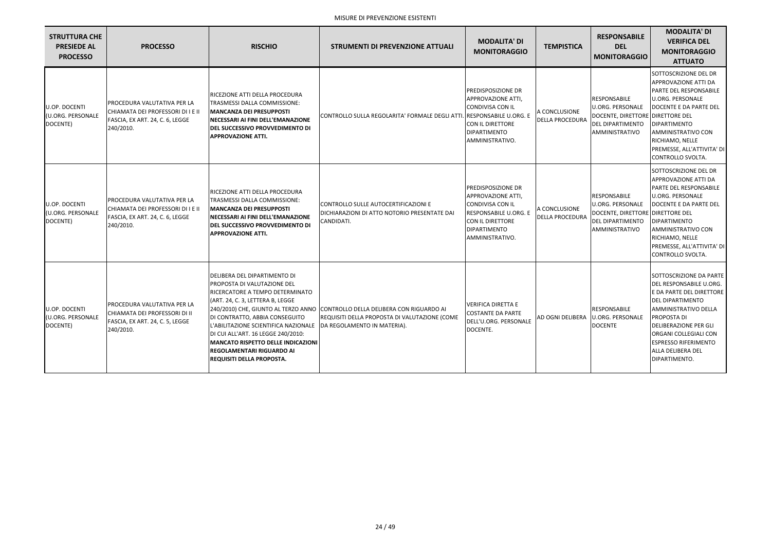MISURE DI PREVENZIONE ESISTENTI

| STRUTTURA CHE PRESIEDE AL PROCESSO | PROCESSO | RISCHIO | STRUMENTI DI PREVENZIONE ATTUALI | MODALITA' DI MONITORAGGIO | TEMPISTICA | RESPONSABILE DEL MONITORAGGIO | MODALITA' DI VERIFICA DEL MONITORAGGIO ATTUATO |
|---|---|---|---|---|---|---|---|
| U.OP. DOCENTI (U.ORG. PERSONALE DOCENTE) | PROCEDURA VALUTATIVA PER LA CHIAMATA DEI PROFESSORI DI I E II FASCIA, EX ART. 24, C. 6, LEGGE 240/2010. | RICEZIONE ATTI DELLA PROCEDURA TRASMESSI DALLA COMMISSIONE: **MANCANZA DEI PRESUPPOSTI NECESSARI AI FINI DELL'EMANAZIONE DEL SUCCESSIVO PROVVEDIMENTO DI APPROVAZIONE ATTI.** | CONTROLLO SULLA REGOLARITA' FORMALE DEGLI ATTI. | PREDISPOSIZIONE DR APPROVAZIONE ATTI, CONDIVISA CON IL RESPONSABILE U.ORG. E CON IL DIRETTORE DIPARTIMENTO AMMINISTRATIVO. | A CONCLUSIONE DELLA PROCEDURA | RESPONSABILE U.ORG. PERSONALE DOCENTE, DIRETTORE DEL DIPARTIMENTO AMMINISTRATIVO | SOTTOSCRIZIONE DEL DR APPROVAZIONE ATTI DA PARTE DEL RESPONSABILE U.ORG. PERSONALE DOCENTE E DA PARTE DEL DIRETTORE DEL DIPARTIMENTO AMMINISTRATIVO CON RICHIAMO, NELLE PREMESSE, ALL'ATTIVITA' DI CONTROLLO SVOLTA. |
| U.OP. DOCENTI (U.ORG. PERSONALE DOCENTE) | PROCEDURA VALUTATIVA PER LA CHIAMATA DEI PROFESSORI DI I E II FASCIA, EX ART. 24, C. 6, LEGGE 240/2010. | RICEZIONE ATTI DELLA PROCEDURA TRASMESSI DALLA COMMISSIONE: **MANCANZA DEI PRESUPPOSTI NECESSARI AI FINI DELL'EMANAZIONE DEL SUCCESSIVO PROVVEDIMENTO DI APPROVAZIONE ATTI.** | CONTROLLO SULLE AUTOCERTIFICAZIONI E DICHIARAZIONI DI ATTO NOTORIO PRESENTATE DAI CANDIDATI. | PREDISPOSIZIONE DR APPROVAZIONE ATTI, CONDIVISA CON IL RESPONSABILE U.ORG. E CON IL DIRETTORE DIPARTIMENTO AMMINISTRATIVO. | A CONCLUSIONE DELLA PROCEDURA | RESPONSABILE U.ORG. PERSONALE DOCENTE, DIRETTORE DEL DIPARTIMENTO AMMINISTRATIVO | SOTTOSCRIZIONE DEL DR APPROVAZIONE ATTI DA PARTE DEL RESPONSABILE U.ORG. PERSONALE DOCENTE E DA PARTE DEL DIRETTORE DEL DIPARTIMENTO AMMINISTRATIVO CON RICHIAMO, NELLE PREMESSE, ALL'ATTIVITA' DI CONTROLLO SVOLTA. |
| U.OP. DOCENTI (U.ORG. PERSONALE DOCENTE) | PROCEDURA VALUTATIVA PER LA CHIAMATA DEI PROFESSORI DI II FASCIA, EX ART. 24, C. 5, LEGGE 240/2010. | DELIBERA DEL DIPARTIMENTO DI PROPOSTA DI VALUTAZIONE DEL RICERCATORE A TEMPO DETERMINATO (ART. 24, C. 3, LETTERA B, LEGGE 240/2010) CHE, GIUNTO AL TERZO ANNO DI CONTRATTO, ABBIA CONSEGUITO L'ABILITAZIONE SCIENTIFICA NAZIONALE DI CUI ALL'ART. 16 LEGGE 240/2010: **MANCATO RISPETTO DELLE INDICAZIONI REGOLAMENTARI RIGUARDO AI REQUISITI DELLA PROPOSTA.** | CONTROLLO DELLA DELIBERA CON RIGUARDO AI REQUISITI DELLA PROPOSTA DI VALUTAZIONE (COME DA REGOLAMENTO IN MATERIA). | VERIFICA DIRETTA E COSTANTE DA PARTE DELL'U.ORG. PERSONALE DOCENTE. | AD OGNI DELIBERA | RESPONSABILE U.ORG. PERSONALE DOCENTE | SOTTOSCRIZIONE DA PARTE DEL RESPONSABILE U.ORG. E DA PARTE DEL DIRETTORE DEL DIPARTIMENTO AMMINISTRATIVO DELLA PROPOSTA DI DELIBERAZIONE PER GLI ORGANI COLLEGIALI CON ESPRESSO RIFERIMENTO ALLA DELIBERA DEL DIPARTIMENTO. |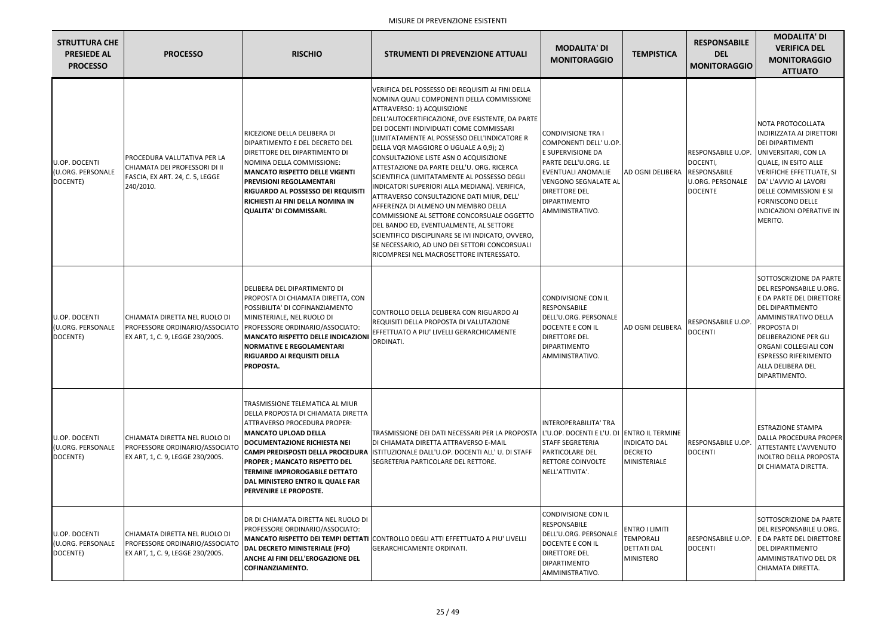MISURE DI PREVENZIONE ESISTENTI

| STRUTTURA CHE PRESIEDE AL PROCESSO | PROCESSO | RISCHIO | STRUMENTI DI PREVENZIONE ATTUALI | MODALITA' DI MONITORAGGIO | TEMPISTICA | RESPONSABILE DEL MONITORAGGIO | MODALITA' DI VERIFICA DEL MONITORAGGIO ATTUATO |
|---|---|---|---|---|---|---|---|
| U.OP. DOCENTI (U.ORG. PERSONALE DOCENTE) | PROCEDURA VALUTATIVA PER LA CHIAMATA DEI PROFESSORI DI II FASCIA, EX ART. 24, C. 5, LEGGE 240/2010. | RICEZIONE DELLA DELIBERA DI DIPARTIMENTO E DEL DECRETO DEL DIRETTORE DEL DIPARTIMENTO DI NOMINA DELLA COMMISSIONE: **MANCATO RISPETTO DELLE VIGENTI PREVISIONI REGOLAMENTARI RIGUARDO AL POSSESSO DEI REQUISITI RICHIESTI AI FINI DELLA NOMINA IN QUALITA' DI COMMISSARI.** | VERIFICA DEL POSSESSO DEI REQUISITI AI FINI DELLA NOMINA QUALI COMPONENTI DELLA COMMISSIONE ATTRAVERSO: 1) ACQUISIZIONE DELL'AUTOCERTIFICAZIONE, OVE ESISTENTE, DA PARTE DEI DOCENTI INDIVIDUATI COME COMMISSARI (LIMITATAMENTE AL POSSESSO DELL'INDICATORE R DELLA VQR MAGGIORE O UGUALE A 0,9); 2) CONSULTAZIONE LISTE ASN O ACQUISIZIONE ATTESTAZIONE DA PARTE DELL'U. ORG. RICERCA SCIENTIFICA (LIMITATAMENTE AL POSSESSO DEGLI INDICATORI SUPERIORI ALLA MEDIANA). VERIFICA, ATTRAVERSO CONSULTAZIONE DATI MIUR, DELL' AFFERENZA DI ALMENO UN MEMBRO DELLA COMMISSIONE AL SETTORE CONCORSUALE OGGETTO DEL BANDO ED, EVENTUALMENTE, AL SETTORE SCIENTIFICO DISCIPLINARE SE IVI INDICATO, OVVERO, SE NECESSARIO, AD UNO DEI SETTORI CONCORSUALI RICOMPRESI NEL MACROSETTORE INTERESSATO. | CONDIVISIONE TRA I COMPONENTI DELL' U.OP. E SUPERVISIONE DA PARTE DELL'U.ORG. LE EVENTUALI ANOMALIE VENGONO SEGNALATE AL DIRETTORE DEL DIPARTIMENTO AMMINISTRATIVO. | AD OGNI DELIBERA | RESPONSABILE U.OP. DOCENTI, RESPONSABILE U.ORG. PERSONALE DOCENTE | NOTA PROTOCOLLATA INDIRIZZATA AI DIRETTORI DEI DIPARTIMENTI UNIVERSITARI, CON LA QUALE, IN ESITO ALLE VERIFICHE EFFETTUATE, SI DA' L'AVVIO AI LAVORI DELLE COMMISSIONI E SI FORNISCONO DELLE INDICAZIONI OPERATIVE IN MERITO. |
| U.OP. DOCENTI (U.ORG. PERSONALE DOCENTE) | CHIAMATA DIRETTA NEL RUOLO DI PROFESSORE ORDINARIO/ASSOCIATO EX ART, 1, C. 9, LEGGE 230/2005. | DELIBERA DEL DIPARTIMENTO DI PROPOSTA DI CHIAMATA DIRETTA, CON POSSIBILITA' DI COFINANZIAMENTO MINISTERIALE, NEL RUOLO DI PROFESSORE ORDINARIO/ASSOCIATO: **MANCATO RISPETTO DELLE INDICAZIONI NORMATIVE E REGOLAMENTARI RIGUARDO AI REQUISITI DELLA PROPOSTA.** | CONTROLLO DELLA DELIBERA CON RIGUARDO AI REQUISITI DELLA PROPOSTA DI VALUTAZIONE EFFETTUATO A PIU' LIVELLI GERARCHICAMENTE ORDINATI. | CONDIVISIONE CON IL RESPONSABILE DELL'U.ORG. PERSONALE DOCENTE E CON IL DIRETTORE DEL DIPARTIMENTO AMMINISTRATIVO. | AD OGNI DELIBERA | RESPONSABILE U.OP. DOCENTI | SOTTOSCRIZIONE DA PARTE DEL RESPONSABILE U.ORG. E DA PARTE DEL DIRETTORE DEL DIPARTIMENTO AMMINISTRATIVO DELLA PROPOSTA DI DELIBERAZIONE PER GLI ORGANI COLLEGIALI CON ESPRESSO RIFERIMENTO ALLA DELIBERA DEL DIPARTIMENTO. |
| U.OP. DOCENTI (U.ORG. PERSONALE DOCENTE) | CHIAMATA DIRETTA NEL RUOLO DI PROFESSORE ORDINARIO/ASSOCIATO EX ART, 1, C. 9, LEGGE 230/2005. | TRASMISSIONE TELEMATICA AL MIUR DELLA PROPOSTA DI CHIAMATA DIRETTA ATTRAVERSO PROCEDURA PROPER: **MANCATO UPLOAD DELLA DOCUMENTAZIONE RICHIESTA NEI CAMPI PREDISPOSTI DELLA PROCEDURA PROPER ; MANCATO RISPETTO DEL TERMINE IMPROROGABILE DETTATO DAL MINISTERO ENTRO IL QUALE FAR PERVENIRE LE PROPOSTE.** | TRASMISSIONE DEI DATI NECESSARI PER LA PROPOSTA DI CHIAMATA DIRETTA ATTRAVERSO E-MAIL ISTITUZIONALE DALL'U.OP. DOCENTI ALL' U. DI STAFF SEGRETERIA PARTICOLARE DEL RETTORE. | INTEROPERABILITA' TRA L'U.OP. DOCENTI E L'U. DI STAFF SEGRETERIA PARTICOLARE DEL RETTORE COINVOLTE NELL'ATTIVITA'. | ENTRO IL TERMINE INDICATO DAL DECRETO MINISTERIALE | RESPONSABILE U.OP. DOCENTI | ESTRAZIONE STAMPA DALLA PROCEDURA PROPER ATTESTANTE L'AVVENUTO INOLTRO DELLA PROPOSTA DI CHIAMATA DIRETTA. |
| U.OP. DOCENTI (U.ORG. PERSONALE DOCENTE) | CHIAMATA DIRETTA NEL RUOLO DI PROFESSORE ORDINARIO/ASSOCIATO EX ART, 1, C. 9, LEGGE 230/2005. | DR DI CHIAMATA DIRETTA NEL RUOLO DI PROFESSORE ORDINARIO/ASSOCIATO: **MANCATO RISPETTO DEI TEMPI DETTATI DAL DECRETO MINISTERIALE (FFO) ANCHE AI FINI DELL'EROGAZIONE DEL COFINANZIAMENTO.** | CONTROLLO DEGLI ATTI EFFETTUATO A PIU' LIVELLI GERARCHICAMENTE ORDINATI. | CONDIVISIONE CON IL RESPONSABILE DELL'U.ORG. PERSONALE DOCENTE E CON IL DIRETTORE DEL DIPARTIMENTO AMMINISTRATIVO. | ENTRO I LIMITI TEMPORALI DETTATI DAL MINISTERO | RESPONSABILE U.OP. DOCENTI | SOTTOSCRIZIONE DA PARTE DEL RESPONSABILE U.ORG. E DA PARTE DEL DIRETTORE DEL DIPARTIMENTO AMMINISTRATIVO DEL DR CHIAMATA DIRETTA. |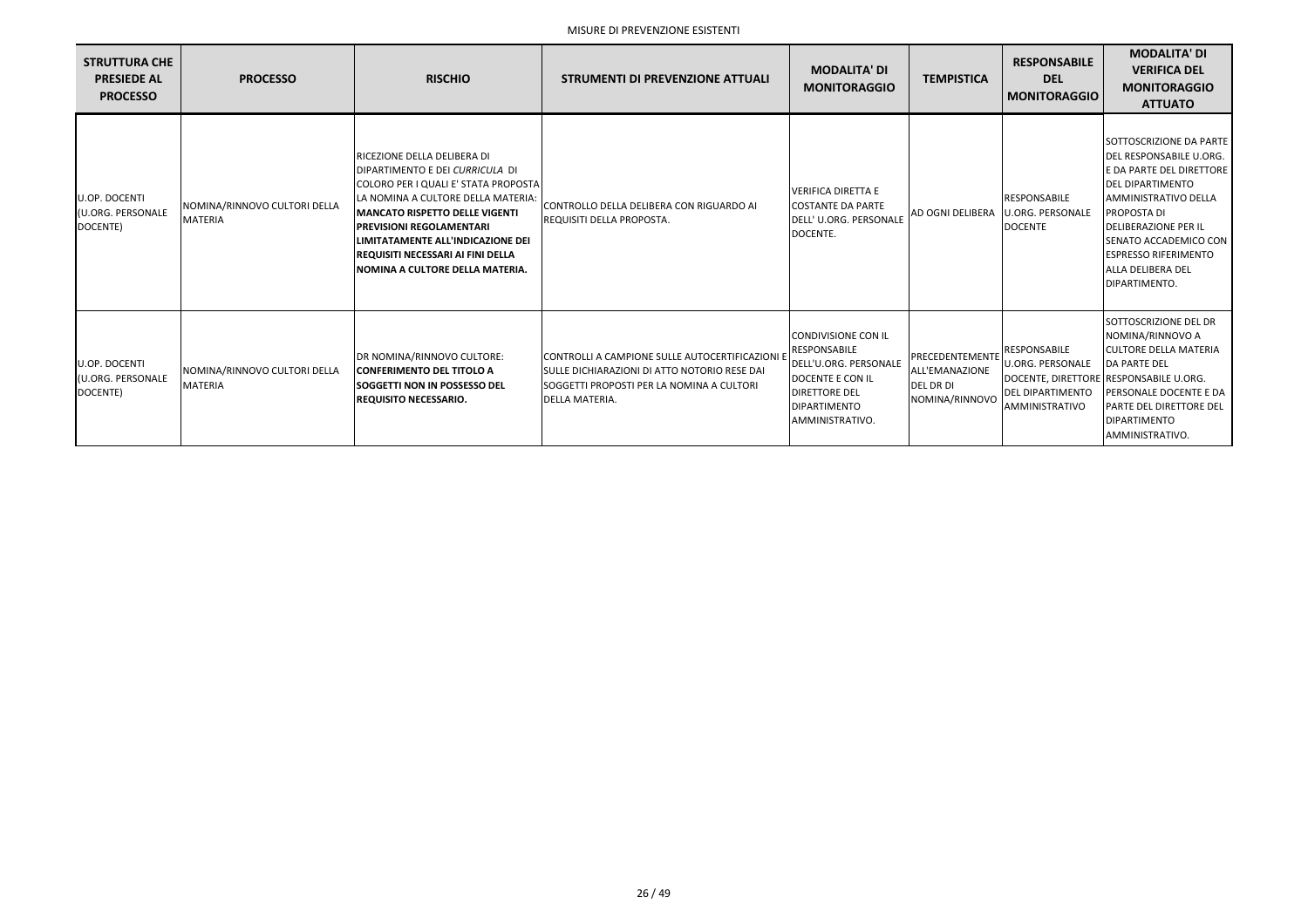MISURE DI PREVENZIONE ESISTENTI

| STRUTTURA CHE PRESIEDE AL PROCESSO | PROCESSO | RISCHIO | STRUMENTI DI PREVENZIONE ATTUALI | MODALITA' DI MONITORAGGIO | TEMPISTICA | RESPONSABILE DEL MONITORAGGIO | MODALITA' DI VERIFICA DEL MONITORAGGIO ATTUATO |
|---|---|---|---|---|---|---|---|
| U.OP. DOCENTI (U.ORG. PERSONALE DOCENTE) | NOMINA/RINNOVO CULTORI DELLA MATERIA | RICEZIONE DELLA DELIBERA DI DIPARTIMENTO E DEI *CURRICULA* DI COLORO PER I QUALI E' STATA PROPOSTA LA NOMINA A CULTORE DELLA MATERIA: **MANCATO RISPETTO DELLE VIGENTI PREVISIONI REGOLAMENTARI LIMITATAMENTE ALL'INDICAZIONE DEI REQUISITI NECESSARI AI FINI DELLA NOMINA A CULTORE DELLA MATERIA.** | CONTROLLO DELLA DELIBERA CON RIGUARDO AI REQUISITI DELLA PROPOSTA. | VERIFICA DIRETTA E COSTANTE DA PARTE DELL' U.ORG. PERSONALE DOCENTE. | AD OGNI DELIBERA | RESPONSABILE U.ORG. PERSONALE DOCENTE | SOTTOSCRIZIONE DA PARTE DEL RESPONSABILE U.ORG. E DA PARTE DEL DIRETTORE DEL DIPARTIMENTO AMMINISTRATIVO DELLA PROPOSTA DI DELIBERAZIONE PER IL SENATO ACCADEMICO CON ESPRESSO RIFERIMENTO ALLA DELIBERA DEL DIPARTIMENTO. |
| U.OP. DOCENTI (U.ORG. PERSONALE DOCENTE) | NOMINA/RINNOVO CULTORI DELLA MATERIA | DR NOMINA/RINNOVO CULTORE: **CONFERIMENTO DEL TITOLO A SOGGETTI NON IN POSSESSO DEL REQUISITO NECESSARIO.** | CONTROLLI A CAMPIONE SULLE AUTOCERTIFICAZIONI E SULLE DICHIARAZIONI DI ATTO NOTORIO RESE DAI SOGGETTI PROPOSTI PER LA NOMINA A CULTORI DELLA MATERIA. | CONDIVISIONE CON IL RESPONSABILE DELL'U.ORG. PERSONALE DOCENTE E CON IL DIRETTORE DEL DIPARTIMENTO AMMINISTRATIVO. | PRECEDENTEMENTE ALL'EMANAZIONE DEL DR DI NOMINA/RINNOVO | RESPONSABILE U.ORG. PERSONALE DOCENTE, DIRETTORE DEL DIPARTIMENTO AMMINISTRATIVO | SOTTOSCRIZIONE DEL DR NOMINA/RINNOVO A CULTORE DELLA MATERIA DA PARTE DEL RESPONSABILE U.ORG. PERSONALE DOCENTE E DA PARTE DEL DIRETTORE DEL DIPARTIMENTO AMMINISTRATIVO. |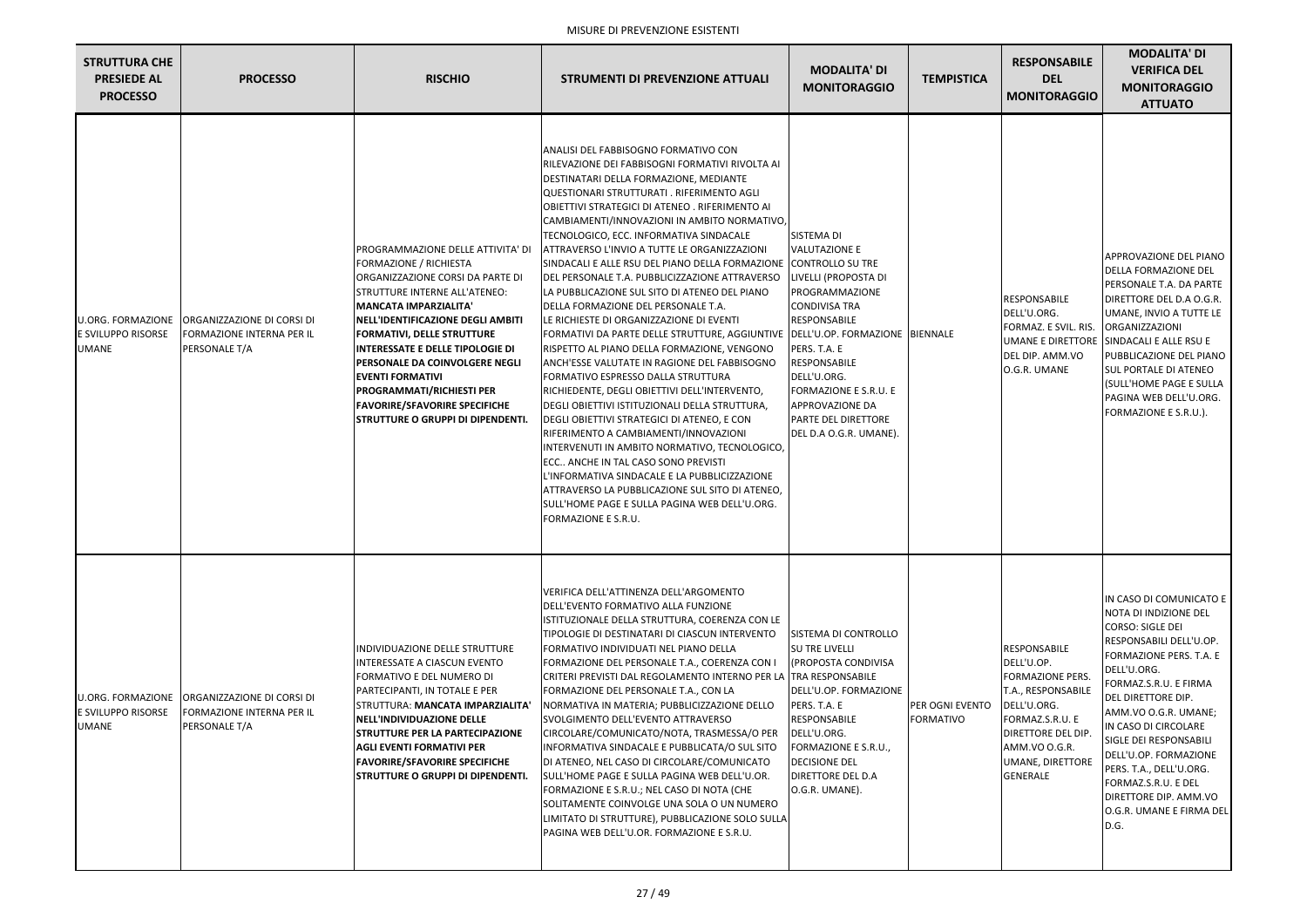MISURE DI PREVENZIONE ESISTENTI

| STRUTTURA CHE PRESIEDE AL PROCESSO | PROCESSO | RISCHIO | STRUMENTI DI PREVENZIONE ATTUALI | MODALITA' DI MONITORAGGIO | TEMPISTICA | RESPONSABILE DEL MONITORAGGIO | MODALITA' DI VERIFICA DEL MONITORAGGIO ATTUATO |
|---|---|---|---|---|---|---|---|
| U.ORG. FORMAZIONE E SVILUPPO RISORSE UMANE | ORGANIZZAZIONE DI CORSI DI FORMAZIONE INTERNA PER IL PERSONALE T/A | PROGRAMMAZIONE DELLE ATTIVITA' DI FORMAZIONE / RICHIESTA ORGANIZZAZIONE CORSI DA PARTE DI STRUTTURE INTERNE ALL'ATENEO: **MANCATA IMPARZIALITA' NELL'IDENTIFICAZIONE DEGLI AMBITI FORMATIVI, DELLE STRUTTURE INTERESSATE E DELLE TIPOLOGIE DI PERSONALE DA COINVOLGERE NEGLI EVENTI FORMATIVI PROGRAMMATI/RICHIESTI PER FAVORIRE/SFAVORIRE SPECIFICHE STRUTTURE O GRUPPI DI DIPENDENTI.** | ANALISI DEL FABBISOGNO FORMATIVO CON RILEVAZIONE DEI FABBISOGNI FORMATIVI RIVOLTA AI DESTINATARI DELLA FORMAZIONE, MEDIANTE QUESTIONARI STRUTTURATI . RIFERIMENTO AGLI OBIETTIVI STRATEGICI DI ATENEO . RIFERIMENTO AI CAMBIAMENTI/INNOVAZIONI IN AMBITO NORMATIVO, TECNOLOGICO, ECC. INFORMATIVA SINDACALE ATTRAVERSO L'INVIO A TUTTE LE ORGANIZZAZIONI SINDACALI E ALLE RSU DEL PIANO DELLA FORMAZIONE DEL PERSONALE T.A. PUBBLICIZZAZIONE ATTRAVERSO LA PUBBLICAZIONE SUL SITO DI ATENEO DEL PIANO DELLA FORMAZIONE DEL PERSONALE T.A. LE RICHIESTE DI ORGANIZZAZIONE DI EVENTI FORMATIVI DA PARTE DELLE STRUTTURE, AGGIUNTIVE RISPETTO AL PIANO DELLA FORMAZIONE, VENGONO ANCH'ESSE VALUTATE IN RAGIONE DEL FABBISOGNO FORMATIVO ESPRESSO DALLA STRUTTURA RICHIEDENTE, DEGLI OBIETTIVI DELL'INTERVENTO, DEGLI OBIETTIVI ISTITUZIONALI DELLA STRUTTURA, DEGLI OBIETTIVI STRATEGICI DI ATENEO, E CON RIFERIMENTO A CAMBIAMENTI/INNOVAZIONI INTERVENUTI IN AMBITO NORMATIVO, TECNOLOGICO, ECC.. ANCHE IN TAL CASO SONO PREVISTI L'INFORMATIVA SINDACALE E LA PUBBLICIZZAZIONE ATTRAVERSO LA PUBBLICAZIONE SUL SITO DI ATENEO, SULL'HOME PAGE E SULLA PAGINA WEB DELL'U.ORG. FORMAZIONE E S.R.U. | SISTEMA DI VALUTAZIONE E CONTROLLO SU TRE LIVELLI (PROPOSTA DI PROGRAMMAZIONE CONDIVISA TRA RESPONSABILE DELL'U.OP. FORMAZIONE PERS. T.A. E RESPONSABILE DELL'U.ORG. FORMAZIONE E S.R.U. E APPROVAZIONE DA PARTE DEL DIRETTORE DEL D.A O.G.R. UMANE). | BIENNALE | RESPONSABILE DELL'U.ORG. FORMAZ. E SVIL. RIS. UMANE E DIRETTORE DEL DIP. AMM.VO O.G.R. UMANE | APPROVAZIONE DEL PIANO DELLA FORMAZIONE DEL PERSONALE T.A. DA PARTE DIRETTORE DEL D.A O.G.R. UMANE, INVIO A TUTTE LE ORGANIZZAZIONI SINDACALI E ALLE RSU E PUBBLICAZIONE DEL PIANO SUL PORTALE DI ATENEO (SULL'HOME PAGE E SULLA PAGINA WEB DELL'U.ORG. FORMAZIONE E S.R.U.). |
| U.ORG. FORMAZIONE E SVILUPPO RISORSE UMANE | ORGANIZZAZIONE DI CORSI DI FORMAZIONE INTERNA PER IL PERSONALE T/A | INDIVIDUAZIONE DELLE STRUTTURE INTERESSATE A CIASCUN EVENTO FORMATIVO E DEL NUMERO DI PARTECIPANTI, IN TOTALE E PER STRUTTURA: **MANCATA IMPARZIALITA' NELL'INDIVIDUAZIONE DELLE STRUTTURE PER LA PARTECIPAZIONE AGLI EVENTI FORMATIVI PER FAVORIRE/SFAVORIRE SPECIFICHE STRUTTURE O GRUPPI DI DIPENDENTI.** | VERIFICA DELL'ATTINENZA DELL'ARGOMENTO DELL'EVENTO FORMATIVO ALLA FUNZIONE ISTITUZIONALE DELLA STRUTTURA, COERENZA CON LE TIPOLOGIE DI DESTINATARI DI CIASCUN INTERVENTO FORMATIVO INDIVIDUATI NEL PIANO DELLA FORMAZIONE DEL PERSONALE T.A., COERENZA CON I CRITERI PREVISTI DAL REGOLAMENTO INTERNO PER LA FORMAZIONE DEL PERSONALE T.A., CON LA NORMATIVA IN MATERIA; PUBBLICIZZAZIONE DELLO SVOLGIMENTO DELL'EVENTO ATTRAVERSO CIRCOLARE/COMUNICATO/NOTA, TRASMESSA/O PER INFORMATIVA SINDACALE E PUBBLICATA/O SUL SITO DI ATENEO, NEL CASO DI CIRCOLARE/COMUNICATO SULL'HOME PAGE E SULLA PAGINA WEB DELL'U.OR. FORMAZIONE E S.R.U.; NEL CASO DI NOTA (CHE SOLITAMENTE COINVOLGE UNA SOLA O UN NUMERO LIMITATO DI STRUTTURE), PUBBLICAZIONE SOLO SULLA PAGINA WEB DELL'U.OR. FORMAZIONE E S.R.U. | SISTEMA DI CONTROLLO SU TRE LIVELLI (PROPOSTA CONDIVISA TRA RESPONSABILE DELL'U.OP. FORMAZIONE PERS. T.A. E RESPONSABILE DELL'U.ORG. FORMAZIONE E S.R.U., DECISIONE DEL DIRETTORE DEL D.A O.G.R. UMANE). | PER OGNI EVENTO FORMATIVO | RESPONSABILE DELL'U.OP. FORMAZIONE PERS. T.A., RESPONSABILE DELL'U.ORG. FORMAZ.S.R.U. E DIRETTORE DEL DIP. AMM.VO O.G.R. UMANE, DIRETTORE GENERALE | IN CASO DI COMUNICATO E NOTA DI INDIZIONE DEL CORSO: SIGLE DEI RESPONSABILI DELL'U.OP. FORMAZIONE PERS. T.A. E DELL'U.ORG. FORMAZ.S.R.U. E FIRMA DEL DIRETTORE DIP. AMM.VO O.G.R. UMANE; IN CASO DI CIRCOLARE SIGLE DEI RESPONSABILI DELL'U.OP. FORMAZIONE PERS. T.A., DELL'U.ORG. FORMAZ.S.R.U. E DEL DIRETTORE DIP. AMM.VO O.G.R. UMANE E FIRMA DEL D.G. |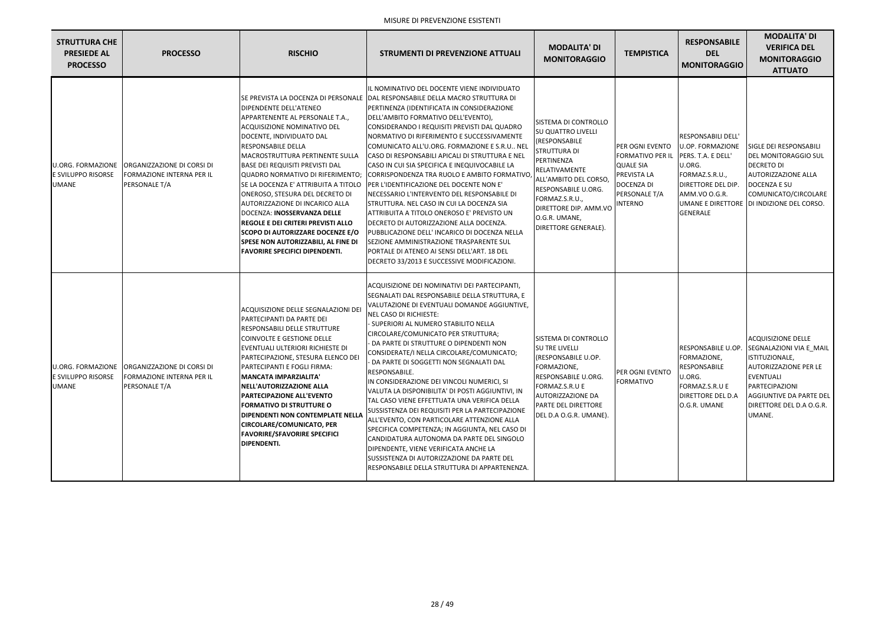MISURE DI PREVENZIONE ESISTENTI

| STRUTTURA CHE PRESIEDE AL PROCESSO | PROCESSO | RISCHIO | STRUMENTI DI PREVENZIONE ATTUALI | MODALITA' DI MONITORAGGIO | TEMPISTICA | RESPONSABILE DEL MONITORAGGIO | MODALITA' DI VERIFICA DEL MONITORAGGIO ATTUATO |
|---|---|---|---|---|---|---|---|
| U.ORG. FORMAZIONE E SVILUPPO RISORSE UMANE | ORGANIZZAZIONE DI CORSI DI FORMAZIONE INTERNA PER IL PERSONALE T/A | SE PREVISTA LA DOCENZA DI PERSONALE DIPENDENTE DELL'ATENEO APPARTENENTE AL PERSONALE T.A., ACQUISIZIONE NOMINATIVO DEL DOCENTE, INDIVIDUATO DAL RESPONSABILE DELLA MACROSTRUTTURA PERTINENTE SULLA BASE DEI REQUISITI PREVISTI DAL QUADRO NORMATIVO DI RIFERIMENTO; SE LA DOCENZA E' ATTRIBUITA A TITOLO ONEROSO, STESURA DEL DECRETO DI AUTORIZZAZIONE DI INCARICO ALLA DOCENZA: **INOSSERVANZA DELLE REGOLE E DEI CRITERI PREVISTI ALLO SCOPO DI AUTORIZZARE DOCENZE E/O SPESE NON AUTORIZZABILI, AL FINE DI FAVORIRE SPECIFICI DIPENDENTI.** | IL NOMINATIVO DEL DOCENTE VIENE INDIVIDUATO DAL RESPONSABILE DELLA MACRO STRUTTURA DI PERTINENZA (IDENTIFICATA IN CONSIDERAZIONE DELL'AMBITO FORMATIVO DELL'EVENTO), CONSIDERANDO I REQUISITI PREVISTI DAL QUADRO NORMATIVO DI RIFERIMENTO E SUCCESSIVAMENTE COMUNICATO ALL'U.ORG. FORMAZIONE E S.R.U.. NEL CASO DI RESPONSABILI APICALI DI STRUTTURA E NEL CASO IN CUI SIA SPECIFICA E INEQUIVOCABILE LA CORRISPONDENZA TRA RUOLO E AMBITO FORMATIVO, PER L'IDENTIFICAZIONE DEL DOCENTE NON E' NECESSARIO L'INTERVENTO DEL RESPONSABILE DI STRUTTURA. NEL CASO IN CUI LA DOCENZA SIA ATTRIBUITA A TITOLO ONEROSO E' PREVISTO UN DECRETO DI AUTORIZZAZIONE ALLA DOCENZA. PUBBLICAZIONE DELL' INCARICO DI DOCENZA NELLA SEZIONE AMMINISTRAZIONE TRASPARENTE SUL PORTALE DI ATENEO AI SENSI DELL'ART. 18 DEL DECRETO 33/2013 E SUCCESSIVE MODIFICAZIONI. | SISTEMA DI CONTROLLO SU QUATTRO LIVELLI (RESPONSABILE STRUTTURA DI PERTINENZA RELATIVAMENTE ALL'AMBITO DEL CORSO, RESPONSABILE U.ORG. FORMAZ.S.R.U., DIRETTORE DIP. AMM.VO O.G.R. UMANE, DIRETTORE GENERALE). | PER OGNI EVENTO FORMATIVO PER IL QUALE SIA PREVISTA LA DOCENZA DI PERSONALE T/A INTERNO | RESPONSABILI DELL' U.OP. FORMAZIONE PERS. T.A. E DELL' U.ORG. FORMAZ.S.R.U., DIRETTORE DEL DIP. AMM.VO O.G.R. UMANE E DIRETTORE GENERALE | SIGLE DEI RESPONSABILI DEL MONITORAGGIO SUL DECRETO DI AUTORIZZAZIONE ALLA DOCENZA E SU COMUNICATO/CIRCOLARE DI INDIZIONE DEL CORSO. |
| U.ORG. FORMAZIONE E SVILUPPO RISORSE UMANE | ORGANIZZAZIONE DI CORSI DI FORMAZIONE INTERNA PER IL PERSONALE T/A | ACQUISIZIONE DELLE SEGNALAZIONI DEI PARTECIPANTI DA PARTE DEI RESPONSABILI DELLE STRUTTURE COINVOLTE E GESTIONE DELLE EVENTUALI ULTERIORI RICHIESTE DI PARTECIPAZIONE, STESURA ELENCO DEI PARTECIPANTI E FOGLI FIRMA: **MANCATA IMPARZIALITA' NELL'AUTORIZZAZIONE ALLA PARTECIPAZIONE ALL'EVENTO FORMATIVO DI STRUTTURE O DIPENDENTI NON CONTEMPLATE NELLA CIRCOLARE/COMUNICATO, PER FAVORIRE/SFAVORIRE SPECIFICI DIPENDENTI.** | ACQUISIZIONE DEI NOMINATIVI DEI PARTECIPANTI, SEGNALATI DAL RESPONSABILE DELLA STRUTTURA, E VALUTAZIONE DI EVENTUALI DOMANDE AGGIUNTIVE, NEL CASO DI RICHIESTE:<br>- SUPERIORI AL NUMERO STABILITO NELLA CIRCOLARE/COMUNICATO PER STRUTTURA;<br>- DA PARTE DI STRUTTURE O DIPENDENTI NON CONSIDERATE/I NELLA CIRCOLARE/COMUNICATO;<br>- DA PARTE DI SOGGETTI NON SEGNALATI DAL RESPONSABILE.<br>IN CONSIDERAZIONE DEI VINCOLI NUMERICI, SI VALUTA LA DISPONIBILITA' DI POSTI AGGIUNTIVI, IN TAL CASO VIENE EFFETTUATA UNA VERIFICA DELLA SUSSISTENZA DEI REQUISITI PER LA PARTECIPAZIONE ALL'EVENTO, CON PARTICOLARE ATTENZIONE ALLA SPECIFICA COMPETENZA; IN AGGIUNTA, NEL CASO DI CANDIDATURA AUTONOMA DA PARTE DEL SINGOLO DIPENDENTE, VIENE VERIFICATA ANCHE LA SUSSISTENZA DI AUTORIZZAZIONE DA PARTE DEL RESPONSABILE DELLA STRUTTURA DI APPARTENENZA. | SISTEMA DI CONTROLLO SU TRE LIVELLI (RESPONSABILE U.OP. FORMAZIONE, RESPONSABILE U.ORG. FORMAZ.S.R.U E AUTORIZZAZIONE DA PARTE DEL DIRETTORE DEL D.A O.G.R. UMANE). | PER OGNI EVENTO FORMATIVO | RESPONSABILE U.OP. FORMAZIONE, RESPONSABILE U.ORG. FORMAZ.S.R.U E DIRETTORE DEL D.A O.G.R. UMANE | ACQUISIZIONE DELLE SEGNALAZIONI VIA E_MAIL ISTITUZIONALE, AUTORIZZAZIONE PER LE EVENTUALI PARTECIPAZIONI AGGIUNTIVE DA PARTE DEL DIRETTORE DEL D.A O.G.R. UMANE. |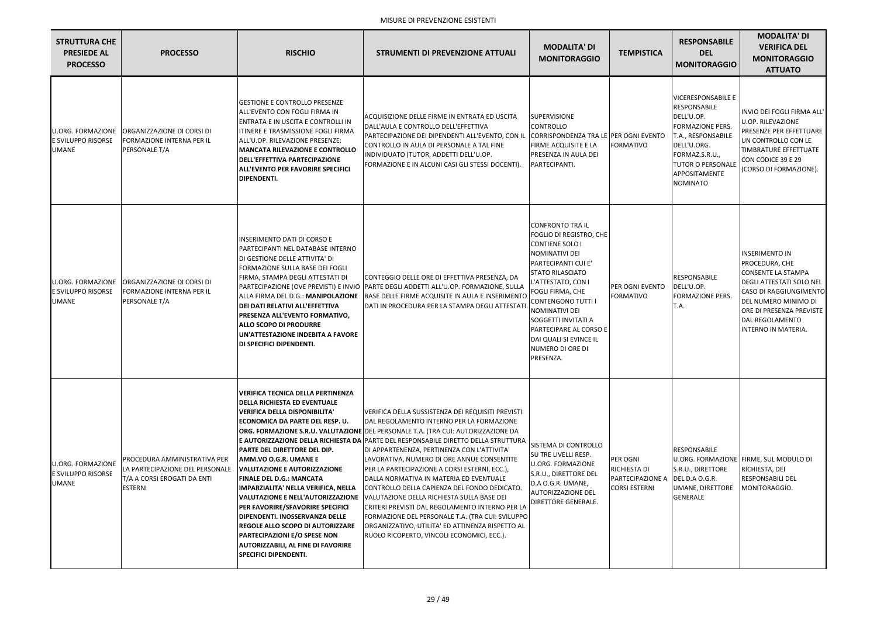MISURE DI PREVENZIONE ESISTENTI

| STRUTTURA CHE PRESIEDE AL PROCESSO | PROCESSO | RISCHIO | STRUMENTI DI PREVENZIONE ATTUALI | MODALITA' DI MONITORAGGIO | TEMPISTICA | RESPONSABILE DEL MONITORAGGIO | MODALITA' DI VERIFICA DEL MONITORAGGIO ATTUATO |
|---|---|---|---|---|---|---|---|
| U.ORG. FORMAZIONE E SVILUPPO RISORSE UMANE | ORGANIZZAZIONE DI CORSI DI FORMAZIONE INTERNA PER IL PERSONALE T/A | GESTIONE E CONTROLLO PRESENZE ALL'EVENTO CON FOGLI FIRMA IN ENTRATA E IN USCITA E CONTROLLI IN ITINERE E TRASMISSIONE FOGLI FIRMA ALL'U.OP. RILEVAZIONE PRESENZE: **MANCATA RILEVAZIONE E CONTROLLO DELL'EFFETTIVA PARTECIPAZIONE ALL'EVENTO PER FAVORIRE SPECIFICI DIPENDENTI.** | ACQUISIZIONE DELLE FIRME IN ENTRATA ED USCITA DALL'AULA E CONTROLLO DELL'EFFETTIVA PARTECIPAZIONE DEI DIPENDENTI ALL'EVENTO, CON IL CONTROLLO IN AULA DI PERSONALE A TAL FINE INDIVIDUATO (TUTOR, ADDETTI DELL'U.OP. FORMAZIONE E IN ALCUNI CASI GLI STESSI DOCENTI). | SUPERVISIONE CONTROLLO CORRISPONDENZA TRA LE FIRME ACQUISITE E LA PRESENZA IN AULA DEI PARTECIPANTI. | PER OGNI EVENTO FORMATIVO | VICERESPONSABILE E RESPONSABILE DELL'U.OP. FORMAZIONE PERS. T.A., RESPONSABILE DELL'U.ORG. FORMAZ.S.R.U., TUTOR O PERSONALE APPOSITAMENTE NOMINATO | INVIO DEI FOGLI FIRMA ALL' U.OP. RILEVAZIONE PRESENZE PER EFFETTUARE UN CONTROLLO CON LE TIMBRATURE EFFETTUATE CON CODICE 39 E 29 (CORSO DI FORMAZIONE). |
| U.ORG. FORMAZIONE E SVILUPPO RISORSE UMANE | ORGANIZZAZIONE DI CORSI DI FORMAZIONE INTERNA PER IL PERSONALE T/A | INSERIMENTO DATI DI CORSO E PARTECIPANTI NEL DATABASE INTERNO DI GESTIONE DELLE ATTIVITA' DI FORMAZIONE SULLA BASE DEI FOGLI FIRMA, STAMPA DEGLI ATTESTATI DI PARTECIPAZIONE (OVE PREVISTI) E INVIO ALLA FIRMA DEL D.G.: **MANIPOLAZIONE DEI DATI RELATIVI ALL'EFFETTIVA PRESENZA ALL'EVENTO FORMATIVO, ALLO SCOPO DI PRODURRE UN'ATTESTAZIONE INDEBITA A FAVORE DI SPECIFICI DIPENDENTI.** | CONTEGGIO DELLE ORE DI EFFETTIVA PRESENZA, DA PARTE DEGLI ADDETTI ALL'U.OP. FORMAZIONE, SULLA BASE DELLE FIRME ACQUISITE IN AULA E INSERIMENTO DATI IN PROCEDURA PER LA STAMPA DEGLI ATTESTATI. | CONFRONTO TRA IL FOGLIO DI REGISTRO, CHE CONTIENE SOLO I NOMINATIVI DEI PARTECIPANTI CUI E' STATO RILASCIATO L'ATTESTATO, CON I FOGLI FIRMA, CHE CONTENGONO TUTTI I NOMINATIVI DEI SOGGETTI INVITATI A PARTECIPARE AL CORSO E DAI QUALI SI EVINCE IL NUMERO DI ORE DI PRESENZA. | PER OGNI EVENTO FORMATIVO | RESPONSABILE DELL'U.OP. FORMAZIONE PERS. T.A. | INSERIMENTO IN PROCEDURA, CHE CONSENTE LA STAMPA DEGLI ATTESTATI SOLO NEL CASO DI RAGGIUNGIMENTO DEL NUMERO MINIMO DI ORE DI PRESENZA PREVISTE DAL REGOLAMENTO INTERNO IN MATERIA. |
| U.ORG. FORMAZIONE E SVILUPPO RISORSE UMANE | PROCEDURA AMMINISTRATIVA PER LA PARTECIPAZIONE DEL PERSONALE T/A A CORSI EROGATI DA ENTI ESTERNI | **VERIFICA TECNICA DELLA PERTINENZA DELLA RICHIESTA ED EVENTUALE VERIFICA DELLA DISPONIBILITA' ECONOMICA DA PARTE DEL RESP. U. ORG. FORMAZIONE S.R.U. VALUTAZIONE E AUTORIZZAZIONE DELLA RICHIESTA DA PARTE DEL DIRETTORE DEL DIP. AMM.VO O.G.R. UMANE E VALUTAZIONE E AUTORIZZAZIONE FINALE DEL D.G.: MANCATA IMPARZIALITA' NELLA VERIFICA, NELLA VALUTAZIONE E NELL'AUTORIZZAZIONE PER FAVORIRE/SFAVORIRE SPECIFICI DIPENDENTI. INOSSERVANZA DELLE REGOLE ALLO SCOPO DI AUTORIZZARE PARTECIPAZIONI E/O SPESE NON AUTORIZZABILI, AL FINE DI FAVORIRE SPECIFICI DIPENDENTI.** | VERIFICA DELLA SUSSISTENZA DEI REQUISITI PREVISTI DAL REGOLAMENTO INTERNO PER LA FORMAZIONE DEL PERSONALE T.A. (TRA CUI: AUTORIZZAZIONE DA PARTE DEL RESPONSABILE DIRETTO DELLA STRUTTURA DI APPARTENENZA, PERTINENZA CON L'ATTIVITA' LAVORATIVA, NUMERO DI ORE ANNUE CONSENTITE PER LA PARTECIPAZIONE A CORSI ESTERNI, ECC.), DALLA NORMATIVA IN MATERIA ED EVENTUALE CONTROLLO DELLA CAPIENZA DEL FONDO DEDICATO. VALUTAZIONE DELLA RICHIESTA SULLA BASE DEI CRITERI PREVISTI DAL REGOLAMENTO INTERNO PER LA FORMAZIONE DEL PERSONALE T.A. (TRA CUI: SVILUPPO ORGANIZZATIVO, UTILITA' ED ATTINENZA RISPETTO AL RUOLO RICOPERTO, VINCOLI ECONOMICI, ECC.). | SISTEMA DI CONTROLLO SU TRE LIVELLI RESP. U.ORG. FORMAZIONE S.R.U., DIRETTORE DEL D.A O.G.R. UMANE, AUTORIZZAZIONE DEL DIRETTORE GENERALE. | PER OGNI RICHIESTA DI PARTECIPAZIONE A CORSI ESTERNI | RESPONSABILE U.ORG. FORMAZIONE S.R.U., DIRETTORE DEL D.A O.G.R. UMANE, DIRETTORE GENERALE | FIRME, SUL MODULO DI RICHIESTA, DEI RESPONSABILI DEL MONITORAGGIO. |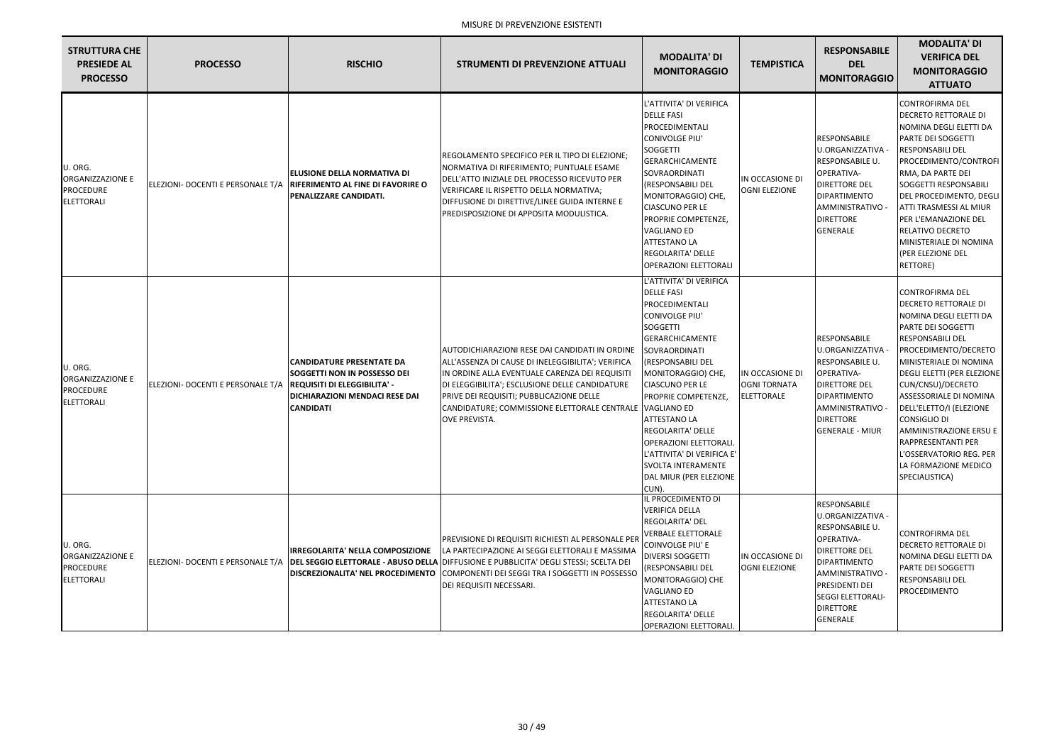MISURE DI PREVENZIONE ESISTENTI

| STRUTTURA CHE PRESIEDE AL PROCESSO | PROCESSO | RISCHIO | STRUMENTI DI PREVENZIONE ATTUALI | MODALITA' DI MONITORAGGIO | TEMPISTICA | RESPONSABILE DEL MONITORAGGIO | MODALITA' DI VERIFICA DEL MONITORAGGIO ATTUATO |
|---|---|---|---|---|---|---|---|
| U. ORG. ORGANIZZAZIONE E PROCEDURE ELETTORALI | ELEZIONI- DOCENTI E PERSONALE T/A | **ELUSIONE DELLA NORMATIVA DI RIFERIMENTO AL FINE DI FAVORIRE O PENALIZZARE CANDIDATI.** | REGOLAMENTO SPECIFICO PER IL TIPO DI ELEZIONE; NORMATIVA DI RIFERIMENTO; PUNTUALE ESAME DELL'ATTO INIZIALE DEL PROCESSO RICEVUTO PER VERIFICARE IL RISPETTO DELLA NORMATIVA; DIFFUSIONE DI DIRETTIVE/LINEE GUIDA INTERNE E PREDISPOSIZIONE DI APPOSITA MODULISTICA. | L'ATTIVITA' DI VERIFICA DELLE FASI PROCEDIMENTALI CONIVOLGE PIU' SOGGETTI GERARCHICAMENTE SOVRAORDINATI (RESPONSABILI DEL MONITORAGGIO) CHE, CIASCUNO PER LE PROPRIE COMPETENZE, VAGLIANO ED ATTESTANO LA REGOLARITA' DELLE OPERAZIONI ELETTORALI | IN OCCASIONE DI OGNI ELEZIONE | RESPONSABILE U.ORGANIZZATIVA - RESPONSABILE U. OPERATIVA- DIRETTORE DEL DIPARTIMENTO AMMINISTRATIVO - DIRETTORE GENERALE | CONTROFIRMA DEL DECRETO RETTORALE DI NOMINA DEGLI ELETTI DA PARTE DEI SOGGETTI RESPONSABILI DEL PROCEDIMENTO/CONTROFIRMA, DA PARTE DEI SOGGETTI RESPONSABILI DEL PROCEDIMENTO, DEGLI ATTI TRASMESSI AL MIUR PER L'EMANAZIONE DEL RELATIVO DECRETO MINISTERIALE DI NOMINA (PER ELEZIONE DEL RETTORE) |
| U. ORG. ORGANIZZAZIONE E PROCEDURE ELETTORALI | ELEZIONI- DOCENTI E PERSONALE T/A | **CANDIDATURE PRESENTATE DA SOGGETTI NON IN POSSESSO DEI REQUISITI DI ELEGGIBILITA' - DICHIARAZIONI MENDACI RESE DAI CANDIDATI** | AUTODICHIARAZIONI RESE DAI CANDIDATI IN ORDINE ALL'ASSENZA DI CAUSE DI INELEGGIBILITA'; VERIFICA IN ORDINE ALLA EVENTUALE CARENZA DEI REQUISITI DI ELEGGIBILITA'; ESCLUSIONE DELLE CANDIDATURE PRIVE DEI REQUISITI; PUBBLICAZIONE DELLE CANDIDATURE; COMMISSIONE ELETTORALE CENTRALE OVE PREVISTA. | L'ATTIVITA' DI VERIFICA DELLE FASI PROCEDIMENTALI CONIVOLGE PIU' SOGGETTI GERARCHICAMENTE SOVRAORDINATI (RESPONSABILI DEL MONITORAGGIO) CHE, CIASCUNO PER LE PROPRIE COMPETENZE, VAGLIANO ED ATTESTANO LA REGOLARITA' DELLE OPERAZIONI ELETTORALI. L'ATTIVITA' DI VERIFICA E' SVOLTA INTERAMENTE DAL MIUR (PER ELEZIONE CUN). | IN OCCASIONE DI OGNI TORNATA ELETTORALE | RESPONSABILE U.ORGANIZZATIVA - RESPONSABILE U. OPERATIVA- DIRETTORE DEL DIPARTIMENTO AMMINISTRATIVO - DIRETTORE GENERALE - MIUR | CONTROFIRMA DEL DECRETO RETTORALE DI NOMINA DEGLI ELETTI DA PARTE DEI SOGGETTI RESPONSABILI DEL PROCEDIMENTO/DECRETO MINISTERIALE DI NOMINA DEGLI ELETTI (PER ELEZIONE CUN/CNSU)/DECRETO ASSESSORIALE DI NOMINA DELL'ELETTO/I (ELEZIONE CONSIGLIO DI AMMINISTRAZIONE ERSU E RAPPRESENTANTI PER L'OSSERVATORIO REG. PER LA FORMAZIONE MEDICO SPECIALISTICA) |
| U. ORG. ORGANIZZAZIONE E PROCEDURE ELETTORALI | ELEZIONI- DOCENTI E PERSONALE T/A | **IRREGOLARITA' NELLA COMPOSIZIONE DEL SEGGIO ELETTORALE - ABUSO DELLA DISCREZIONALITA' NEL PROCEDIMENTO** | PREVISIONE DI REQUISITI RICHIESTI AL PERSONALE PER LA PARTECIPAZIONE AI SEGGI ELETTORALI E MASSIMA DIFFUSIONE E PUBBLICITA' DEGLI STESSI; SCELTA DEI COMPONENTI DEI SEGGI TRA I SOGGETTI IN POSSESSO DEI REQUISITI NECESSARI. | IL PROCEDIMENTO DI VERIFICA DELLA REGOLARITA' DEL VERBALE ELETTORALE COINVOLGE PIU' E DIVERSI SOGGETTI (RESPONSABILI DEL MONITORAGGIO) CHE VAGLIANO ED ATTESTANO LA REGOLARITA' DELLE OPERAZIONI ELETTORALI. | IN OCCASIONE DI OGNI ELEZIONE | RESPONSABILE U.ORGANIZZATIVA - RESPONSABILE U. OPERATIVA- DIRETTORE DEL DIPARTIMENTO AMMINISTRATIVO - PRESIDENTI DEI SEGGI ELETTORALI- DIRETTORE GENERALE | CONTROFIRMA DEL DECRETO RETTORALE DI NOMINA DEGLI ELETTI DA PARTE DEI SOGGETTI RESPONSABILI DEL PROCEDIMENTO |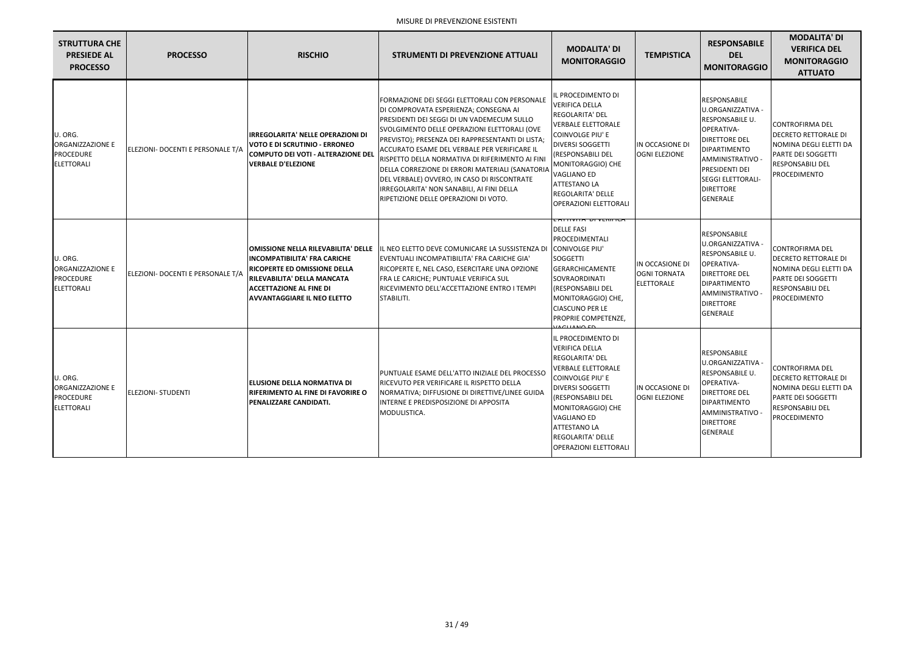MISURE DI PREVENZIONE ESISTENTI

| STRUTTURA CHE PRESIEDE AL PROCESSO | PROCESSO | RISCHIO | STRUMENTI DI PREVENZIONE ATTUALI | MODALITA' DI MONITORAGGIO | TEMPISTICA | RESPONSABILE DEL MONITORAGGIO | MODALITA' DI VERIFICA DEL MONITORAGGIO ATTUATO |
|---|---|---|---|---|---|---|---|
| U. ORG. ORGANIZZAZIONE E PROCEDURE ELETTORALI | ELEZIONI- DOCENTI E PERSONALE T/A | **IRREGOLARITA' NELLE OPERAZIONI DI VOTO E DI SCRUTINIO - ERRONEO COMPUTO DEI VOTI - ALTERAZIONE DEL VERBALE D'ELEZIONE** | FORMAZIONE DEI SEGGI ELETTORALI CON PERSONALE DI COMPROVATA ESPERIENZA; CONSEGNA AI PRESIDENTI DEI SEGGI DI UN VADEMECUM SULLO SVOLGIMENTO DELLE OPERAZIONI ELETTORALI (OVE PREVISTO); PRESENZA DEI RAPPRESENTANTI DI LISTA; ACCURATO ESAME DEL VERBALE PER VERIFICARE IL RISPETTO DELLA NORMATIVA DI RIFERIMENTO AI FINI DELLA CORREZIONE DI ERRORI MATERIALI (SANATORIA DEL VERBALE) OVVERO, IN CASO DI RISCONTRATE IRREGOLARITA' NON SANABILI, AI FINI DELLA RIPETIZIONE DELLE OPERAZIONI DI VOTO. | IL PROCEDIMENTO DI VERIFICA DELLA REGOLARITA' DEL VERBALE ELETTORALE COINVOLGE PIU' E DIVERSI SOGGETTI (RESPONSABILI DEL MONITORAGGIO) CHE VAGLIANO ED ATTESTANO LA REGOLARITA' DELLE OPERAZIONI ELETTORALI | IN OCCASIONE DI OGNI ELEZIONE | RESPONSABILE U.ORGANIZZATIVA - RESPONSABILE U. OPERATIVA- DIRETTORE DEL DIPARTIMENTO AMMINISTRATIVO - PRESIDENTI DEI SEGGI ELETTORALI- DIRETTORE GENERALE | CONTROFIRMA DEL DECRETO RETTORALE DI NOMINA DEGLI ELETTI DA PARTE DEI SOGGETTI RESPONSABILI DEL PROCEDIMENTO |
| U. ORG. ORGANIZZAZIONE E PROCEDURE ELETTORALI | ELEZIONI- DOCENTI E PERSONALE T/A | **OMISSIONE NELLA RILEVABILITA' DELLE INCOMPATIBILITA' FRA CARICHE RICOPERTE ED OMISSIONE DELLA RILEVABILITA' DELLA MANCATA ACCETTAZIONE AL FINE DI AVVANTAGGIARE IL NEO ELETTO** | IL NEO ELETTO DEVE COMUNICARE LA SUSSISTENZA DI EVENTUALI INCOMPATIBILITA' FRA CARICHE GIA' RICOPERTE E, NEL CASO, ESERCITARE UNA OPZIONE FRA LE CARICHE; PUNTUALE VERIFICA SUL RICEVIMENTO DELL'ACCETTAZIONE ENTRO I TEMPI STABILITI. | L'ATTIVITA' DI VERIFICA DELLE FASI PROCEDIMENTALI CONIVOLGE PIU' SOGGETTI GERARCHICAMENTE SOVRAORDINATI (RESPONSABILI DEL MONITORAGGIO) CHE, CIASCUNO PER LE PROPRIE COMPETENZE, VAGLIANO ED | IN OCCASIONE DI OGNI TORNATA ELETTORALE | RESPONSABILE U.ORGANIZZATIVA - RESPONSABILE U. OPERATIVA- DIRETTORE DEL DIPARTIMENTO AMMINISTRATIVO - DIRETTORE GENERALE | CONTROFIRMA DEL DECRETO RETTORALE DI NOMINA DEGLI ELETTI DA PARTE DEI SOGGETTI RESPONSABILI DEL PROCEDIMENTO |
| U. ORG. ORGANIZZAZIONE E PROCEDURE ELETTORALI | ELEZIONI- STUDENTI | **ELUSIONE DELLA NORMATIVA DI RIFERIMENTO AL FINE DI FAVORIRE O PENALIZZARE CANDIDATI.** | PUNTUALE ESAME DELL'ATTO INIZIALE DEL PROCESSO RICEVUTO PER VERIFICARE IL RISPETTO DELLA NORMATIVA; DIFFUSIONE DI DIRETTIVE/LINEE GUIDA INTERNE E PREDISPOSIZIONE DI APPOSITA MODULISTICA. | IL PROCEDIMENTO DI VERIFICA DELLA REGOLARITA' DEL VERBALE ELETTORALE COINVOLGE PIU' E DIVERSI SOGGETTI (RESPONSABILI DEL MONITORAGGIO) CHE VAGLIANO ED ATTESTANO LA REGOLARITA' DELLE OPERAZIONI ELETTORALI | IN OCCASIONE DI OGNI ELEZIONE | RESPONSABILE U.ORGANIZZATIVA - RESPONSABILE U. OPERATIVA- DIRETTORE DEL DIPARTIMENTO AMMINISTRATIVO - DIRETTORE GENERALE | CONTROFIRMA DEL DECRETO RETTORALE DI NOMINA DEGLI ELETTI DA PARTE DEI SOGGETTI RESPONSABILI DEL PROCEDIMENTO |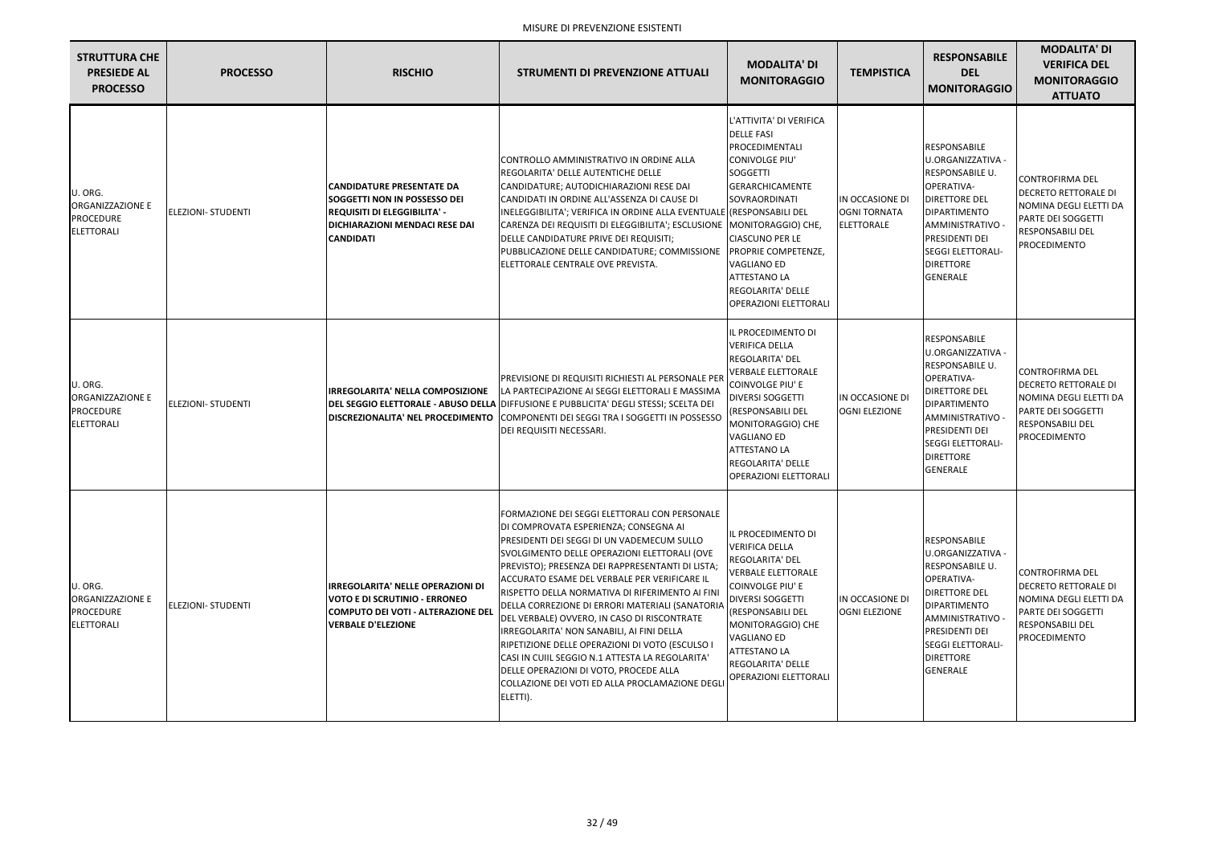MISURE DI PREVENZIONE ESISTENTI

| STRUTTURA CHE PRESIEDE AL PROCESSO | PROCESSO | RISCHIO | STRUMENTI DI PREVENZIONE ATTUALI | MODALITA' DI MONITORAGGIO | TEMPISTICA | RESPONSABILE DEL MONITORAGGIO | MODALITA' DI VERIFICA DEL MONITORAGGIO ATTUATO |
|---|---|---|---|---|---|---|---|
| U. ORG. ORGANIZZAZIONE E PROCEDURE ELETTORALI | ELEZIONI- STUDENTI | **CANDIDATURE PRESENTATE DA SOGGETTI NON IN POSSESSO DEI REQUISITI DI ELEGGIBILITA' - DICHIARAZIONI MENDACI RESE DAI CANDIDATI** | CONTROLLO AMMINISTRATIVO IN ORDINE ALLA REGOLARITA' DELLE AUTENTICHE DELLE CANDIDATURE; AUTODICHIARAZIONI RESE DAI CANDIDATI IN ORDINE ALL'ASSENZA DI CAUSE DI INELEGGIBILITA'; VERIFICA IN ORDINE ALLA EVENTUALE CARENZA DEI REQUISITI DI ELEGGIBILITA'; ESCLUSIONE DELLE CANDIDATURE PRIVE DEI REQUISITI; PUBBLICAZIONE DELLE CANDIDATURE; COMMISSIONE ELETTORALE CENTRALE OVE PREVISTA. | L'ATTIVITA' DI VERIFICA DELLE FASI PROCEDIMENTALI CONIVOLGE PIU' SOGGETTI GERARCHICAMENTE SOVRAORDINATI (RESPONSABILI DEL MONITORAGGIO) CHE, CIASCUNO PER LE PROPRIE COMPETENZE, VAGLIANO ED ATTESTANO LA REGOLARITA' DELLE OPERAZIONI ELETTORALI | IN OCCASIONE DI OGNI TORNATA ELETTORALE | RESPONSABILE U.ORGANIZZATIVA - RESPONSABILE U. OPERATIVA- DIRETTORE DEL DIPARTIMENTO AMMINISTRATIVO - PRESIDENTI DEI SEGGI ELETTORALI- DIRETTORE GENERALE | CONTROFIRMA DEL DECRETO RETTORALE DI NOMINA DEGLI ELETTI DA PARTE DEI SOGGETTI RESPONSABILI DEL PROCEDIMENTO |
| U. ORG. ORGANIZZAZIONE E PROCEDURE ELETTORALI | ELEZIONI- STUDENTI | **IRREGOLARITA' NELLA COMPOSIZIONE DEL SEGGIO ELETTORALE - ABUSO DELLA DISCREZIONALITA' NEL PROCEDIMENTO** | PREVISIONE DI REQUISITI RICHIESTI AL PERSONALE PER LA PARTECIPAZIONE AI SEGGI ELETTORALI E MASSIMA DIFFUSIONE E PUBBLICITA' DEGLI STESSI; SCELTA DEI COMPONENTI DEI SEGGI TRA I SOGGETTI IN POSSESSO DEI REQUISITI NECESSARI. | IL PROCEDIMENTO DI VERIFICA DELLA REGOLARITA' DEL VERBALE ELETTORALE COINVOLGE PIU' E DIVERSI SOGGETTI (RESPONSABILI DEL MONITORAGGIO) CHE VAGLIANO ED ATTESTANO LA REGOLARITA' DELLE OPERAZIONI ELETTORALI | IN OCCASIONE DI OGNI ELEZIONE | RESPONSABILE U.ORGANIZZATIVA - RESPONSABILE U. OPERATIVA- DIRETTORE DEL DIPARTIMENTO AMMINISTRATIVO - PRESIDENTI DEI SEGGI ELETTORALI- DIRETTORE GENERALE | CONTROFIRMA DEL DECRETO RETTORALE DI NOMINA DEGLI ELETTI DA PARTE DEI SOGGETTI RESPONSABILI DEL PROCEDIMENTO |
| U. ORG. ORGANIZZAZIONE E PROCEDURE ELETTORALI | ELEZIONI- STUDENTI | **IRREGOLARITA' NELLE OPERAZIONI DI VOTO E DI SCRUTINIO - ERRONEO COMPUTO DEI VOTI - ALTERAZIONE DEL VERBALE D'ELEZIONE** | FORMAZIONE DEI SEGGI ELETTORALI CON PERSONALE DI COMPROVATA ESPERIENZA; CONSEGNA AI PRESIDENTI DEI SEGGI DI UN VADEMECUM SULLO SVOLGIMENTO DELLE OPERAZIONI ELETTORALI (OVE PREVISTO); PRESENZA DEI RAPPRESENTANTI DI LISTA; ACCURATO ESAME DEL VERBALE PER VERIFICARE IL RISPETTO DELLA NORMATIVA DI RIFERIMENTO AI FINI DELLA CORREZIONE DI ERRORI MATERIALI (SANATORIA DEL VERBALE) OVVERO, IN CASO DI RISCONTRATE IRREGOLARITA' NON SANABILI, AI FINI DELLA RIPETIZIONE DELLE OPERAZIONI DI VOTO (ESCULSO I CASI IN CUIIL SEGGIO N.1 ATTESTA LA REGOLARITA' DELLE OPERAZIONI DI VOTO, PROCEDE ALLA COLLAZIONE DEI VOTI ED ALLA PROCLAMAZIONE DEGLI ELETTI). | IL PROCEDIMENTO DI VERIFICA DELLA REGOLARITA' DEL VERBALE ELETTORALE COINVOLGE PIU' E DIVERSI SOGGETTI (RESPONSABILI DEL MONITORAGGIO) CHE VAGLIANO ED ATTESTANO LA REGOLARITA' DELLE OPERAZIONI ELETTORALI | IN OCCASIONE DI OGNI ELEZIONE | RESPONSABILE U.ORGANIZZATIVA - RESPONSABILE U. OPERATIVA- DIRETTORE DEL DIPARTIMENTO AMMINISTRATIVO - PRESIDENTI DEI SEGGI ELETTORALI- DIRETTORE GENERALE | CONTROFIRMA DEL DECRETO RETTORALE DI NOMINA DEGLI ELETTI DA PARTE DEI SOGGETTI RESPONSABILI DEL PROCEDIMENTO |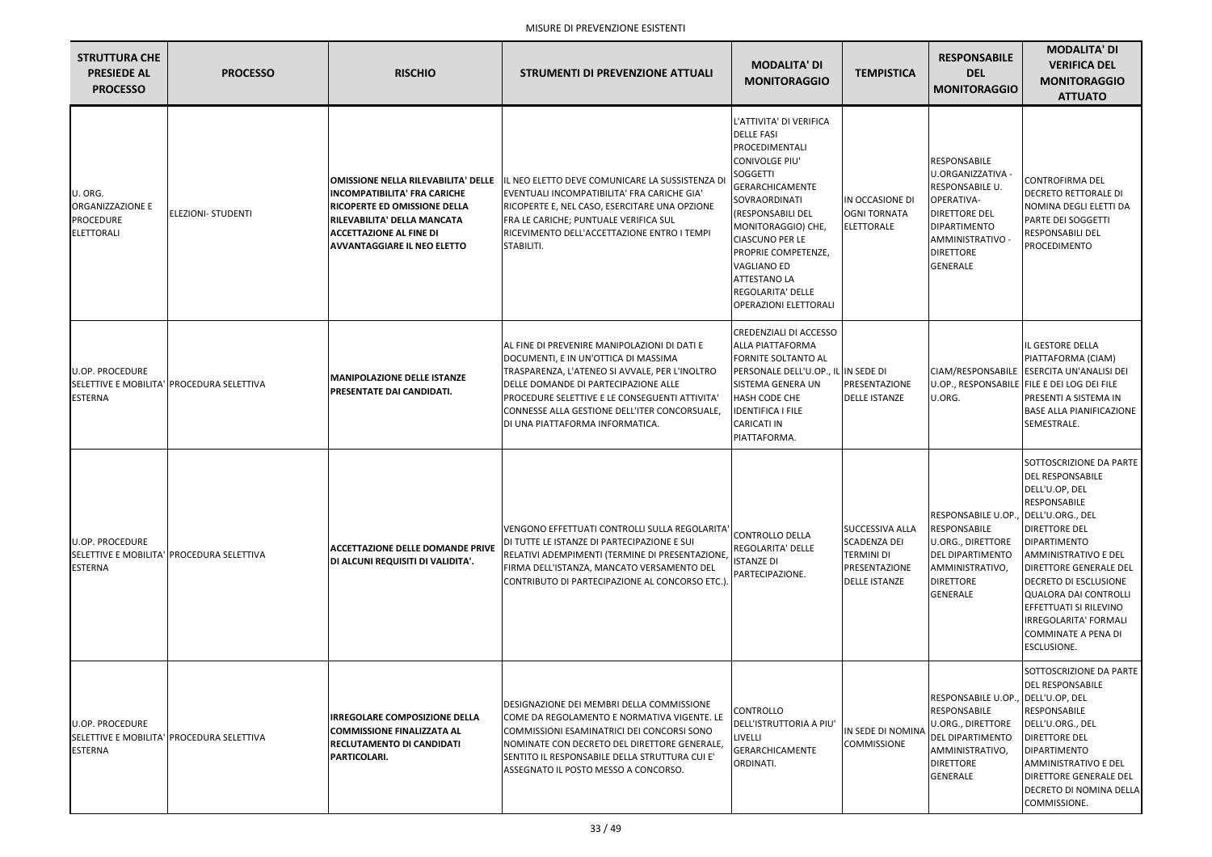MISURE DI PREVENZIONE ESISTENTI

| STRUTTURA CHE PRESIEDE AL PROCESSO | PROCESSO | RISCHIO | STRUMENTI DI PREVENZIONE ATTUALI | MODALITA' DI MONITORAGGIO | TEMPISTICA | RESPONSABILE DEL MONITORAGGIO | MODALITA' DI VERIFICA DEL MONITORAGGIO ATTUATO |
|---|---|---|---|---|---|---|---|
| U. ORG. ORGANIZZAZIONE E PROCEDURE ELETTORALI | ELEZIONI- STUDENTI | **OMISSIONE NELLA RILEVABILITA' DELLE INCOMPATIBILITA' FRA CARICHE RICOPERTE ED OMISSIONE DELLA RILEVABILITA' DELLA MANCATA ACCETTAZIONE AL FINE DI AVVANTAGGIARE IL NEO ELETTO** | IL NEO ELETTO DEVE COMUNICARE LA SUSSISTENZA DI EVENTUALI INCOMPATIBILITA' FRA CARICHE GIA' RICOPERTE E, NEL CASO, ESERCITARE UNA OPZIONE FRA LE CARICHE; PUNTUALE VERIFICA SUL RICEVIMENTO DELL'ACCETTAZIONE ENTRO I TEMPI STABILITI. | L'ATTIVITA' DI VERIFICA DELLE FASI PROCEDIMENTALI CONIVOLGE PIU' SOGGETTI GERARCHICAMENTE SOVRAORDINATI (RESPONSABILI DEL MONITORAGGIO) CHE, CIASCUNO PER LE PROPRIE COMPETENZE, VAGLIANO ED ATTESTANO LA REGOLARITA' DELLE OPERAZIONI ELETTORALI | IN OCCASIONE DI OGNI TORNATA ELETTORALE | RESPONSABILE U.ORGANIZZATIVA - RESPONSABILE U. OPERATIVA- DIRETTORE DEL DIPARTIMENTO AMMINISTRATIVO - DIRETTORE GENERALE | CONTROFIRMA DEL DECRETO RETTORALE DI NOMINA DEGLI ELETTI DA PARTE DEI SOGGETTI RESPONSABILI DEL PROCEDIMENTO |
| U.OP. PROCEDURE SELETTIVE E MOBILITA' ESTERNA | PROCEDURA SELETTIVA | **MANIPOLAZIONE DELLE ISTANZE PRESENTATE DAI CANDIDATI.** | AL FINE DI PREVENIRE MANIPOLAZIONI DI DATI E DOCUMENTI, E IN UN'OTTICA DI MASSIMA TRASPARENZA, L'ATENEO SI AVVALE, PER L'INOLTRO DELLE DOMANDE DI PARTECIPAZIONE ALLE PROCEDURE SELETTIVE E LE CONSEGUENTI ATTIVITA' CONNESSE ALLA GESTIONE DELL'ITER CONCORSUALE, DI UNA PIATTAFORMA INFORMATICA. | CREDENZIALI DI ACCESSO ALLA PIATTAFORMA FORNITE SOLTANTO AL PERSONALE DELL'U.OP., IL SISTEMA GENERA UN HASH CODE CHE IDENTIFICA I FILE CARICATI IN PIATTAFORMA. | IN SEDE DI PRESENTAZIONE DELLE ISTANZE | CIAM/RESPONSABILE U.OP., RESPONSABILE U.ORG. | IL GESTORE DELLA PIATTAFORMA (CIAM) ESERCITA UN'ANALISI DEI FILE E DEI LOG DEI FILE PRESENTI A SISTEMA IN BASE ALLA PIANIFICAZIONE SEMESTRALE. |
| U.OP. PROCEDURE SELETTIVE E MOBILITA' ESTERNA | PROCEDURA SELETTIVA | **ACCETTAZIONE DELLE DOMANDE PRIVE DI ALCUNI REQUISITI DI VALIDITA'.** | VENGONO EFFETTUATI CONTROLLI SULLA REGOLARITA' DI TUTTE LE ISTANZE DI PARTECIPAZIONE E SUI RELATIVI ADEMPIMENTI (TERMINE DI PRESENTAZIONE, FIRMA DELL'ISTANZA, MANCATO VERSAMENTO DEL CONTRIBUTO DI PARTECIPAZIONE AL CONCORSO ETC.). | CONTROLLO DELLA REGOLARITA' DELLE ISTANZE DI PARTECIPAZIONE. | SUCCESSIVA ALLA SCADENZA DEI TERMINI DI PRESENTAZIONE DELLE ISTANZE | RESPONSABILE U.OP., RESPONSABILE U.ORG., DIRETTORE DEL DIPARTIMENTO AMMINISTRATIVO, DIRETTORE GENERALE | SOTTOSCRIZIONE DA PARTE DEL RESPONSABILE DELL'U.OP, DEL RESPONSABILE DELL'U.ORG., DEL DIRETTORE DEL DIPARTIMENTO AMMINISTRATIVO E DEL DIRETTORE GENERALE DEL DECRETO DI ESCLUSIONE QUALORA DAI CONTROLLI EFFETTUATI SI RILEVINO IRREGOLARITA' FORMALI COMMINATE A PENA DI ESCLUSIONE. |
| U.OP. PROCEDURE SELETTIVE E MOBILITA' ESTERNA | PROCEDURA SELETTIVA | **IRREGOLARE COMPOSIZIONE DELLA COMMISSIONE FINALIZZATA AL RECLUTAMENTO DI CANDIDATI PARTICOLARI.** | DESIGNAZIONE DEI MEMBRI DELLA COMMISSIONE COME DA REGOLAMENTO E NORMATIVA VIGENTE. LE COMMISSIONI ESAMINATRICI DEI CONCORSI SONO NOMINATE CON DECRETO DEL DIRETTORE GENERALE, SENTITO IL RESPONSABILE DELLA STRUTTURA CUI E' ASSEGNATO IL POSTO MESSO A CONCORSO. | CONTROLLO DELL'ISTRUTTORIA A PIU' LIVELLI GERARCHICAMENTE ORDINATI. | IN SEDE DI NOMINA COMMISSIONE | RESPONSABILE U.OP., RESPONSABILE U.ORG., DIRETTORE DEL DIPARTIMENTO AMMINISTRATIVO, DIRETTORE GENERALE | SOTTOSCRIZIONE DA PARTE DEL RESPONSABILE DELL'U.OP, DEL RESPONSABILE DELL'U.ORG., DEL DIRETTORE DEL DIPARTIMENTO AMMINISTRATIVO E DEL DIRETTORE GENERALE DEL DECRETO DI NOMINA DELLA COMMISSIONE. |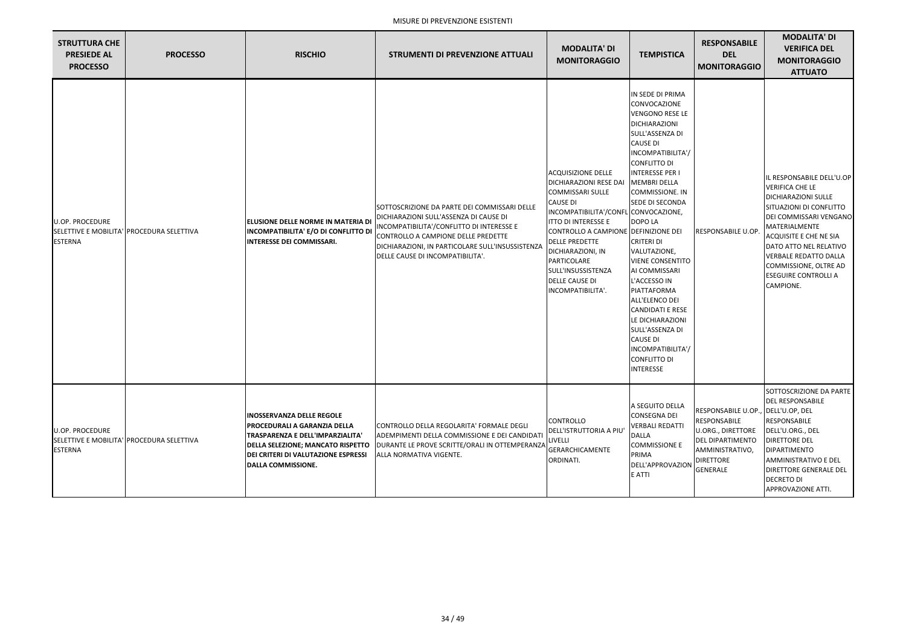MISURE DI PREVENZIONE ESISTENTI

| STRUTTURA CHE PRESIEDE AL PROCESSO | PROCESSO | RISCHIO | STRUMENTI DI PREVENZIONE ATTUALI | MODALITA' DI MONITORAGGIO | TEMPISTICA | RESPONSABILE DEL MONITORAGGIO | MODALITA' DI VERIFICA DEL MONITORAGGIO ATTUATO |
|---|---|---|---|---|---|---|---|
| U.OP. PROCEDURE SELETTIVE E MOBILITA' ESTERNA | PROCEDURA SELETTIVA | **ELUSIONE DELLE NORME IN MATERIA DI INCOMPATIBILITA' E/O DI CONFLITTO DI INTERESSE DEI COMMISSARI.** | SOTTOSCRIZIONE DA PARTE DEI COMMISSARI DELLE DICHIARAZIONI SULL'ASSENZA DI CAUSE DI INCOMPATIBILITA'/CONFLITTO DI INTERESSE E CONTROLLO A CAMPIONE DELLE PREDETTE DICHIARAZIONI, IN PARTICOLARE SULL'INSUSSISTENZA DELLE CAUSE DI INCOMPATIBILITA'. | ACQUISIZIONE DELLE DICHIARAZIONI RESE DAI COMMISSARI SULLE CAUSE DI INCOMPATIBILITA'/CONFLITTO DI INTERESSE E CONTROLLO A CAMPIONE DELLE PREDETTE DICHIARAZIONI, IN PARTICOLARE SULL'INSUSSISTENZA DELLE CAUSE DI INCOMPATIBILITA'. | IN SEDE DI PRIMA CONVOCAZIONE VENGONO RESE LE DICHIARAZIONI SULL'ASSENZA DI CAUSE DI INCOMPATIBILITA'/ CONFLITTO DI INTERESSE PER I MEMBRI DELLA COMMISSIONE. IN SEDE DI SECONDA CONVOCAZIONE, DOPO LA DEFINIZIONE DEI CRITERI DI VALUTAZIONE, VIENE CONSENTITO AI COMMISSARI L'ACCESSO IN PIATTAFORMA ALL'ELENCO DEI CANDIDATI E RESE LE DICHIARAZIONI SULL'ASSENZA DI CAUSE DI INCOMPATIBILITA'/ CONFLITTO DI INTERESSE | RESPONSABILE U.OP. | IL RESPONSABILE DELL'U.OP VERIFICA CHE LE DICHIARAZIONI SULLE SITUAZIONI DI CONFLITTO DEI COMMISSARI VENGANO MATERIALMENTE ACQUISITE E CHE NE SIA DATO ATTO NEL RELATIVO VERBALE REDATTO DALLA COMMISSIONE, OLTRE AD ESEGUIRE CONTROLLI A CAMPIONE. |
| U.OP. PROCEDURE SELETTIVE E MOBILITA' ESTERNA | PROCEDURA SELETTIVA | **INOSSERVANZA DELLE REGOLE PROCEDURALI A GARANZIA DELLA TRASPARENZA E DELL'IMPARZIALITA' DELLA SELEZIONE; MANCATO RISPETTO DEI CRITERI DI VALUTAZIONE ESPRESSI DALLA COMMISSIONE.** | CONTROLLO DELLA REGOLARITA' FORMALE DEGLI ADEMPIMENTI DELLA COMMISSIONE E DEI CANDIDATI DURANTE LE PROVE SCRITTE/ORALI IN OTTEMPERANZA ALLA NORMATIVA VIGENTE. | CONTROLLO DELL'ISTRUTTORIA A PIU' LIVELLI GERARCHICAMENTE ORDINATI. | A SEGUITO DELLA CONSEGNA DEI VERBALI REDATTI DALLA COMMISSIONE E PRIMA DELL'APPROVAZIONE ATTI | RESPONSABILE U.OP., RESPONSABILE U.ORG., DIRETTORE DEL DIPARTIMENTO AMMINISTRATIVO, DIRETTORE GENERALE | SOTTOSCRIZIONE DA PARTE DEL RESPONSABILE DELL'U.OP, DEL RESPONSABILE DELL'U.ORG., DEL DIRETTORE DEL DIPARTIMENTO AMMINISTRATIVO E DEL DIRETTORE GENERALE DEL DECRETO DI APPROVAZIONE ATTI. |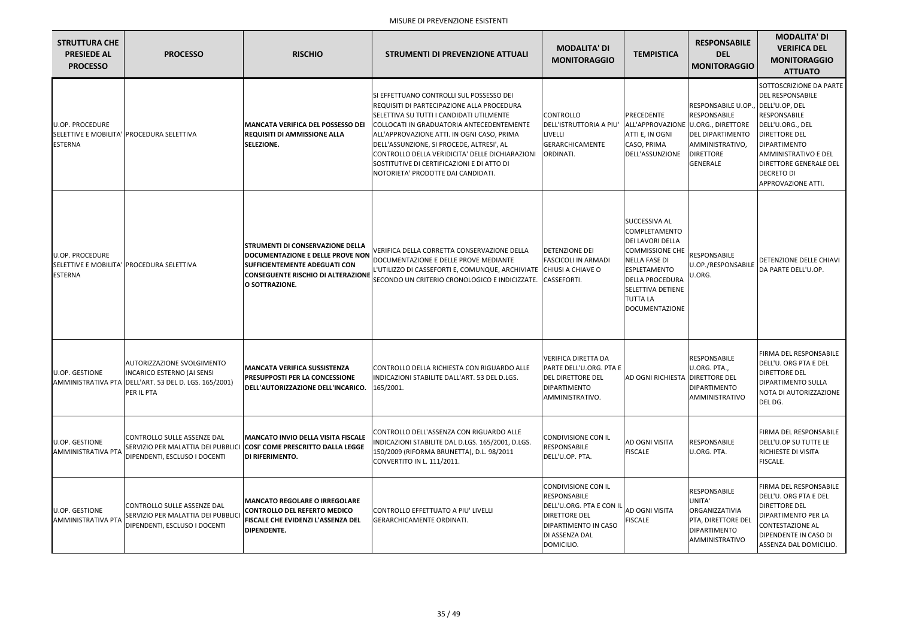MISURE DI PREVENZIONE ESISTENTI

| STRUTTURA CHE PRESIEDE AL PROCESSO | PROCESSO | RISCHIO | STRUMENTI DI PREVENZIONE ATTUALI | MODALITA' DI MONITORAGGIO | TEMPISTICA | RESPONSABILE DEL MONITORAGGIO | MODALITA' DI VERIFICA DEL MONITORAGGIO ATTUATO |
|---|---|---|---|---|---|---|---|
| U.OP. PROCEDURE SELETTIVE E MOBILITA' ESTERNA | PROCEDURA SELETTIVA | **MANCATA VERIFICA DEL POSSESSO DEI REQUISITI DI AMMISSIONE ALLA SELEZIONE.** | SI EFFETTUANO CONTROLLI SUL POSSESSO DEI REQUISITI DI PARTECIPAZIONE ALLA PROCEDURA SELETTIVA SU TUTTI I CANDIDATI UTILMENTE COLLOCATI IN GRADUATORIA ANTECEDENTEMENTE ALL'APPROVAZIONE ATTI. IN OGNI CASO, PRIMA DELL'ASSUNZIONE, SI PROCEDE, ALTRESI', AL CONTROLLO DELLA VERIDICITA' DELLE DICHIARAZIONI SOSTITUTIVE DI CERTIFICAZIONI E DI ATTO DI NOTORIETA' PRODOTTE DAI CANDIDATI. | CONTROLLO DELL'ISTRUTTORIA A PIU' LIVELLI GERARCHICAMENTE ORDINATI. | PRECEDENTE ALL'APPROVAZIONE ATTI E, IN OGNI CASO, PRIMA DELL'ASSUNZIONE | RESPONSABILE U.OP., RESPONSABILE U.ORG., DIRETTORE DEL DIPARTIMENTO AMMINISTRATIVO, DIRETTORE GENERALE | SOTTOSCRIZIONE DA PARTE DEL RESPONSABILE DELL'U.OP, DEL RESPONSABILE DELL'U.ORG., DEL DIRETTORE DEL DIPARTIMENTO AMMINISTRATIVO E DEL DIRETTORE GENERALE DEL DECRETO DI APPROVAZIONE ATTI. |
| U.OP. PROCEDURE SELETTIVE E MOBILITA' ESTERNA | PROCEDURA SELETTIVA | **STRUMENTI DI CONSERVAZIONE DELLA DOCUMENTAZIONE E DELLE PROVE NON SUFFICIENTEMENTE ADEGUATI CON CONSEGUENTE RISCHIO DI ALTERAZIONE O SOTTRAZIONE.** | VERIFICA DELLA CORRETTA CONSERVAZIONE DELLA DOCUMENTAZIONE E DELLE PROVE MEDIANTE L'UTILIZZO DI CASSEFORTI E, COMUNQUE, ARCHIVIATE SECONDO UN CRITERIO CRONOLOGICO E INDICIZZATE. | DETENZIONE DEI FASCICOLI IN ARMADI CHIUSI A CHIAVE O CASSEFORTI. | SUCCESSIVA AL COMPLETAMENTO DEI LAVORI DELLA COMMISSIONE CHE NELLA FASE DI ESPLETAMENTO DELLA PROCEDURA SELETTIVA DETIENE TUTTA LA DOCUMENTAZIONE | RESPONSABILE U.OP./RESPONSABILE U.ORG. | DETENZIONE DELLE CHIAVI DA PARTE DELL'U.OP. |
| U.OP. GESTIONE AMMINISTRATIVA PTA | AUTORIZZAZIONE SVOLGIMENTO INCARICO ESTERNO (AI SENSI DELL'ART. 53 DEL D. LGS. 165/2001) PER IL PTA | **MANCATA VERIFICA SUSSISTENZA PRESUPPOSTI PER LA CONCESSIONE DELL'AUTORIZZAZIONE DELL'INCARICO.** | CONTROLLO DELLA RICHIESTA CON RIGUARDO ALLE INDICAZIONI STABILITE DALL'ART. 53 DEL D.LGS. 165/2001. | VERIFICA DIRETTA DA PARTE DELL'U.ORG. PTA E DEL DIRETTORE DEL DIPARTIMENTO AMMINISTRATIVO. | AD OGNI RICHIESTA | RESPONSABILE U.ORG. PTA., DIRETTORE DEL DIPARTIMENTO AMMINISTRATIVO | FIRMA DEL RESPONSABILE DELL'U. ORG PTA E DEL DIRETTORE DEL DIPARTIMENTO SULLA NOTA DI AUTORIZZAZIONE DEL DG. |
| U.OP. GESTIONE AMMINISTRATIVA PTA | CONTROLLO SULLE ASSENZE DAL SERVIZIO PER MALATTIA DEI PUBBLICI DIPENDENTI, ESCLUSO I DOCENTI | **MANCATO INVIO DELLA VISITA FISCALE COSI' COME PRESCRITTO DALLA LEGGE DI RIFERIMENTO.** | CONTROLLO DELL'ASSENZA CON RIGUARDO ALLE INDICAZIONI STABILITE DAL D.LGS. 165/2001, D.LGS. 150/2009 (RIFORMA BRUNETTA), D.L. 98/2011 CONVERTITO IN L. 111/2011. | CONDIVISIONE CON IL RESPONSABILE DELL'U.OP. PTA. | AD OGNI VISITA FISCALE | RESPONSABILE U.ORG. PTA. | FIRMA DEL RESPONSABILE DELL'U.OP SU TUTTE LE RICHIESTE DI VISITA FISCALE. |
| U.OP. GESTIONE AMMINISTRATIVA PTA | CONTROLLO SULLE ASSENZE DAL SERVIZIO PER MALATTIA DEI PUBBLICI DIPENDENTI, ESCLUSO I DOCENTI | **MANCATO REGOLARE O IRREGOLARE CONTROLLO DEL REFERTO MEDICO FISCALE CHE EVIDENZI L'ASSENZA DEL DIPENDENTE.** | CONTROLLO EFFETTUATO A PIU' LIVELLI GERARCHICAMENTE ORDINATI. | CONDIVISIONE CON IL RESPONSABILE DELL'U.ORG. PTA E CON IL DIRETTORE DEL DIPARTIMENTO IN CASO DI ASSENZA DAL DOMICILIO. | AD OGNI VISITA FISCALE | RESPONSABILE UNITA' ORGANIZZATIVA PTA, DIRETTORE DEL DIPARTIMENTO AMMINISTRATIVO | FIRMA DEL RESPONSABILE DELL'U. ORG PTA E DEL DIRETTORE DEL DIPARTIMENTO PER LA CONTESTAZIONE AL DIPENDENTE IN CASO DI ASSENZA DAL DOMICILIO. |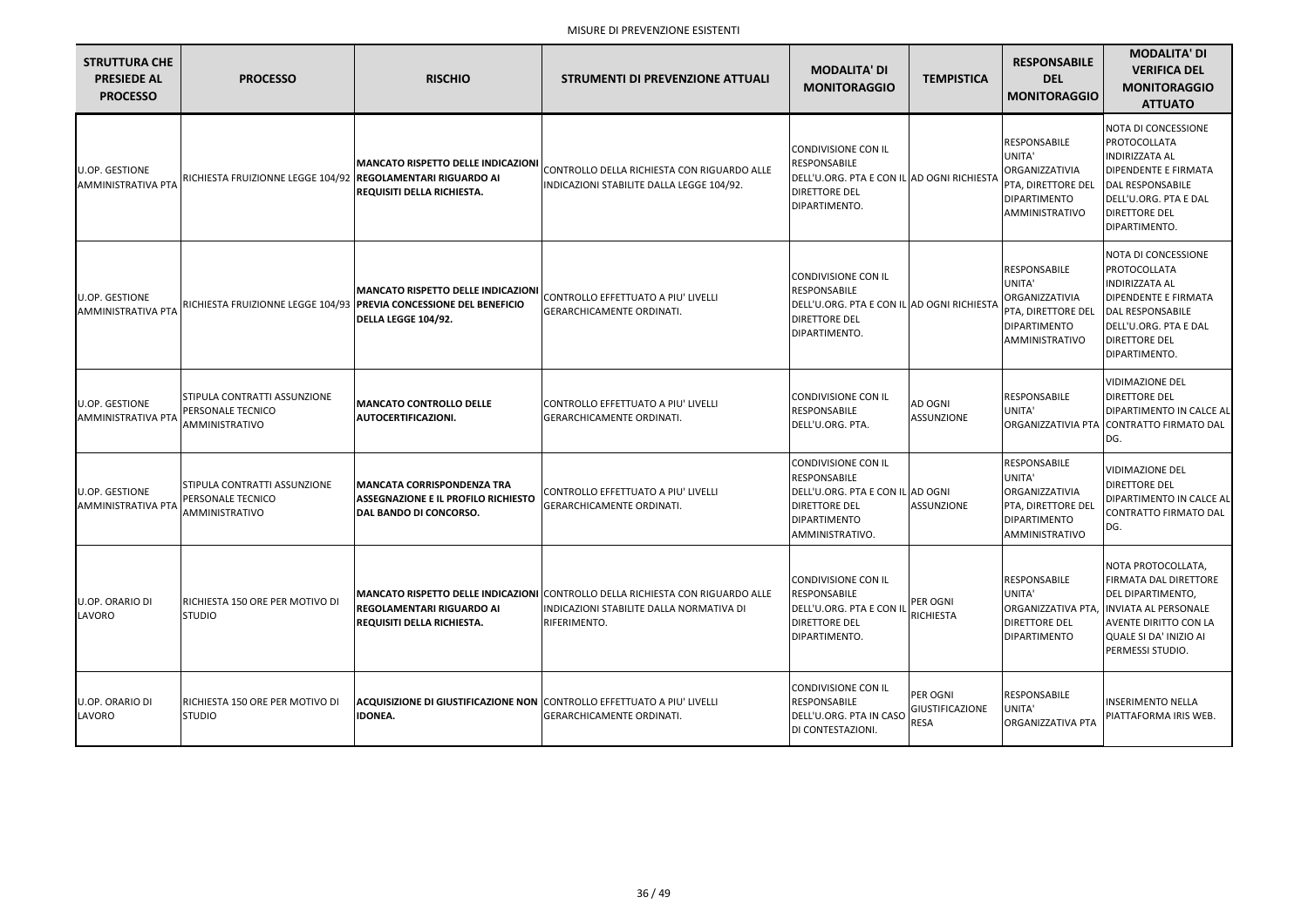MISURE DI PREVENZIONE ESISTENTI

| STRUTTURA CHE PRESIEDE AL PROCESSO | PROCESSO | RISCHIO | STRUMENTI DI PREVENZIONE ATTUALI | MODALITA' DI MONITORAGGIO | TEMPISTICA | RESPONSABILE DEL MONITORAGGIO | MODALITA' DI VERIFICA DEL MONITORAGGIO ATTUATO |
|---|---|---|---|---|---|---|---|
| U.OP. GESTIONE AMMINISTRATIVA PTA | RICHIESTA FRUIZIONNE LEGGE 104/92 | **MANCATO RISPETTO DELLE INDICAZIONI REGOLAMENTARI RIGUARDO AI REQUISITI DELLA RICHIESTA.** | CONTROLLO DELLA RICHIESTA CON RIGUARDO ALLE INDICAZIONI STABILITE DALLA LEGGE 104/92. | CONDIVISIONE CON IL RESPONSABILE DELL'U.ORG. PTA E CON IL DIRETTORE DEL DIPARTIMENTO. | AD OGNI RICHIESTA | RESPONSABILE UNITA' ORGANIZZATIVIA PTA, DIRETTORE DEL DIPARTIMENTO AMMINISTRATIVO | NOTA DI CONCESSIONE PROTOCOLLATA INDIRIZZATA AL DIPENDENTE E FIRMATA DAL RESPONSABILE DELL'U.ORG. PTA E DAL DIRETTORE DEL DIPARTIMENTO. |
| U.OP. GESTIONE AMMINISTRATIVA PTA | RICHIESTA FRUIZIONNE LEGGE 104/93 | **MANCATO RISPETTO DELLE INDICAZIONI PREVIA CONCESSIONE DEL BENEFICIO DELLA LEGGE 104/92.** | CONTROLLO EFFETTUATO A PIU' LIVELLI GERARCHICAMENTE ORDINATI. | CONDIVISIONE CON IL RESPONSABILE DELL'U.ORG. PTA E CON IL DIRETTORE DEL DIPARTIMENTO. | AD OGNI RICHIESTA | RESPONSABILE UNITA' ORGANIZZATIVIA PTA, DIRETTORE DEL DIPARTIMENTO AMMINISTRATIVO | NOTA DI CONCESSIONE PROTOCOLLATA INDIRIZZATA AL DIPENDENTE E FIRMATA DAL RESPONSABILE DELL'U.ORG. PTA E DAL DIRETTORE DEL DIPARTIMENTO. |
| U.OP. GESTIONE AMMINISTRATIVA PTA | STIPULA CONTRATTI ASSUNZIONE PERSONALE TECNICO AMMINISTRATIVO | **MANCATO CONTROLLO DELLE AUTOCERTIFICAZIONI.** | CONTROLLO EFFETTUATO A PIU' LIVELLI GERARCHICAMENTE ORDINATI. | CONDIVISIONE CON IL RESPONSABILE DELL'U.ORG. PTA. | AD OGNI ASSUNZIONE | RESPONSABILE UNITA' ORGANIZZATIVIA PTA | VIDIMAZIONE DEL DIRETTORE DEL DIPARTIMENTO IN CALCE AL CONTRATTO FIRMATO DAL DG. |
| U.OP. GESTIONE AMMINISTRATIVA PTA | STIPULA CONTRATTI ASSUNZIONE PERSONALE TECNICO AMMINISTRATIVO | **MANCATA CORRISPONDENZA TRA ASSEGNAZIONE E IL PROFILO RICHIESTO DAL BANDO DI CONCORSO.** | CONTROLLO EFFETTUATO A PIU' LIVELLI GERARCHICAMENTE ORDINATI. | CONDIVISIONE CON IL RESPONSABILE DELL'U.ORG. PTA E CON IL DIRETTORE DEL DIPARTIMENTO AMMINISTRATIVO. | AD OGNI ASSUNZIONE | RESPONSABILE UNITA' ORGANIZZATIVIA PTA, DIRETTORE DEL DIPARTIMENTO AMMINISTRATIVO | VIDIMAZIONE DEL DIRETTORE DEL DIPARTIMENTO IN CALCE AL CONTRATTO FIRMATO DAL DG. |
| U.OP. ORARIO DI LAVORO | RICHIESTA 150 ORE PER MOTIVO DI STUDIO | **MANCATO RISPETTO DELLE INDICAZIONI REGOLAMENTARI RIGUARDO AI REQUISITI DELLA RICHIESTA.** | CONTROLLO DELLA RICHIESTA CON RIGUARDO ALLE INDICAZIONI STABILITE DALLA NORMATIVA DI RIFERIMENTO. | CONDIVISIONE CON IL RESPONSABILE DELL'U.ORG. PTA E CON IL DIRETTORE DEL DIPARTIMENTO. | PER OGNI RICHIESTA | RESPONSABILE UNITA' ORGANIZZATIVA PTA, DIRETTORE DEL DIPARTIMENTO | NOTA PROTOCOLLATA, FIRMATA DAL DIRETTORE DEL DIPARTIMENTO, INVIATA AL PERSONALE AVENTE DIRITTO CON LA QUALE SI DA' INIZIO AI PERMESSI STUDIO. |
| U.OP. ORARIO DI LAVORO | RICHIESTA 150 ORE PER MOTIVO DI STUDIO | **ACQUISIZIONE DI GIUSTIFICAZIONE NON IDONEA.** | CONTROLLO EFFETTUATO A PIU' LIVELLI GERARCHICAMENTE ORDINATI. | CONDIVISIONE CON IL RESPONSABILE DELL'U.ORG. PTA IN CASO DI CONTESTAZIONI. | PER OGNI GIUSTIFICAZIONE RESA | RESPONSABILE UNITA' ORGANIZZATIVA PTA | INSERIMENTO NELLA PIATTAFORMA IRIS WEB. |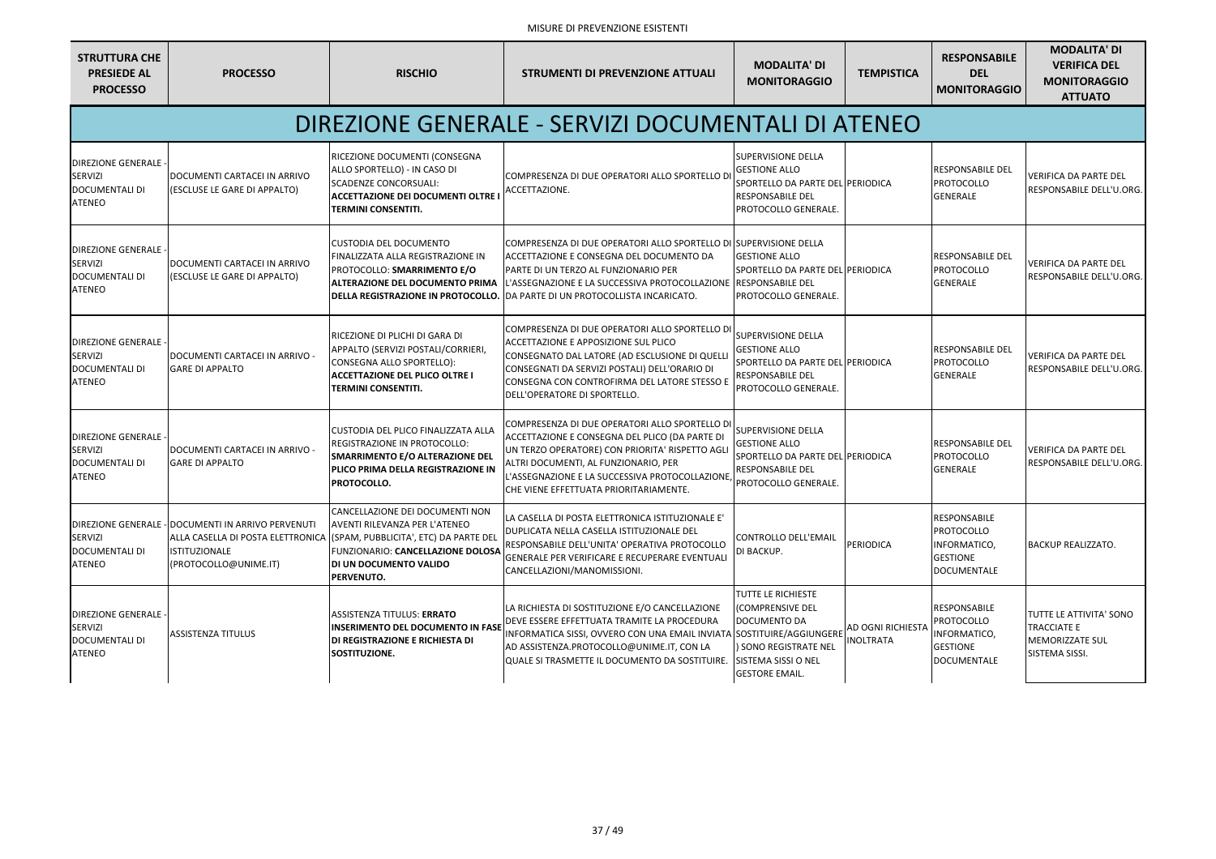MISURE DI PREVENZIONE ESISTENTI

| STRUTTURA CHE PRESIEDE AL PROCESSO | PROCESSO | RISCHIO | STRUMENTI DI PREVENZIONE ATTUALI | MODALITA' DI MONITORAGGIO | TEMPISTICA | RESPONSABILE DEL MONITORAGGIO | MODALITA' DI VERIFICA DEL MONITORAGGIO ATTUATO |
|---|---|---|---|---|---|---|---|
| **DIREZIONE GENERALE - SERVIZI DOCUMENTALI DI ATENEO** | | | | | | | |
| DIREZIONE GENERALE - SERVIZI DOCUMENTALI DI ATENEO | DOCUMENTI CARTACEI IN ARRIVO (ESCLUSE LE GARE DI APPALTO) | RICEZIONE DOCUMENTI (CONSEGNA ALLO SPORTELLO) - IN CASO DI SCADENZE CONCORSUALI: **ACCETTAZIONE DEI DOCUMENTI OLTRE I TERMINI CONSENTITI.** | COMPRESENZA DI DUE OPERATORI ALLO SPORTELLO DI ACCETTAZIONE. | SUPERVISIONE DELLA GESTIONE ALLO SPORTELLO DA PARTE DEL RESPONSABILE DEL PROTOCOLLO GENERALE. | PERIODICA | RESPONSABILE DEL PROTOCOLLO GENERALE | VERIFICA DA PARTE DEL RESPONSABILE DELL'U.ORG. |
| DIREZIONE GENERALE - SERVIZI DOCUMENTALI DI ATENEO | DOCUMENTI CARTACEI IN ARRIVO (ESCLUSE LE GARE DI APPALTO) | CUSTODIA DEL DOCUMENTO FINALIZZATA ALLA REGISTRAZIONE IN PROTOCOLLO: **SMARRIMENTO E/O ALTERAZIONE DEL DOCUMENTO PRIMA DELLA REGISTRAZIONE IN PROTOCOLLO.** | COMPRESENZA DI DUE OPERATORI ALLO SPORTELLO DI ACCETTAZIONE E CONSEGNA DEL DOCUMENTO DA PARTE DI UN TERZO AL FUNZIONARIO PER L'ASSEGNAZIONE E LA SUCCESSIVA PROTOCOLLAZIONE DA PARTE DI UN PROTOCOLLISTA INCARICATO. | SUPERVISIONE DELLA GESTIONE ALLO SPORTELLO DA PARTE DEL RESPONSABILE DEL PROTOCOLLO GENERALE. | PERIODICA | RESPONSABILE DEL PROTOCOLLO GENERALE | VERIFICA DA PARTE DEL RESPONSABILE DELL'U.ORG. |
| DIREZIONE GENERALE - SERVIZI DOCUMENTALI DI ATENEO | DOCUMENTI CARTACEI IN ARRIVO - GARE DI APPALTO | RICEZIONE DI PLICHI DI GARA DI APPALTO (SERVIZI POSTALI/CORRIERI, CONSEGNA ALLO SPORTELLO): **ACCETTAZIONE DEL PLICO OLTRE I TERMINI CONSENTITI.** | COMPRESENZA DI DUE OPERATORI ALLO SPORTELLO DI ACCETTAZIONE E APPOSIZIONE SUL PLICO CONSEGNATO DAL LATORE (AD ESCLUSIONE DI QUELLI CONSEGNATI DA SERVIZI POSTALI) DELL'ORARIO DI CONSEGNA CON CONTROFIRMA DEL LATORE STESSO E DELL'OPERATORE DI SPORTELLO. | SUPERVISIONE DELLA GESTIONE ALLO SPORTELLO DA PARTE DEL RESPONSABILE DEL PROTOCOLLO GENERALE. | PERIODICA | RESPONSABILE DEL PROTOCOLLO GENERALE | VERIFICA DA PARTE DEL RESPONSABILE DELL'U.ORG. |
| DIREZIONE GENERALE - SERVIZI DOCUMENTALI DI ATENEO | DOCUMENTI CARTACEI IN ARRIVO - GARE DI APPALTO | CUSTODIA DEL PLICO FINALIZZATA ALLA REGISTRAZIONE IN PROTOCOLLO: **SMARRIMENTO E/O ALTERAZIONE DEL PLICO PRIMA DELLA REGISTRAZIONE IN PROTOCOLLO.** | COMPRESENZA DI DUE OPERATORI ALLO SPORTELLO DI ACCETTAZIONE E CONSEGNA DEL PLICO (DA PARTE DI UN TERZO OPERATORE) CON PRIORITA' RISPETTO AGLI ALTRI DOCUMENTI, AL FUNZIONARIO, PER L'ASSEGNAZIONE E LA SUCCESSIVA PROTOCOLLAZIONE, CHE VIENE EFFETTUATA PRIORITARIAMENTE. | SUPERVISIONE DELLA GESTIONE ALLO SPORTELLO DA PARTE DEL RESPONSABILE DEL PROTOCOLLO GENERALE. | PERIODICA | RESPONSABILE DEL PROTOCOLLO GENERALE | VERIFICA DA PARTE DEL RESPONSABILE DELL'U.ORG. |
| DIREZIONE GENERALE - SERVIZI DOCUMENTALI DI ATENEO | DOCUMENTI IN ARRIVO PERVENUTI ALLA CASELLA DI POSTA ELETTRONICA ISTITUZIONALE (PROTOCOLLO@UNIME.IT) | CANCELLAZIONE DEI DOCUMENTI NON AVENTI RILEVANZA PER L'ATENEO (SPAM, PUBBLICITA', ETC) DA PARTE DEL FUNZIONARIO: **CANCELLAZIONE DOLOSA DI UN DOCUMENTO VALIDO PERVENUTO.** | LA CASELLA DI POSTA ELETTRONICA ISTITUZIONALE E' DUPLICATA NELLA CASELLA ISTITUZIONALE DEL RESPONSABILE DELL'UNITA' OPERATIVA PROTOCOLLO GENERALE PER VERIFICARE E RECUPERARE EVENTUALI CANCELLAZIONI/MANOMISSIONI. | CONTROLLO DELL'EMAIL DI BACKUP. | PERIODICA | RESPONSABILE PROTOCOLLO INFORMATICO, GESTIONE DOCUMENTALE | BACKUP REALIZZATO. |
| DIREZIONE GENERALE - SERVIZI DOCUMENTALI DI ATENEO | ASSISTENZA TITULUS | ASSISTENZA TITULUS: **ERRATO INSERIMENTO DEL DOCUMENTO IN FASE DI REGISTRAZIONE E RICHIESTA DI SOSTITUZIONE.** | LA RICHIESTA DI SOSTITUZIONE E/O CANCELLAZIONE DEVE ESSERE EFFETTUATA TRAMITE LA PROCEDURA INFORMATICA SISSI, OVVERO CON UNA EMAIL INVIATA AD ASSISTENZA.PROTOCOLLO@UNIME.IT, CON LA QUALE SI TRASMETTE IL DOCUMENTO DA SOSTITUIRE. | TUTTE LE RICHIESTE (COMPRENSIVE DEL DOCUMENTO DA SOSTITUIRE/AGGIUNGERE) SONO REGISTRATE NEL SISTEMA SISSI O NEL GESTORE EMAIL. | AD OGNI RICHIESTA INOLTRATA | RESPONSABILE PROTOCOLLO INFORMATICO, GESTIONE DOCUMENTALE | TUTTE LE ATTIVITA' SONO TRACCIATE E MEMORIZZATE SUL SISTEMA SISSI. |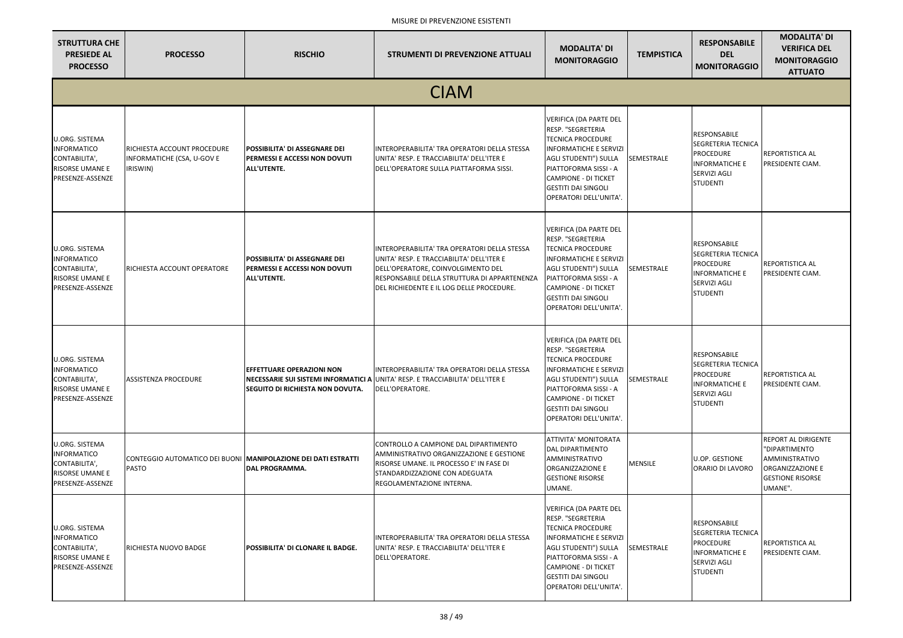MISURE DI PREVENZIONE ESISTENTI

| STRUTTURA CHE PRESIEDE AL PROCESSO | PROCESSO | RISCHIO | STRUMENTI DI PREVENZIONE ATTUALI | MODALITA' DI MONITORAGGIO | TEMPISTICA | RESPONSABILE DEL MONITORAGGIO | MODALITA' DI VERIFICA DEL MONITORAGGIO ATTUATO |
|---|---|---|---|---|---|---|---|
| **CIAM** | | | | | | | |
| U.ORG. SISTEMA INFORMATICO CONTABILITA', RISORSE UMANE E PRESENZE-ASSENZE | RICHIESTA ACCOUNT PROCEDURE INFORMATICHE (CSA, U-GOV E IRISWIN) | **POSSIBILITA' DI ASSEGNARE DEI PERMESSI E ACCESSI NON DOVUTI ALL'UTENTE.** | INTEROPERABILITA' TRA OPERATORI DELLA STESSA UNITA' RESP. E TRACCIABILITA' DELL'ITER E DELL'OPERATORE SULLA PIATTAFORMA SISSI. | VERIFICA (DA PARTE DEL RESP. "SEGRETERIA TECNICA PROCEDURE INFORMATICHE E SERVIZI AGLI STUDENTI") SULLA PIATTOFORMA SISSI - A CAMPIONE - DI TICKET GESTITI DAI SINGOLI OPERATORI DELL'UNITA'. | SEMESTRALE | RESPONSABILE SEGRETERIA TECNICA PROCEDURE INFORMATICHE E SERVIZI AGLI STUDENTI | REPORTISTICA AL PRESIDENTE CIAM. |
| U.ORG. SISTEMA INFORMATICO CONTABILITA', RISORSE UMANE E PRESENZE-ASSENZE | RICHIESTA ACCOUNT OPERATORE | **POSSIBILITA' DI ASSEGNARE DEI PERMESSI E ACCESSI NON DOVUTI ALL'UTENTE.** | INTEROPERABILITA' TRA OPERATORI DELLA STESSA UNITA' RESP. E TRACCIABILITA' DELL'ITER E DELL'OPERATORE, COINVOLGIMENTO DEL RESPONSABILE DELLA STRUTTURA DI APPARTENENZA DEL RICHIEDENTE E IL LOG DELLE PROCEDURE. | VERIFICA (DA PARTE DEL RESP. "SEGRETERIA TECNICA PROCEDURE INFORMATICHE E SERVIZI AGLI STUDENTI") SULLA PIATTOFORMA SISSI - A CAMPIONE - DI TICKET GESTITI DAI SINGOLI OPERATORI DELL'UNITA'. | SEMESTRALE | RESPONSABILE SEGRETERIA TECNICA PROCEDURE INFORMATICHE E SERVIZI AGLI STUDENTI | REPORTISTICA AL PRESIDENTE CIAM. |
| U.ORG. SISTEMA INFORMATICO CONTABILITA', RISORSE UMANE E PRESENZE-ASSENZE | ASSISTENZA PROCEDURE | **EFFETTUARE OPERAZIONI NON NECESSARIE SUI SISTEMI INFORMATICI A SEGUITO DI RICHIESTA NON DOVUTA.** | INTEROPERABILITA' TRA OPERATORI DELLA STESSA UNITA' RESP. E TRACCIABILITA' DELL'ITER E DELL'OPERATORE. | VERIFICA (DA PARTE DEL RESP. "SEGRETERIA TECNICA PROCEDURE INFORMATICHE E SERVIZI AGLI STUDENTI") SULLA PIATTOFORMA SISSI - A CAMPIONE - DI TICKET GESTITI DAI SINGOLI OPERATORI DELL'UNITA'. | SEMESTRALE | RESPONSABILE SEGRETERIA TECNICA PROCEDURE INFORMATICHE E SERVIZI AGLI STUDENTI | REPORTISTICA AL PRESIDENTE CIAM. |
| U.ORG. SISTEMA INFORMATICO CONTABILITA', RISORSE UMANE E PRESENZE-ASSENZE | CONTEGGIO AUTOMATICO DEI BUONI PASTO | **MANIPOLAZIONE DEI DATI ESTRATTI DAL PROGRAMMA.** | CONTROLLO A CAMPIONE DAL DIPARTIMENTO AMMINISTRATIVO ORGANIZZAZIONE E GESTIONE RISORSE UMANE. IL PROCESSO E' IN FASE DI STANDARDIZZAZIONE CON ADEGUATA REGOLAMENTAZIONE INTERNA. | ATTIVITA' MONITORATA DAL DIPARTIMENTO AMMINISTRATIVO ORGANIZZAZIONE E GESTIONE RISORSE UMANE. | MENSILE | U.OP. GESTIONE ORARIO DI LAVORO | REPORT AL DIRIGENTE "DIPARTIMENTO AMMINISTRATIVO ORGANIZZAZIONE E GESTIONE RISORSE UMANE". |
| U.ORG. SISTEMA INFORMATICO CONTABILITA', RISORSE UMANE E PRESENZE-ASSENZE | RICHIESTA NUOVO BADGE | **POSSIBILITA' DI CLONARE IL BADGE.** | INTEROPERABILITA' TRA OPERATORI DELLA STESSA UNITA' RESP. E TRACCIABILITA' DELL'ITER E DELL'OPERATORE. | VERIFICA (DA PARTE DEL RESP. "SEGRETERIA TECNICA PROCEDURE INFORMATICHE E SERVIZI AGLI STUDENTI") SULLA PIATTOFORMA SISSI - A CAMPIONE - DI TICKET GESTITI DAI SINGOLI OPERATORI DELL'UNITA'. | SEMESTRALE | RESPONSABILE SEGRETERIA TECNICA PROCEDURE INFORMATICHE E SERVIZI AGLI STUDENTI | REPORTISTICA AL PRESIDENTE CIAM. |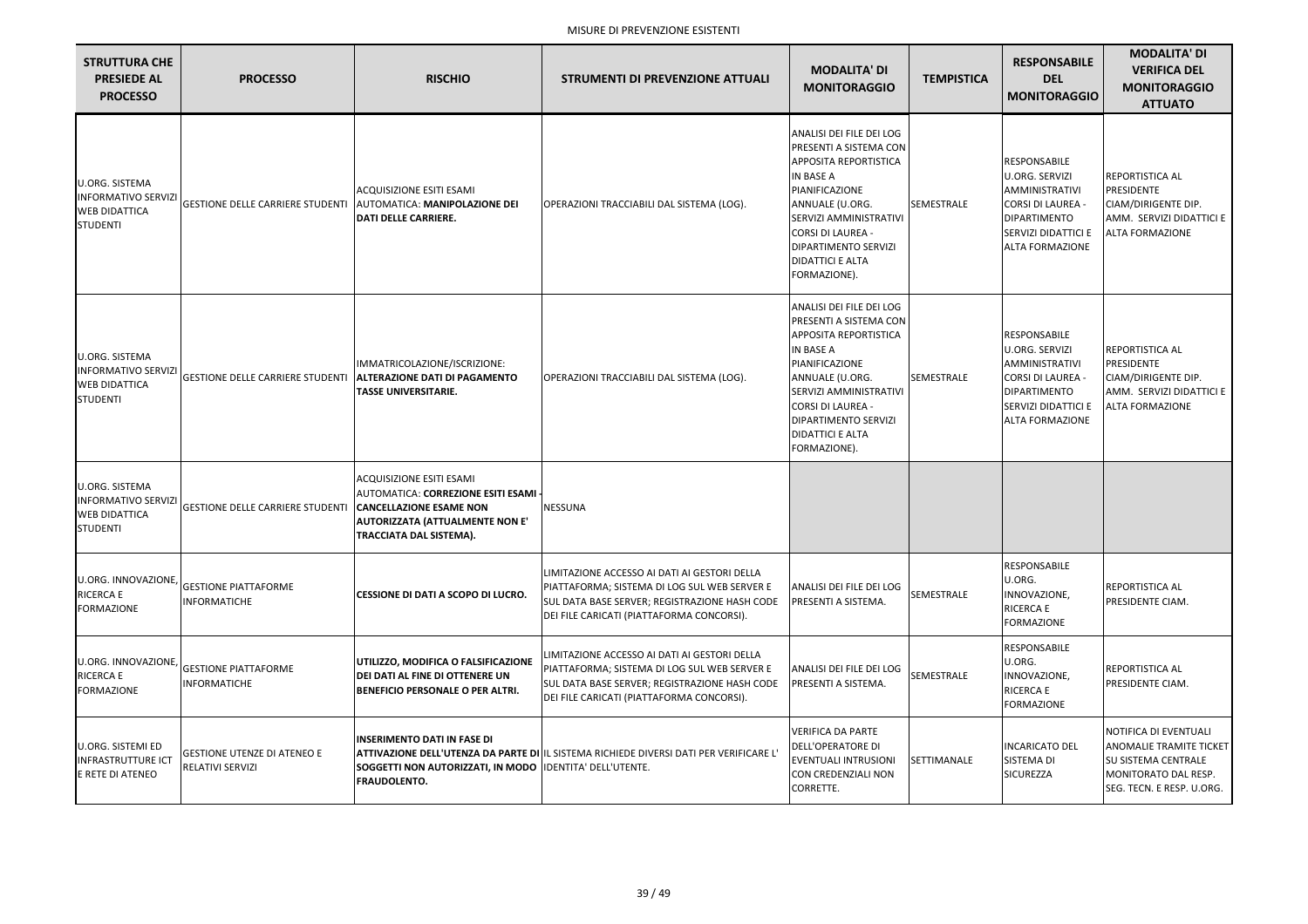MISURE DI PREVENZIONE ESISTENTI

| STRUTTURA CHE PRESIEDE AL PROCESSO | PROCESSO | RISCHIO | STRUMENTI DI PREVENZIONE ATTUALI | MODALITA' DI MONITORAGGIO | TEMPISTICA | RESPONSABILE DEL MONITORAGGIO | MODALITA' DI VERIFICA DEL MONITORAGGIO ATTUATO |
|---|---|---|---|---|---|---|---|
| U.ORG. SISTEMA INFORMATIVO SERVIZI WEB DIDATTICA STUDENTI | GESTIONE DELLE CARRIERE STUDENTI | ACQUISIZIONE ESITI ESAMI AUTOMATICA: **MANIPOLAZIONE DEI DATI DELLE CARRIERE.** | OPERAZIONI TRACCIABILI DAL SISTEMA (LOG). | ANALISI DEI FILE DEI LOG PRESENTI A SISTEMA CON APPOSITA REPORTISTICA IN BASE A PIANIFICAZIONE ANNUALE (U.ORG. SERVIZI AMMINISTRATIVI CORSI DI LAUREA - DIPARTIMENTO SERVIZI DIDATTICI E ALTA FORMAZIONE). | SEMESTRALE | RESPONSABILE U.ORG. SERVIZI AMMINISTRATIVI CORSI DI LAUREA - DIPARTIMENTO SERVIZI DIDATTICI E ALTA FORMAZIONE | REPORTISTICA AL PRESIDENTE CIAM/DIRIGENTE DIP. AMM. SERVIZI DIDATTICI E ALTA FORMAZIONE |
| U.ORG. SISTEMA INFORMATIVO SERVIZI WEB DIDATTICA STUDENTI | GESTIONE DELLE CARRIERE STUDENTI | IMMATRICOLAZIONE/ISCRIZIONE: **ALTERAZIONE DATI DI PAGAMENTO TASSE UNIVERSITARIE.** | OPERAZIONI TRACCIABILI DAL SISTEMA (LOG). | ANALISI DEI FILE DEI LOG PRESENTI A SISTEMA CON APPOSITA REPORTISTICA IN BASE A PIANIFICAZIONE ANNUALE (U.ORG. SERVIZI AMMINISTRATIVI CORSI DI LAUREA - DIPARTIMENTO SERVIZI DIDATTICI E ALTA FORMAZIONE). | SEMESTRALE | RESPONSABILE U.ORG. SERVIZI AMMINISTRATIVI CORSI DI LAUREA - DIPARTIMENTO SERVIZI DIDATTICI E ALTA FORMAZIONE | REPORTISTICA AL PRESIDENTE CIAM/DIRIGENTE DIP. AMM. SERVIZI DIDATTICI E ALTA FORMAZIONE |
| U.ORG. SISTEMA INFORMATIVO SERVIZI WEB DIDATTICA STUDENTI | GESTIONE DELLE CARRIERE STUDENTI | ACQUISIZIONE ESITI ESAMI AUTOMATICA: **CORREZIONE ESITI ESAMI - CANCELLAZIONE ESAME NON AUTORIZZATA (ATTUALMENTE NON E' TRACCIATA DAL SISTEMA).** | NESSUNA | | | | |
| U.ORG. INNOVAZIONE, RICERCA E FORMAZIONE | GESTIONE PIATTAFORME INFORMATICHE | **CESSIONE DI DATI A SCOPO DI LUCRO.** | LIMITAZIONE ACCESSO AI DATI AI GESTORI DELLA PIATTAFORMA; SISTEMA DI LOG SUL WEB SERVER E SUL DATA BASE SERVER; REGISTRAZIONE HASH CODE DEI FILE CARICATI (PIATTAFORMA CONCORSI). | ANALISI DEI FILE DEI LOG PRESENTI A SISTEMA. | SEMESTRALE | RESPONSABILE U.ORG. INNOVAZIONE, RICERCA E FORMAZIONE | REPORTISTICA AL PRESIDENTE CIAM. |
| U.ORG. INNOVAZIONE, RICERCA E FORMAZIONE | GESTIONE PIATTAFORME INFORMATICHE | **UTILIZZO, MODIFICA O FALSIFICAZIONE DEI DATI AL FINE DI OTTENERE UN BENEFICIO PERSONALE O PER ALTRI.** | LIMITAZIONE ACCESSO AI DATI AI GESTORI DELLA PIATTAFORMA; SISTEMA DI LOG SUL WEB SERVER E SUL DATA BASE SERVER; REGISTRAZIONE HASH CODE DEI FILE CARICATI (PIATTAFORMA CONCORSI). | ANALISI DEI FILE DEI LOG PRESENTI A SISTEMA. | SEMESTRALE | RESPONSABILE U.ORG. INNOVAZIONE, RICERCA E FORMAZIONE | REPORTISTICA AL PRESIDENTE CIAM. |
| U.ORG. SISTEMI ED INFRASTRUTTURE ICT E RETE DI ATENEO | GESTIONE UTENZE DI ATENEO E RELATIVI SERVIZI | **INSERIMENTO DATI IN FASE DI ATTIVAZIONE DELL'UTENZA DA PARTE DI SOGGETTI NON AUTORIZZATI, IN MODO FRAUDOLENTO.** | IL SISTEMA RICHIEDE DIVERSI DATI PER VERIFICARE L' IDENTITA' DELL'UTENTE. | VERIFICA DA PARTE DELL'OPERATORE DI EVENTUALI INTRUSIONI CON CREDENZIALI NON CORRETTE. | SETTIMANALE | INCARICATO DEL SISTEMA DI SICUREZZA | NOTIFICA DI EVENTUALI ANOMALIE TRAMITE TICKET SU SISTEMA CENTRALE MONITORATO DAL RESP. SEG. TECN. E RESP. U.ORG. |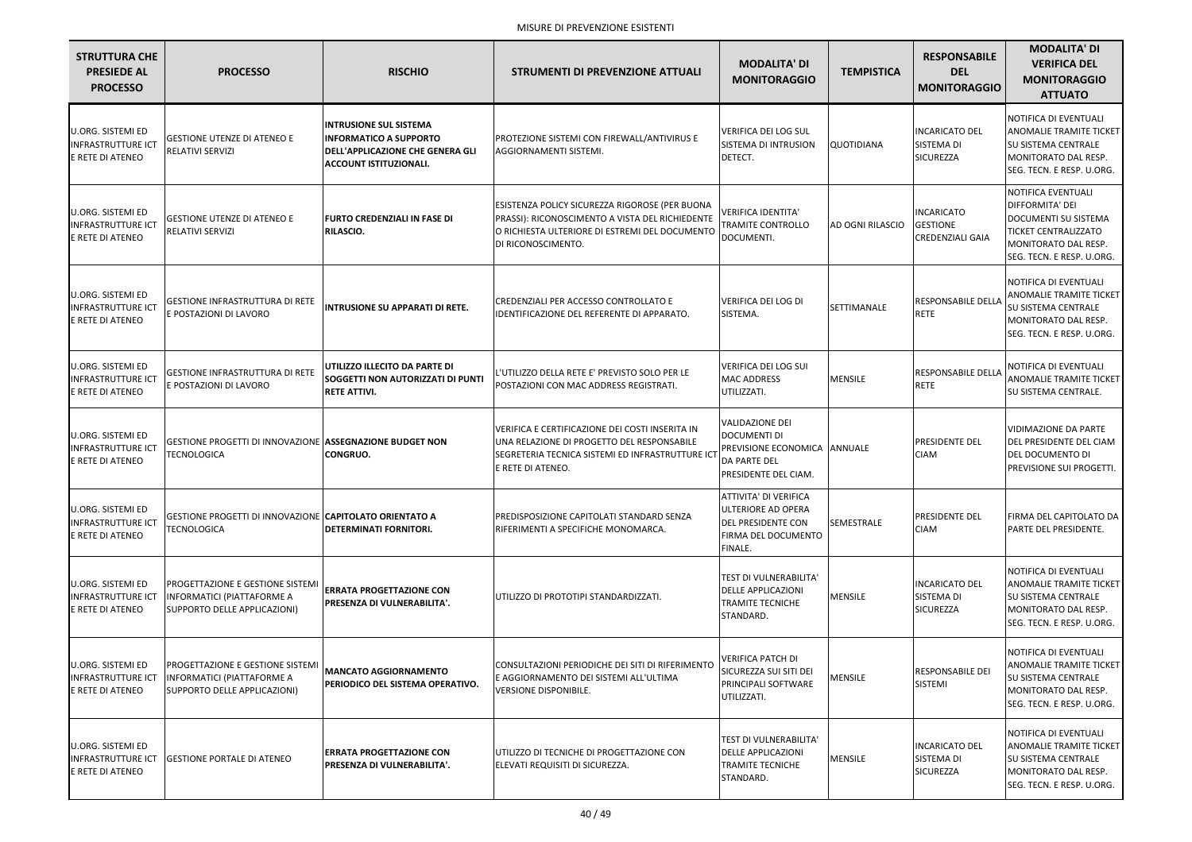MISURE DI PREVENZIONE ESISTENTI

| STRUTTURA CHE PRESIEDE AL PROCESSO | PROCESSO | RISCHIO | STRUMENTI DI PREVENZIONE ATTUALI | MODALITA' DI MONITORAGGIO | TEMPISTICA | RESPONSABILE DEL MONITORAGGIO | MODALITA' DI VERIFICA DEL MONITORAGGIO ATTUATO |
|---|---|---|---|---|---|---|---|
| U.ORG. SISTEMI ED INFRASTRUTTURE ICT E RETE DI ATENEO | GESTIONE UTENZE DI ATENEO E RELATIVI SERVIZI | **INTRUSIONE SUL SISTEMA INFORMATICO A SUPPORTO DELL'APPLICAZIONE CHE GENERA GLI ACCOUNT ISTITUZIONALI.** | PROTEZIONE SISTEMI CON FIREWALL/ANTIVIRUS E AGGIORNAMENTI SISTEMI. | VERIFICA DEI LOG SUL SISTEMA DI INTRUSION DETECT. | QUOTIDIANA | INCARICATO DEL SISTEMA DI SICUREZZA | NOTIFICA DI EVENTUALI ANOMALIE TRAMITE TICKET SU SISTEMA CENTRALE MONITORATO DAL RESP. SEG. TECN. E RESP. U.ORG. |
| U.ORG. SISTEMI ED INFRASTRUTTURE ICT E RETE DI ATENEO | GESTIONE UTENZE DI ATENEO E RELATIVI SERVIZI | **FURTO CREDENZIALI IN FASE DI RILASCIO.** | ESISTENZA POLICY SICUREZZA RIGOROSE (PER BUONA PRASSI): RICONOSCIMENTO A VISTA DEL RICHIEDENTE O RICHIESTA ULTERIORE DI ESTREMI DEL DOCUMENTO DI RICONOSCIMENTO. | VERIFICA IDENTITA' TRAMITE CONTROLLO DOCUMENTI. | AD OGNI RILASCIO | INCARICATO GESTIONE CREDENZIALI GAIA | NOTIFICA EVENTUALI DIFFORMITA' DEI DOCUMENTI SU SISTEMA TICKET CENTRALIZZATO MONITORATO DAL RESP. SEG. TECN. E RESP. U.ORG. |
| U.ORG. SISTEMI ED INFRASTRUTTURE ICT E RETE DI ATENEO | GESTIONE INFRASTRUTTURA DI RETE E POSTAZIONI DI LAVORO | **INTRUSIONE SU APPARATI DI RETE.** | CREDENZIALI PER ACCESSO CONTROLLATO E IDENTIFICAZIONE DEL REFERENTE DI APPARATO. | VERIFICA DEI LOG DI SISTEMA. | SETTIMANALE | RESPONSABILE DELLA RETE | NOTIFICA DI EVENTUALI ANOMALIE TRAMITE TICKET SU SISTEMA CENTRALE MONITORATO DAL RESP. SEG. TECN. E RESP. U.ORG. |
| U.ORG. SISTEMI ED INFRASTRUTTURE ICT E RETE DI ATENEO | GESTIONE INFRASTRUTTURA DI RETE E POSTAZIONI DI LAVORO | **UTILIZZO ILLECITO DA PARTE DI SOGGETTI NON AUTORIZZATI DI PUNTI RETE ATTIVI.** | L'UTILIZZO DELLA RETE E' PREVISTO SOLO PER LE POSTAZIONI CON MAC ADDRESS REGISTRATI. | VERIFICA DEI LOG SUI MAC ADDRESS UTILIZZATI. | MENSILE | RESPONSABILE DELLA RETE | NOTIFICA DI EVENTUALI ANOMALIE TRAMITE TICKET SU SISTEMA CENTRALE. |
| U.ORG. SISTEMI ED INFRASTRUTTURE ICT E RETE DI ATENEO | GESTIONE PROGETTI DI INNOVAZIONE TECNOLOGICA | **ASSEGNAZIONE BUDGET NON CONGRUO.** | VERIFICA E CERTIFICAZIONE DEI COSTI INSERITA IN UNA RELAZIONE DI PROGETTO DEL RESPONSABILE SEGRETERIA TECNICA SISTEMI ED INFRASTRUTTURE ICT E RETE DI ATENEO. | VALIDAZIONE DEI DOCUMENTI DI PREVISIONE ECONOMICA DA PARTE DEL PRESIDENTE DEL CIAM. | ANNUALE | PRESIDENTE DEL CIAM | VIDIMAZIONE DA PARTE DEL PRESIDENTE DEL CIAM DEL DOCUMENTO DI PREVISIONE SUI PROGETTI. |
| U.ORG. SISTEMI ED INFRASTRUTTURE ICT E RETE DI ATENEO | GESTIONE PROGETTI DI INNOVAZIONE TECNOLOGICA | **CAPITOLATO ORIENTATO A DETERMINATI FORNITORI.** | PREDISPOSIZIONE CAPITOLATI STANDARD SENZA RIFERIMENTI A SPECIFICHE MONOMARCA. | ATTIVITA' DI VERIFICA ULTERIORE AD OPERA DEL PRESIDENTE CON FIRMA DEL DOCUMENTO FINALE. | SEMESTRALE | PRESIDENTE DEL CIAM | FIRMA DEL CAPITOLATO DA PARTE DEL PRESIDENTE. |
| U.ORG. SISTEMI ED INFRASTRUTTURE ICT E RETE DI ATENEO | PROGETTAZIONE E GESTIONE SISTEMI INFORMATICI (PIATTAFORME A SUPPORTO DELLE APPLICAZIONI) | **ERRATA PROGETTAZIONE CON PRESENZA DI VULNERABILITA'.** | UTILIZZO DI PROTOTIPI STANDARDIZZATI. | TEST DI VULNERABILITA' DELLE APPLICAZIONI TRAMITE TECNICHE STANDARD. | MENSILE | INCARICATO DEL SISTEMA DI SICUREZZA | NOTIFICA DI EVENTUALI ANOMALIE TRAMITE TICKET SU SISTEMA CENTRALE MONITORATO DAL RESP. SEG. TECN. E RESP. U.ORG. |
| U.ORG. SISTEMI ED INFRASTRUTTURE ICT E RETE DI ATENEO | PROGETTAZIONE E GESTIONE SISTEMI INFORMATICI (PIATTAFORME A SUPPORTO DELLE APPLICAZIONI) | **MANCATO AGGIORNAMENTO PERIODICO DEL SISTEMA OPERATIVO.** | CONSULTAZIONI PERIODICHE DEI SITI DI RIFERIMENTO E AGGIORNAMENTO DEI SISTEMI ALL'ULTIMA VERSIONE DISPONIBILE. | VERIFICA PATCH DI SICUREZZA SUI SITI DEI PRINCIPALI SOFTWARE UTILIZZATI. | MENSILE | RESPONSABILE DEI SISTEMI | NOTIFICA DI EVENTUALI ANOMALIE TRAMITE TICKET SU SISTEMA CENTRALE MONITORATO DAL RESP. SEG. TECN. E RESP. U.ORG. |
| U.ORG. SISTEMI ED INFRASTRUTTURE ICT E RETE DI ATENEO | GESTIONE PORTALE DI ATENEO | **ERRATA PROGETTAZIONE CON PRESENZA DI VULNERABILITA'.** | UTILIZZO DI TECNICHE DI PROGETTAZIONE CON ELEVATI REQUISITI DI SICUREZZA. | TEST DI VULNERABILITA' DELLE APPLICAZIONI TRAMITE TECNICHE STANDARD. | MENSILE | INCARICATO DEL SISTEMA DI SICUREZZA | NOTIFICA DI EVENTUALI ANOMALIE TRAMITE TICKET SU SISTEMA CENTRALE MONITORATO DAL RESP. SEG. TECN. E RESP. U.ORG. |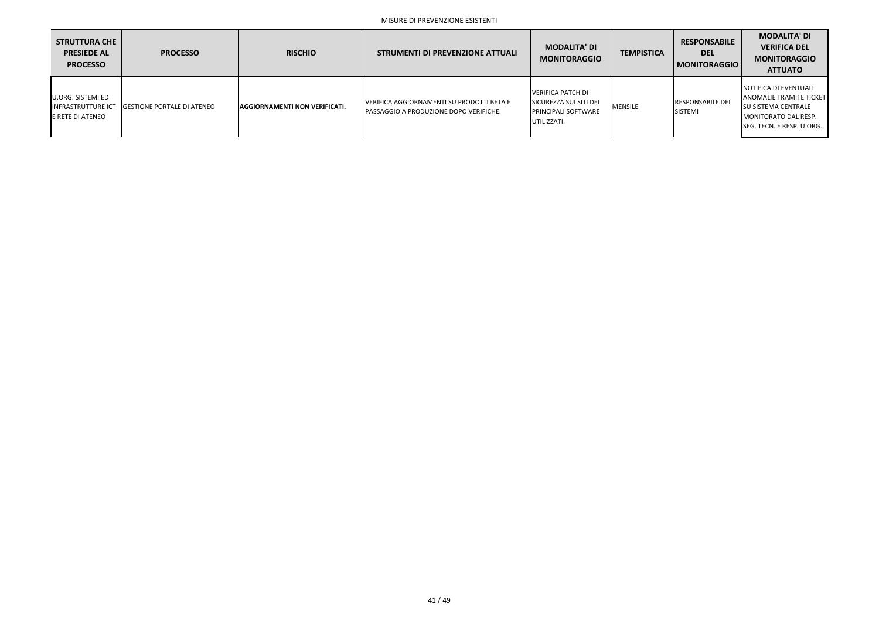MISURE DI PREVENZIONE ESISTENTI

| STRUTTURA CHE PRESIEDE AL PROCESSO | PROCESSO | RISCHIO | STRUMENTI DI PREVENZIONE ATTUALI | MODALITA' DI MONITORAGGIO | TEMPISTICA | RESPONSABILE DEL MONITORAGGIO | MODALITA' DI VERIFICA DEL MONITORAGGIO ATTUATO |
|---|---|---|---|---|---|---|---|
| U.ORG. SISTEMI ED INFRASTRUTTURE ICT E RETE DI ATENEO | GESTIONE PORTALE DI ATENEO | **AGGIORNAMENTI NON VERIFICATI.** | VERIFICA AGGIORNAMENTI SU PRODOTTI BETA E PASSAGGIO A PRODUZIONE DOPO VERIFICHE. | VERIFICA PATCH DI SICUREZZA SUI SITI DEI PRINCIPALI SOFTWARE UTILIZZATI. | MENSILE | RESPONSABILE DEI SISTEMI | NOTIFICA DI EVENTUALI ANOMALIE TRAMITE TICKET SU SISTEMA CENTRALE MONITORATO DAL RESP. SEG. TECN. E RESP. U.ORG. |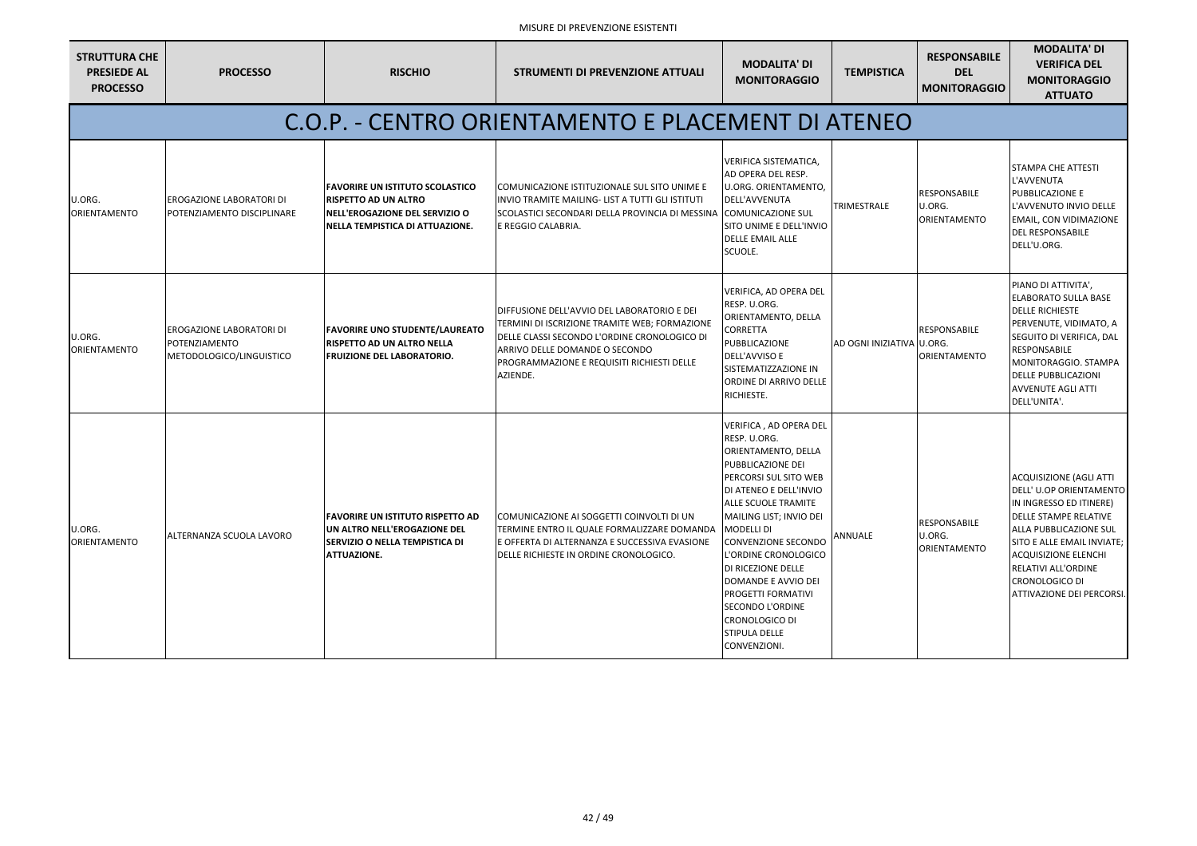MISURE DI PREVENZIONE ESISTENTI

| STRUTTURA CHE PRESIEDE AL PROCESSO | PROCESSO | RISCHIO | STRUMENTI DI PREVENZIONE ATTUALI | MODALITA' DI MONITORAGGIO | TEMPISTICA | RESPONSABILE DEL MONITORAGGIO | MODALITA' DI VERIFICA DEL MONITORAGGIO ATTUATO |
|---|---|---|---|---|---|---|---|
| **C.O.P. - CENTRO ORIENTAMENTO E PLACEMENT DI ATENEO** | | | | | | | |
| U.ORG. ORIENTAMENTO | EROGAZIONE LABORATORI DI POTENZIAMENTO DISCIPLINARE | **FAVORIRE UN ISTITUTO SCOLASTICO RISPETTO AD UN ALTRO NELL'EROGAZIONE DEL SERVIZIO O NELLA TEMPISTICA DI ATTUAZIONE.** | COMUNICAZIONE ISTITUZIONALE SUL SITO UNIME E INVIO TRAMITE MAILING- LIST A TUTTI GLI ISTITUTI SCOLASTICI SECONDARI DELLA PROVINCIA DI MESSINA E REGGIO CALABRIA. | VERIFICA SISTEMATICA, AD OPERA DEL RESP. U.ORG. ORIENTAMENTO, DELL'AVVENUTA COMUNICAZIONE SUL SITO UNIME E DELL'INVIO DELLE EMAIL ALLE SCUOLE. | TRIMESTRALE | RESPONSABILE U.ORG. ORIENTAMENTO | STAMPA CHE ATTESTI L'AVVENUTA PUBBLICAZIONE E L'AVVENUTO INVIO DELLE EMAIL, CON VIDIMAZIONE DEL RESPONSABILE DELL'U.ORG. |
| U.ORG. ORIENTAMENTO | EROGAZIONE LABORATORI DI POTENZIAMENTO METODOLOGICO/LINGUISTICO | **FAVORIRE UNO STUDENTE/LAUREATO RISPETTO AD UN ALTRO NELLA FRUIZIONE DEL LABORATORIO.** | DIFFUSIONE DELL'AVVIO DEL LABORATORIO E DEI TERMINI DI ISCRIZIONE TRAMITE WEB; FORMAZIONE DELLE CLASSI SECONDO L'ORDINE CRONOLOGICO DI ARRIVO DELLE DOMANDE O SECONDO PROGRAMMAZIONE E REQUISITI RICHIESTI DELLE AZIENDE. | VERIFICA, AD OPERA DEL RESP. U.ORG. ORIENTAMENTO, DELLA CORRETTA PUBBLICAZIONE DELL'AVVISO E SISTEMATIZZAZIONE IN ORDINE DI ARRIVO DELLE RICHIESTE. | AD OGNI INIZIATIVA | RESPONSABILE U.ORG. ORIENTAMENTO | PIANO DI ATTIVITA', ELABORATO SULLA BASE DELLE RICHIESTE PERVENUTE, VIDIMATO, A SEGUITO DI VERIFICA, DAL RESPONSABILE MONITORAGGIO. STAMPA DELLE PUBBLICAZIONI AVVENUTE AGLI ATTI DELL'UNITA'. |
| U.ORG. ORIENTAMENTO | ALTERNANZA SCUOLA LAVORO | **FAVORIRE UN ISTITUTO RISPETTO AD UN ALTRO NELL'EROGAZIONE DEL SERVIZIO O NELLA TEMPISTICA DI ATTUAZIONE.** | COMUNICAZIONE AI SOGGETTI COINVOLTI DI UN TERMINE ENTRO IL QUALE FORMALIZZARE DOMANDA E OFFERTA DI ALTERNANZA E SUCCESSIVA EVASIONE DELLE RICHIESTE IN ORDINE CRONOLOGICO. | VERIFICA , AD OPERA DEL RESP. U.ORG. ORIENTAMENTO, DELLA PUBBLICAZIONE DEI PERCORSI SUL SITO WEB DI ATENEO E DELL'INVIO ALLE SCUOLE TRAMITE MAILING LIST; INVIO DEI MODELLI DI CONVENZIONE SECONDO L'ORDINE CRONOLOGICO DI RICEZIONE DELLE DOMANDE E AVVIO DEI PROGETTI FORMATIVI SECONDO L'ORDINE CRONOLOGICO DI STIPULA DELLE CONVENZIONI. | ANNUALE | RESPONSABILE U.ORG. ORIENTAMENTO | ACQUISIZIONE (AGLI ATTI DELL' U.OP ORIENTAMENTO IN INGRESSO ED ITINERE) DELLE STAMPE RELATIVE ALLA PUBBLICAZIONE SUL SITO E ALLE EMAIL INVIATE; ACQUISIZIONE ELENCHI RELATIVI ALL'ORDINE CRONOLOGICO DI ATTIVAZIONE DEI PERCORSI. |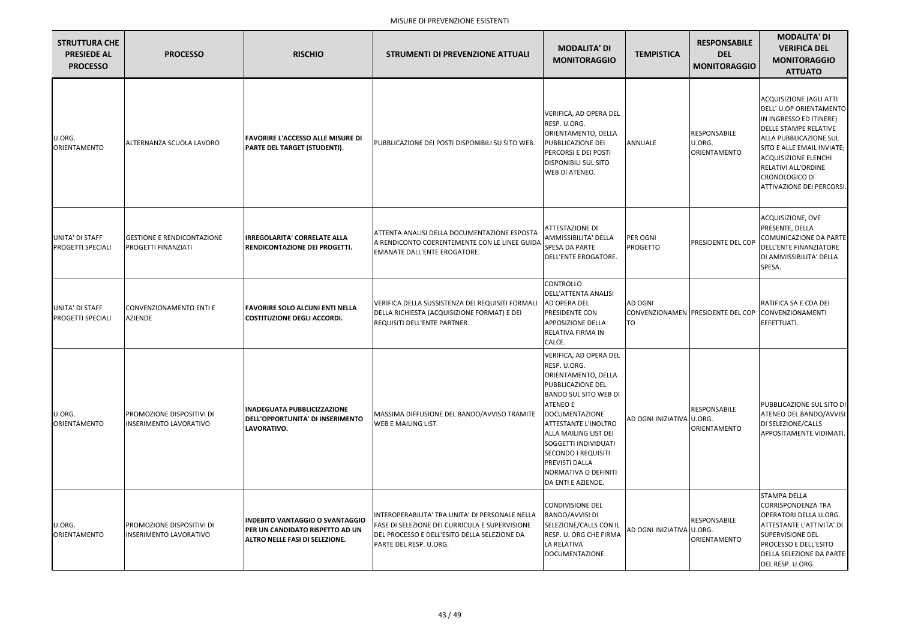MISURE DI PREVENZIONE ESISTENTI

| STRUTTURA CHE PRESIEDE AL PROCESSO | PROCESSO | RISCHIO | STRUMENTI DI PREVENZIONE ATTUALI | MODALITA' DI MONITORAGGIO | TEMPISTICA | RESPONSABILE DEL MONITORAGGIO | MODALITA' DI VERIFICA DEL MONITORAGGIO ATTUATO |
|---|---|---|---|---|---|---|---|
| U.ORG. ORIENTAMENTO | ALTERNANZA SCUOLA LAVORO | **FAVORIRE L'ACCESSO ALLE MISURE DI PARTE DEL TARGET (STUDENTI).** | PUBBLICAZIONE DEI POSTI DISPONIBILI SU SITO WEB. | VERIFICA, AD OPERA DEL RESP. U.ORG. ORIENTAMENTO, DELLA PUBBLICAZIONE DEI PERCORSI E DEI POSTI DISPONIBILI SUL SITO WEB DI ATENEO. | ANNUALE | RESPONSABILE U.ORG. ORIENTAMENTO | ACQUISIZIONE (AGLI ATTI DELL' U.OP ORIENTAMENTO IN INGRESSO ED ITINERE) DELLE STAMPE RELATIVE ALLA PUBBLICAZIONE SUL SITO E ALLE EMAIL INVIATE; ACQUISIZIONE ELENCHI RELATIVI ALL'ORDINE CRONOLOGICO DI ATTIVAZIONE DEI PERCORSI. |
| UNITA' DI STAFF PROGETTI SPECIALI | GESTIONE E RENDICONTAZIONE PROGETTI FINANZIATI | **IRREGOLARITA' CORRELATE ALLA RENDICONTAZIONE DEI PROGETTI.** | ATTENTA ANALISI DELLA DOCUMENTAZIONE ESPOSTA A RENDICONTO COERENTEMENTE CON LE LINEE GUIDA EMANATE DALL'ENTE EROGATORE. | ATTESTAZIONE DI AMMISSIBILITA' DELLA SPESA DA PARTE DELL'ENTE EROGATORE. | PER OGNI PROGETTO | PRESIDENTE DEL COP | ACQUISIZIONE, OVE PRESENTE, DELLA COMUNICAZIONE DA PARTE DELL'ENTE FINANZIATORE DI AMMISSIBILITA' DELLA SPESA. |
| UNITA' DI STAFF PROGETTI SPECIALI | CONVENZIONAMENTO ENTI E AZIENDE | **FAVORIRE SOLO ALCUNI ENTI NELLA COSTITUZIONE DEGLI ACCORDI.** | VERIFICA DELLA SUSSISTENZA DEI REQUISITI FORMALI DELLA RICHIESTA (ACQUISIZIONE FORMAT) E DEI REQUISITI DELL'ENTE PARTNER. | CONTROLLO DELL'ATTENTA ANALISI AD OPERA DEL PRESIDENTE CON APPOSIZIONE DELLA RELATIVA FIRMA IN CALCE. | AD OGNI CONVENZIONAMENTO | PRESIDENTE DEL COP | RATIFICA SA E CDA DEI CONVENZIONAMENTI EFFETTUATI. |
| U.ORG. ORIENTAMENTO | PROMOZIONE DISPOSITIVI DI INSERIMENTO LAVORATIVO | **INADEGUATA PUBBLICIZZAZIONE DELL'OPPORTUNITA' DI INSERIMENTO LAVORATIVO.** | MASSIMA DIFFUSIONE DEL BANDO/AVVISO TRAMITE WEB E MAILING LIST. | VERIFICA, AD OPERA DEL RESP. U.ORG. ORIENTAMENTO, DELLA PUBBLICAZIONE DEL BANDO SUL SITO WEB DI ATENEO E DOCUMENTAZIONE ATTESTANTE L'INOLTRO ALLA MAILING LIST DEI SOGGETTI INDIVIDUATI SECONDO I REQUISITI PREVISTI DALLA NORMATIVA O DEFINITI DA ENTI E AZIENDE. | AD OGNI INIZIATIVA | RESPONSABILE U.ORG. ORIENTAMENTO | PUBBLICAZIONE SUL SITO DI ATENEO DEL BANDO/AVVISI DI SELEZIONE/CALLS APPOSITAMENTE VIDIMATI. |
| U.ORG. ORIENTAMENTO | PROMOZIONE DISPOSITIVI DI INSERIMENTO LAVORATIVO | **INDEBITO VANTAGGIO O SVANTAGGIO PER UN CANDIDATO RISPETTO AD UN ALTRO NELLE FASI DI SELEZIONE.** | INTEROPERABILITA' TRA UNITA' DI PERSONALE NELLA FASE DI SELEZIONE DEI CURRICULA E SUPERVISIONE DEL PROCESSO E DELL'ESITO DELLA SELEZIONE DA PARTE DEL RESP. U.ORG. | CONDIVISIONE DEL BANDO/AVVISI DI SELEZIONE/CALLS CON IL RESP. U. ORG CHE FIRMA LA RELATIVA DOCUMENTAZIONE. | AD OGNI INIZIATIVA | RESPONSABILE U.ORG. ORIENTAMENTO | STAMPA DELLA CORRISPONDENZA TRA OPERATORI DELLA U.ORG. ATTESTANTE L'ATTIVITA' DI SUPERVISIONE DEL PROCESSO E DELL'ESITO DELLA SELEZIONE DA PARTE DEL RESP. U.ORG. |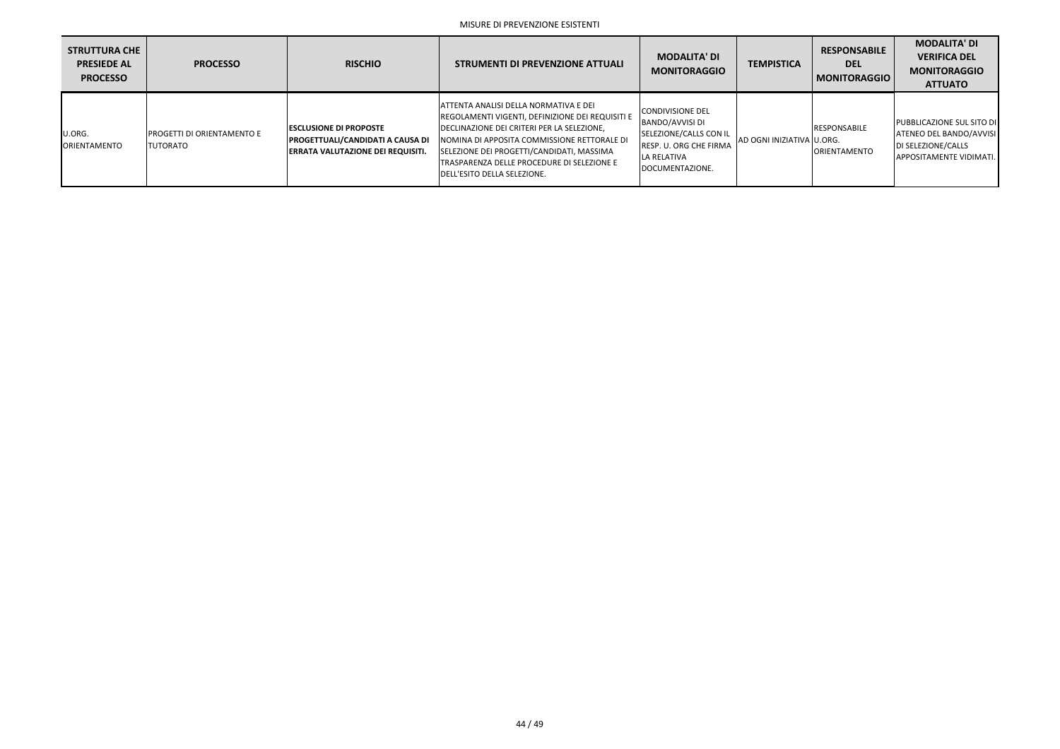MISURE DI PREVENZIONE ESISTENTI

| STRUTTURA CHE PRESIEDE AL PROCESSO | PROCESSO | RISCHIO | STRUMENTI DI PREVENZIONE ATTUALI | MODALITA' DI MONITORAGGIO | TEMPISTICA | RESPONSABILE DEL MONITORAGGIO | MODALITA' DI VERIFICA DEL MONITORAGGIO ATTUATO |
|---|---|---|---|---|---|---|---|
| U.ORG. ORIENTAMENTO | PROGETTI DI ORIENTAMENTO E TUTORATO | **ESCLUSIONE DI PROPOSTE PROGETTUALI/CANDIDATI A CAUSA DI ERRATA VALUTAZIONE DEI REQUISITI.** | ATTENTA ANALISI DELLA NORMATIVA E DEI REGOLAMENTI VIGENTI, DEFINIZIONE DEI REQUISITI E DECLINAZIONE DEI CRITERI PER LA SELEZIONE, NOMINA DI APPOSITA COMMISSIONE RETTORALE DI SELEZIONE DEI PROGETTI/CANDIDATI, MASSIMA TRASPARENZA DELLE PROCEDURE DI SELEZIONE E DELL'ESITO DELLA SELEZIONE. | CONDIVISIONE DEL BANDO/AVVISI DI SELEZIONE/CALLS CON IL RESP. U. ORG CHE FIRMA LA RELATIVA DOCUMENTAZIONE. | AD OGNI INIZIATIVA | RESPONSABILE U.ORG. ORIENTAMENTO | PUBBLICAZIONE SUL SITO DI ATENEO DEL BANDO/AVVISI DI SELEZIONE/CALLS APPOSITAMENTE VIDIMATI. |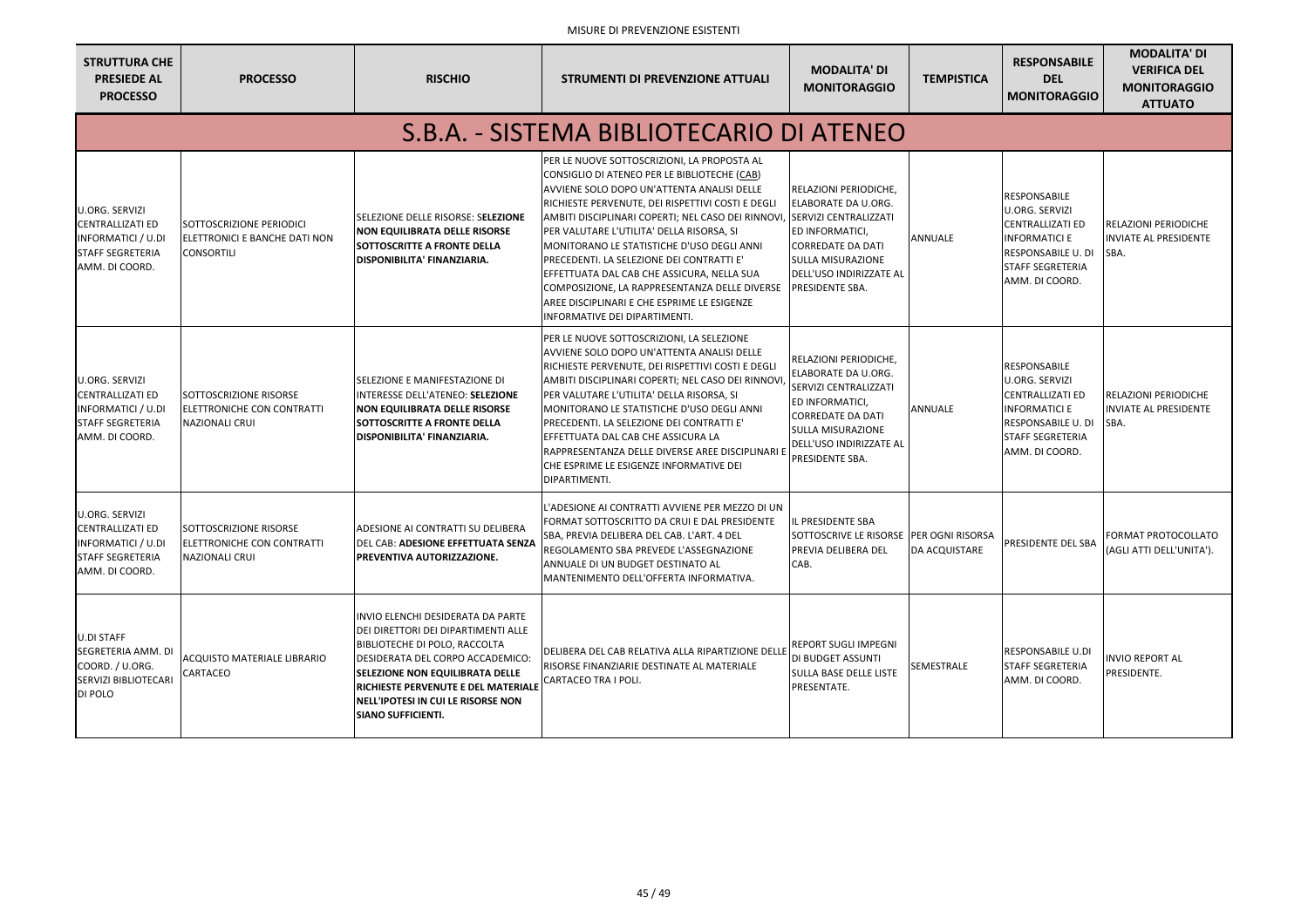MISURE DI PREVENZIONE ESISTENTI

| STRUTTURA CHE PRESIEDE AL PROCESSO | PROCESSO | RISCHIO | STRUMENTI DI PREVENZIONE ATTUALI | MODALITA' DI MONITORAGGIO | TEMPISTICA | RESPONSABILE DEL MONITORAGGIO | MODALITA' DI VERIFICA DEL MONITORAGGIO ATTUATO |
|---|---|---|---|---|---|---|---|
| **S.B.A. - SISTEMA BIBLIOTECARIO DI ATENEO** | | | | | | | |
| U.ORG. SERVIZI CENTRALIZZATI ED INFORMATICI / U.DI STAFF SEGRETERIA AMM. DI COORD. | SOTTOSCRIZIONE PERIODICI ELETTRONICI E BANCHE DATI NON CONSORTILI | SELEZIONE DELLE RISORSE: S**ELEZIONE NON EQUILIBRATA DELLE RISORSE SOTTOSCRITTE A FRONTE DELLA DISPONIBILITA' FINANZIARIA.** | PER LE NUOVE SOTTOSCRIZIONI, LA PROPOSTA AL CONSIGLIO DI ATENEO PER LE BIBLIOTECHE (CAB) AVVIENE SOLO DOPO UN'ATTENTA ANALISI DELLE RICHIESTE PERVENUTE, DEI RISPETTIVI COSTI E DEGLI AMBITI DISCIPLINARI COPERTI; NEL CASO DEI RINNOVI, PER VALUTARE L'UTILITA' DELLA RISORSA, SI MONITORANO LE STATISTICHE D'USO DEGLI ANNI PRECEDENTI. LA SELEZIONE DEI CONTRATTI E' EFFETTUATA DAL CAB CHE ASSICURA, NELLA SUA COMPOSIZIONE, LA RAPPRESENTANZA DELLE DIVERSE AREE DISCIPLINARI E CHE ESPRIME LE ESIGENZE INFORMATIVE DEI DIPARTIMENTI. | RELAZIONI PERIODICHE, ELABORATE DA U.ORG. SERVIZI CENTRALIZZATI ED INFORMATICI, CORREDATE DA DATI SULLA MISURAZIONE DELL'USO INDIRIZZATE AL PRESIDENTE SBA. | ANNUALE | RESPONSABILE U.ORG. SERVIZI CENTRALIZZATI ED INFORMATICI E RESPONSABILE U. DI STAFF SEGRETERIA AMM. DI COORD. | RELAZIONI PERIODICHE INVIATE AL PRESIDENTE SBA. |
| U.ORG. SERVIZI CENTRALIZZATI ED INFORMATICI / U.DI STAFF SEGRETERIA AMM. DI COORD. | SOTTOSCRIZIONE RISORSE ELETTRONICHE CON CONTRATTI NAZIONALI CRUI | SELEZIONE E MANIFESTAZIONE DI INTERESSE DELL'ATENEO: **SELEZIONE NON EQUILIBRATA DELLE RISORSE SOTTOSCRITTE A FRONTE DELLA DISPONIBILITA' FINANZIARIA.** | PER LE NUOVE SOTTOSCRIZIONI, LA SELEZIONE AVVIENE SOLO DOPO UN'ATTENTA ANALISI DELLE RICHIESTE PERVENUTE, DEI RISPETTIVI COSTI E DEGLI AMBITI DISCIPLINARI COPERTI; NEL CASO DEI RINNOVI, PER VALUTARE L'UTILITA' DELLA RISORSA, SI MONITORANO LE STATISTICHE D'USO DEGLI ANNI PRECEDENTI. LA SELEZIONE DEI CONTRATTI E' EFFETTUATA DAL CAB CHE ASSICURA LA RAPPRESENTANZA DELLE DIVERSE AREE DISCIPLINARI E CHE ESPRIME LE ESIGENZE INFORMATIVE DEI DIPARTIMENTI. | RELAZIONI PERIODICHE, ELABORATE DA U.ORG. SERVIZI CENTRALIZZATI ED INFORMATICI, CORREDATE DA DATI SULLA MISURAZIONE DELL'USO INDIRIZZATE AL PRESIDENTE SBA. | ANNUALE | RESPONSABILE U.ORG. SERVIZI CENTRALIZZATI ED INFORMATICI E RESPONSABILE U. DI STAFF SEGRETERIA AMM. DI COORD. | RELAZIONI PERIODICHE INVIATE AL PRESIDENTE SBA. |
| U.ORG. SERVIZI CENTRALIZZATI ED INFORMATICI / U.DI STAFF SEGRETERIA AMM. DI COORD. | SOTTOSCRIZIONE RISORSE ELETTRONICHE CON CONTRATTI NAZIONALI CRUI | ADESIONE AI CONTRATTI SU DELIBERA DEL CAB: **ADESIONE EFFETTUATA SENZA PREVENTIVA AUTORIZZAZIONE.** | L'ADESIONE AI CONTRATTI AVVIENE PER MEZZO DI UN FORMAT SOTTOSCRITTO DA CRUI E DAL PRESIDENTE SBA, PREVIA DELIBERA DEL CAB. L'ART. 4 DEL REGOLAMENTO SBA PREVEDE L'ASSEGNAZIONE ANNUALE DI UN BUDGET DESTINATO AL MANTENIMENTO DELL'OFFERTA INFORMATIVA. | IL PRESIDENTE SBA SOTTOSCRIVE LE RISORSE PREVIA DELIBERA DEL CAB. | PER OGNI RISORSA DA ACQUISTARE | PRESIDENTE DEL SBA | FORMAT PROTOCOLLATO (AGLI ATTI DELL'UNITA'). |
| U.DI STAFF SEGRETERIA AMM. DI COORD. / U.ORG. SERVIZI BIBLIOTECARI DI POLO | ACQUISTO MATERIALE LIBRARIO CARTACEO | INVIO ELENCHI DESIDERATA DA PARTE DEI DIRETTORI DEI DIPARTIMENTI ALLE BIBLIOTECHE DI POLO, RACCOLTA DESIDERATA DEL CORPO ACCADEMICO: **SELEZIONE NON EQUILIBRATA DELLE RICHIESTE PERVENUTE E DEL MATERIALE NELL'IPOTESI IN CUI LE RISORSE NON SIANO SUFFICIENTI.** | DELIBERA DEL CAB RELATIVA ALLA RIPARTIZIONE DELLE RISORSE FINANZIARIE DESTINATE AL MATERIALE CARTACEO TRA I POLI. | REPORT SUGLI IMPEGNI DI BUDGET ASSUNTI SULLA BASE DELLE LISTE PRESENTATE. | SEMESTRALE | RESPONSABILE U.DI STAFF SEGRETERIA AMM. DI COORD. | INVIO REPORT AL PRESIDENTE. |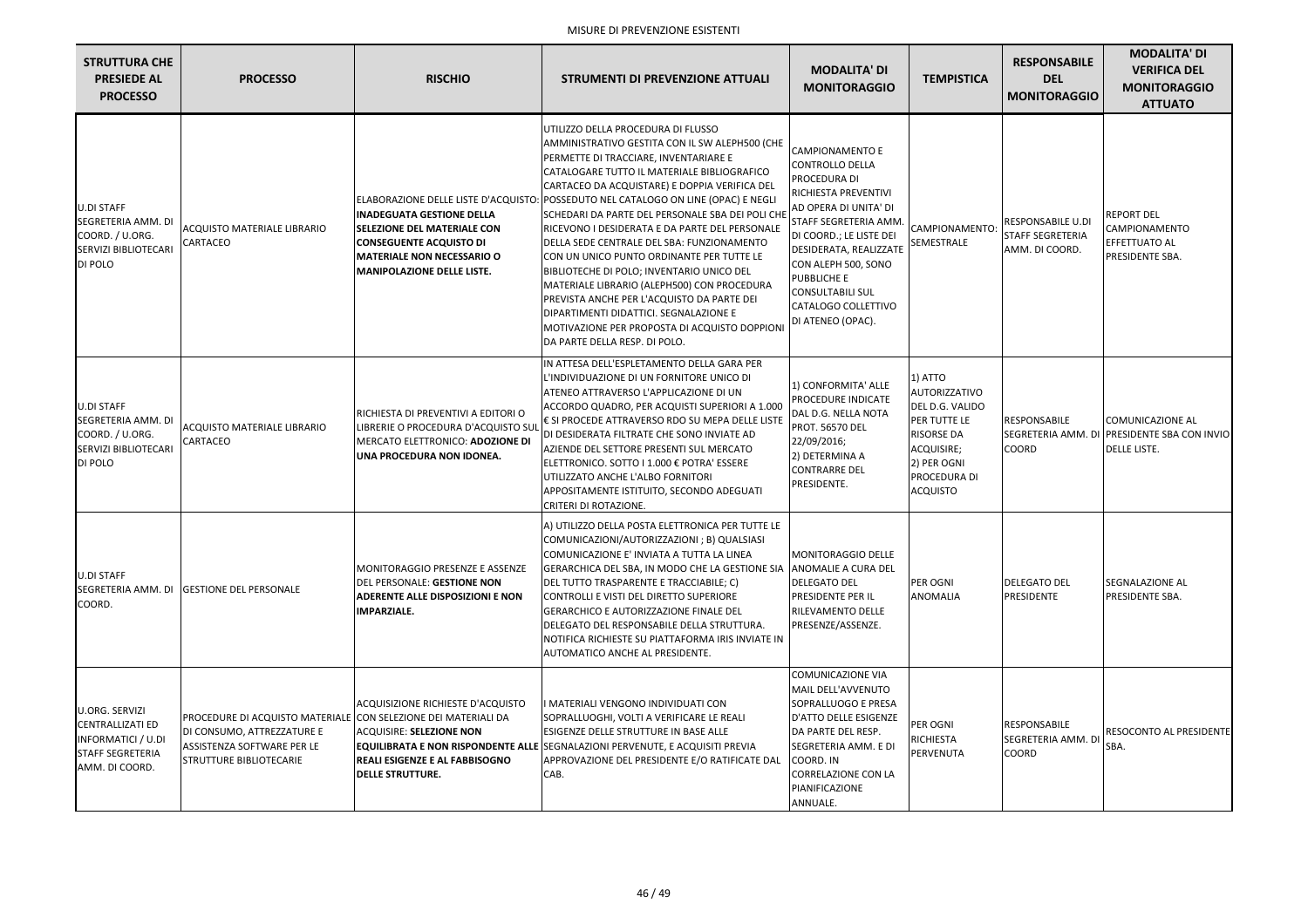MISURE DI PREVENZIONE ESISTENTI

| STRUTTURA CHE PRESIEDE AL PROCESSO | PROCESSO | RISCHIO | STRUMENTI DI PREVENZIONE ATTUALI | MODALITA' DI MONITORAGGIO | TEMPISTICA | RESPONSABILE DEL MONITORAGGIO | MODALITA' DI VERIFICA DEL MONITORAGGIO ATTUATO |
|---|---|---|---|---|---|---|---|
| U.DI STAFF SEGRETERIA AMM. DI COORD. / U.ORG. SERVIZI BIBLIOTECARI DI POLO | ACQUISTO MATERIALE LIBRARIO CARTACEO | ELABORAZIONE DELLE LISTE D'ACQUISTO: **INADEGUATA GESTIONE DELLA SELEZIONE DEL MATERIALE CON CONSEGUENTE ACQUISTO DI MATERIALE NON NECESSARIO O MANIPOLAZIONE DELLE LISTE.** | UTILIZZO DELLA PROCEDURA DI FLUSSO AMMINISTRATIVO GESTITA CON IL SW ALEPH500 (CHE PERMETTE DI TRACCIARE, INVENTARIARE E CATALOGARE TUTTO IL MATERIALE BIBLIOGRAFICO CARTACEO DA ACQUISTARE) E DOPPIA VERIFICA DEL POSSEDUTO NEL CATALOGO ON LINE (OPAC) E NEGLI SCHEDARI DA PARTE DEL PERSONALE SBA DEI POLI CHE RICEVONO I DESIDERATA E DA PARTE DEL PERSONALE DELLA SEDE CENTRALE DEL SBA: FUNZIONAMENTO CON UN UNICO PUNTO ORDINANTE PER TUTTE LE BIBLIOTECHE DI POLO; INVENTARIO UNICO DEL MATERIALE LIBRARIO (ALEPH500) CON PROCEDURA PREVISTA ANCHE PER L'ACQUISTO DA PARTE DEI DIPARTIMENTI DIDATTICI. SEGNALAZIONE E MOTIVAZIONE PER PROPOSTA DI ACQUISTO DOPPIONI DA PARTE DELLA RESP. DI POLO. | CAMPIONAMENTO E CONTROLLO DELLA PROCEDURA DI RICHIESTA PREVENTIVI AD OPERA DI UNITA' DI STAFF SEGRETERIA AMM. DI COORD.; LE LISTE DEI DESIDERATA, REALIZZATE CON ALEPH 500, SONO PUBBLICHE E CONSULTABILI SUL CATALOGO COLLETTIVO DI ATENEO (OPAC). | CAMPIONAMENTO: SEMESTRALE | RESPONSABILE U.DI STAFF SEGRETERIA AMM. DI COORD. | REPORT DEL CAMPIONAMENTO EFFETTUATO AL PRESIDENTE SBA. |
| U.DI STAFF SEGRETERIA AMM. DI COORD. / U.ORG. SERVIZI BIBLIOTECARI DI POLO | ACQUISTO MATERIALE LIBRARIO CARTACEO | RICHIESTA DI PREVENTIVI A EDITORI O LIBRERIE O PROCEDURA D'ACQUISTO SUL MERCATO ELETTRONICO: **ADOZIONE DI UNA PROCEDURA NON IDONEA.** | IN ATTESA DELL'ESPLETAMENTO DELLA GARA PER L'INDIVIDUAZIONE DI UN FORNITORE UNICO DI ATENEO ATTRAVERSO L'APPLICAZIONE DI UN ACCORDO QUADRO, PER ACQUISTI SUPERIORI A 1.000 € SI PROCEDE ATTRAVERSO RDO SU MEPA DELLE LISTE DI DESIDERATA FILTRATE CHE SONO INVIATE AD AZIENDE DEL SETTORE PRESENTI SUL MERCATO ELETTRONICO. SOTTO I 1.000 € POTRA' ESSERE UTILIZZATO ANCHE L'ALBO FORNITORI APPOSITAMENTE ISTITUITO, SECONDO ADEGUATI CRITERI DI ROTAZIONE. | 1) CONFORMITA' ALLE PROCEDURE INDICATE DAL D.G. NELLA NOTA PROT. 56570 DEL 22/09/2016; 2) DETERMINA A CONTRARRE DEL PRESIDENTE. | 1) ATTO AUTORIZZATIVO DEL D.G. VALIDO PER TUTTE LE RISORSE DA ACQUISIRE; 2) PER OGNI PROCEDURA DI ACQUISTO | RESPONSABILE SEGRETERIA AMM. DI COORD | COMUNICAZIONE AL PRESIDENTE SBA CON INVIO DELLE LISTE. |
| U.DI STAFF SEGRETERIA AMM. DI COORD. | GESTIONE DEL PERSONALE | MONITORAGGIO PRESENZE E ASSENZE DEL PERSONALE: **GESTIONE NON ADERENTE ALLE DISPOSIZIONI E NON IMPARZIALE.** | A) UTILIZZO DELLA POSTA ELETTRONICA PER TUTTE LE COMUNICAZIONI/AUTORIZZAZIONI ; B) QUALSIASI COMUNICAZIONE E' INVIATA A TUTTA LA LINEA GERARCHICA DEL SBA, IN MODO CHE LA GESTIONE SIA DEL TUTTO TRASPARENTE E TRACCIABILE; C) CONTROLLI E VISTI DEL DIRETTO SUPERIORE GERARCHICO E AUTORIZZAZIONE FINALE DEL DELEGATO DEL RESPONSABILE DELLA STRUTTURA. NOTIFICA RICHIESTE SU PIATTAFORMA IRIS INVIATE IN AUTOMATICO ANCHE AL PRESIDENTE. | MONITORAGGIO DELLE ANOMALIE A CURA DEL DELEGATO DEL PRESIDENTE PER IL RILEVAMENTO DELLE PRESENZE/ASSENZE. | PER OGNI ANOMALIA | DELEGATO DEL PRESIDENTE | SEGNALAZIONE AL PRESIDENTE SBA. |
| U.ORG. SERVIZI CENTRALLIZATI ED INFORMATICI / U.DI STAFF SEGRETERIA AMM. DI COORD. | PROCEDURE DI ACQUISTO MATERIALE DI CONSUMO, ATTREZZATURE E ASSISTENZA SOFTWARE PER LE STRUTTURE BIBLIOTECARIE | ACQUISIZIONE RICHIESTE D'ACQUISTO CON SELEZIONE DEI MATERIALI DA ACQUISIRE: **SELEZIONE NON EQUILIBRATA E NON RISPONDENTE ALLE REALI ESIGENZE E AL FABBISOGNO DELLE STRUTTURE.** | I MATERIALI VENGONO INDIVIDUATI CON SOPRALLUOGHI, VOLTI A VERIFICARE LE REALI ESIGENZE DELLE STRUTTURE IN BASE ALLE SEGNALAZIONI PERVENUTE, E ACQUISTI PREVIA APPROVAZIONE DEL PRESIDENTE E/O RATIFICATE DAL CAB. | COMUNICAZIONE VIA MAIL DELL'AVVENUTO SOPRALLUOGO E PRESA D'ATTO DELLE ESIGENZE DA PARTE DEL RESP. SEGRETERIA AMM. E DI COORD. IN CORRELAZIONE CON LA PIANIFICAZIONE ANNUALE. | PER OGNI RICHIESTA PERVENUTA | RESPONSABILE SEGRETERIA AMM. DI COORD | RESOCONTO AL PRESIDENTE SBA. |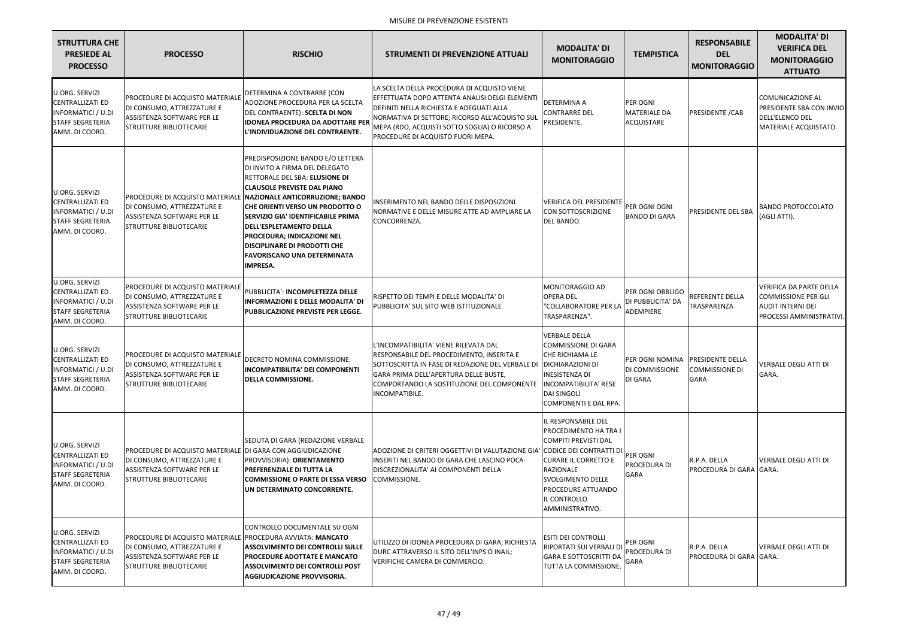MISURE DI PREVENZIONE ESISTENTI

| STRUTTURA CHE PRESIEDE AL PROCESSO | PROCESSO | RISCHIO | STRUMENTI DI PREVENZIONE ATTUALI | MODALITA' DI MONITORAGGIO | TEMPISTICA | RESPONSABILE DEL MONITORAGGIO | MODALITA' DI VERIFICA DEL MONITORAGGIO ATTUATO |
|---|---|---|---|---|---|---|---|
| U.ORG. SERVIZI CENTRALLIZATI ED INFORMATICI / U.DI STAFF SEGRETERIA AMM. DI COORD. | PROCEDURE DI ACQUISTO MATERIALE DI CONSUMO, ATTREZZATURE E ASSISTENZA SOFTWARE PER LE STRUTTURE BIBLIOTECARIE | DETERMINA A CONTRARRE (CON ADOZIONE PROCEDURA PER LA SCELTA DEL CONTRAENTE): **SCELTA DI NON IDONEA PROCEDURA DA ADOTTARE PER L'INDIVIDUAZIONE DEL CONTRAENTE.** | LA SCELTA DELLA PROCEDURA DI ACQUISTO VIENE EFFETTUATA DOPO ATTENTA ANALISI DELGI ELEMENTI DEFINITI NELLA RICHIESTA E ADEGUATI ALLA NORMATIVA DI SETTORE; RICORSO ALL'ACQUISTO SUL MEPA (RDO, ACQUISTI SOTTO SOGLIA) O RICORSO A PROCEDURE DI ACQUISTO FUORI MEPA. | DETERMINA A CONTRARRE DEL PRESIDENTE. | PER OGNI MATERIALE DA ACQUISTARE | PRESIDENTE /CAB | COMUNICAZIONE AL PRESIDENTE SBA CON INVIO DELL'ELENCO DEL MATERIALE ACQUISTATO. |
| U.ORG. SERVIZI CENTRALLIZATI ED INFORMATICI / U.DI STAFF SEGRETERIA AMM. DI COORD. | PROCEDURE DI ACQUISTO MATERIALE DI CONSUMO, ATTREZZATURE E ASSISTENZA SOFTWARE PER LE STRUTTURE BIBLIOTECARIE | PREDISPOSIZIONE BANDO E/O LETTERA DI INVITO A FIRMA DEL DELEGATO RETTORALE DEL SBA: **ELUSIONE DI CLAUSOLE PREVISTE DAL PIANO NAZIONALE ANTICORRUZIONE; BANDO CHE ORIENTI VERSO UN PRODOTTO O SERVIZIO GIA' IDENTIFICABILE PRIMA DELL'ESPLETAMENTO DELLA PROCEDURA; INDICAZIONE NEL DISCIPLINARE DI PRODOTTI CHE FAVORISCANO UNA DETERMINATA IMPRESA.** | INSERIMENTO NEL BANDO DELLE DISPOSIZIONI NORMATIVE E DELLE MISURE ATTE AD AMPLIARE LA CONCORRENZA. | VERIFICA DEL PRESIDENTE CON SOTTOSCRIZIONE DEL BANDO. | PER OGNI OGNI BANDO DI GARA | PRESIDENTE DEL SBA | BANDO PROTOCCOLATO (AGLI ATTI). |
| U.ORG. SERVIZI CENTRALLIZATI ED INFORMATICI / U.DI STAFF SEGRETERIA AMM. DI COORD. | PROCEDURE DI ACQUISTO MATERIALE DI CONSUMO, ATTREZZATURE E ASSISTENZA SOFTWARE PER LE STRUTTURE BIBLIOTECARIE | PUBBLICITA': **INCOMPLETEZZA DELLE INFORMAZIONI E DELLE MODALITA' DI PUBBLICAZIONE PREVISTE PER LEGGE.** | RISPETTO DEI TEMPI E DELLE MODALITA' DI PUBBLICITA' SUL SITO WEB ISTITUZIONALE | MONITORAGGIO AD OPERA DEL "COLLABORATORE PER LA TRASPARENZA". | PER OGNI OBBLIGO DI PUBBLICITA' DA ADEMPIERE | REFERENTE DELLA TRASPARENZA | VERIFICA DA PARTE DELLA COMMISSIONE PER GLI AUDIT INTERNI DEI PROCESSI AMMINISTRATIVI. |
| U.ORG. SERVIZI CENTRALLIZATI ED INFORMATICI / U.DI STAFF SEGRETERIA AMM. DI COORD. | PROCEDURE DI ACQUISTO MATERIALE DI CONSUMO, ATTREZZATURE E ASSISTENZA SOFTWARE PER LE STRUTTURE BIBLIOTECARIE | DECRETO NOMINA COMMISSIONE: **INCOMPATIBILITA' DEI COMPONENTI DELLA COMMISSIONE.** | L'INCOMPATIBILITA' VIENE RILEVATA DAL RESPONSABILE DEL PROCEDIMENTO, INSERITA E SOTTOSCRITTA IN FASE DI REDAZIONE DEL VERBALE DI GARA PRIMA DELL'APERTURA DELLE BUSTE, COMPORTANDO LA SOSTITUZIONE DEL COMPONENTE INCOMPATIBILE. | VERBALE DELLA COMMISSIONE DI GARA CHE RICHIAMA LE DICHIARAZIONI DI INESISTENZA DI INCOMPATIBILITA' RESE DAI SINGOLI COMPONENTI E DAL RPA. | PER OGNI NOMINA DI COMMISSIONE DI GARA | PRESIDENTE DELLA COMMISSIONE DI GARA | VERBALE DEGLI ATTI DI GARA. |
| U.ORG. SERVIZI CENTRALLIZATI ED INFORMATICI / U.DI STAFF SEGRETERIA AMM. DI COORD. | PROCEDURE DI ACQUISTO MATERIALE DI CONSUMO, ATTREZZATURE E ASSISTENZA SOFTWARE PER LE STRUTTURE BIBLIOTECARIE | SEDUTA DI GARA (REDAZIONE VERBALE DI GARA CON AGGIUDICAZIONE PROVVISORIA): **ORIENTAMENTO PREFERENZIALE DI TUTTA LA COMMISSIONE O PARTE DI ESSA VERSO UN DETERMINATO CONCORRENTE.** | ADOZIONE DI CRITERI OGGETTIVI DI VALUTAZIONE GIA' INSERITI NEL BANDO DI GARA CHE LASCINO POCA DISCREZIONALITA' AI COMPONENTI DELLA COMMISSIONE. | IL RESPONSABILE DEL PROCEDIMENTO HA TRA I COMPITI PREVISTI DAL CODICE DEI CONTRATTI DI CURARE IL CORRETTO E RAZIONALE SVOLGIMENTO DELLE PROCEDURE ATTUANDO IL CONTROLLO AMMINISTRATIVO. | PER OGNI PROCEDURA DI GARA | R.P.A. DELLA PROCEDURA DI GARA | VERBALE DEGLI ATTI DI GARA. |
| U.ORG. SERVIZI CENTRALLIZATI ED INFORMATICI / U.DI STAFF SEGRETERIA AMM. DI COORD. | PROCEDURE DI ACQUISTO MATERIALE DI CONSUMO, ATTREZZATURE E ASSISTENZA SOFTWARE PER LE STRUTTURE BIBLIOTECARIE | CONTROLLO DOCUMENTALE SU OGNI PROCEDURA AVVIATA: **MANCATO ASSOLVIMENTO DEI CONTROLLI SULLE PROCEDURE ADOTTATE E MANCATO ASSOLVIMENTO DEI CONTROLLI POST AGGIUDICAZIONE PROVVISORIA.** | UTILIZZO DI IDONEA PROCEDURA DI GARA; RICHIESTA DURC ATTRAVERSO IL SITO DELL'INPS O INAIL; VERIFICHE CAMERA DI COMMERCIO. | ESITI DEI CONTROLLI RIPORTATI SUI VERBALI DI GARA E SOTTOSCRITTI DA TUTTA LA COMMISSIONE. | PER OGNI PROCEDURA DI GARA | R.P.A. DELLA PROCEDURA DI GARA | VERBALE DEGLI ATTI DI GARA. |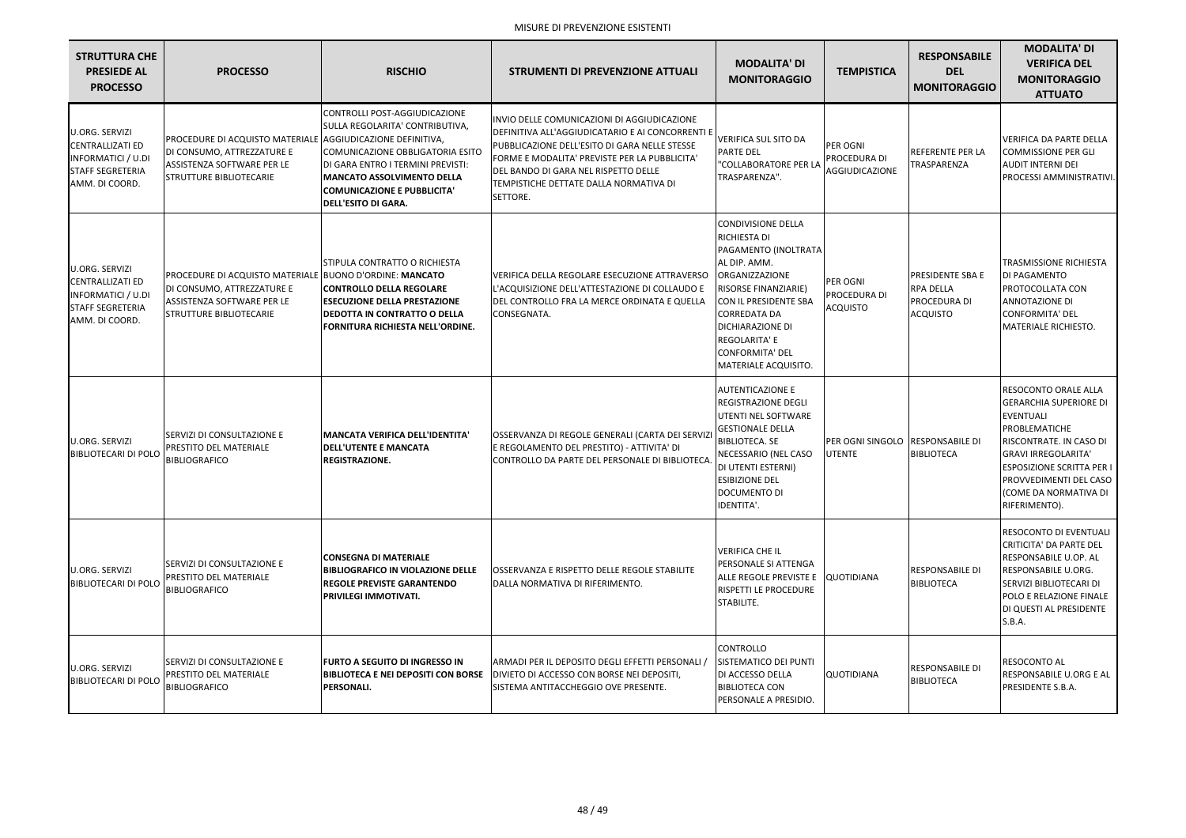MISURE DI PREVENZIONE ESISTENTI

| STRUTTURA CHE PRESIEDE AL PROCESSO | PROCESSO | RISCHIO | STRUMENTI DI PREVENZIONE ATTUALI | MODALITA' DI MONITORAGGIO | TEMPISTICA | RESPONSABILE DEL MONITORAGGIO | MODALITA' DI VERIFICA DEL MONITORAGGIO ATTUATO |
|---|---|---|---|---|---|---|---|
| U.ORG. SERVIZI CENTRALLIZATI ED INFORMATICI / U.DI STAFF SEGRETERIA AMM. DI COORD. | PROCEDURE DI ACQUISTO MATERIALE DI CONSUMO, ATTREZZATURE E ASSISTENZA SOFTWARE PER LE STRUTTURE BIBLIOTECARIE | CONTROLLI POST-AGGIUDICAZIONE SULLA REGOLARITA' CONTRIBUTIVA, AGGIUDICAZIONE DEFINITIVA, COMUNICAZIONE OBBLIGATORIA ESITO DI GARA ENTRO I TERMINI PREVISTI: **MANCATO ASSOLVIMENTO DELLA COMUNICAZIONE E PUBBLICITA' DELL'ESITO DI GARA.** | INVIO DELLE COMUNICAZIONI DI AGGIUDICAZIONE DEFINITIVA ALL'AGGIUDICATARIO E AI CONCORRENTI E PUBBLICAZIONE DELL'ESITO DI GARA NELLE STESSE FORME E MODALITA' PREVISTE PER LA PUBBLICITA' DEL BANDO DI GARA NEL RISPETTO DELLE TEMPISTICHE DETTATE DALLA NORMATIVA DI SETTORE. | VERIFICA SUL SITO DA PARTE DEL "COLLABORATORE PER LA TRASPARENZA". | PER OGNI PROCEDURA DI AGGIUDICAZIONE | REFERENTE PER LA TRASPARENZA | VERIFICA DA PARTE DELLA COMMISSIONE PER GLI AUDIT INTERNI DEI PROCESSI AMMINISTRATIVI. |
| U.ORG. SERVIZI CENTRALLIZATI ED INFORMATICI / U.DI STAFF SEGRETERIA AMM. DI COORD. | PROCEDURE DI ACQUISTO MATERIALE DI CONSUMO, ATTREZZATURE E ASSISTENZA SOFTWARE PER LE STRUTTURE BIBLIOTECARIE | STIPULA CONTRATTO O RICHIESTA BUONO D'ORDINE: **MANCATO CONTROLLO DELLA REGOLARE ESECUZIONE DELLA PRESTAZIONE DEDOTTA IN CONTRATTO O DELLA FORNITURA RICHIESTA NELL'ORDINE.** | VERIFICA DELLA REGOLARE ESECUZIONE ATTRAVERSO L'ACQUISIZIONE DELL'ATTESTAZIONE DI COLLAUDO E DEL CONTROLLO FRA LA MERCE ORDINATA E QUELLA CONSEGNATA. | CONDIVISIONE DELLA RICHIESTA DI PAGAMENTO (INOLTRATA AL DIP. AMM. ORGANIZZAZIONE RISORSE FINANZIARIE) CON IL PRESIDENTE SBA CORREDATA DA DICHIARAZIONE DI REGOLARITA' E CONFORMITA' DEL MATERIALE ACQUISITO. | PER OGNI PROCEDURA DI ACQUISTO | PRESIDENTE SBA E RPA DELLA PROCEDURA DI ACQUISTO | TRASMISSIONE RICHIESTA DI PAGAMENTO PROTOCOLLATA CON ANNOTAZIONE DI CONFORMITA' DEL MATERIALE RICHIESTO. |
| U.ORG. SERVIZI BIBLIOTECARI DI POLO | SERVIZI DI CONSULTAZIONE E PRESTITO DEL MATERIALE BIBLIOGRAFICO | **MANCATA VERIFICA DELL'IDENTITA' DELL'UTENTE E MANCATA REGISTRAZIONE.** | OSSERVANZA DI REGOLE GENERALI (CARTA DEI SERVIZI E REGOLAMENTO DEL PRESTITO) - ATTIVITA' DI CONTROLLO DA PARTE DEL PERSONALE DI BIBLIOTECA. | AUTENTICAZIONE E REGISTRAZIONE DEGLI UTENTI NEL SOFTWARE GESTIONALE DELLA BIBLIOTECA. SE NECESSARIO (NEL CASO DI UTENTI ESTERNI) ESIBIZIONE DEL DOCUMENTO DI IDENTITA'. | PER OGNI SINGOLO UTENTE | RESPONSABILE DI BIBLIOTECA | RESOCONTO ORALE ALLA GERARCHIA SUPERIORE DI EVENTUALI PROBLEMATICHE RISCONTRATE. IN CASO DI GRAVI IRREGOLARITA' ESPOSIZIONE SCRITTA PER I PROVVEDIMENTI DEL CASO (COME DA NORMATIVA DI RIFERIMENTO). |
| U.ORG. SERVIZI BIBLIOTECARI DI POLO | SERVIZI DI CONSULTAZIONE E PRESTITO DEL MATERIALE BIBLIOGRAFICO | **CONSEGNA DI MATERIALE BIBLIOGRAFICO IN VIOLAZIONE DELLE REGOLE PREVISTE GARANTENDO PRIVILEGI IMMOTIVATI.** | OSSERVANZA E RISPETTO DELLE REGOLE STABILITE DALLA NORMATIVA DI RIFERIMENTO. | VERIFICA CHE IL PERSONALE SI ATTENGA ALLE REGOLE PREVISTE E RISPETTI LE PROCEDURE STABILITE. | QUOTIDIANA | RESPONSABILE DI BIBLIOTECA | RESOCONTO DI EVENTUALI CRITICITA' DA PARTE DEL RESPONSABILE U.OP. AL RESPONSABILE U.ORG. SERVIZI BIBLIOTECARI DI POLO E RELAZIONE FINALE DI QUESTI AL PRESIDENTE S.B.A. |
| U.ORG. SERVIZI BIBLIOTECARI DI POLO | SERVIZI DI CONSULTAZIONE E PRESTITO DEL MATERIALE BIBLIOGRAFICO | **FURTO A SEGUITO DI INGRESSO IN BIBLIOTECA E NEI DEPOSITI CON BORSE PERSONALI.** | ARMADI PER IL DEPOSITO DEGLI EFFETTI PERSONALI / DIVIETO DI ACCESSO CON BORSE NEI DEPOSITI, SISTEMA ANTITACCHEGGIO OVE PRESENTE. | CONTROLLO SISTEMATICO DEI PUNTI DI ACCESSO DELLA BIBLIOTECA CON PERSONALE A PRESIDIO. | QUOTIDIANA | RESPONSABILE DI BIBLIOTECA | RESOCONTO AL RESPONSABILE U.ORG E AL PRESIDENTE S.B.A. |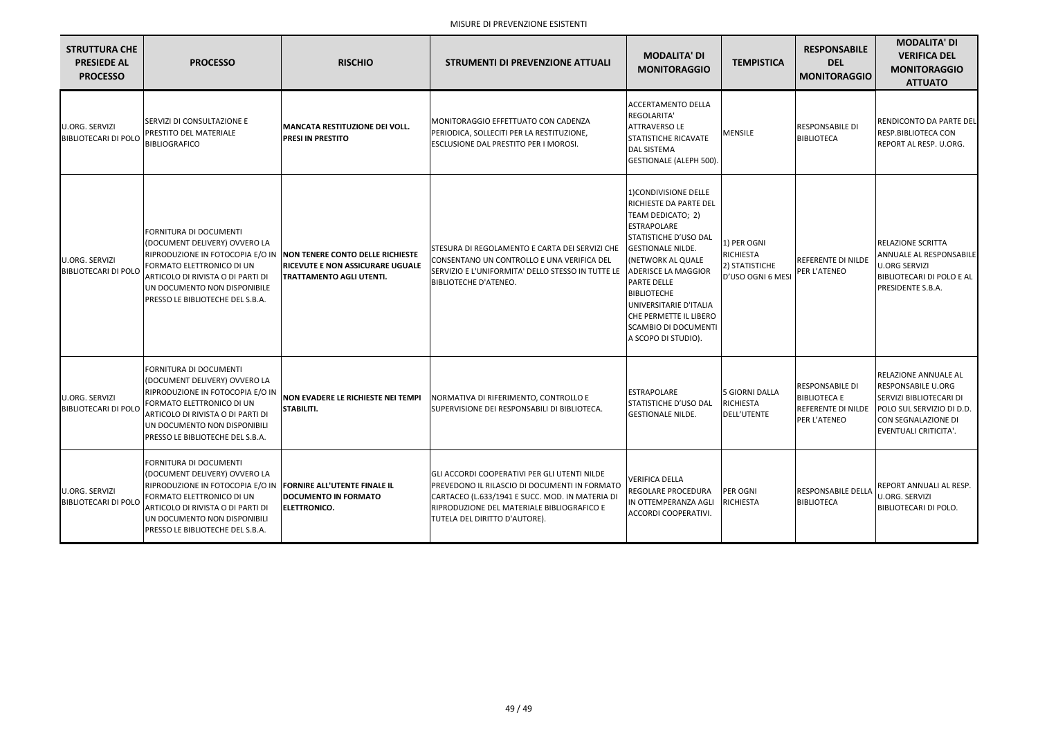MISURE DI PREVENZIONE ESISTENTI

| STRUTTURA CHE PRESIEDE AL PROCESSO | PROCESSO | RISCHIO | STRUMENTI DI PREVENZIONE ATTUALI | MODALITA' DI MONITORAGGIO | TEMPISTICA | RESPONSABILE DEL MONITORAGGIO | MODALITA' DI VERIFICA DEL MONITORAGGIO ATTUATO |
|---|---|---|---|---|---|---|---|
| U.ORG. SERVIZI BIBLIOTECARI DI POLO | SERVIZI DI CONSULTAZIONE E PRESTITO DEL MATERIALE BIBLIOGRAFICO | **MANCATA RESTITUZIONE DEI VOLL. PRESI IN PRESTITO** | MONITORAGGIO EFFETTUATO CON CADENZA PERIODICA, SOLLECITI PER LA RESTITUZIONE, ESCLUSIONE DAL PRESTITO PER I MOROSI. | ACCERTAMENTO DELLA REGOLARITA' ATTRAVERSO LE STATISTICHE RICAVATE DAL SISTEMA GESTIONALE (ALEPH 500). | MENSILE | RESPONSABILE DI BIBLIOTECA | RENDICONTO DA PARTE DEL RESP.BIBLIOTECA CON REPORT AL RESP. U.ORG. |
| U.ORG. SERVIZI BIBLIOTECARI DI POLO | FORNITURA DI DOCUMENTI (DOCUMENT DELIVERY) OVVERO LA RIPRODUZIONE IN FOTOCOPIA E/O IN FORMATO ELETTRONICO DI UN ARTICOLO DI RIVISTA O DI PARTI DI UN DOCUMENTO NON DISPONIBILE PRESSO LE BIBLIOTECHE DEL S.B.A. | **NON TENERE CONTO DELLE RICHIESTE RICEVUTE E NON ASSICURARE UGUALE TRATTAMENTO AGLI UTENTI.** | STESURA DI REGOLAMENTO E CARTA DEI SERVIZI CHE CONSENTANO UN CONTROLLO E UNA VERIFICA DEL SERVIZIO E L'UNIFORMITA' DELLO STESSO IN TUTTE LE BIBLIOTECHE D'ATENEO. | 1)CONDIVISIONE DELLE RICHIESTE DA PARTE DEL TEAM DEDICATO; 2) ESTRAPOLARE STATISTICHE D'USO DAL GESTIONALE NILDE. (NETWORK AL QUALE ADERISCE LA MAGGIOR PARTE DELLE BIBLIOTECHE UNIVERSITARIE D'ITALIA CHE PERMETTE IL LIBERO SCAMBIO DI DOCUMENTI A SCOPO DI STUDIO). | 1) PER OGNI RICHIESTA 2) STATISTICHE D'USO OGNI 6 MESI | REFERENTE DI NILDE PER L'ATENEO | RELAZIONE SCRITTA ANNUALE AL RESPONSABILE U.ORG SERVIZI BIBLIOTECARI DI POLO E AL PRESIDENTE S.B.A. |
| U.ORG. SERVIZI BIBLIOTECARI DI POLO | FORNITURA DI DOCUMENTI (DOCUMENT DELIVERY) OVVERO LA RIPRODUZIONE IN FOTOCOPIA E/O IN FORMATO ELETTRONICO DI UN ARTICOLO DI RIVISTA O DI PARTI DI UN DOCUMENTO NON DISPONIBILI PRESSO LE BIBLIOTECHE DEL S.B.A. | **NON EVADERE LE RICHIESTE NEI TEMPI STABILITI.** | NORMATIVA DI RIFERIMENTO, CONTROLLO E SUPERVISIONE DEI RESPONSABILI DI BIBLIOTECA. | ESTRAPOLARE STATISTICHE D'USO DAL GESTIONALE NILDE. | 5 GIORNI DALLA RICHIESTA DELL'UTENTE | RESPONSABILE DI BIBLIOTECA E REFERENTE DI NILDE PER L'ATENEO | RELAZIONE ANNUALE AL RESPONSABILE U.ORG SERVIZI BIBLIOTECARI DI POLO SUL SERVIZIO DI D.D. CON SEGNALAZIONE DI EVENTUALI CRITICITA'. |
| U.ORG. SERVIZI BIBLIOTECARI DI POLO | FORNITURA DI DOCUMENTI (DOCUMENT DELIVERY) OVVERO LA RIPRODUZIONE IN FOTOCOPIA E/O IN FORMATO ELETTRONICO DI UN ARTICOLO DI RIVISTA O DI PARTI DI UN DOCUMENTO NON DISPONIBILE PRESSO LE BIBLIOTECHE DEL S.B.A. | **FORNIRE ALL'UTENTE FINALE IL DOCUMENTO IN FORMATO ELETTRONICO.** | GLI ACCORDI COOPERATIVI PER GLI UTENTI NILDE PREVEDONO IL RILASCIO DI DOCUMENTI IN FORMATO CARTACEO (L.633/1941 E SUCC. MOD. IN MATERIA DI RIPRODUZIONE DEL MATERIALE BIBLIOGRAFICO E TUTELA DEL DIRITTO D'AUTORE). | VERIFICA DELLA REGOLARE PROCEDURA IN OTTEMPERANZA AGLI ACCORDI COOPERATIVI. | PER OGNI RICHIESTA | RESPONSABILE DELLA BIBLIOTECA | REPORT ANNUALI AL RESP. U.ORG. SERVIZI BIBLIOTECARI DI POLO. |